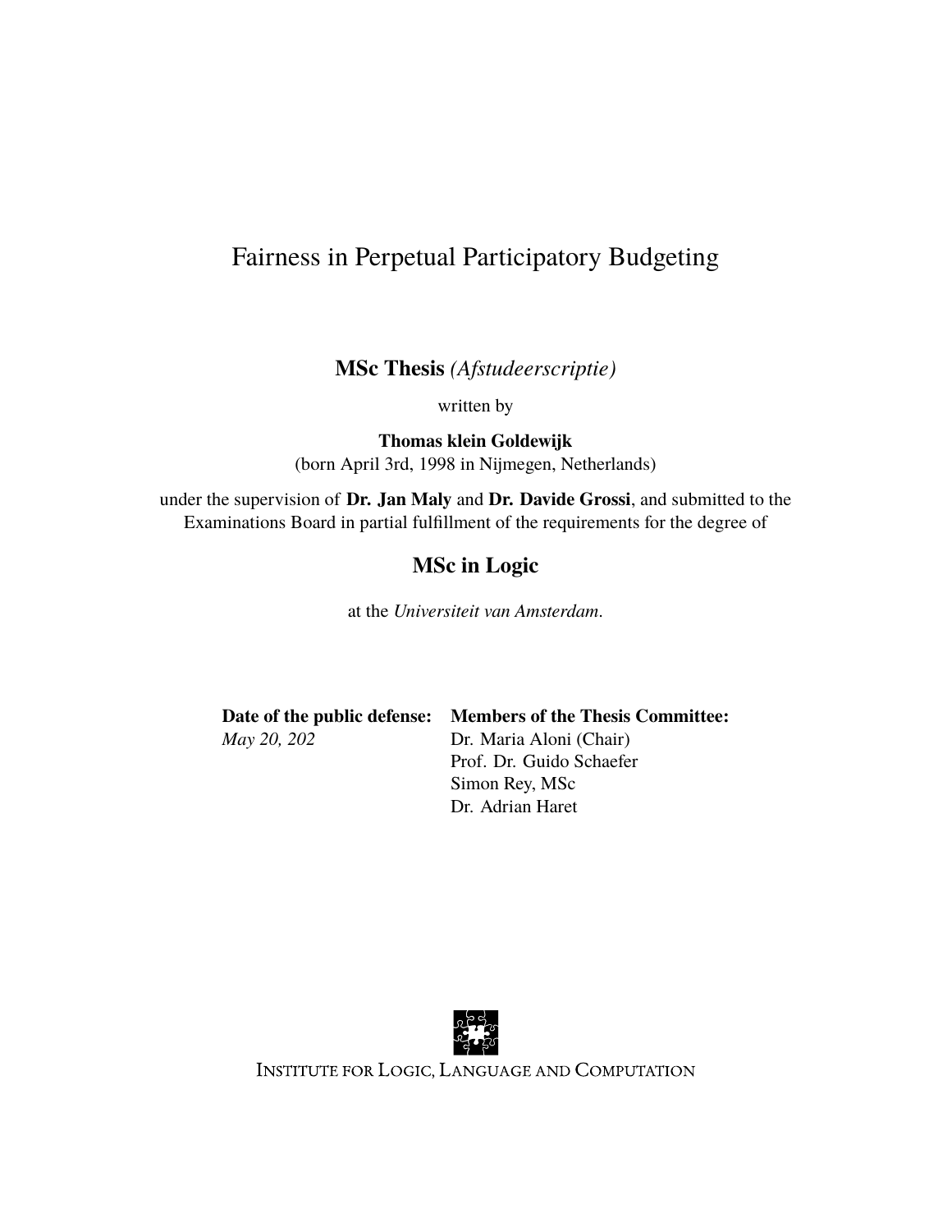# Fairness in Perpetual Participatory Budgeting

**MSc Thesis** *(Afstudeerscriptie)*

written by

**Thomas klein Goldewijk**
(born April 3rd, 1998 in Nijmegen, Netherlands)

under the supervision of **Dr. Jan Maly** and **Dr. Davide Grossi**, and submitted to the Examinations Board in partial fulfillment of the requirements for the degree of

**MSc in Logic**

at the *Universiteit van Amsterdam*.

| **Date of the public defense:** | **Members of the Thesis Committee:** |
| --- | --- |
| *May 20, 202* | Dr. Maria Aloni (Chair) |
| | Prof. Dr. Guido Schaefer |
| | Simon Rey, MSc |
| | Dr. Adrian Haret |

INSTITUTE FOR LOGIC, LANGUAGE AND COMPUTATION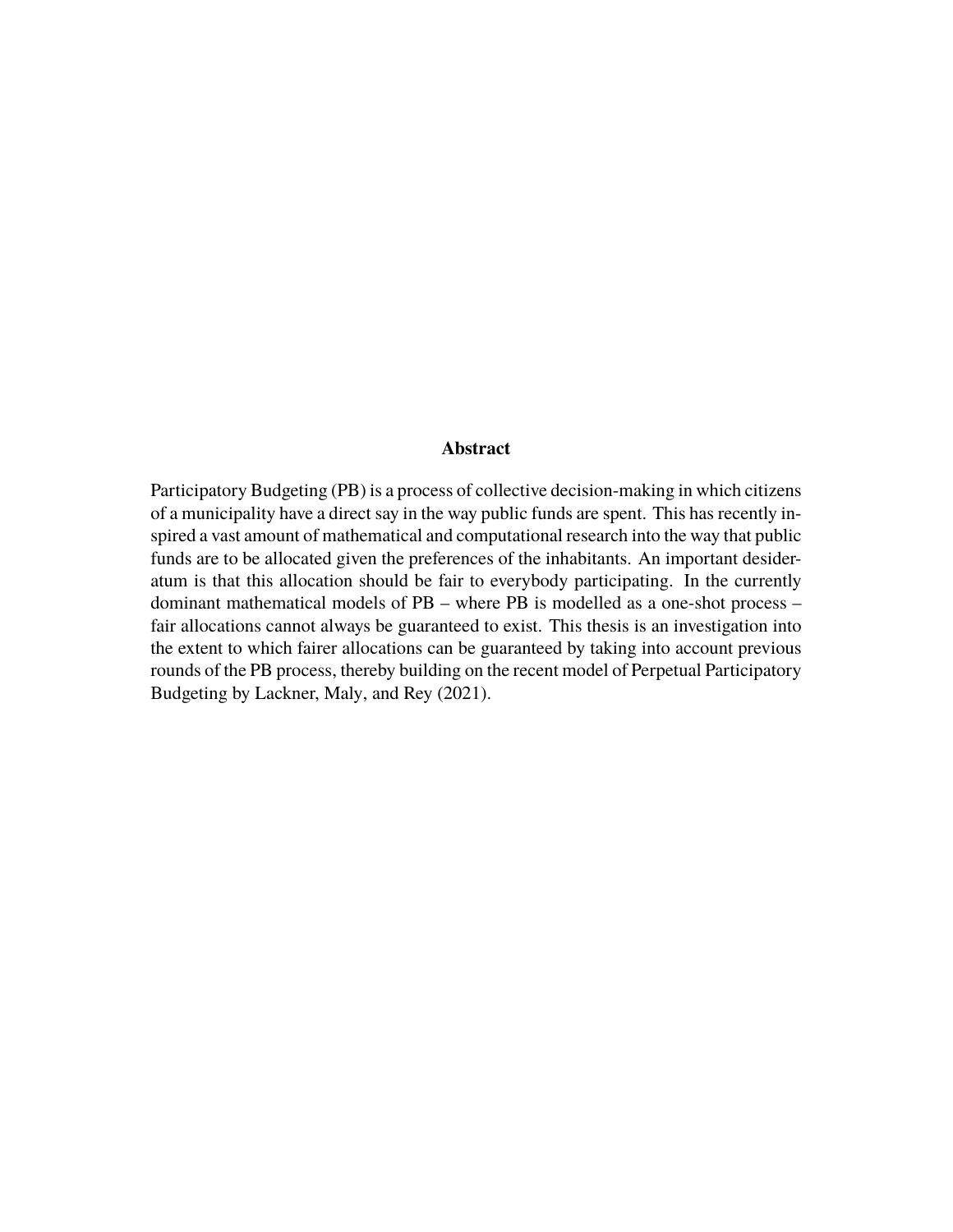## Abstract

Participatory Budgeting (PB) is a process of collective decision-making in which citizens of a municipality have a direct say in the way public funds are spent. This has recently inspired a vast amount of mathematical and computational research into the way that public funds are to be allocated given the preferences of the inhabitants. An important desideratum is that this allocation should be fair to everybody participating. In the currently dominant mathematical models of PB – where PB is modelled as a one-shot process – fair allocations cannot always be guaranteed to exist. This thesis is an investigation into the extent to which fairer allocations can be guaranteed by taking into account previous rounds of the PB process, thereby building on the recent model of Perpetual Participatory Budgeting by Lackner, Maly, and Rey (2021).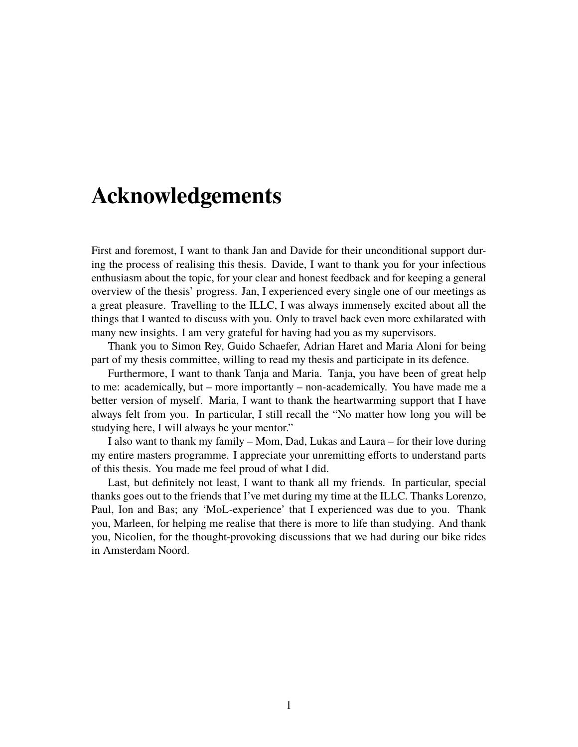# Acknowledgements

First and foremost, I want to thank Jan and Davide for their unconditional support during the process of realising this thesis. Davide, I want to thank you for your infectious enthusiasm about the topic, for your clear and honest feedback and for keeping a general overview of the thesis' progress. Jan, I experienced every single one of our meetings as a great pleasure. Travelling to the ILLC, I was always immensely excited about all the things that I wanted to discuss with you. Only to travel back even more exhilarated with many new insights. I am very grateful for having had you as my supervisors.

Thank you to Simon Rey, Guido Schaefer, Adrian Haret and Maria Aloni for being part of my thesis committee, willing to read my thesis and participate in its defence.

Furthermore, I want to thank Tanja and Maria. Tanja, you have been of great help to me: academically, but – more importantly – non-academically. You have made me a better version of myself. Maria, I want to thank the heartwarming support that I have always felt from you. In particular, I still recall the "No matter how long you will be studying here, I will always be your mentor."

I also want to thank my family – Mom, Dad, Lukas and Laura – for their love during my entire masters programme. I appreciate your unremitting efforts to understand parts of this thesis. You made me feel proud of what I did.

Last, but definitely not least, I want to thank all my friends. In particular, special thanks goes out to the friends that I've met during my time at the ILLC. Thanks Lorenzo, Paul, Ion and Bas; any 'MoL-experience' that I experienced was due to you. Thank you, Marleen, for helping me realise that there is more to life than studying. And thank you, Nicolien, for the thought-provoking discussions that we had during our bike rides in Amsterdam Noord.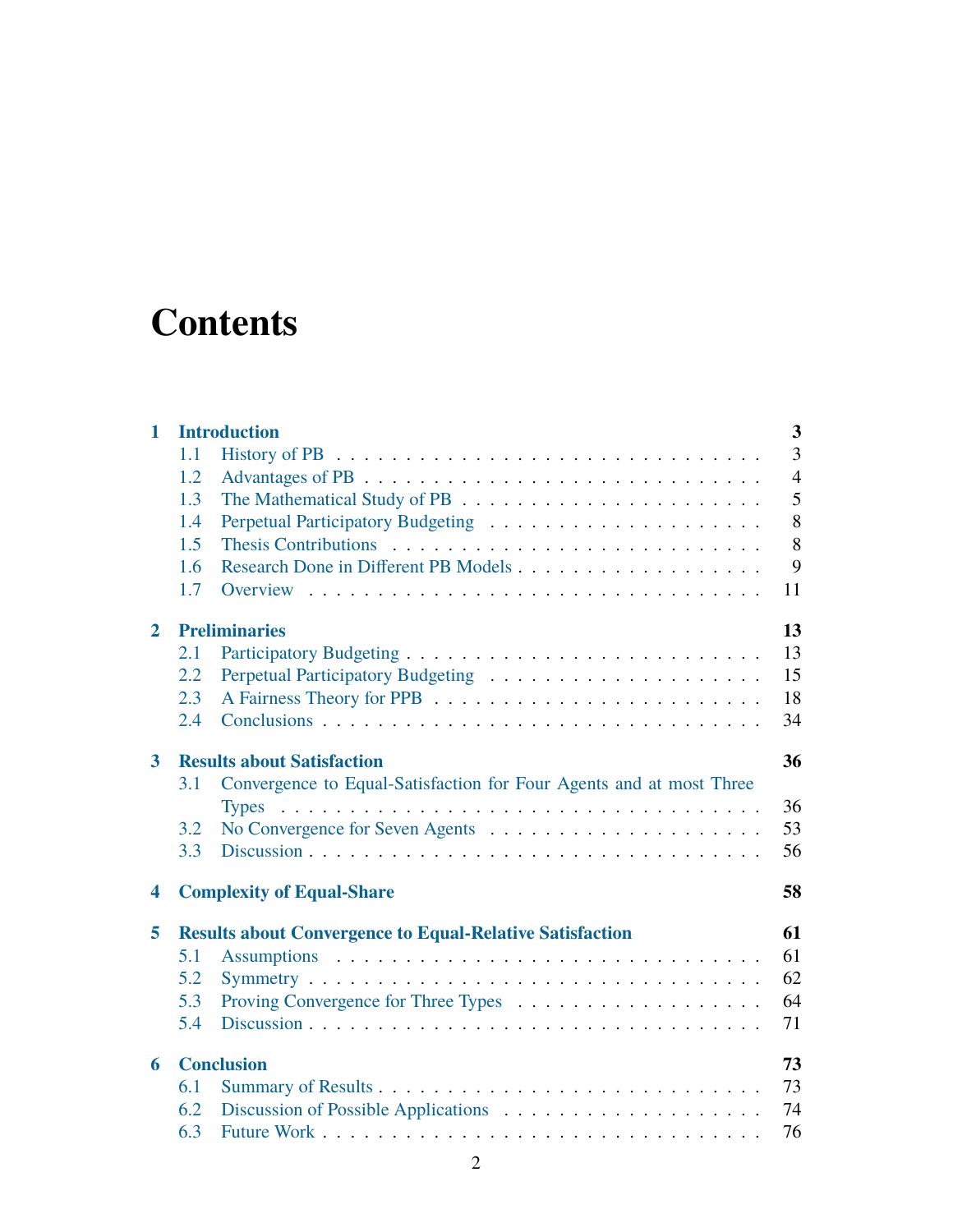# Contents

**1 Introduction** — **3**
- 1.1 History of PB — 3
- 1.2 Advantages of PB — 4
- 1.3 The Mathematical Study of PB — 5
- 1.4 Perpetual Participatory Budgeting — 8
- 1.5 Thesis Contributions — 8
- 1.6 Research Done in Different PB Models — 9
- 1.7 Overview — 11

**2 Preliminaries** — **13**
- 2.1 Participatory Budgeting — 13
- 2.2 Perpetual Participatory Budgeting — 15
- 2.3 A Fairness Theory for PPB — 18
- 2.4 Conclusions — 34

**3 Results about Satisfaction** — **36**
- 3.1 Convergence to Equal-Satisfaction for Four Agents and at most Three Types — 36
- 3.2 No Convergence for Seven Agents — 53
- 3.3 Discussion — 56

**4 Complexity of Equal-Share** — **58**

**5 Results about Convergence to Equal-Relative Satisfaction** — **61**
- 5.1 Assumptions — 61
- 5.2 Symmetry — 62
- 5.3 Proving Convergence for Three Types — 64
- 5.4 Discussion — 71

**6 Conclusion** — **73**
- 6.1 Summary of Results — 73
- 6.2 Discussion of Possible Applications — 74
- 6.3 Future Work — 76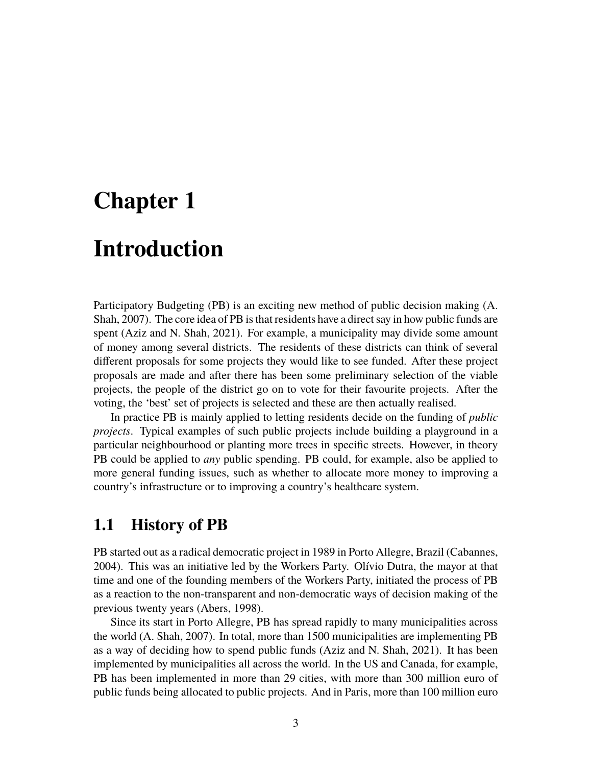# Chapter 1

# Introduction

Participatory Budgeting (PB) is an exciting new method of public decision making (A. Shah, 2007). The core idea of PB is that residents have a direct say in how public funds are spent (Aziz and N. Shah, 2021). For example, a municipality may divide some amount of money among several districts. The residents of these districts can think of several different proposals for some projects they would like to see funded. After these project proposals are made and after there has been some preliminary selection of the viable projects, the people of the district go on to vote for their favourite projects. After the voting, the 'best' set of projects is selected and these are then actually realised.

In practice PB is mainly applied to letting residents decide on the funding of *public projects*. Typical examples of such public projects include building a playground in a particular neighbourhood or planting more trees in specific streets. However, in theory PB could be applied to *any* public spending. PB could, for example, also be applied to more general funding issues, such as whether to allocate more money to improving a country's infrastructure or to improving a country's healthcare system.

## 1.1 History of PB

PB started out as a radical democratic project in 1989 in Porto Allegre, Brazil (Cabannes, 2004). This was an initiative led by the Workers Party. Olívio Dutra, the mayor at that time and one of the founding members of the Workers Party, initiated the process of PB as a reaction to the non-transparent and non-democratic ways of decision making of the previous twenty years (Abers, 1998).

Since its start in Porto Allegre, PB has spread rapidly to many municipalities across the world (A. Shah, 2007). In total, more than 1500 municipalities are implementing PB as a way of deciding how to spend public funds (Aziz and N. Shah, 2021). It has been implemented by municipalities all across the world. In the US and Canada, for example, PB has been implemented in more than 29 cities, with more than 300 million euro of public funds being allocated to public projects. And in Paris, more than 100 million euro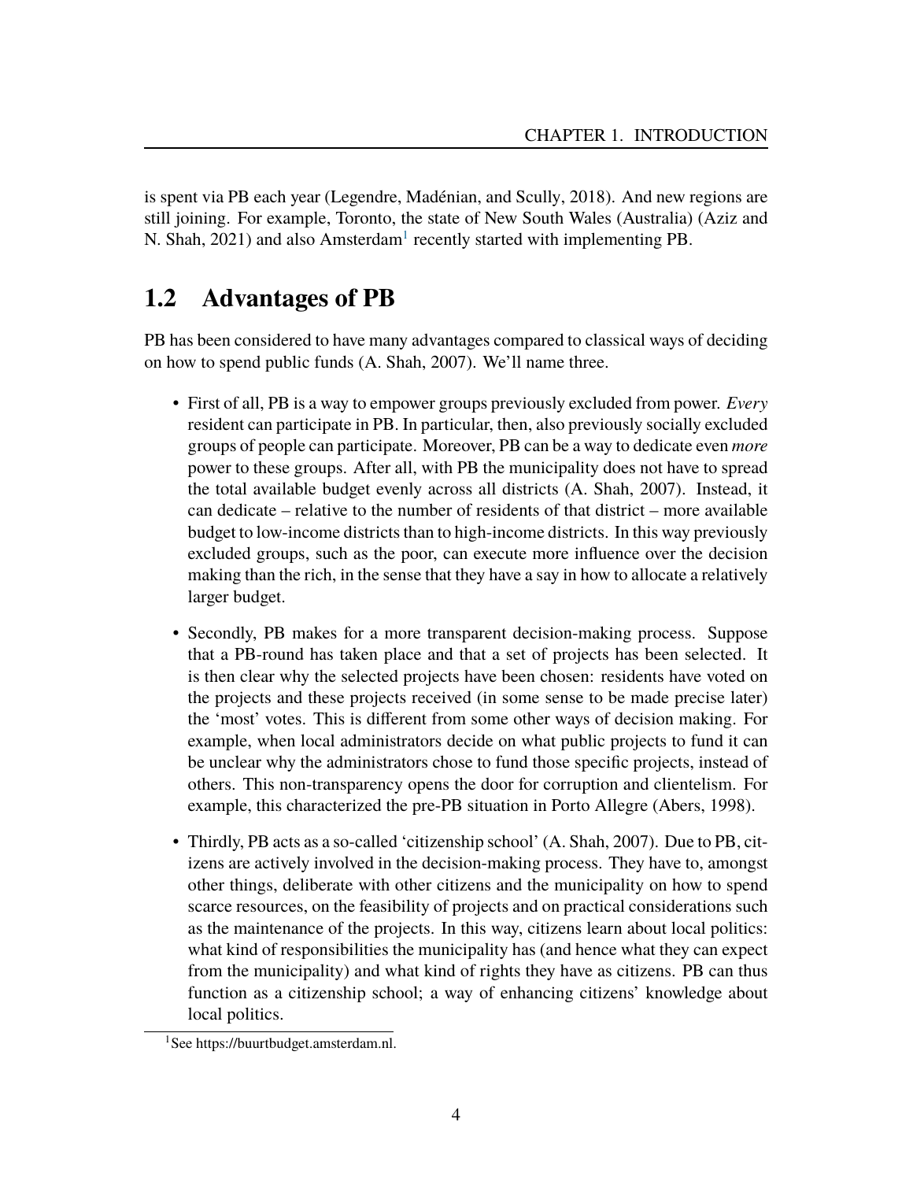is spent via PB each year (Legendre, Madénian, and Scully, 2018). And new regions are still joining. For example, Toronto, the state of New South Wales (Australia) (Aziz and N. Shah, 2021) and also Amsterdam[1] recently started with implementing PB.

## 1.2 Advantages of PB

PB has been considered to have many advantages compared to classical ways of deciding on how to spend public funds (A. Shah, 2007). We'll name three.

- First of all, PB is a way to empower groups previously excluded from power. *Every* resident can participate in PB. In particular, then, also previously socially excluded groups of people can participate. Moreover, PB can be a way to dedicate even *more* power to these groups. After all, with PB the municipality does not have to spread the total available budget evenly across all districts (A. Shah, 2007). Instead, it can dedicate – relative to the number of residents of that district – more available budget to low-income districts than to high-income districts. In this way previously excluded groups, such as the poor, can execute more influence over the decision making than the rich, in the sense that they have a say in how to allocate a relatively larger budget.

- Secondly, PB makes for a more transparent decision-making process. Suppose that a PB-round has taken place and that a set of projects has been selected. It is then clear why the selected projects have been chosen: residents have voted on the projects and these projects received (in some sense to be made precise later) the 'most' votes. This is different from some other ways of decision making. For example, when local administrators decide on what public projects to fund it can be unclear why the administrators chose to fund those specific projects, instead of others. This non-transparency opens the door for corruption and clientelism. For example, this characterized the pre-PB situation in Porto Allegre (Abers, 1998).

- Thirdly, PB acts as a so-called 'citizenship school' (A. Shah, 2007). Due to PB, citizens are actively involved in the decision-making process. They have to, amongst other things, deliberate with other citizens and the municipality on how to spend scarce resources, on the feasibility of projects and on practical considerations such as the maintenance of the projects. In this way, citizens learn about local politics: what kind of responsibilities the municipality has (and hence what they can expect from the municipality) and what kind of rights they have as citizens. PB can thus function as a citizenship school; a way of enhancing citizens' knowledge about local politics.

[1] See https://buurtbudget.amsterdam.nl.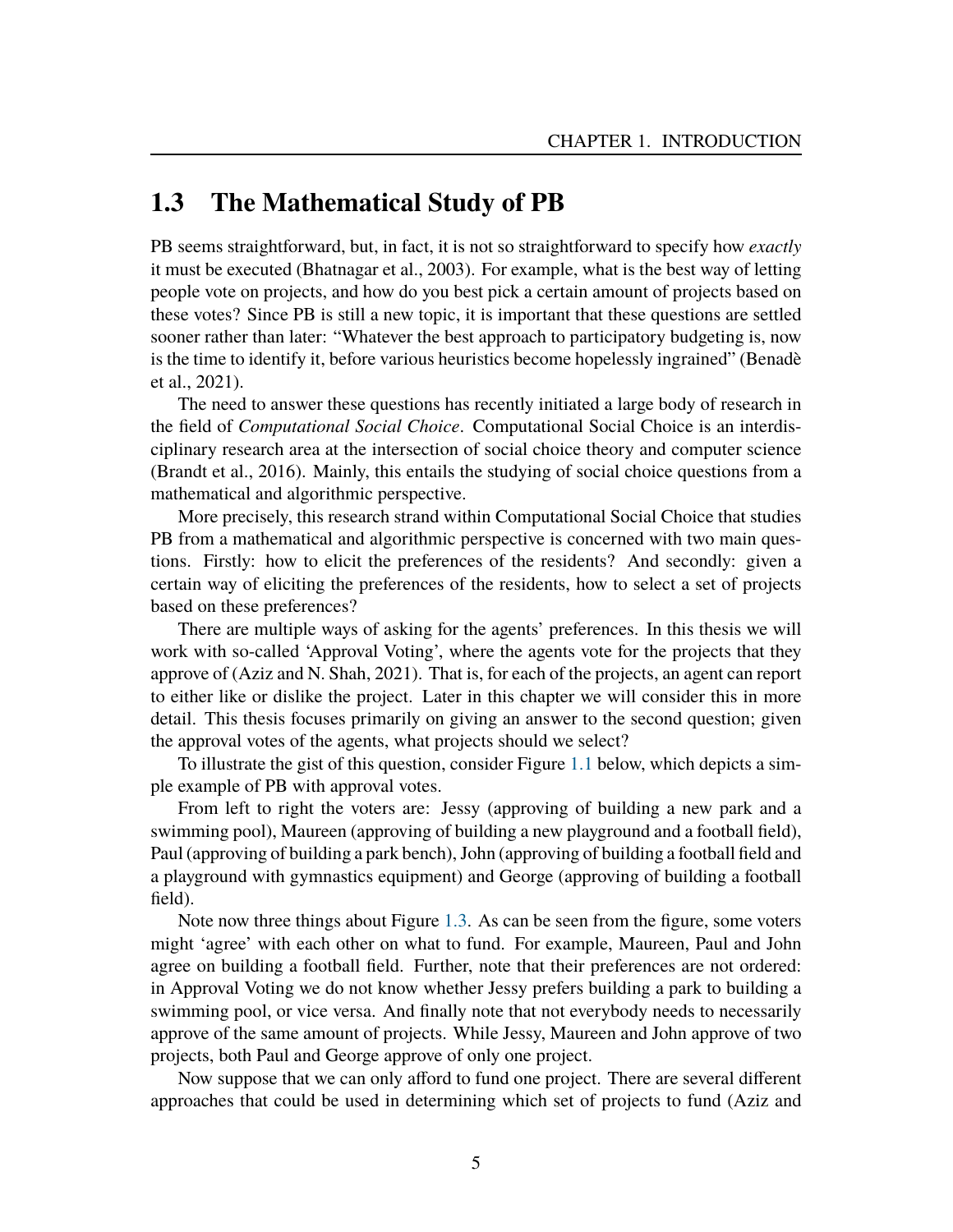## 1.3 The Mathematical Study of PB

PB seems straightforward, but, in fact, it is not so straightforward to specify how *exactly* it must be executed (Bhatnagar et al., 2003). For example, what is the best way of letting people vote on projects, and how do you best pick a certain amount of projects based on these votes? Since PB is still a new topic, it is important that these questions are settled sooner rather than later: “Whatever the best approach to participatory budgeting is, now is the time to identify it, before various heuristics become hopelessly ingrained” (Benadè et al., 2021).

The need to answer these questions has recently initiated a large body of research in the field of *Computational Social Choice*. Computational Social Choice is an interdisciplinary research area at the intersection of social choice theory and computer science (Brandt et al., 2016). Mainly, this entails the studying of social choice questions from a mathematical and algorithmic perspective.

More precisely, this research strand within Computational Social Choice that studies PB from a mathematical and algorithmic perspective is concerned with two main questions. Firstly: how to elicit the preferences of the residents? And secondly: given a certain way of eliciting the preferences of the residents, how to select a set of projects based on these preferences?

There are multiple ways of asking for the agents' preferences. In this thesis we will work with so-called ‘Approval Voting’, where the agents vote for the projects that they approve of (Aziz and N. Shah, 2021). That is, for each of the projects, an agent can report to either like or dislike the project. Later in this chapter we will consider this in more detail. This thesis focuses primarily on giving an answer to the second question; given the approval votes of the agents, what projects should we select?

To illustrate the gist of this question, consider Figure 1.1 below, which depicts a simple example of PB with approval votes.

From left to right the voters are: Jessy (approving of building a new park and a swimming pool), Maureen (approving of building a new playground and a football field), Paul (approving of building a park bench), John (approving of building a football field and a playground with gymnastics equipment) and George (approving of building a football field).

Note now three things about Figure 1.3. As can be seen from the figure, some voters might ‘agree’ with each other on what to fund. For example, Maureen, Paul and John agree on building a football field. Further, note that their preferences are not ordered: in Approval Voting we do not know whether Jessy prefers building a park to building a swimming pool, or vice versa. And finally note that not everybody needs to necessarily approve of the same amount of projects. While Jessy, Maureen and John approve of two projects, both Paul and George approve of only one project.

Now suppose that we can only afford to fund one project. There are several different approaches that could be used in determining which set of projects to fund (Aziz and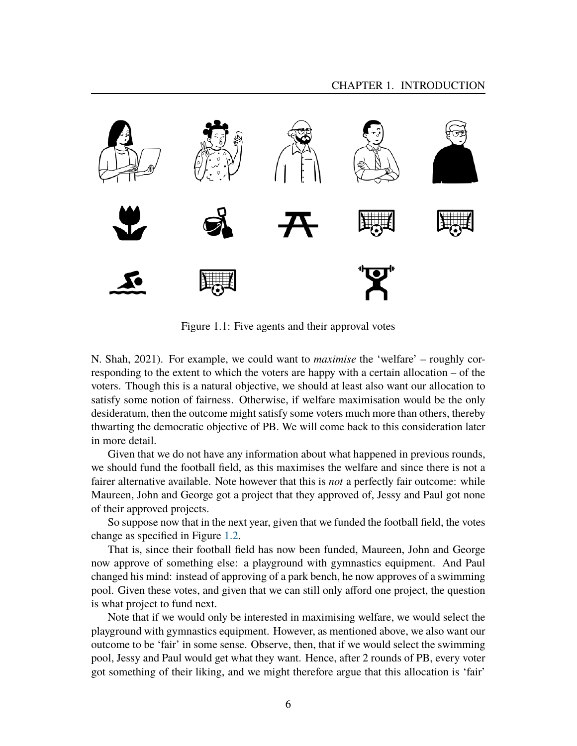Figure 1.1: Five agents and their approval votes

N. Shah, 2021). For example, we could want to *maximise* the 'welfare' – roughly corresponding to the extent to which the voters are happy with a certain allocation – of the voters. Though this is a natural objective, we should at least also want our allocation to satisfy some notion of fairness. Otherwise, if welfare maximisation would be the only desideratum, then the outcome might satisfy some voters much more than others, thereby thwarting the democratic objective of PB. We will come back to this consideration later in more detail.

Given that we do not have any information about what happened in previous rounds, we should fund the football field, as this maximises the welfare and since there is not a fairer alternative available. Note however that this is *not* a perfectly fair outcome: while Maureen, John and George got a project that they approved of, Jessy and Paul got none of their approved projects.

So suppose now that in the next year, given that we funded the football field, the votes change as specified in Figure 1.2.

That is, since their football field has now been funded, Maureen, John and George now approve of something else: a playground with gymnastics equipment. And Paul changed his mind: instead of approving of a park bench, he now approves of a swimming pool. Given these votes, and given that we can still only afford one project, the question is what project to fund next.

Note that if we would only be interested in maximising welfare, we would select the playground with gymnastics equipment. However, as mentioned above, we also want our outcome to be 'fair' in some sense. Observe, then, that if we would select the swimming pool, Jessy and Paul would get what they want. Hence, after 2 rounds of PB, every voter got something of their liking, and we might therefore argue that this allocation is 'fair'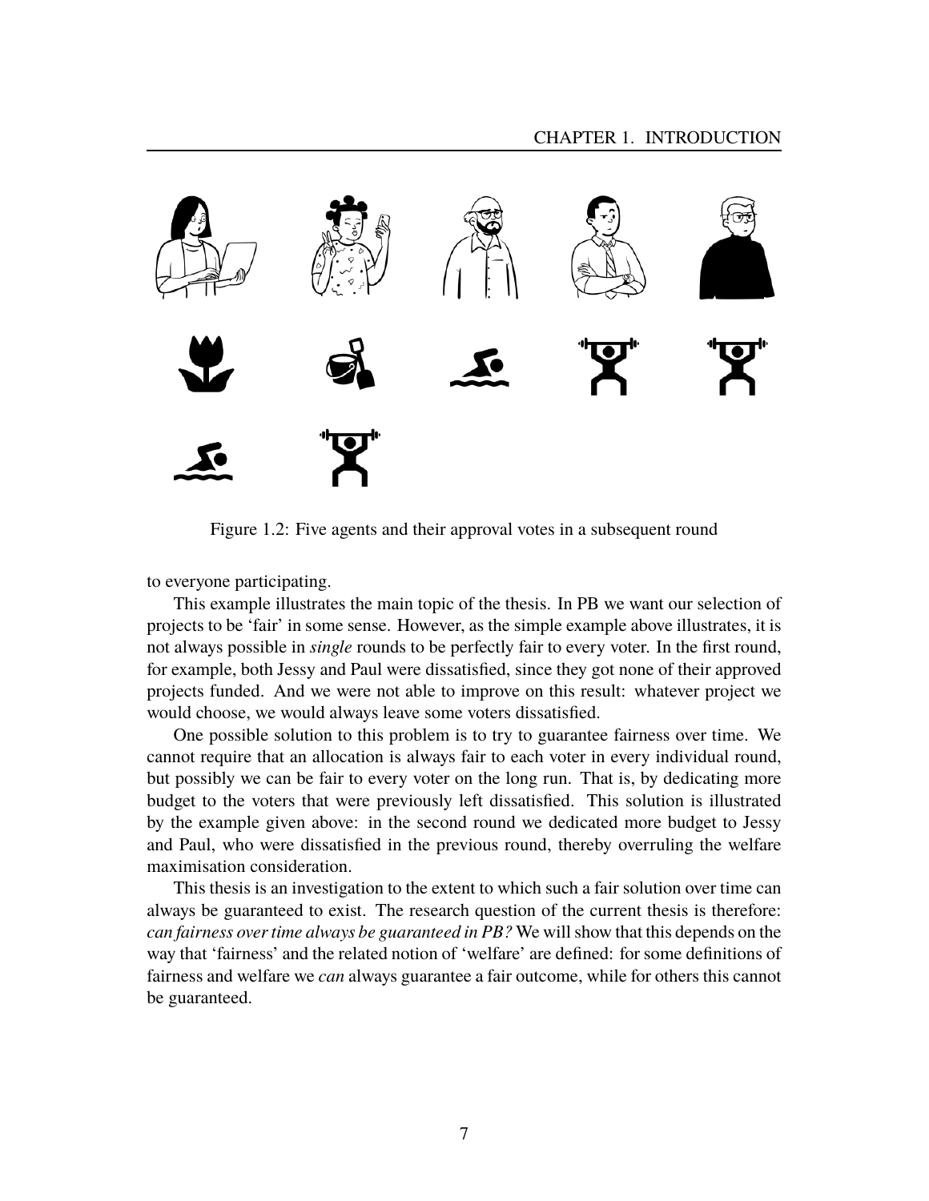Figure 1.2: Five agents and their approval votes in a subsequent round

to everyone participating.

This example illustrates the main topic of the thesis. In PB we want our selection of projects to be 'fair' in some sense. However, as the simple example above illustrates, it is not always possible in *single* rounds to be perfectly fair to every voter. In the first round, for example, both Jessy and Paul were dissatisfied, since they got none of their approved projects funded. And we were not able to improve on this result: whatever project we would choose, we would always leave some voters dissatisfied.

One possible solution to this problem is to try to guarantee fairness over time. We cannot require that an allocation is always fair to each voter in every individual round, but possibly we can be fair to every voter on the long run. That is, by dedicating more budget to the voters that were previously left dissatisfied. This solution is illustrated by the example given above: in the second round we dedicated more budget to Jessy and Paul, who were dissatisfied in the previous round, thereby overruling the welfare maximisation consideration.

This thesis is an investigation to the extent to which such a fair solution over time can always be guaranteed to exist. The research question of the current thesis is therefore: *can fairness over time always be guaranteed in PB?* We will show that this depends on the way that 'fairness' and the related notion of 'welfare' are defined: for some definitions of fairness and welfare we *can* always guarantee a fair outcome, while for others this cannot be guaranteed.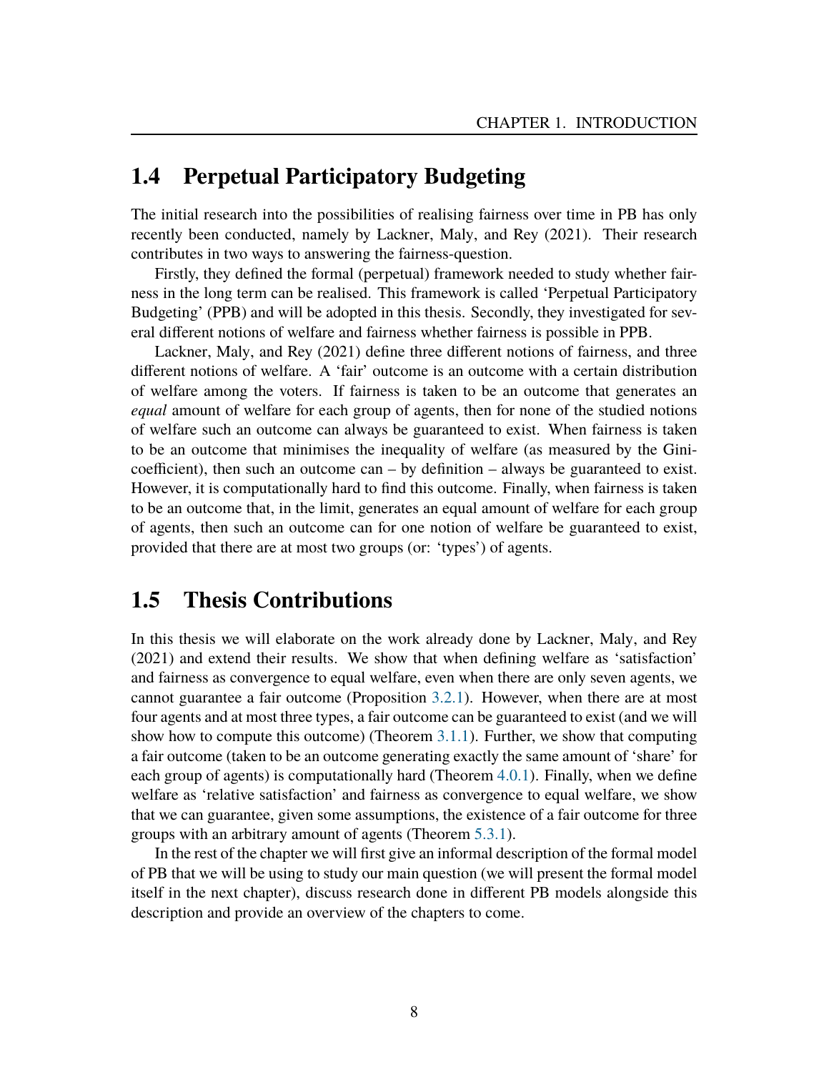## 1.4 Perpetual Participatory Budgeting

The initial research into the possibilities of realising fairness over time in PB has only recently been conducted, namely by Lackner, Maly, and Rey (2021). Their research contributes in two ways to answering the fairness-question.

Firstly, they defined the formal (perpetual) framework needed to study whether fairness in the long term can be realised. This framework is called 'Perpetual Participatory Budgeting' (PPB) and will be adopted in this thesis. Secondly, they investigated for several different notions of welfare and fairness whether fairness is possible in PPB.

Lackner, Maly, and Rey (2021) define three different notions of fairness, and three different notions of welfare. A 'fair' outcome is an outcome with a certain distribution of welfare among the voters. If fairness is taken to be an outcome that generates an *equal* amount of welfare for each group of agents, then for none of the studied notions of welfare such an outcome can always be guaranteed to exist. When fairness is taken to be an outcome that minimises the inequality of welfare (as measured by the Gini-coefficient), then such an outcome can – by definition – always be guaranteed to exist. However, it is computationally hard to find this outcome. Finally, when fairness is taken to be an outcome that, in the limit, generates an equal amount of welfare for each group of agents, then such an outcome can for one notion of welfare be guaranteed to exist, provided that there are at most two groups (or: 'types') of agents.

## 1.5 Thesis Contributions

In this thesis we will elaborate on the work already done by Lackner, Maly, and Rey (2021) and extend their results. We show that when defining welfare as 'satisfaction' and fairness as convergence to equal welfare, even when there are only seven agents, we cannot guarantee a fair outcome (Proposition 3.2.1). However, when there are at most four agents and at most three types, a fair outcome can be guaranteed to exist (and we will show how to compute this outcome) (Theorem 3.1.1). Further, we show that computing a fair outcome (taken to be an outcome generating exactly the same amount of 'share' for each group of agents) is computationally hard (Theorem 4.0.1). Finally, when we define welfare as 'relative satisfaction' and fairness as convergence to equal welfare, we show that we can guarantee, given some assumptions, the existence of a fair outcome for three groups with an arbitrary amount of agents (Theorem 5.3.1).

In the rest of the chapter we will first give an informal description of the formal model of PB that we will be using to study our main question (we will present the formal model itself in the next chapter), discuss research done in different PB models alongside this description and provide an overview of the chapters to come.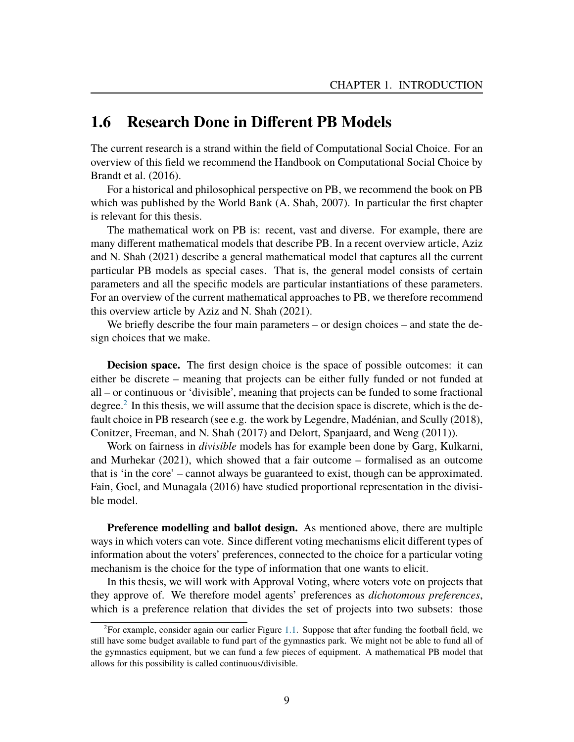## 1.6 Research Done in Different PB Models

The current research is a strand within the field of Computational Social Choice. For an overview of this field we recommend the Handbook on Computational Social Choice by Brandt et al. (2016).

For a historical and philosophical perspective on PB, we recommend the book on PB which was published by the World Bank (A. Shah, 2007). In particular the first chapter is relevant for this thesis.

The mathematical work on PB is: recent, vast and diverse. For example, there are many different mathematical models that describe PB. In a recent overview article, Aziz and N. Shah (2021) describe a general mathematical model that captures all the current particular PB models as special cases. That is, the general model consists of certain parameters and all the specific models are particular instantiations of these parameters. For an overview of the current mathematical approaches to PB, we therefore recommend this overview article by Aziz and N. Shah (2021).

We briefly describe the four main parameters – or design choices – and state the design choices that we make.

**Decision space.** The first design choice is the space of possible outcomes: it can either be discrete – meaning that projects can be either fully funded or not funded at all – or continuous or 'divisible', meaning that projects can be funded to some fractional degree.[2] In this thesis, we will assume that the decision space is discrete, which is the default choice in PB research (see e.g. the work by Legendre, Madénian, and Scully (2018), Conitzer, Freeman, and N. Shah (2017) and Delort, Spanjaard, and Weng (2011)).

Work on fairness in *divisible* models has for example been done by Garg, Kulkarni, and Murhekar (2021), which showed that a fair outcome – formalised as an outcome that is 'in the core' – cannot always be guaranteed to exist, though can be approximated. Fain, Goel, and Munagala (2016) have studied proportional representation in the divisible model.

**Preference modelling and ballot design.** As mentioned above, there are multiple ways in which voters can vote. Since different voting mechanisms elicit different types of information about the voters' preferences, connected to the choice for a particular voting mechanism is the choice for the type of information that one wants to elicit.

In this thesis, we will work with Approval Voting, where voters vote on projects that they approve of. We therefore model agents' preferences as *dichotomous preferences*, which is a preference relation that divides the set of projects into two subsets: those

---

[2] For example, consider again our earlier Figure 1.1. Suppose that after funding the football field, we still have some budget available to fund part of the gymnastics park. We might not be able to fund all of the gymnastics equipment, but we can fund a few pieces of equipment. A mathematical PB model that allows for this possibility is called continuous/divisible.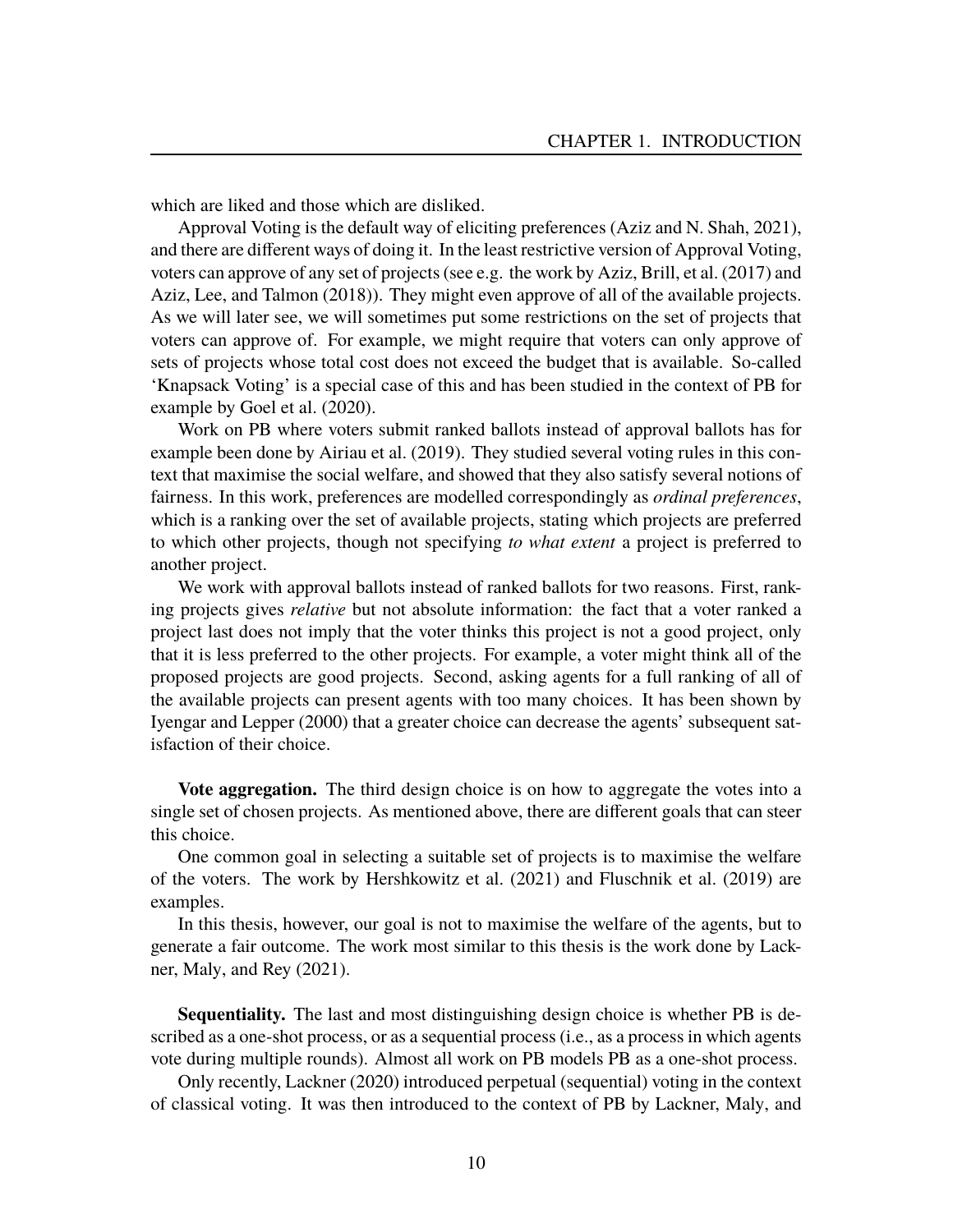which are liked and those which are disliked.

Approval Voting is the default way of eliciting preferences (Aziz and N. Shah, 2021), and there are different ways of doing it. In the least restrictive version of Approval Voting, voters can approve of any set of projects (see e.g. the work by Aziz, Brill, et al. (2017) and Aziz, Lee, and Talmon (2018)). They might even approve of all of the available projects. As we will later see, we will sometimes put some restrictions on the set of projects that voters can approve of. For example, we might require that voters can only approve of sets of projects whose total cost does not exceed the budget that is available. So-called 'Knapsack Voting' is a special case of this and has been studied in the context of PB for example by Goel et al. (2020).

Work on PB where voters submit ranked ballots instead of approval ballots has for example been done by Airiau et al. (2019). They studied several voting rules in this context that maximise the social welfare, and showed that they also satisfy several notions of fairness. In this work, preferences are modelled correspondingly as *ordinal preferences*, which is a ranking over the set of available projects, stating which projects are preferred to which other projects, though not specifying *to what extent* a project is preferred to another project.

We work with approval ballots instead of ranked ballots for two reasons. First, ranking projects gives *relative* but not absolute information: the fact that a voter ranked a project last does not imply that the voter thinks this project is not a good project, only that it is less preferred to the other projects. For example, a voter might think all of the proposed projects are good projects. Second, asking agents for a full ranking of all of the available projects can present agents with too many choices. It has been shown by Iyengar and Lepper (2000) that a greater choice can decrease the agents' subsequent satisfaction of their choice.

**Vote aggregation.** The third design choice is on how to aggregate the votes into a single set of chosen projects. As mentioned above, there are different goals that can steer this choice.

One common goal in selecting a suitable set of projects is to maximise the welfare of the voters. The work by Hershkowitz et al. (2021) and Fluschnik et al. (2019) are examples.

In this thesis, however, our goal is not to maximise the welfare of the agents, but to generate a fair outcome. The work most similar to this thesis is the work done by Lackner, Maly, and Rey (2021).

**Sequentiality.** The last and most distinguishing design choice is whether PB is described as a one-shot process, or as a sequential process (i.e., as a process in which agents vote during multiple rounds). Almost all work on PB models PB as a one-shot process.

Only recently, Lackner (2020) introduced perpetual (sequential) voting in the context of classical voting. It was then introduced to the context of PB by Lackner, Maly, and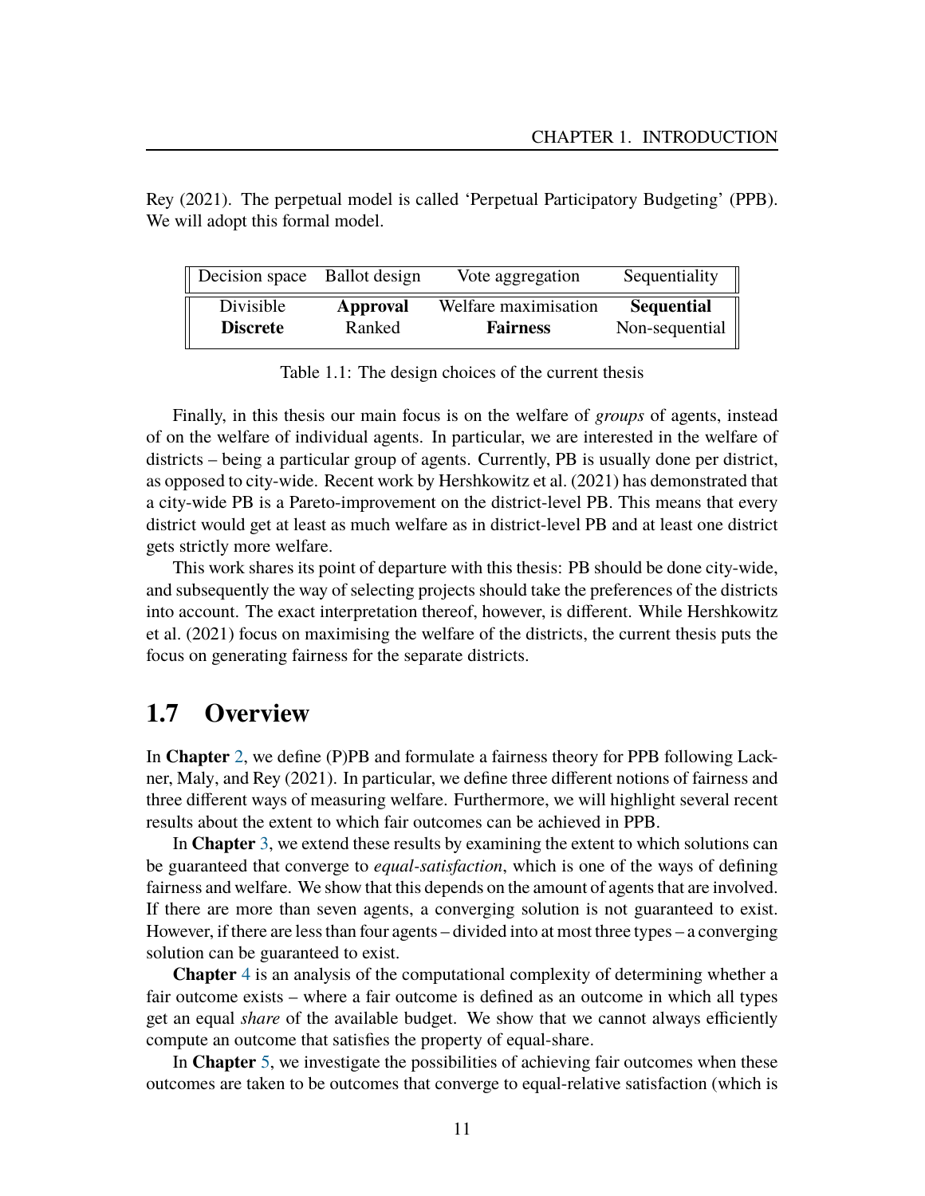Rey (2021). The perpetual model is called 'Perpetual Participatory Budgeting' (PPB). We will adopt this formal model.

| Decision space | Ballot design | Vote aggregation | Sequentiality |
|---|---|---|---|
| Divisible | **Approval** | Welfare maximisation | **Sequential** |
| **Discrete** | Ranked | **Fairness** | Non-sequential |

Table 1.1: The design choices of the current thesis

Finally, in this thesis our main focus is on the welfare of *groups* of agents, instead of on the welfare of individual agents. In particular, we are interested in the welfare of districts – being a particular group of agents. Currently, PB is usually done per district, as opposed to city-wide. Recent work by Hershkowitz et al. (2021) has demonstrated that a city-wide PB is a Pareto-improvement on the district-level PB. This means that every district would get at least as much welfare as in district-level PB and at least one district gets strictly more welfare.

This work shares its point of departure with this thesis: PB should be done city-wide, and subsequently the way of selecting projects should take the preferences of the districts into account. The exact interpretation thereof, however, is different. While Hershkowitz et al. (2021) focus on maximising the welfare of the districts, the current thesis puts the focus on generating fairness for the separate districts.

## 1.7 Overview

In **Chapter** 2, we define (P)PB and formulate a fairness theory for PPB following Lackner, Maly, and Rey (2021). In particular, we define three different notions of fairness and three different ways of measuring welfare. Furthermore, we will highlight several recent results about the extent to which fair outcomes can be achieved in PPB.

In **Chapter** 3, we extend these results by examining the extent to which solutions can be guaranteed that converge to *equal-satisfaction*, which is one of the ways of defining fairness and welfare. We show that this depends on the amount of agents that are involved. If there are more than seven agents, a converging solution is not guaranteed to exist. However, if there are less than four agents – divided into at most three types – a converging solution can be guaranteed to exist.

**Chapter** 4 is an analysis of the computational complexity of determining whether a fair outcome exists – where a fair outcome is defined as an outcome in which all types get an equal *share* of the available budget. We show that we cannot always efficiently compute an outcome that satisfies the property of equal-share.

In **Chapter** 5, we investigate the possibilities of achieving fair outcomes when these outcomes are taken to be outcomes that converge to equal-relative satisfaction (which is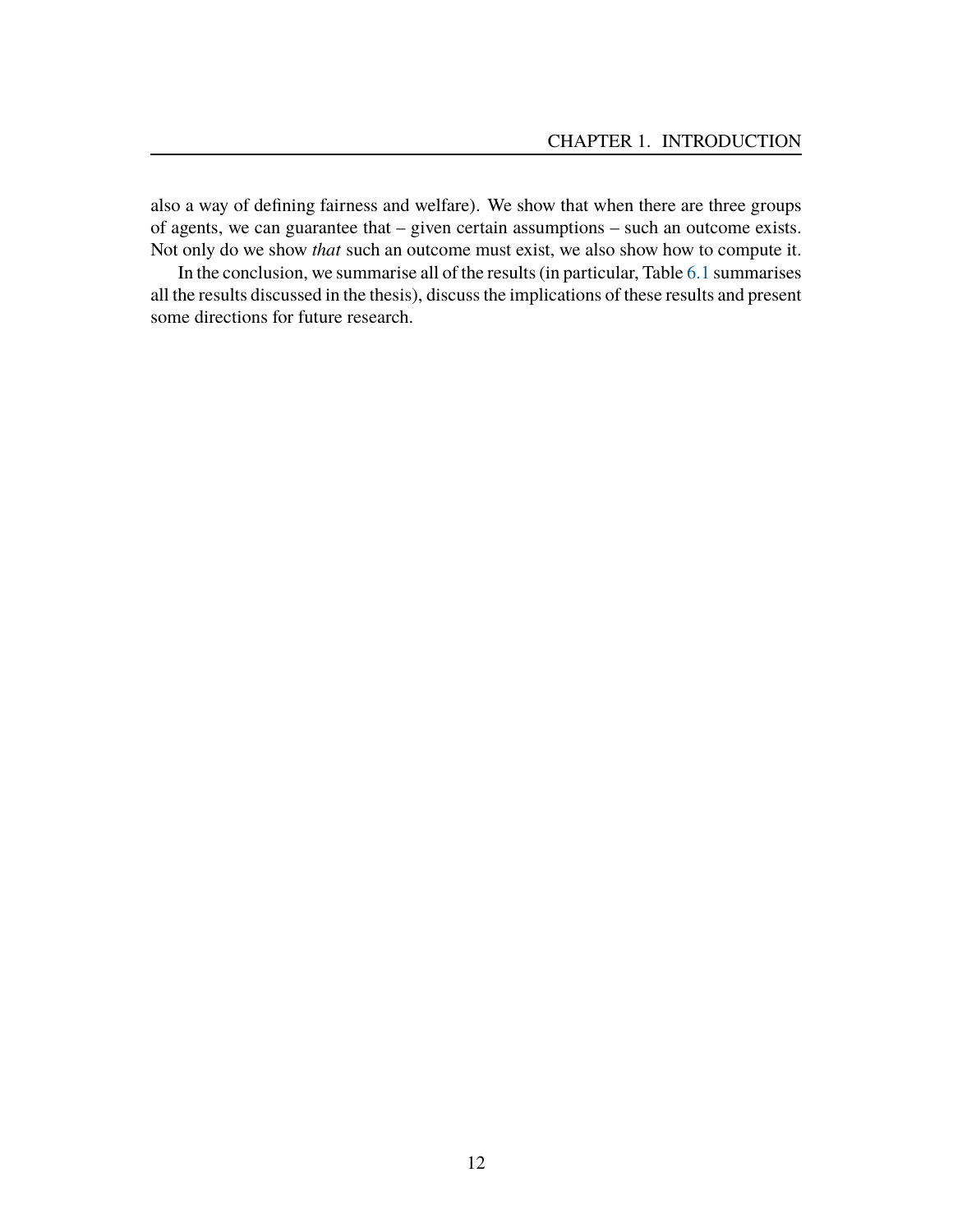also a way of defining fairness and welfare). We show that when there are three groups of agents, we can guarantee that – given certain assumptions – such an outcome exists. Not only do we show *that* such an outcome must exist, we also show how to compute it.

In the conclusion, we summarise all of the results (in particular, Table 6.1 summarises all the results discussed in the thesis), discuss the implications of these results and present some directions for future research.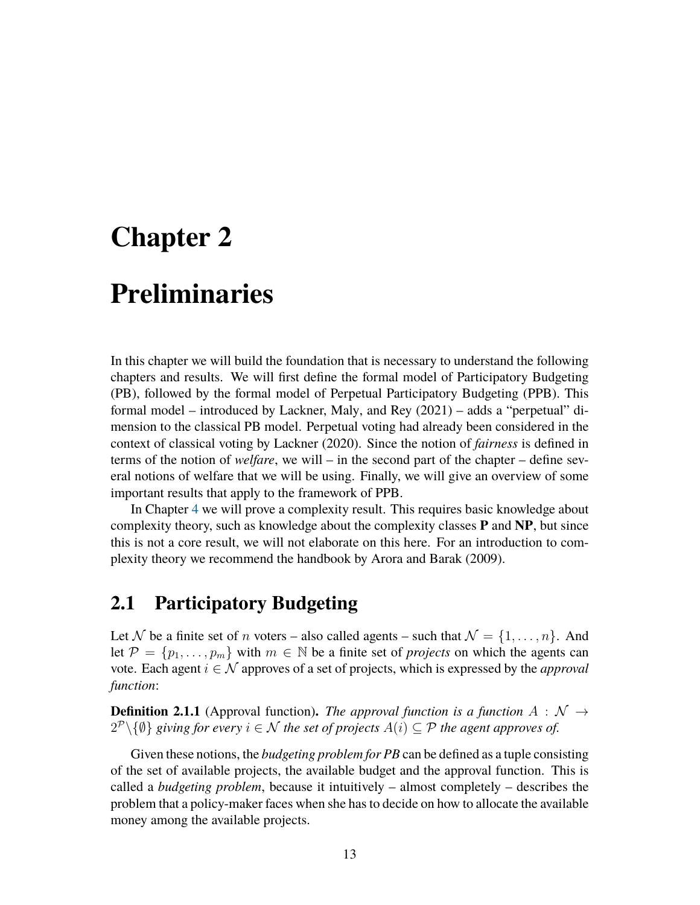# Chapter 2

# Preliminaries

In this chapter we will build the foundation that is necessary to understand the following chapters and results. We will first define the formal model of Participatory Budgeting (PB), followed by the formal model of Perpetual Participatory Budgeting (PPB). This formal model – introduced by Lackner, Maly, and Rey (2021) – adds a "perpetual" dimension to the classical PB model. Perpetual voting had already been considered in the context of classical voting by Lackner (2020). Since the notion of *fairness* is defined in terms of the notion of *welfare*, we will – in the second part of the chapter – define several notions of welfare that we will be using. Finally, we will give an overview of some important results that apply to the framework of PPB.

In Chapter 4 we will prove a complexity result. This requires basic knowledge about complexity theory, such as knowledge about the complexity classes **P** and **NP**, but since this is not a core result, we will not elaborate on this here. For an introduction to complexity theory we recommend the handbook by Arora and Barak (2009).

## 2.1 Participatory Budgeting

Let $\mathcal{N}$ be a finite set of $n$ voters – also called agents – such that $\mathcal{N} = \{1, \dots, n\}$. And let $\mathcal{P} = \{p_1, \dots, p_m\}$ with $m \in \mathbb{N}$ be a finite set of *projects* on which the agents can vote. Each agent $i \in \mathcal{N}$ approves of a set of projects, which is expressed by the *approval function*:

**Definition 2.1.1** (Approval function)**.** *The approval function is a function $A : \mathcal{N} \to 2^{\mathcal{P}} \setminus \{\emptyset\}$ giving for every $i \in \mathcal{N}$ the set of projects $A(i) \subseteq \mathcal{P}$ the agent approves of.*

Given these notions, the *budgeting problem for PB* can be defined as a tuple consisting of the set of available projects, the available budget and the approval function. This is called a *budgeting problem*, because it intuitively – almost completely – describes the problem that a policy-maker faces when she has to decide on how to allocate the available money among the available projects.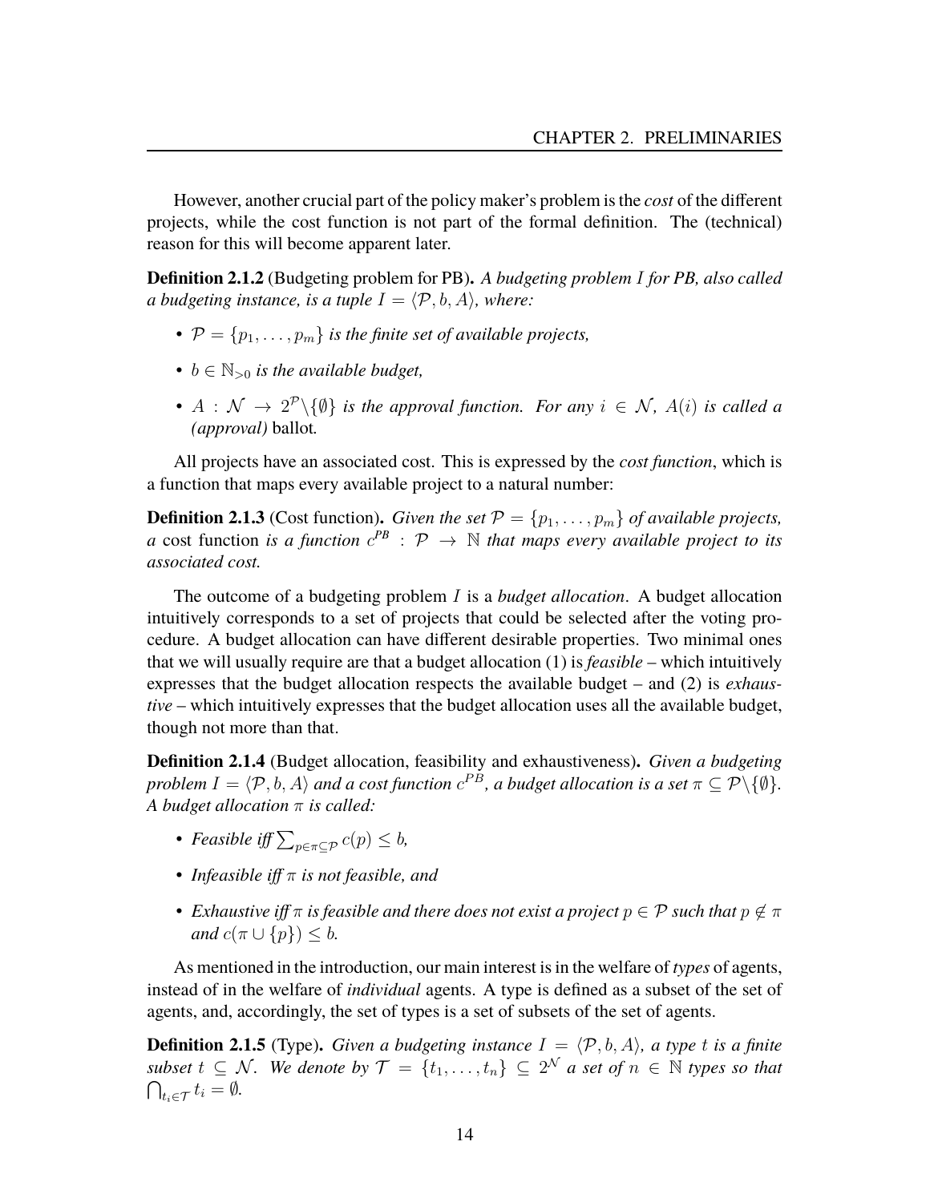However, another crucial part of the policy maker's problem is the *cost* of the different projects, while the cost function is not part of the formal definition. The (technical) reason for this will become apparent later.

**Definition 2.1.2** (Budgeting problem for PB)**.** *A budgeting problem $I$ for PB, also called a budgeting instance, is a tuple $I = \langle \mathcal{P}, b, A \rangle$, where:*

- *$\mathcal{P} = \{p_1, \ldots, p_m\}$ is the finite set of available projects,*
- *$b \in \mathbb{N}_{>0}$ is the available budget,*
- *$A : \mathcal{N} \to 2^{\mathcal{P}} \backslash \{\emptyset\}$ is the approval function. For any $i \in \mathcal{N}$, $A(i)$ is called a (approval)* ballot*.*

All projects have an associated cost. This is expressed by the *cost function*, which is a function that maps every available project to a natural number:

**Definition 2.1.3** (Cost function)**.** *Given the set $\mathcal{P} = \{p_1, \ldots, p_m\}$ of available projects, a* cost function *is a function $c^{PB} : \mathcal{P} \to \mathbb{N}$ that maps every available project to its associated cost.*

The outcome of a budgeting problem $I$ is a *budget allocation*. A budget allocation intuitively corresponds to a set of projects that could be selected after the voting procedure. A budget allocation can have different desirable properties. Two minimal ones that we will usually require are that a budget allocation (1) is *feasible* – which intuitively expresses that the budget allocation respects the available budget – and (2) is *exhaustive* – which intuitively expresses that the budget allocation uses all the available budget, though not more than that.

**Definition 2.1.4** (Budget allocation, feasibility and exhaustiveness)**.** *Given a budgeting problem $I = \langle \mathcal{P}, b, A \rangle$ and a cost function $c^{PB}$, a budget allocation is a set $\pi \subseteq \mathcal{P} \backslash \{\emptyset\}$. A budget allocation $\pi$ is called:*

- *Feasible iff $\sum_{p \in \pi \subseteq \mathcal{P}} c(p) \leq b$,*
- *Infeasible iff $\pi$ is not feasible, and*
- *Exhaustive iff $\pi$ is feasible and there does not exist a project $p \in \mathcal{P}$ such that $p \notin \pi$ and $c(\pi \cup \{p\}) \leq b$.*

As mentioned in the introduction, our main interest is in the welfare of *types* of agents, instead of in the welfare of *individual* agents. A type is defined as a subset of the set of agents, and, accordingly, the set of types is a set of subsets of the set of agents.

**Definition 2.1.5** (Type)**.** *Given a budgeting instance $I = \langle \mathcal{P}, b, A \rangle$, a type $t$ is a finite subset $t \subseteq \mathcal{N}$. We denote by $\mathcal{T} = \{t_1, \ldots, t_n\} \subseteq 2^{\mathcal{N}}$ a set of $n \in \mathbb{N}$ types so that $\bigcap_{t_i \in \mathcal{T}} t_i = \emptyset$.*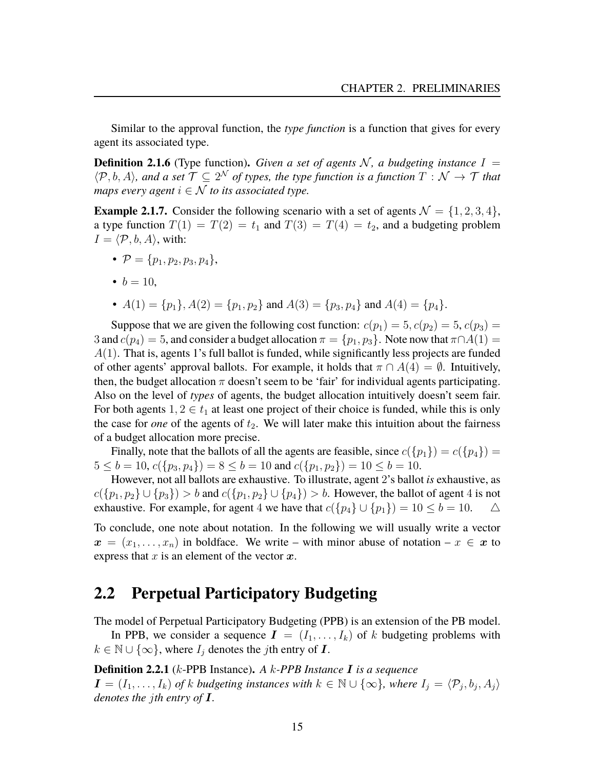Similar to the approval function, the *type function* is a function that gives for every agent its associated type.

**Definition 2.1.6** (Type function)**.** *Given a set of agents $\mathcal{N}$, a budgeting instance $I = \langle \mathcal{P}, b, A \rangle$, and a set $\mathcal{T} \subseteq 2^{\mathcal{N}}$ of types, the type function is a function $T : \mathcal{N} \to \mathcal{T}$ that maps every agent $i \in \mathcal{N}$ to its associated type.*

**Example 2.1.7.** Consider the following scenario with a set of agents $\mathcal{N} = \{1, 2, 3, 4\}$, a type function $T(1) = T(2) = t_1$ and $T(3) = T(4) = t_2$, and a budgeting problem $I = \langle \mathcal{P}, b, A \rangle$, with:

- $\mathcal{P} = \{p_1, p_2, p_3, p_4\}$,
- $b = 10$,
- $A(1) = \{p_1\}, A(2) = \{p_1, p_2\}$ and $A(3) = \{p_3, p_4\}$ and $A(4) = \{p_4\}$.

Suppose that we are given the following cost function: $c(p_1) = 5, c(p_2) = 5, c(p_3) = 3$ and $c(p_4) = 5$, and consider a budget allocation $\pi = \{p_1, p_3\}$. Note now that $\pi \cap A(1) = A(1)$. That is, agents 1's full ballot is funded, while significantly less projects are funded of other agents' approval ballots. For example, it holds that $\pi \cap A(4) = \emptyset$. Intuitively, then, the budget allocation $\pi$ doesn't seem to be 'fair' for individual agents participating. Also on the level of *types* of agents, the budget allocation intuitively doesn't seem fair. For both agents $1, 2 \in t_1$ at least one project of their choice is funded, while this is only the case for *one* of the agents of $t_2$. We will later make this intuition about the fairness of a budget allocation more precise.

Finally, note that the ballots of all the agents are feasible, since $c(\{p_1\}) = c(\{p_4\}) = 5 \leq b = 10$, $c(\{p_3, p_4\}) = 8 \leq b = 10$ and $c(\{p_1, p_2\}) = 10 \leq b = 10$.

However, not all ballots are exhaustive. To illustrate, agent 2's ballot *is* exhaustive, as $c(\{p_1, p_2\} \cup \{p_3\}) > b$ and $c(\{p_1, p_2\} \cup \{p_4\}) > b$. However, the ballot of agent 4 is not exhaustive. For example, for agent 4 we have that $c(\{p_4\} \cup \{p_1\}) = 10 \leq b = 10$. $\triangle$

To conclude, one note about notation. In the following we will usually write a vector $\boldsymbol{x} = (x_1, \ldots, x_n)$ in boldface. We write – with minor abuse of notation – $x \in \boldsymbol{x}$ to express that $x$ is an element of the vector $\boldsymbol{x}$.

## 2.2 Perpetual Participatory Budgeting

The model of Perpetual Participatory Budgeting (PPB) is an extension of the PB model.

In PPB, we consider a sequence $\boldsymbol{I} = (I_1, \ldots, I_k)$ of $k$ budgeting problems with $k \in \mathbb{N} \cup \{\infty\}$, where $I_j$ denotes the $j$th entry of $\boldsymbol{I}$.

**Definition 2.2.1** ($k$-PPB Instance)**.** *A $k$-PPB Instance $\boldsymbol{I}$ is a sequence $\boldsymbol{I} = (I_1, \ldots, I_k)$ of $k$ budgeting instances with $k \in \mathbb{N} \cup \{\infty\}$, where $I_j = \langle \mathcal{P}_j, b_j, A_j \rangle$ denotes the $j$th entry of $\boldsymbol{I}$.*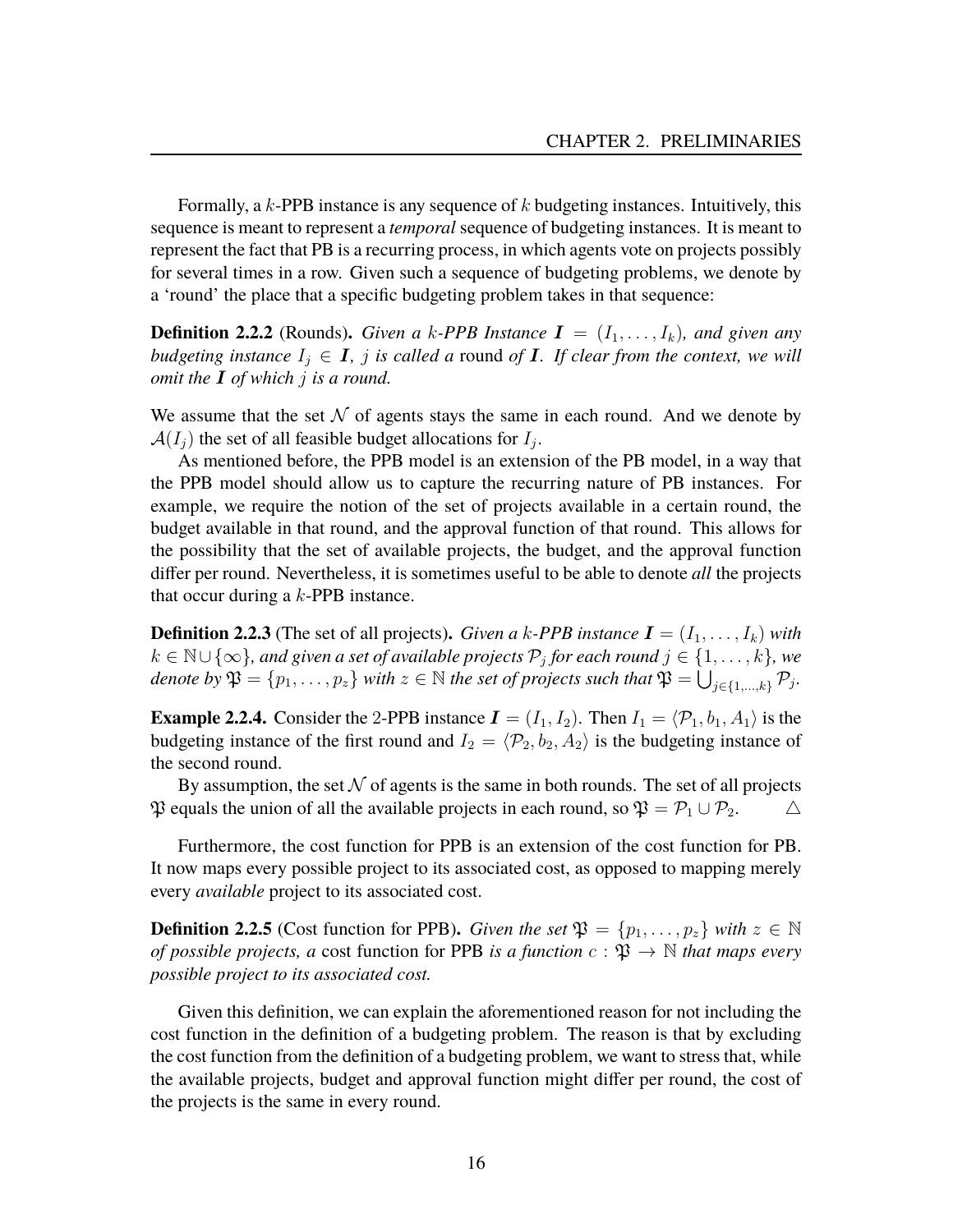Formally, a $k$-PPB instance is any sequence of $k$ budgeting instances. Intuitively, this sequence is meant to represent a *temporal* sequence of budgeting instances. It is meant to represent the fact that PB is a recurring process, in which agents vote on projects possibly for several times in a row. Given such a sequence of budgeting problems, we denote by a 'round' the place that a specific budgeting problem takes in that sequence:

**Definition 2.2.2** (Rounds)**.** *Given a $k$-PPB Instance $\boldsymbol{I} = (I_1, \ldots, I_k)$, and given any budgeting instance $I_j \in \boldsymbol{I}$, $j$ is called a* round *of $\boldsymbol{I}$. If clear from the context, we will omit the $\boldsymbol{I}$ of which $j$ is a round.*

We assume that the set $\mathcal{N}$ of agents stays the same in each round. And we denote by $\mathcal{A}(I_j)$ the set of all feasible budget allocations for $I_j$.

As mentioned before, the PPB model is an extension of the PB model, in a way that the PPB model should allow us to capture the recurring nature of PB instances. For example, we require the notion of the set of projects available in a certain round, the budget available in that round, and the approval function of that round. This allows for the possibility that the set of available projects, the budget, and the approval function differ per round. Nevertheless, it is sometimes useful to be able to denote *all* the projects that occur during a $k$-PPB instance.

**Definition 2.2.3** (The set of all projects)**.** *Given a $k$-PPB instance $\boldsymbol{I} = (I_1, \ldots, I_k)$ with $k \in \mathbb{N} \cup \{\infty\}$, and given a set of available projects $\mathcal{P}_j$ for each round $j \in \{1, \ldots, k\}$, we denote by $\mathfrak{P} = \{p_1, \ldots, p_z\}$ with $z \in \mathbb{N}$ the set of projects such that $\mathfrak{P} = \bigcup_{j \in \{1,\ldots,k\}} \mathcal{P}_j$.*

**Example 2.2.4.** Consider the 2-PPB instance $\boldsymbol{I} = (I_1, I_2)$. Then $I_1 = \langle \mathcal{P}_1, b_1, A_1 \rangle$ is the budgeting instance of the first round and $I_2 = \langle \mathcal{P}_2, b_2, A_2 \rangle$ is the budgeting instance of the second round.

By assumption, the set $\mathcal{N}$ of agents is the same in both rounds. The set of all projects $\mathfrak{P}$ equals the union of all the available projects in each round, so $\mathfrak{P} = \mathcal{P}_1 \cup \mathcal{P}_2$. $\triangle$

Furthermore, the cost function for PPB is an extension of the cost function for PB. It now maps every possible project to its associated cost, as opposed to mapping merely every *available* project to its associated cost.

**Definition 2.2.5** (Cost function for PPB)**.** *Given the set $\mathfrak{P} = \{p_1, \ldots, p_z\}$ with $z \in \mathbb{N}$ of possible projects, a* cost function for PPB *is a function $c : \mathfrak{P} \to \mathbb{N}$ that maps every possible project to its associated cost.*

Given this definition, we can explain the aforementioned reason for not including the cost function in the definition of a budgeting problem. The reason is that by excluding the cost function from the definition of a budgeting problem, we want to stress that, while the available projects, budget and approval function might differ per round, the cost of the projects is the same in every round.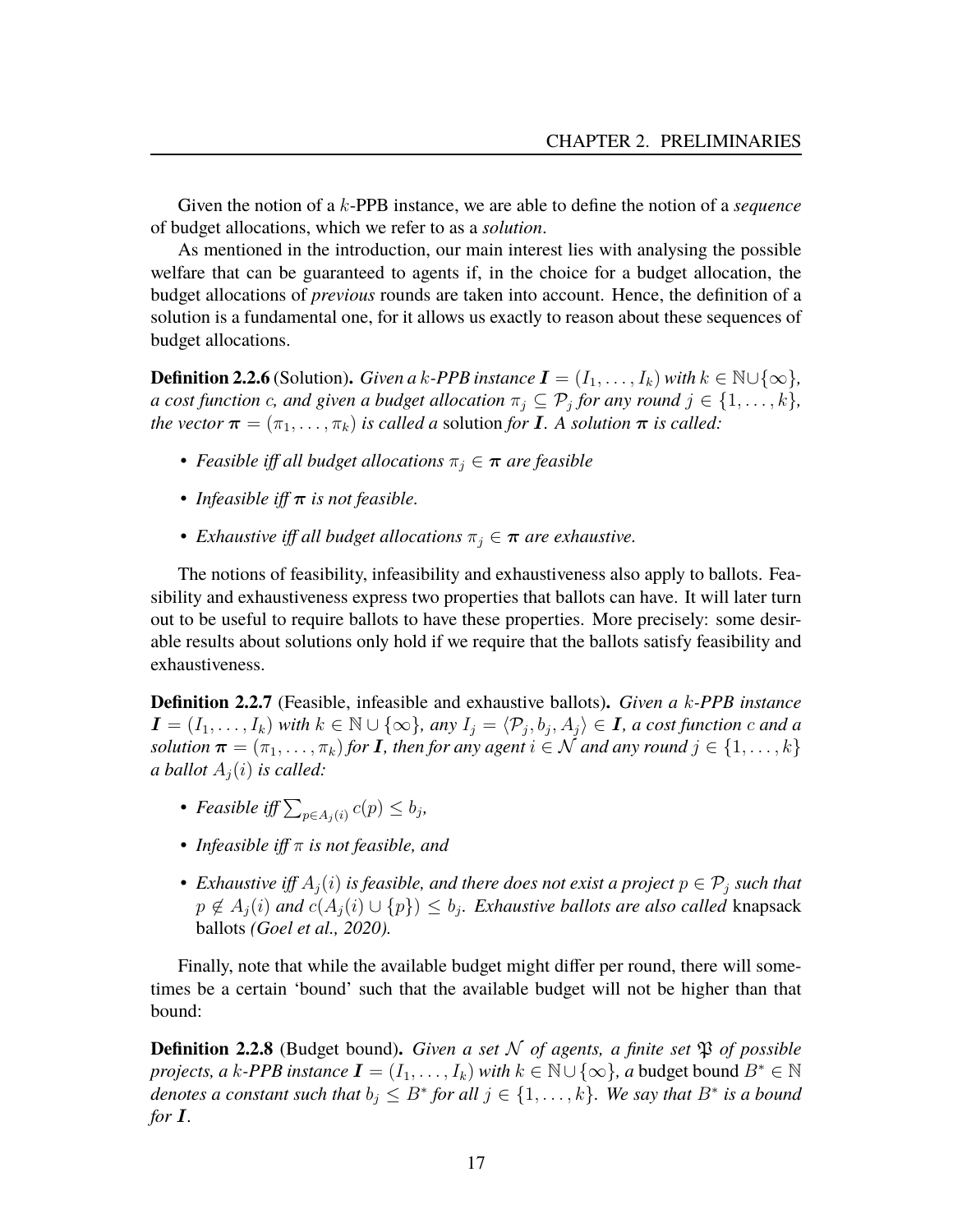Given the notion of a $k$-PPB instance, we are able to define the notion of a *sequence* of budget allocations, which we refer to as a *solution*.

As mentioned in the introduction, our main interest lies with analysing the possible welfare that can be guaranteed to agents if, in the choice for a budget allocation, the budget allocations of *previous* rounds are taken into account. Hence, the definition of a solution is a fundamental one, for it allows us exactly to reason about these sequences of budget allocations.

**Definition 2.2.6** (Solution)**.** *Given a $k$-PPB instance $\boldsymbol{I} = (I_1, \ldots, I_k)$ with $k \in \mathbb{N} \cup \{\infty\}$, a cost function $c$, and given a budget allocation $\pi_j \subseteq \mathcal{P}_j$ for any round $j \in \{1, \ldots, k\}$, the vector $\boldsymbol{\pi} = (\pi_1, \ldots, \pi_k)$ is called a* solution *for $\boldsymbol{I}$. A solution $\boldsymbol{\pi}$ is called:*

- *Feasible iff all budget allocations $\pi_j \in \boldsymbol{\pi}$ are feasible*
- *Infeasible iff $\boldsymbol{\pi}$ is not feasible.*
- *Exhaustive iff all budget allocations $\pi_j \in \boldsymbol{\pi}$ are exhaustive.*

The notions of feasibility, infeasibility and exhaustiveness also apply to ballots. Feasibility and exhaustiveness express two properties that ballots can have. It will later turn out to be useful to require ballots to have these properties. More precisely: some desirable results about solutions only hold if we require that the ballots satisfy feasibility and exhaustiveness.

**Definition 2.2.7** (Feasible, infeasible and exhaustive ballots)**.** *Given a $k$-PPB instance $\boldsymbol{I} = (I_1, \ldots, I_k)$ with $k \in \mathbb{N} \cup \{\infty\}$, any $I_j = \langle \mathcal{P}_j, b_j, A_j \rangle \in \boldsymbol{I}$, a cost function $c$ and a solution $\boldsymbol{\pi} = (\pi_1, \ldots, \pi_k)$ for $\boldsymbol{I}$, then for any agent $i \in \mathcal{N}$ and any round $j \in \{1, \ldots, k\}$ a ballot $A_j(i)$ is called:*

- *Feasible iff $\sum_{p \in A_j(i)} c(p) \leq b_j$,*
- *Infeasible iff $\pi$ is not feasible, and*
- *Exhaustive iff $A_j(i)$ is feasible, and there does not exist a project $p \in \mathcal{P}_j$ such that $p \notin A_j(i)$ and $c(A_j(i) \cup \{p\}) \leq b_j$. Exhaustive ballots are also called* knapsack ballots *(Goel et al., 2020).*

Finally, note that while the available budget might differ per round, there will sometimes be a certain 'bound' such that the available budget will not be higher than that bound:

**Definition 2.2.8** (Budget bound)**.** *Given a set $\mathcal{N}$ of agents, a finite set $\mathfrak{P}$ of possible projects, a $k$-PPB instance $\boldsymbol{I} = (I_1, \ldots, I_k)$ with $k \in \mathbb{N} \cup \{\infty\}$, a* budget bound $B^* \in \mathbb{N}$ *denotes a constant such that $b_j \leq B^*$ for all $j \in \{1, \ldots, k\}$. We say that $B^*$ is a bound for $\boldsymbol{I}$.*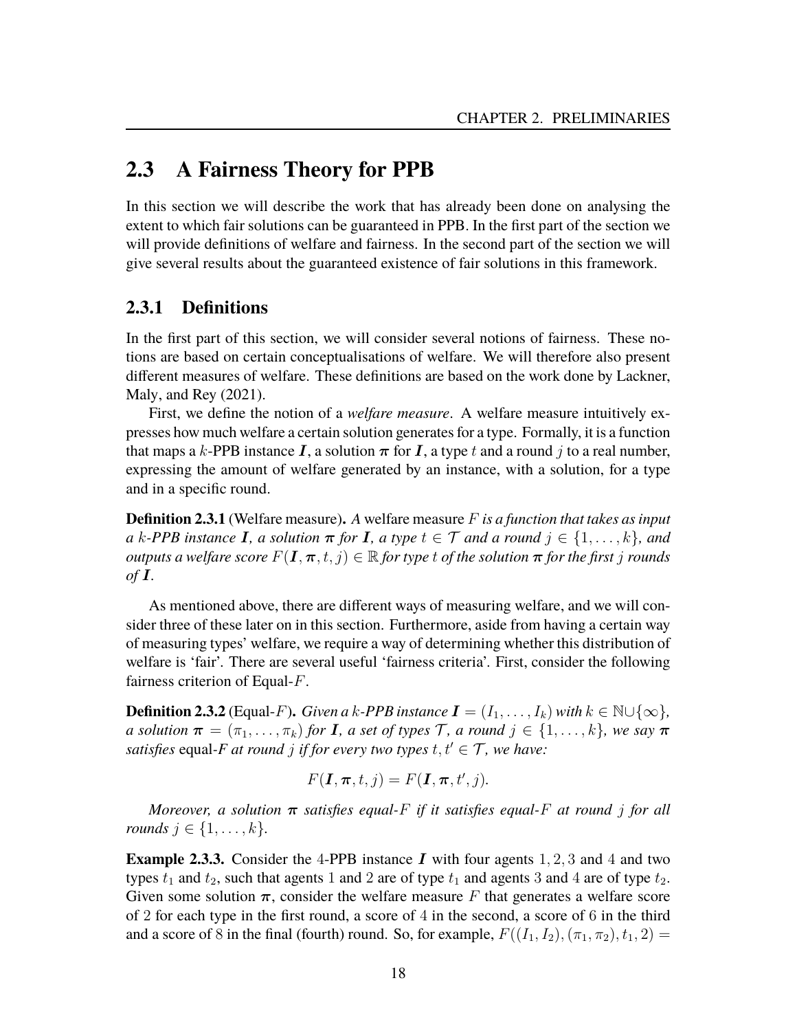## 2.3 A Fairness Theory for PPB

In this section we will describe the work that has already been done on analysing the extent to which fair solutions can be guaranteed in PPB. In the first part of the section we will provide definitions of welfare and fairness. In the second part of the section we will give several results about the guaranteed existence of fair solutions in this framework.

### 2.3.1 Definitions

In the first part of this section, we will consider several notions of fairness. These notions are based on certain conceptualisations of welfare. We will therefore also present different measures of welfare. These definitions are based on the work done by Lackner, Maly, and Rey (2021).

First, we define the notion of a *welfare measure*. A welfare measure intuitively expresses how much welfare a certain solution generates for a type. Formally, it is a function that maps a $k$-PPB instance $\boldsymbol{I}$, a solution $\boldsymbol{\pi}$ for $\boldsymbol{I}$, a type $t$ and a round $j$ to a real number, expressing the amount of welfare generated by an instance, with a solution, for a type and in a specific round.

**Definition 2.3.1** (Welfare measure)**.** *A* welfare measure $F$ *is a function that takes as input a $k$-PPB instance $\boldsymbol{I}$, a solution $\boldsymbol{\pi}$ for $\boldsymbol{I}$, a type $t \in \mathcal{T}$ and a round $j \in \{1, \ldots, k\}$, and outputs a welfare score $F(\boldsymbol{I}, \boldsymbol{\pi}, t, j) \in \mathbb{R}$ for type $t$ of the solution $\boldsymbol{\pi}$ for the first $j$ rounds of $\boldsymbol{I}$.*

As mentioned above, there are different ways of measuring welfare, and we will consider three of these later on in this section. Furthermore, aside from having a certain way of measuring types' welfare, we require a way of determining whether this distribution of welfare is 'fair'. There are several useful 'fairness criteria'. First, consider the following fairness criterion of Equal-$F$.

**Definition 2.3.2** (Equal-$F$)**.** *Given a $k$-PPB instance $\boldsymbol{I} = (I_1, \ldots, I_k)$ with $k \in \mathbb{N} \cup \{\infty\}$, a solution $\boldsymbol{\pi} = (\pi_1, \ldots, \pi_k)$ for $\boldsymbol{I}$, a set of types $\mathcal{T}$, a round $j \in \{1, \ldots, k\}$, we say $\boldsymbol{\pi}$ satisfies* equal-$F$ *at round $j$ if for every two types $t, t' \in \mathcal{T}$, we have:*

$$F(\boldsymbol{I}, \boldsymbol{\pi}, t, j) = F(\boldsymbol{I}, \boldsymbol{\pi}, t', j).$$

*Moreover, a solution $\boldsymbol{\pi}$ satisfies equal-$F$ if it satisfies equal-$F$ at round $j$ for all rounds $j \in \{1, \ldots, k\}$.*

**Example 2.3.3.** Consider the 4-PPB instance $\boldsymbol{I}$ with four agents $1, 2, 3$ and $4$ and two types $t_1$ and $t_2$, such that agents $1$ and $2$ are of type $t_1$ and agents $3$ and $4$ are of type $t_2$. Given some solution $\boldsymbol{\pi}$, consider the welfare measure $F$ that generates a welfare score of $2$ for each type in the first round, a score of $4$ in the second, a score of $6$ in the third and a score of $8$ in the final (fourth) round. So, for example, $F((I_1, I_2), (\pi_1, \pi_2), t_1, 2) =$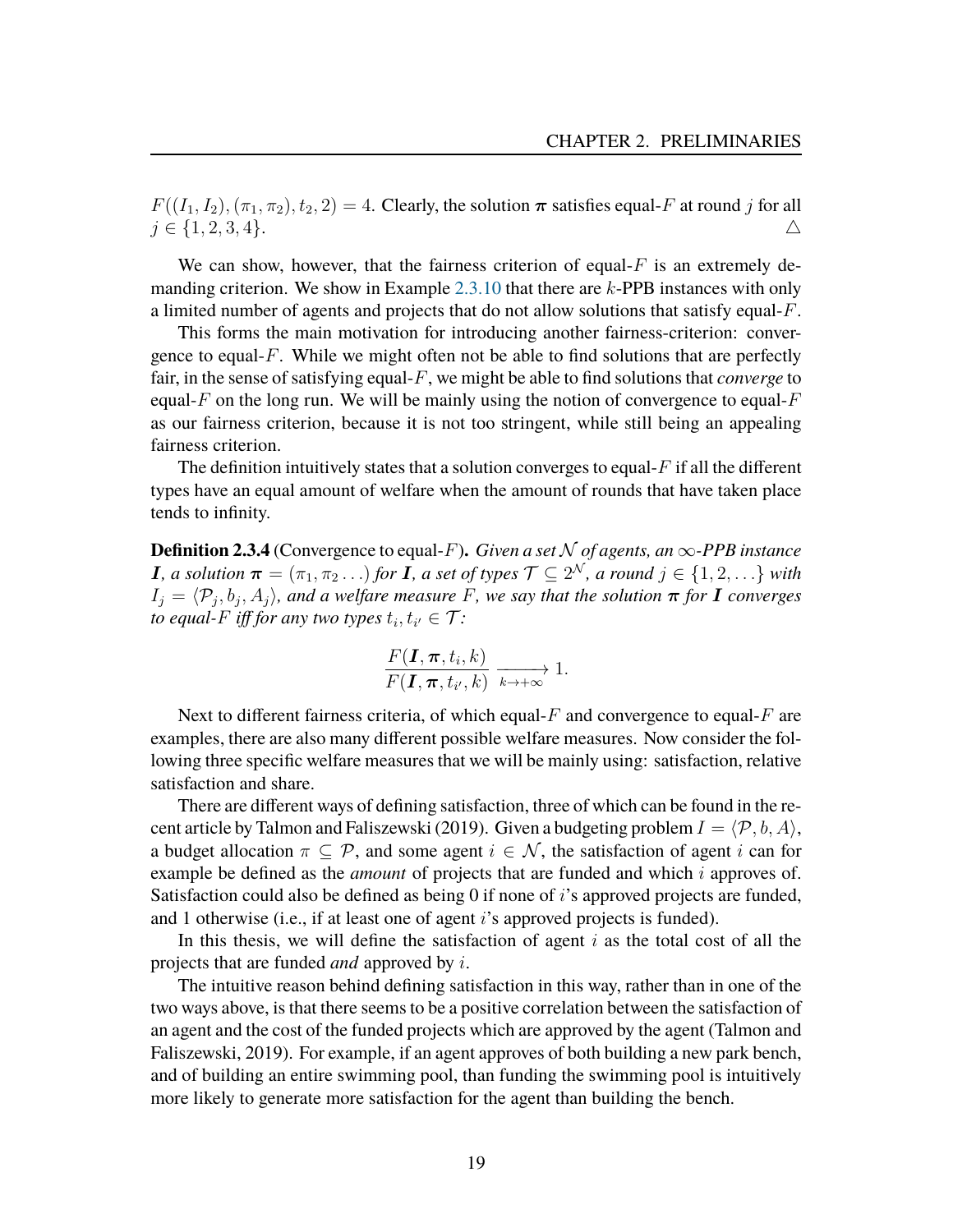$F((I_1, I_2), (\pi_1, \pi_2), t_2, 2) = 4$. Clearly, the solution $\boldsymbol{\pi}$ satisfies equal-$F$ at round $j$ for all $j \in \{1, 2, 3, 4\}$. $\triangle$

We can show, however, that the fairness criterion of equal-$F$ is an extremely demanding criterion. We show in Example 2.3.10 that there are $k$-PPB instances with only a limited number of agents and projects that do not allow solutions that satisfy equal-$F$.

This forms the main motivation for introducing another fairness-criterion: convergence to equal-$F$. While we might often not be able to find solutions that are perfectly fair, in the sense of satisfying equal-$F$, we might be able to find solutions that *converge* to equal-$F$ on the long run. We will be mainly using the notion of convergence to equal-$F$ as our fairness criterion, because it is not too stringent, while still being an appealing fairness criterion.

The definition intuitively states that a solution converges to equal-$F$ if all the different types have an equal amount of welfare when the amount of rounds that have taken place tends to infinity.

**Definition 2.3.4** (Convergence to equal-$F$)**.** *Given a set $\mathcal{N}$ of agents, an $\infty$-PPB instance $\boldsymbol{I}$, a solution $\boldsymbol{\pi} = (\pi_1, \pi_2 \ldots)$ for $\boldsymbol{I}$, a set of types $\mathcal{T} \subseteq 2^{\mathcal{N}}$, a round $j \in \{1, 2, \ldots\}$ with $I_j = \langle \mathcal{P}_j, b_j, A_j \rangle$, and a welfare measure $F$, we say that the solution $\boldsymbol{\pi}$ for $\boldsymbol{I}$ converges to equal-$F$ iff for any two types $t_i, t_{i'} \in \mathcal{T}$:*

$$\frac{F(\boldsymbol{I}, \boldsymbol{\pi}, t_i, k)}{F(\boldsymbol{I}, \boldsymbol{\pi}, t_{i'}, k)} \xrightarrow[k \to +\infty]{} 1.$$

Next to different fairness criteria, of which equal-$F$ and convergence to equal-$F$ are examples, there are also many different possible welfare measures. Now consider the following three specific welfare measures that we will be mainly using: satisfaction, relative satisfaction and share.

There are different ways of defining satisfaction, three of which can be found in the recent article by Talmon and Faliszewski (2019). Given a budgeting problem $I = \langle \mathcal{P}, b, A \rangle$, a budget allocation $\pi \subseteq \mathcal{P}$, and some agent $i \in \mathcal{N}$, the satisfaction of agent $i$ can for example be defined as the *amount* of projects that are funded and which $i$ approves of. Satisfaction could also be defined as being 0 if none of $i$'s approved projects are funded, and 1 otherwise (i.e., if at least one of agent $i$'s approved projects is funded).

In this thesis, we will define the satisfaction of agent $i$ as the total cost of all the projects that are funded *and* approved by $i$.

The intuitive reason behind defining satisfaction in this way, rather than in one of the two ways above, is that there seems to be a positive correlation between the satisfaction of an agent and the cost of the funded projects which are approved by the agent (Talmon and Faliszewski, 2019). For example, if an agent approves of both building a new park bench, and of building an entire swimming pool, than funding the swimming pool is intuitively more likely to generate more satisfaction for the agent than building the bench.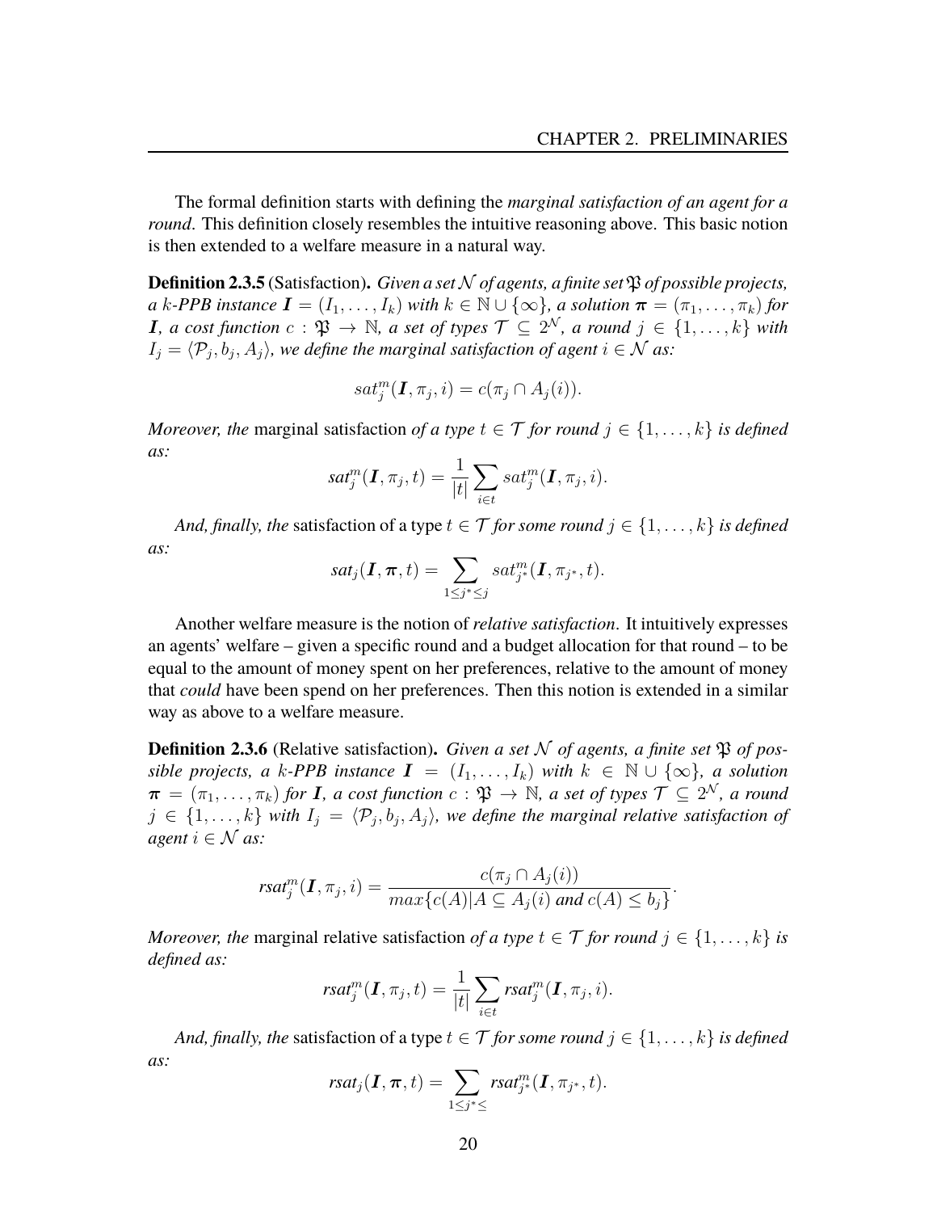The formal definition starts with defining the *marginal satisfaction of an agent for a round*. This definition closely resembles the intuitive reasoning above. This basic notion is then extended to a welfare measure in a natural way.

**Definition 2.3.5** (Satisfaction)**.** *Given a set $\mathcal{N}$ of agents, a finite set $\mathfrak{P}$ of possible projects, a $k$-PPB instance $\boldsymbol{I} = (I_1, \ldots, I_k)$ with $k \in \mathbb{N} \cup \{\infty\}$, a solution $\boldsymbol{\pi} = (\pi_1, \ldots, \pi_k)$ for $\boldsymbol{I}$, a cost function $c : \mathfrak{P} \to \mathbb{N}$, a set of types $\mathcal{T} \subseteq 2^{\mathcal{N}}$, a round $j \in \{1, \ldots, k\}$ with $I_j = \langle \mathcal{P}_j, b_j, A_j \rangle$, we define the marginal satisfaction of agent $i \in \mathcal{N}$ as:*

$$sat_j^m(\boldsymbol{I}, \pi_j, i) = c(\pi_j \cap A_j(i)).$$

*Moreover, the* marginal satisfaction *of a type $t \in \mathcal{T}$ for round $j \in \{1, \ldots, k\}$ is defined as:*

$$sat_j^m(\boldsymbol{I}, \pi_j, t) = \frac{1}{|t|} \sum_{i \in t} sat_j^m(\boldsymbol{I}, \pi_j, i).$$

*And, finally, the* satisfaction of a type $t \in \mathcal{T}$ *for some round $j \in \{1, \ldots, k\}$ is defined as:*

$$sat_j(\boldsymbol{I}, \boldsymbol{\pi}, t) = \sum_{1 \leq j^* \leq j} sat_{j^*}^m(\boldsymbol{I}, \pi_{j^*}, t).$$

Another welfare measure is the notion of *relative satisfaction*. It intuitively expresses an agents' welfare – given a specific round and a budget allocation for that round – to be equal to the amount of money spent on her preferences, relative to the amount of money that *could* have been spend on her preferences. Then this notion is extended in a similar way as above to a welfare measure.

**Definition 2.3.6** (Relative satisfaction)**.** *Given a set $\mathcal{N}$ of agents, a finite set $\mathfrak{P}$ of possible projects, a $k$-PPB instance $\boldsymbol{I} = (I_1, \ldots, I_k)$ with $k \in \mathbb{N} \cup \{\infty\}$, a solution $\boldsymbol{\pi} = (\pi_1, \ldots, \pi_k)$ for $\boldsymbol{I}$, a cost function $c : \mathfrak{P} \to \mathbb{N}$, a set of types $\mathcal{T} \subseteq 2^{\mathcal{N}}$, a round $j \in \{1, \ldots, k\}$ with $I_j = \langle \mathcal{P}_j, b_j, A_j \rangle$, we define the marginal relative satisfaction of agent $i \in \mathcal{N}$ as:*

$$rsat_j^m(\boldsymbol{I}, \pi_j, i) = \frac{c(\pi_j \cap A_j(i))}{max\{c(A) | A \subseteq A_j(i) \text{ and } c(A) \leq b_j\}}.$$

*Moreover, the* marginal relative satisfaction *of a type $t \in \mathcal{T}$ for round $j \in \{1, \ldots, k\}$ is defined as:*

$$rsat_j^m(\boldsymbol{I}, \pi_j, t) = \frac{1}{|t|} \sum_{i \in t} rsat_j^m(\boldsymbol{I}, \pi_j, i).$$

*And, finally, the* satisfaction of a type $t \in \mathcal{T}$ *for some round $j \in \{1, \ldots, k\}$ is defined as:*

$$rsat_j(\boldsymbol{I}, \boldsymbol{\pi}, t) = \sum_{1 \leq j^* \leq} rsat_{j^*}^m(\boldsymbol{I}, \pi_{j^*}, t).$$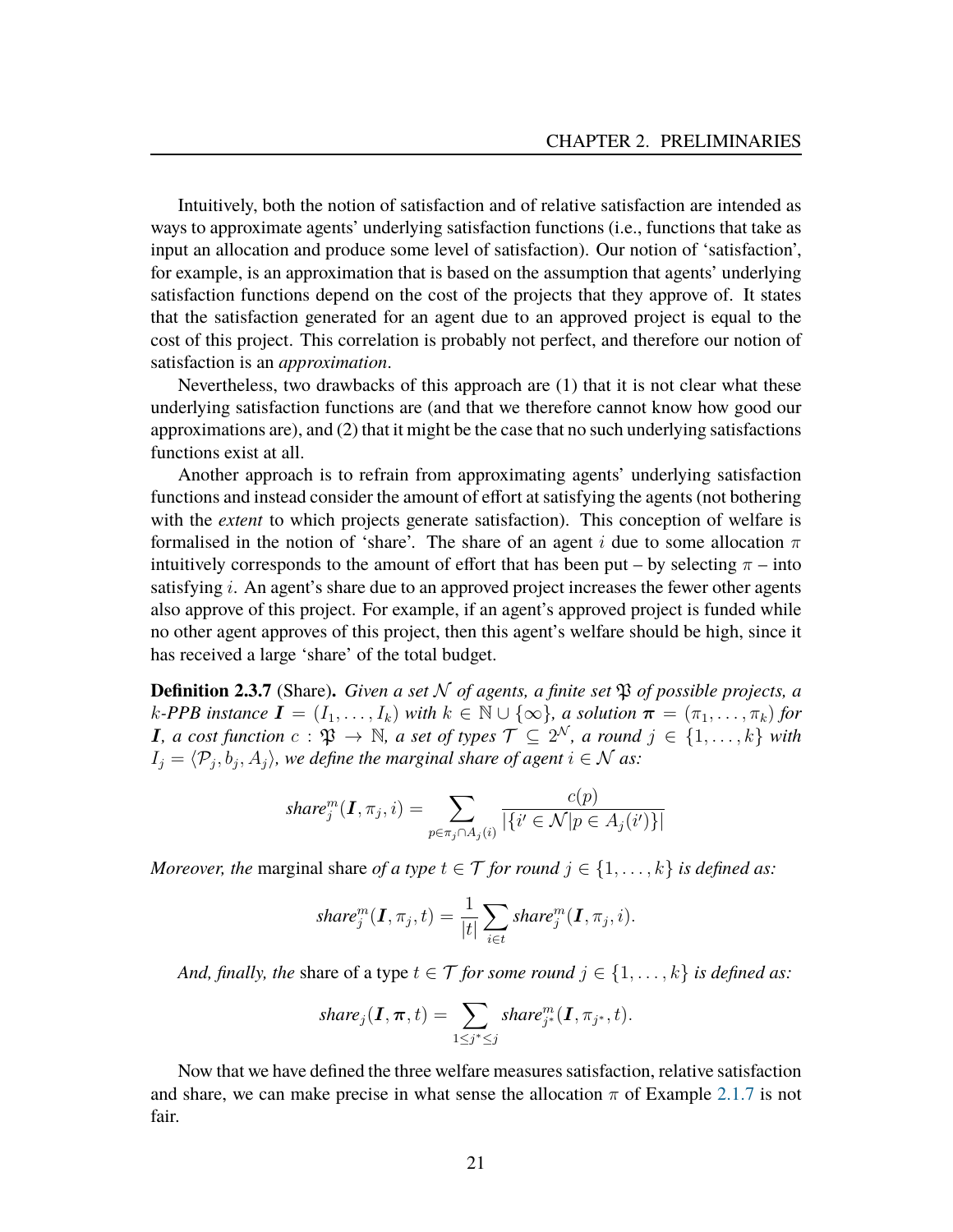Intuitively, both the notion of satisfaction and of relative satisfaction are intended as ways to approximate agents' underlying satisfaction functions (i.e., functions that take as input an allocation and produce some level of satisfaction). Our notion of 'satisfaction', for example, is an approximation that is based on the assumption that agents' underlying satisfaction functions depend on the cost of the projects that they approve of. It states that the satisfaction generated for an agent due to an approved project is equal to the cost of this project. This correlation is probably not perfect, and therefore our notion of satisfaction is an *approximation*.

Nevertheless, two drawbacks of this approach are (1) that it is not clear what these underlying satisfaction functions are (and that we therefore cannot know how good our approximations are), and (2) that it might be the case that no such underlying satisfactions functions exist at all.

Another approach is to refrain from approximating agents' underlying satisfaction functions and instead consider the amount of effort at satisfying the agents (not bothering with the *extent* to which projects generate satisfaction). This conception of welfare is formalised in the notion of 'share'. The share of an agent $i$ due to some allocation $\pi$ intuitively corresponds to the amount of effort that has been put – by selecting $\pi$ – into satisfying $i$. An agent's share due to an approved project increases the fewer other agents also approve of this project. For example, if an agent's approved project is funded while no other agent approves of this project, then this agent's welfare should be high, since it has received a large 'share' of the total budget.

**Definition 2.3.7** (Share)**.** *Given a set $\mathcal{N}$ of agents, a finite set $\mathfrak{P}$ of possible projects, a $k$-PPB instance $\boldsymbol{I} = (I_1, \ldots, I_k)$ with $k \in \mathbb{N} \cup \{\infty\}$, a solution $\boldsymbol{\pi} = (\pi_1, \ldots, \pi_k)$ for $\boldsymbol{I}$, a cost function $c : \mathfrak{P} \to \mathbb{N}$, a set of types $\mathcal{T} \subseteq 2^{\mathcal{N}}$, a round $j \in \{1, \ldots, k\}$ with $I_j = \langle \mathcal{P}_j, b_j, A_j \rangle$, we define the marginal share of agent $i \in \mathcal{N}$ as:*

$$\textit{share}^m_j(\boldsymbol{I}, \pi_j, i) = \sum_{p \in \pi_j \cap A_j(i)} \frac{c(p)}{|\{i' \in \mathcal{N} | p \in A_j(i')\}|}$$

*Moreover, the* marginal share *of a type $t \in \mathcal{T}$ for round $j \in \{1, \ldots, k\}$ is defined as:*

$$\textit{share}^m_j(\boldsymbol{I}, \pi_j, t) = \frac{1}{|t|} \sum_{i \in t} \textit{share}^m_j(\boldsymbol{I}, \pi_j, i).$$

*And, finally, the* share of a type $t \in \mathcal{T}$ *for some round $j \in \{1, \ldots, k\}$ is defined as:*

$$\textit{share}_j(\boldsymbol{I}, \boldsymbol{\pi}, t) = \sum_{1 \leq j^* \leq j} \textit{share}^m_{j^*}(\boldsymbol{I}, \pi_{j^*}, t).$$

Now that we have defined the three welfare measures satisfaction, relative satisfaction and share, we can make precise in what sense the allocation $\pi$ of Example 2.1.7 is not fair.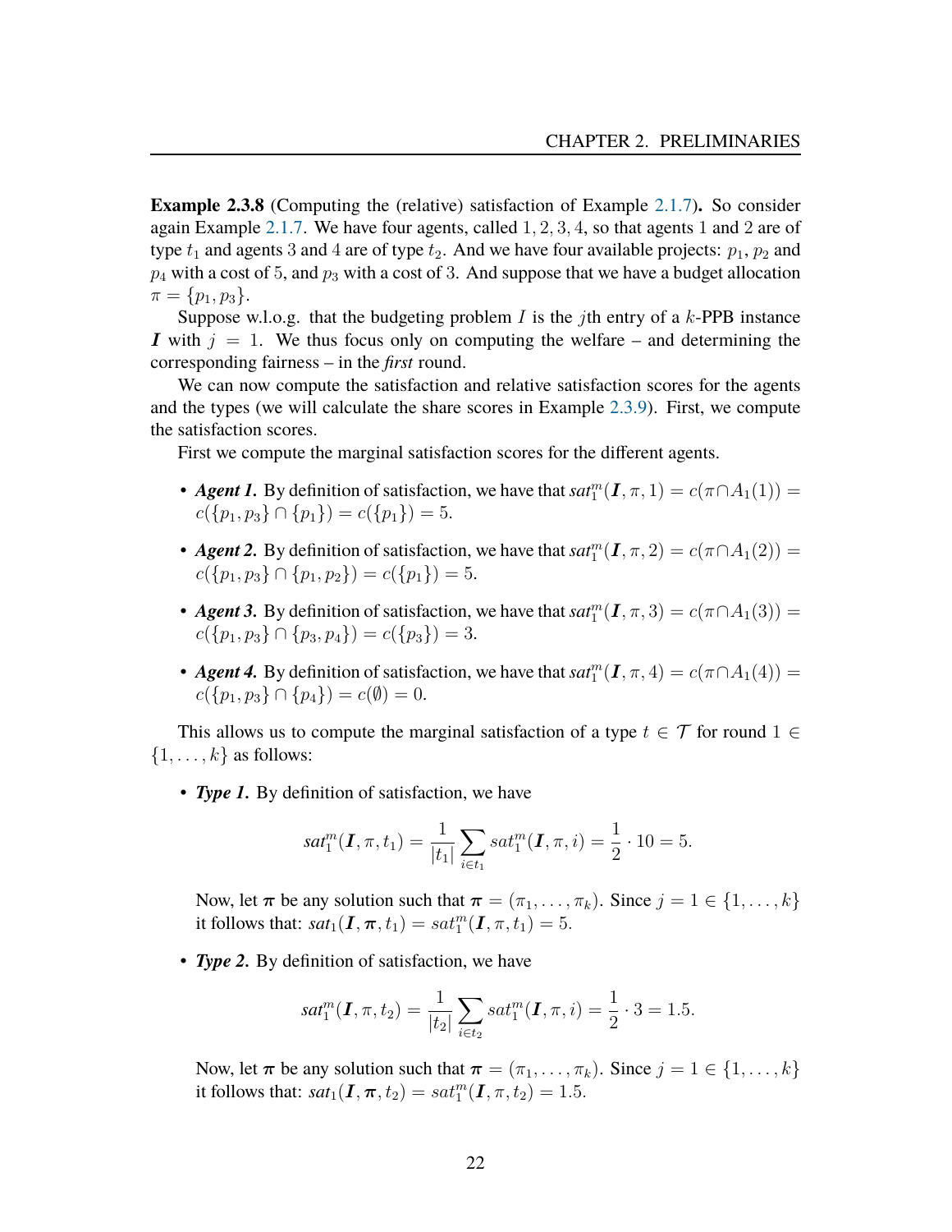**Example 2.3.8** (Computing the (relative) satisfaction of Example 2.1.7)**.** So consider again Example 2.1.7. We have four agents, called $1, 2, 3, 4$, so that agents $1$ and $2$ are of type $t_1$ and agents $3$ and $4$ are of type $t_2$. And we have four available projects: $p_1$, $p_2$ and $p_4$ with a cost of $5$, and $p_3$ with a cost of $3$. And suppose that we have a budget allocation $\pi = \{p_1, p_3\}$.

Suppose w.l.o.g. that the budgeting problem $I$ is the $j$th entry of a $k$-PPB instance $\boldsymbol{I}$ with $j = 1$. We thus focus only on computing the welfare – and determining the corresponding fairness – in the *first* round.

We can now compute the satisfaction and relative satisfaction scores for the agents and the types (we will calculate the share scores in Example 2.3.9). First, we compute the satisfaction scores.

First we compute the marginal satisfaction scores for the different agents.

- ***Agent 1.*** By definition of satisfaction, we have that $sat_1^m(\boldsymbol{I}, \pi, 1) = c(\pi \cap A_1(1)) = c(\{p_1, p_3\} \cap \{p_1\}) = c(\{p_1\}) = 5$.
- ***Agent 2.*** By definition of satisfaction, we have that $sat_1^m(\boldsymbol{I}, \pi, 2) = c(\pi \cap A_1(2)) = c(\{p_1, p_3\} \cap \{p_1, p_2\}) = c(\{p_1\}) = 5$.
- ***Agent 3.*** By definition of satisfaction, we have that $sat_1^m(\boldsymbol{I}, \pi, 3) = c(\pi \cap A_1(3)) = c(\{p_1, p_3\} \cap \{p_3, p_4\}) = c(\{p_3\}) = 3$.
- ***Agent 4.*** By definition of satisfaction, we have that $sat_1^m(\boldsymbol{I}, \pi, 4) = c(\pi \cap A_1(4)) = c(\{p_1, p_3\} \cap \{p_4\}) = c(\emptyset) = 0$.

This allows us to compute the marginal satisfaction of a type $t \in \mathcal{T}$ for round $1 \in \{1, \dots, k\}$ as follows:

- ***Type 1.*** By definition of satisfaction, we have

  $$sat_1^m(\boldsymbol{I}, \pi, t_1) = \frac{1}{|t_1|} \sum_{i \in t_1} sat_1^m(\boldsymbol{I}, \pi, i) = \frac{1}{2} \cdot 10 = 5.$$

  Now, let $\boldsymbol{\pi}$ be any solution such that $\boldsymbol{\pi} = (\pi_1, \dots, \pi_k)$. Since $j = 1 \in \{1, \dots, k\}$ it follows that: $sat_1(\boldsymbol{I}, \boldsymbol{\pi}, t_1) = sat_1^m(\boldsymbol{I}, \pi, t_1) = 5$.

- ***Type 2.*** By definition of satisfaction, we have

  $$sat_1^m(\boldsymbol{I}, \pi, t_2) = \frac{1}{|t_2|} \sum_{i \in t_2} sat_1^m(\boldsymbol{I}, \pi, i) = \frac{1}{2} \cdot 3 = 1.5.$$

  Now, let $\boldsymbol{\pi}$ be any solution such that $\boldsymbol{\pi} = (\pi_1, \dots, \pi_k)$. Since $j = 1 \in \{1, \dots, k\}$ it follows that: $sat_1(\boldsymbol{I}, \boldsymbol{\pi}, t_2) = sat_1^m(\boldsymbol{I}, \pi, t_2) = 1.5$.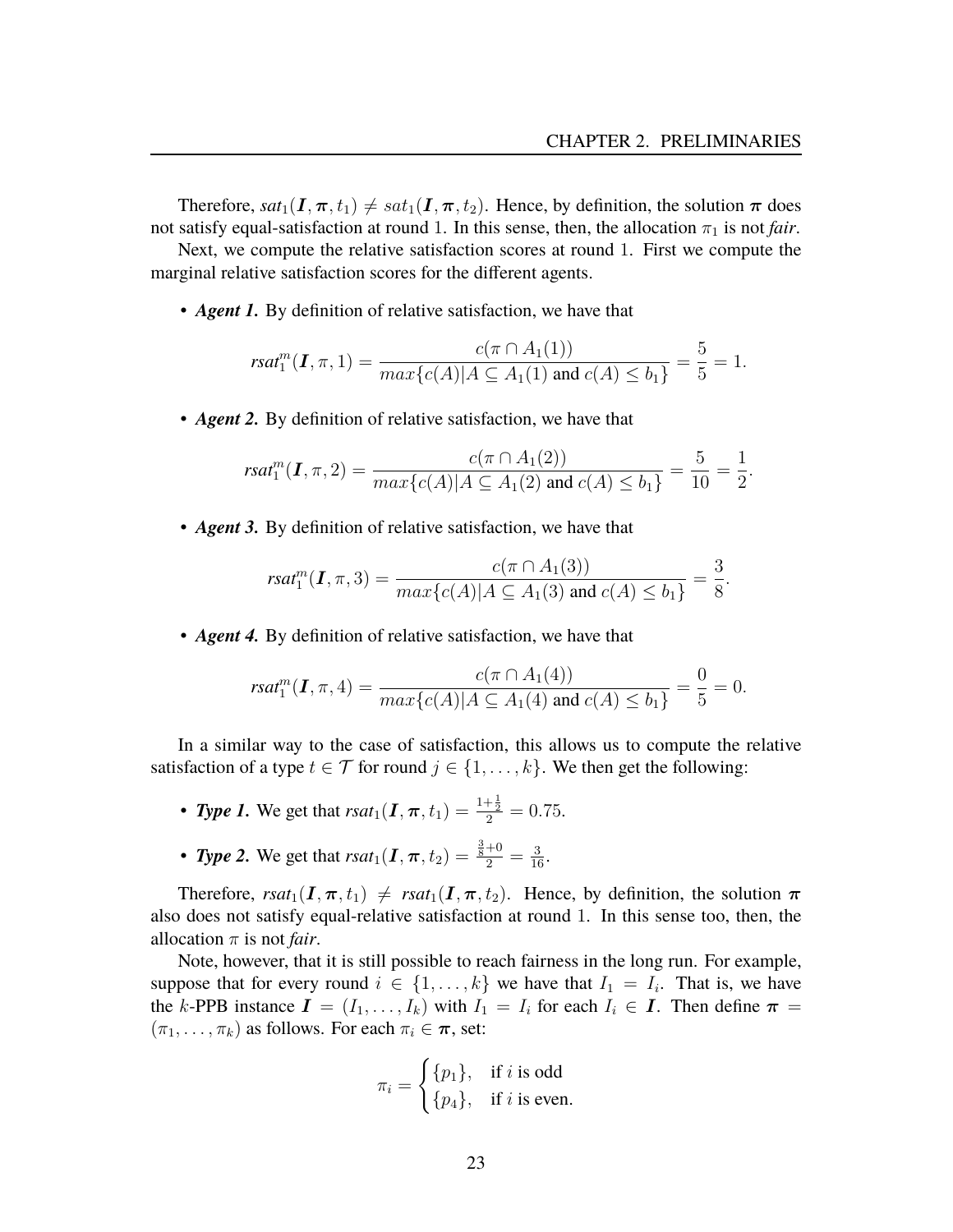Therefore, *sat*$_1(\boldsymbol{I}, \boldsymbol{\pi}, t_1) \neq sat_1(\boldsymbol{I}, \boldsymbol{\pi}, t_2)$. Hence, by definition, the solution $\boldsymbol{\pi}$ does not satisfy equal-satisfaction at round 1. In this sense, then, the allocation $\pi_1$ is not *fair*.

Next, we compute the relative satisfaction scores at round 1. First we compute the marginal relative satisfaction scores for the different agents.

- ***Agent 1.*** By definition of relative satisfaction, we have that

$$rsat_1^m(\boldsymbol{I}, \pi, 1) = \frac{c(\pi \cap A_1(1))}{max\{c(A) | A \subseteq A_1(1) \text{ and } c(A) \leq b_1\}} = \frac{5}{5} = 1.$$

- ***Agent 2.*** By definition of relative satisfaction, we have that

$$rsat_1^m(\boldsymbol{I}, \pi, 2) = \frac{c(\pi \cap A_1(2))}{max\{c(A) | A \subseteq A_1(2) \text{ and } c(A) \leq b_1\}} = \frac{5}{10} = \frac{1}{2}.$$

- ***Agent 3.*** By definition of relative satisfaction, we have that

$$rsat_1^m(\boldsymbol{I}, \pi, 3) = \frac{c(\pi \cap A_1(3))}{max\{c(A) | A \subseteq A_1(3) \text{ and } c(A) \leq b_1\}} = \frac{3}{8}.$$

- ***Agent 4.*** By definition of relative satisfaction, we have that

$$rsat_1^m(\boldsymbol{I}, \pi, 4) = \frac{c(\pi \cap A_1(4))}{max\{c(A) | A \subseteq A_1(4) \text{ and } c(A) \leq b_1\}} = \frac{0}{5} = 0.$$

In a similar way to the case of satisfaction, this allows us to compute the relative satisfaction of a type $t \in \mathcal{T}$ for round $j \in \{1, \ldots, k\}$. We then get the following:

- ***Type 1.*** We get that *rsat*$_1(\boldsymbol{I}, \boldsymbol{\pi}, t_1) = \frac{1+\frac{1}{2}}{2} = 0.75$.
- ***Type 2.*** We get that *rsat*$_1(\boldsymbol{I}, \boldsymbol{\pi}, t_2) = \frac{\frac{3}{8}+0}{2} = \frac{3}{16}$.

Therefore, *rsat*$_1(\boldsymbol{I}, \boldsymbol{\pi}, t_1) \neq$ *rsat*$_1(\boldsymbol{I}, \boldsymbol{\pi}, t_2)$. Hence, by definition, the solution $\boldsymbol{\pi}$ also does not satisfy equal-relative satisfaction at round 1. In this sense too, then, the allocation $\pi$ is not *fair*.

Note, however, that it is still possible to reach fairness in the long run. For example, suppose that for every round $i \in \{1, \ldots, k\}$ we have that $I_1 = I_i$. That is, we have the $k$-PPB instance $\boldsymbol{I} = (I_1, \ldots, I_k)$ with $I_1 = I_i$ for each $I_i \in \boldsymbol{I}$. Then define $\boldsymbol{\pi} = (\pi_1, \ldots, \pi_k)$ as follows. For each $\pi_i \in \boldsymbol{\pi}$, set:

$$\pi_i = \begin{cases} \{p_1\}, & \text{if } i \text{ is odd} \\ \{p_4\}, & \text{if } i \text{ is even.} \end{cases}$$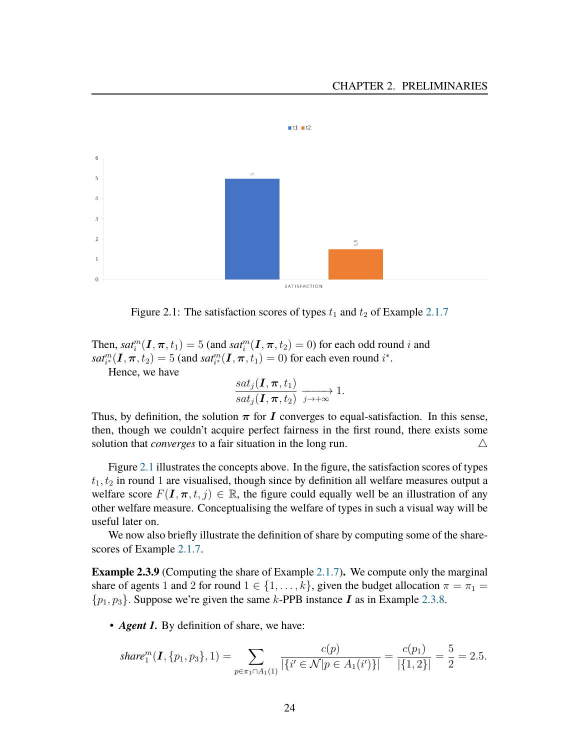Figure 2.1: The satisfaction scores of types $t_1$ and $t_2$ of Example 2.1.7

Then, $sat_i^m(\boldsymbol{I}, \boldsymbol{\pi}, t_1) = 5$ (and $sat_i^m(\boldsymbol{I}, \boldsymbol{\pi}, t_2) = 0$) for each odd round $i$ and $sat_{i^*}^m(\boldsymbol{I}, \boldsymbol{\pi}, t_2) = 5$ (and $sat_{i^*}^m(\boldsymbol{I}, \boldsymbol{\pi}, t_1) = 0$) for each even round $i^*$.

Hence, we have

$$\frac{sat_j(\boldsymbol{I}, \boldsymbol{\pi}, t_1)}{sat_j(\boldsymbol{I}, \boldsymbol{\pi}, t_2)} \xrightarrow[j \to +\infty]{} 1.$$

Thus, by definition, the solution $\boldsymbol{\pi}$ for $\boldsymbol{I}$ converges to equal-satisfaction. In this sense, then, though we couldn't acquire perfect fairness in the first round, there exists some solution that *converges* to a fair situation in the long run. △

Figure 2.1 illustrates the concepts above. In the figure, the satisfaction scores of types $t_1, t_2$ in round 1 are visualised, though since by definition all welfare measures output a welfare score $F(\boldsymbol{I}, \boldsymbol{\pi}, t, j) \in \mathbb{R}$, the figure could equally well be an illustration of any other welfare measure. Conceptualising the welfare of types in such a visual way will be useful later on.

We now also briefly illustrate the definition of share by computing some of the share-scores of Example 2.1.7.

**Example 2.3.9** (Computing the share of Example 2.1.7)**.** We compute only the marginal share of agents 1 and 2 for round $1 \in \{1, \ldots, k\}$, given the budget allocation $\pi = \pi_1 = \{p_1, p_3\}$. Suppose we're given the same $k$-PPB instance $\boldsymbol{I}$ as in Example 2.3.8.

- ***Agent 1.*** By definition of share, we have:

$$share_1^m(\boldsymbol{I}, \{p_1, p_3\}, 1) = \sum_{p \in \pi_1 \cap A_1(1)} \frac{c(p)}{|\{i' \in \mathcal{N} | p \in A_1(i')\}|} = \frac{c(p_1)}{|\{1, 2\}|} = \frac{5}{2} = 2.5.$$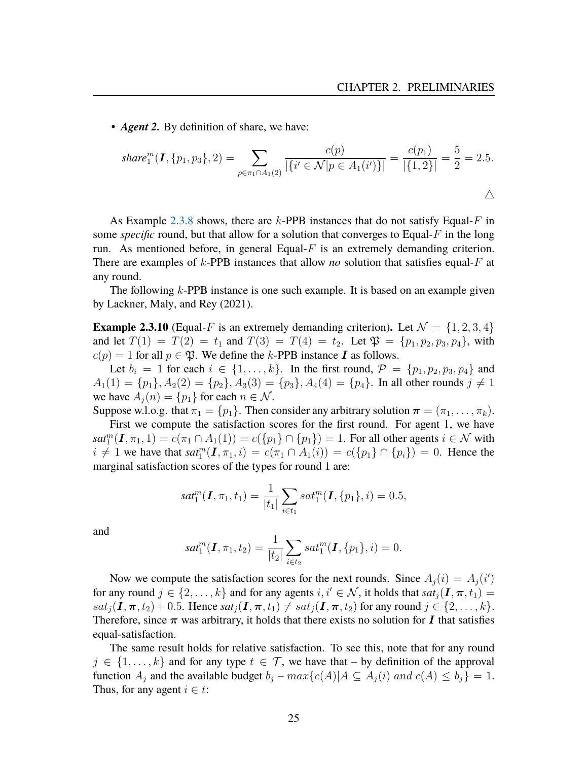- ***Agent 2.*** By definition of share, we have:

$$\textit{share}_1^m(\boldsymbol{I}, \{p_1, p_3\}, 2) = \sum_{p \in \pi_1 \cap A_1(2)} \frac{c(p)}{|\{i' \in \mathcal{N} | p \in A_1(i')\}|} = \frac{c(p_1)}{|\{1, 2\}|} = \frac{5}{2} = 2.5.$$

$\triangle$

As Example 2.3.8 shows, there are $k$-PPB instances that do not satisfy Equal-$F$ in some *specific* round, but that allow for a solution that converges to Equal-$F$ in the long run. As mentioned before, in general Equal-$F$ is an extremely demanding criterion. There are examples of $k$-PPB instances that allow *no* solution that satisfies equal-$F$ at any round.

The following $k$-PPB instance is one such example. It is based on an example given by Lackner, Maly, and Rey (2021).

**Example 2.3.10** (Equal-$F$ is an extremely demanding criterion)**.** Let $\mathcal{N} = \{1, 2, 3, 4\}$ and let $T(1) = T(2) = t_1$ and $T(3) = T(4) = t_2$. Let $\mathfrak{P} = \{p_1, p_2, p_3, p_4\}$, with $c(p) = 1$ for all $p \in \mathfrak{P}$. We define the $k$-PPB instance $\boldsymbol{I}$ as follows.

Let $b_i = 1$ for each $i \in \{1, \ldots, k\}$. In the first round, $\mathcal{P} = \{p_1, p_2, p_3, p_4\}$ and $A_1(1) = \{p_1\}, A_2(2) = \{p_2\}, A_3(3) = \{p_3\}, A_4(4) = \{p_4\}$. In all other rounds $j \neq 1$ we have $A_j(n) = \{p_1\}$ for each $n \in \mathcal{N}$.
Suppose w.l.o.g. that $\pi_1 = \{p_1\}$. Then consider any arbitrary solution $\boldsymbol{\pi} = (\pi_1, \ldots, \pi_k)$.

First we compute the satisfaction scores for the first round. For agent 1, we have $\textit{sat}_1^m(\boldsymbol{I}, \pi_1, 1) = c(\pi_1 \cap A_1(1)) = c(\{p_1\} \cap \{p_1\}) = 1$. For all other agents $i \in \mathcal{N}$ with $i \neq 1$ we have that $\textit{sat}_1^m(\boldsymbol{I}, \pi_1, i) = c(\pi_1 \cap A_1(i)) = c(\{p_1\} \cap \{p_i\}) = 0$. Hence the marginal satisfaction scores of the types for round 1 are:

$$\textit{sat}_1^m(\boldsymbol{I}, \pi_1, t_1) = \frac{1}{|t_1|} \sum_{i \in t_1} sat_1^m(\boldsymbol{I}, \{p_1\}, i) = 0.5,$$

and

$$\textit{sat}_1^m(\boldsymbol{I}, \pi_1, t_2) = \frac{1}{|t_2|} \sum_{i \in t_2} sat_1^m(\boldsymbol{I}, \{p_1\}, i) = 0.$$

Now we compute the satisfaction scores for the next rounds. Since $A_j(i) = A_j(i')$ for any round $j \in \{2, \ldots, k\}$ and for any agents $i, i' \in \mathcal{N}$, it holds that $\textit{sat}_j(\boldsymbol{I}, \boldsymbol{\pi}, t_1) = sat_j(\boldsymbol{I}, \boldsymbol{\pi}, t_2) + 0.5$. Hence $\textit{sat}_j(\boldsymbol{I}, \boldsymbol{\pi}, t_1) \neq sat_j(\boldsymbol{I}, \boldsymbol{\pi}, t_2)$ for any round $j \in \{2, \ldots, k\}$. Therefore, since $\boldsymbol{\pi}$ was arbitrary, it holds that there exists no solution for $\boldsymbol{I}$ that satisfies equal-satisfaction.

The same result holds for relative satisfaction. To see this, note that for any round $j \in \{1, \ldots, k\}$ and for any type $t \in \mathcal{T}$, we have that – by definition of the approval function $A_j$ and the available budget $b_j$ – $max\{c(A) | A \subseteq A_j(i)\ and\ c(A) \leq b_j\} = 1$. Thus, for any agent $i \in t$: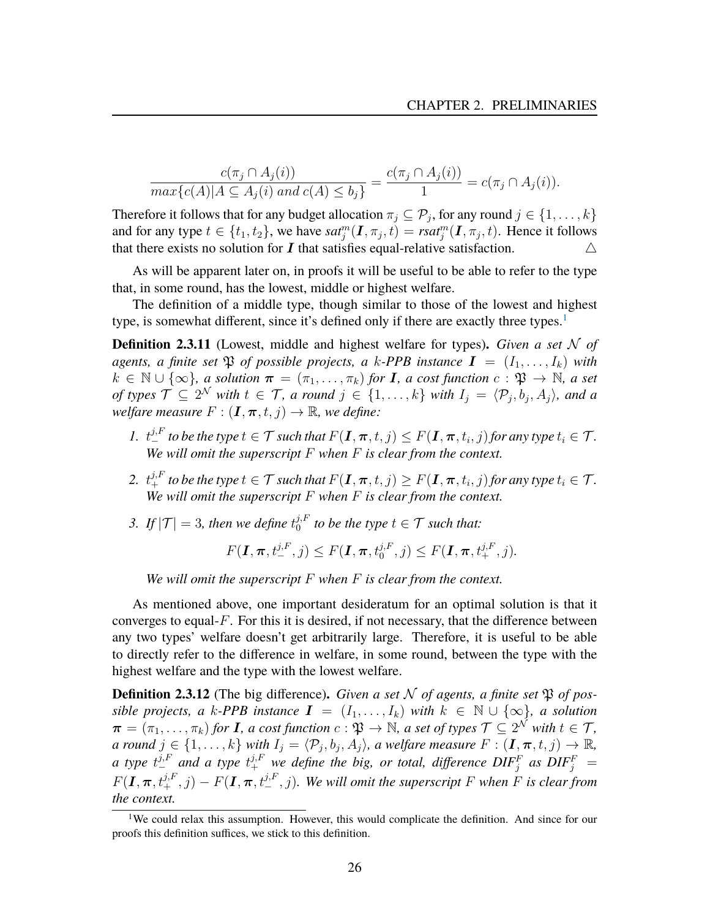$$\frac{c(\pi_j \cap A_j(i))}{max\{c(A)|A \subseteq A_j(i) \; and \; c(A) \leq b_j\}} = \frac{c(\pi_j \cap A_j(i))}{1} = c(\pi_j \cap A_j(i)).$$

Therefore it follows that for any budget allocation $\pi_j \subseteq \mathcal{P}_j$, for any round $j \in \{1, \ldots, k\}$ and for any type $t \in \{t_1, t_2\}$, we have $sat^m_j(\boldsymbol{I}, \pi_j, t) = rsat^m_j(\boldsymbol{I}, \pi_j, t)$. Hence it follows that there exists no solution for $\boldsymbol{I}$ that satisfies equal-relative satisfaction. △

As will be apparent later on, in proofs it will be useful to be able to refer to the type that, in some round, has the lowest, middle or highest welfare.

The definition of a middle type, though similar to those of the lowest and highest type, is somewhat different, since it's defined only if there are exactly three types.[1]

**Definition 2.3.11** (Lowest, middle and highest welfare for types)**.** *Given a set $\mathcal{N}$ of agents, a finite set $\mathfrak{P}$ of possible projects, a $k$-PPB instance $\boldsymbol{I} = (I_1, \ldots, I_k)$ with $k \in \mathbb{N} \cup \{\infty\}$, a solution $\boldsymbol{\pi} = (\pi_1, \ldots, \pi_k)$ for $\boldsymbol{I}$, a cost function $c : \mathfrak{P} \to \mathbb{N}$, a set of types $\mathcal{T} \subseteq 2^{\mathcal{N}}$ with $t \in \mathcal{T}$, a round $j \in \{1, \ldots, k\}$ with $I_j = \langle \mathcal{P}_j, b_j, A_j \rangle$, and a welfare measure $F : (\boldsymbol{I}, \boldsymbol{\pi}, t, j) \to \mathbb{R}$, we define:*

1. *$t^{j,F}_-$ to be the type $t \in \mathcal{T}$ such that $F(\boldsymbol{I}, \boldsymbol{\pi}, t, j) \leq F(\boldsymbol{I}, \boldsymbol{\pi}, t_i, j)$ for any type $t_i \in \mathcal{T}$. We will omit the superscript $F$ when $F$ is clear from the context.*
2. *$t^{j,F}_+$ to be the type $t \in \mathcal{T}$ such that $F(\boldsymbol{I}, \boldsymbol{\pi}, t, j) \geq F(\boldsymbol{I}, \boldsymbol{\pi}, t_i, j)$ for any type $t_i \in \mathcal{T}$. We will omit the superscript $F$ when $F$ is clear from the context.*
3. *If $|\mathcal{T}| = 3$, then we define $t^{j,F}_0$ to be the type $t \in \mathcal{T}$ such that:*

$$F(\boldsymbol{I}, \boldsymbol{\pi}, t^{j,F}_-, j) \leq F(\boldsymbol{I}, \boldsymbol{\pi}, t^{j,F}_0, j) \leq F(\boldsymbol{I}, \boldsymbol{\pi}, t^{j,F}_+, j).$$

*We will omit the superscript $F$ when $F$ is clear from the context.*

As mentioned above, one important desideratum for an optimal solution is that it converges to equal-$F$. For this it is desired, if not necessary, that the difference between any two types' welfare doesn't get arbitrarily large. Therefore, it is useful to be able to directly refer to the difference in welfare, in some round, between the type with the highest welfare and the type with the lowest welfare.

**Definition 2.3.12** (The big difference)**.** *Given a set $\mathcal{N}$ of agents, a finite set $\mathfrak{P}$ of possible projects, a $k$-PPB instance $\boldsymbol{I} = (I_1, \ldots, I_k)$ with $k \in \mathbb{N} \cup \{\infty\}$, a solution $\boldsymbol{\pi} = (\pi_1, \ldots, \pi_k)$ for $\boldsymbol{I}$, a cost function $c : \mathfrak{P} \to \mathbb{N}$, a set of types $\mathcal{T} \subseteq 2^{\mathcal{N}}$ with $t \in \mathcal{T}$, a round $j \in \{1, \ldots, k\}$ with $I_j = \langle \mathcal{P}_j, b_j, A_j \rangle$, a welfare measure $F : (\boldsymbol{I}, \boldsymbol{\pi}, t, j) \to \mathbb{R}$, a type $t^{j,F}_-$ and a type $t^{j,F}_+$ we define the big, or total, difference $DIF^F_j$ as $DIF^F_j = F(\boldsymbol{I}, \boldsymbol{\pi}, t^{j,F}_+, j) - F(\boldsymbol{I}, \boldsymbol{\pi}, t^{j,F}_-, j)$. We will omit the superscript $F$ when $F$ is clear from the context.*

[1] We could relax this assumption. However, this would complicate the definition. And since for our proofs this definition suffices, we stick to this definition.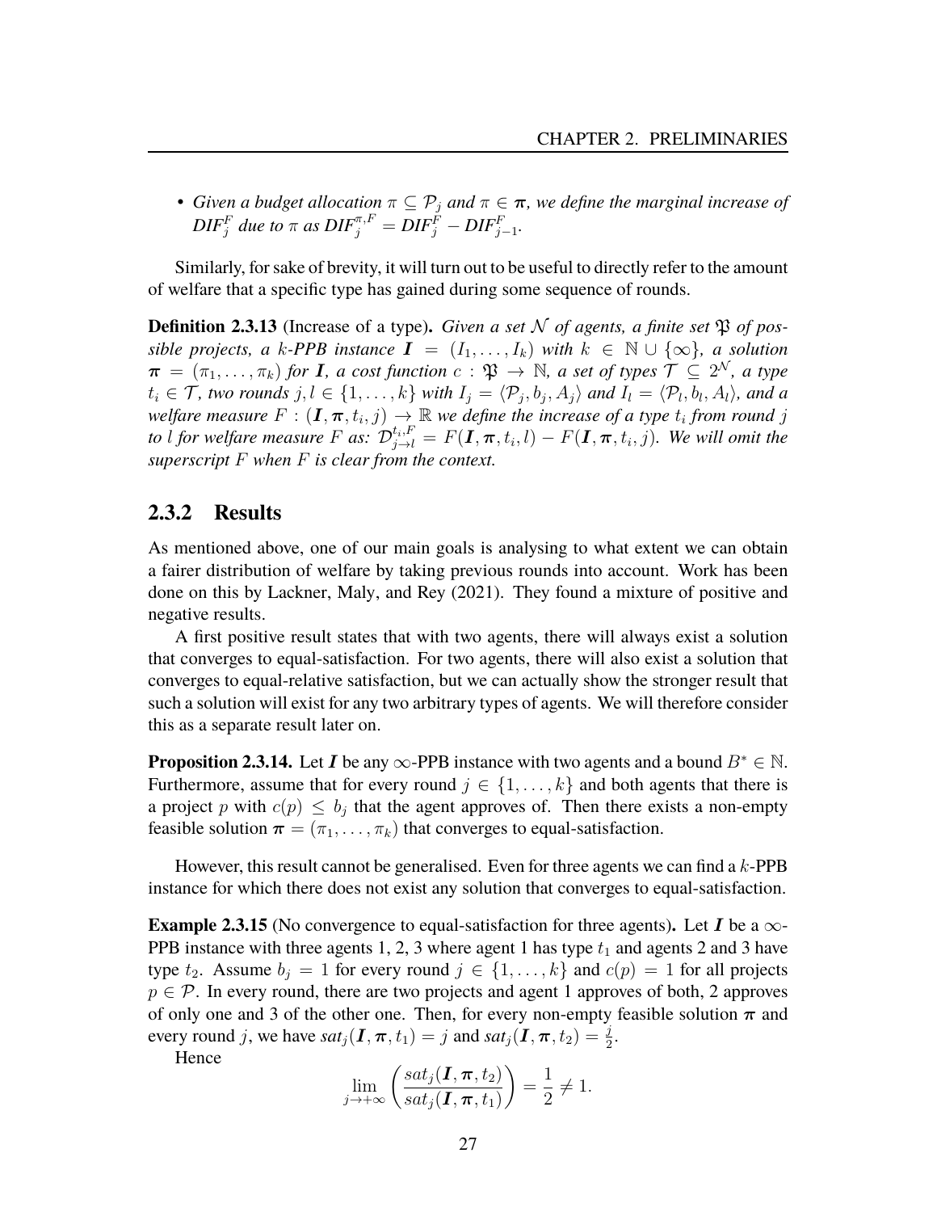- *Given a budget allocation $\pi \subseteq \mathcal{P}_j$ and $\pi \in \boldsymbol{\pi}$, we define the marginal increase of $DIF_j^F$ due to $\pi$ as $DIF_j^{\pi,F} = DIF_j^F - DIF_{j-1}^F$.*

Similarly, for sake of brevity, it will turn out to be useful to directly refer to the amount of welfare that a specific type has gained during some sequence of rounds.

**Definition 2.3.13** (Increase of a type)**.** *Given a set $\mathcal{N}$ of agents, a finite set $\mathfrak{P}$ of possible projects, a $k$-PPB instance $\boldsymbol{I} = (I_1, \dots, I_k)$ with $k \in \mathbb{N} \cup \{\infty\}$, a solution $\boldsymbol{\pi} = (\pi_1, \dots, \pi_k)$ for $\boldsymbol{I}$, a cost function $c : \mathfrak{P} \to \mathbb{N}$, a set of types $\mathcal{T} \subseteq 2^{\mathcal{N}}$, a type $t_i \in \mathcal{T}$, two rounds $j, l \in \{1, \dots, k\}$ with $I_j = \langle \mathcal{P}_j, b_j, A_j \rangle$ and $I_l = \langle \mathcal{P}_l, b_l, A_l \rangle$, and a welfare measure $F : (\boldsymbol{I}, \boldsymbol{\pi}, t_i, j) \to \mathbb{R}$ we define the increase of a type $t_i$ from round $j$ to $l$ for welfare measure $F$ as: $\mathcal{D}_{j \to l}^{t_i, F} = F(\boldsymbol{I}, \boldsymbol{\pi}, t_i, l) - F(\boldsymbol{I}, \boldsymbol{\pi}, t_i, j)$. We will omit the superscript $F$ when $F$ is clear from the context.*

### 2.3.2 Results

As mentioned above, one of our main goals is analysing to what extent we can obtain a fairer distribution of welfare by taking previous rounds into account. Work has been done on this by Lackner, Maly, and Rey (2021). They found a mixture of positive and negative results.

A first positive result states that with two agents, there will always exist a solution that converges to equal-satisfaction. For two agents, there will also exist a solution that converges to equal-relative satisfaction, but we can actually show the stronger result that such a solution will exist for any two arbitrary types of agents. We will therefore consider this as a separate result later on.

**Proposition 2.3.14.** Let $\boldsymbol{I}$ be any $\infty$-PPB instance with two agents and a bound $B^* \in \mathbb{N}$. Furthermore, assume that for every round $j \in \{1, \dots, k\}$ and both agents that there is a project $p$ with $c(p) \leq b_j$ that the agent approves of. Then there exists a non-empty feasible solution $\boldsymbol{\pi} = (\pi_1, \dots, \pi_k)$ that converges to equal-satisfaction.

However, this result cannot be generalised. Even for three agents we can find a $k$-PPB instance for which there does not exist any solution that converges to equal-satisfaction.

**Example 2.3.15** (No convergence to equal-satisfaction for three agents)**.** Let $\boldsymbol{I}$ be a $\infty$-PPB instance with three agents 1, 2, 3 where agent 1 has type $t_1$ and agents 2 and 3 have type $t_2$. Assume $b_j = 1$ for every round $j \in \{1, \dots, k\}$ and $c(p) = 1$ for all projects $p \in \mathcal{P}$. In every round, there are two projects and agent 1 approves of both, 2 approves of only one and 3 of the other one. Then, for every non-empty feasible solution $\boldsymbol{\pi}$ and every round $j$, we have $sat_j(\boldsymbol{I}, \boldsymbol{\pi}, t_1) = j$ and $sat_j(\boldsymbol{I}, \boldsymbol{\pi}, t_2) = \frac{j}{2}$.

Hence

$$\lim_{j \to +\infty} \left( \frac{sat_j(\boldsymbol{I}, \boldsymbol{\pi}, t_2)}{sat_j(\boldsymbol{I}, \boldsymbol{\pi}, t_1)} \right) = \frac{1}{2} \neq 1.$$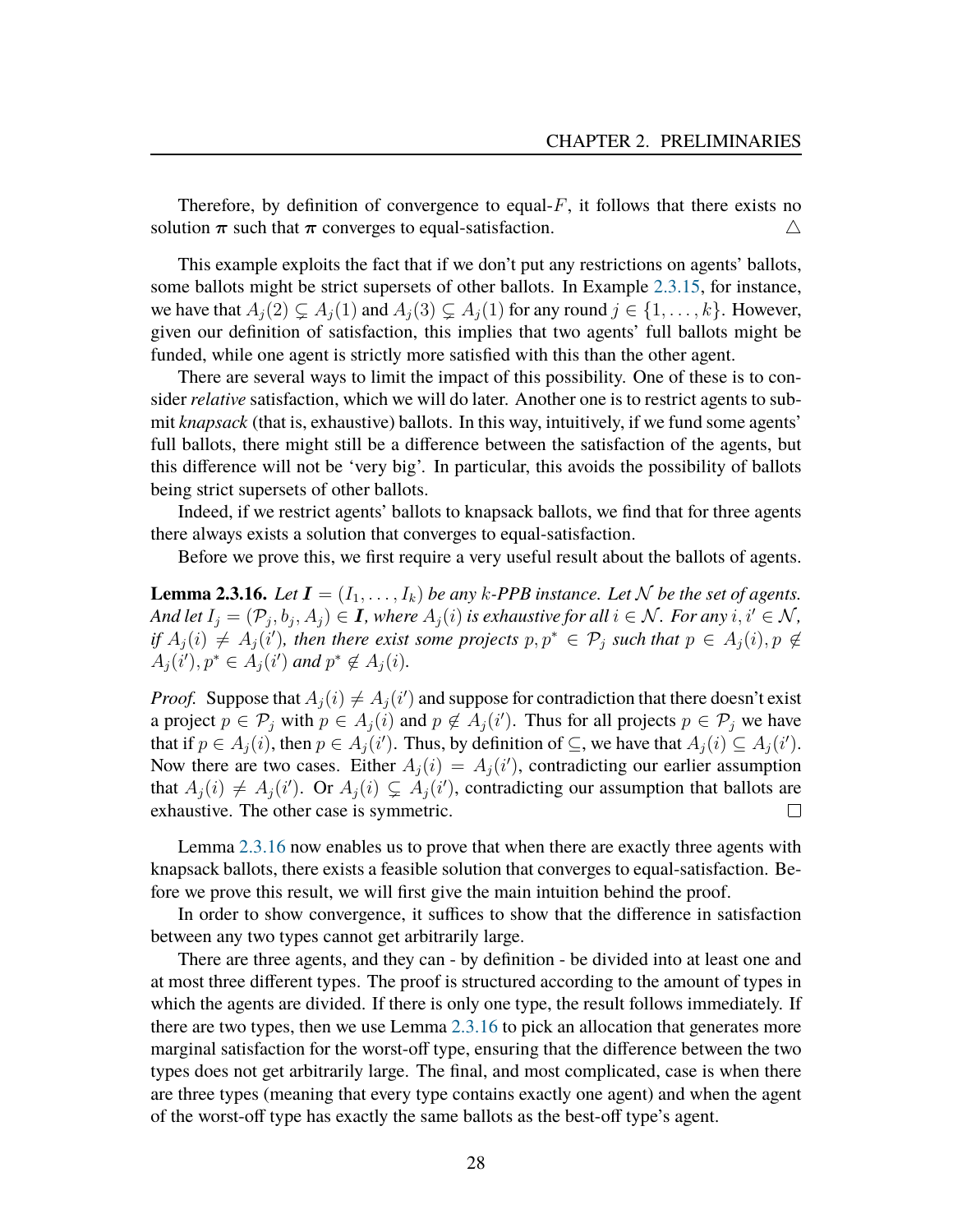Therefore, by definition of convergence to equal-$F$, it follows that there exists no solution $\boldsymbol{\pi}$ such that $\boldsymbol{\pi}$ converges to equal-satisfaction. $\triangle$

This example exploits the fact that if we don't put any restrictions on agents' ballots, some ballots might be strict supersets of other ballots. In Example 2.3.15, for instance, we have that $A_j(2) \subsetneq A_j(1)$ and $A_j(3) \subsetneq A_j(1)$ for any round $j \in \{1, \dots, k\}$. However, given our definition of satisfaction, this implies that two agents' full ballots might be funded, while one agent is strictly more satisfied with this than the other agent.

There are several ways to limit the impact of this possibility. One of these is to consider *relative* satisfaction, which we will do later. Another one is to restrict agents to submit *knapsack* (that is, exhaustive) ballots. In this way, intuitively, if we fund some agents' full ballots, there might still be a difference between the satisfaction of the agents, but this difference will not be 'very big'. In particular, this avoids the possibility of ballots being strict supersets of other ballots.

Indeed, if we restrict agents' ballots to knapsack ballots, we find that for three agents there always exists a solution that converges to equal-satisfaction.

Before we prove this, we first require a very useful result about the ballots of agents.

**Lemma 2.3.16.** *Let $\boldsymbol{I} = (I_1, \dots, I_k)$ be any $k$-PPB instance. Let $\mathcal{N}$ be the set of agents. And let $I_j = (\mathcal{P}_j, b_j, A_j) \in \boldsymbol{I}$, where $A_j(i)$ is exhaustive for all $i \in \mathcal{N}$. For any $i, i' \in \mathcal{N}$, if $A_j(i) \neq A_j(i')$, then there exist some projects $p, p^* \in \mathcal{P}_j$ such that $p \in A_j(i), p \notin A_j(i'), p^* \in A_j(i')$ and $p^* \notin A_j(i)$.*

*Proof.* Suppose that $A_j(i) \neq A_j(i')$ and suppose for contradiction that there doesn't exist a project $p \in \mathcal{P}_j$ with $p \in A_j(i)$ and $p \notin A_j(i')$. Thus for all projects $p \in \mathcal{P}_j$ we have that if $p \in A_j(i)$, then $p \in A_j(i')$. Thus, by definition of $\subseteq$, we have that $A_j(i) \subseteq A_j(i')$. Now there are two cases. Either $A_j(i) = A_j(i')$, contradicting our earlier assumption that $A_j(i) \neq A_j(i')$. Or $A_j(i) \subsetneq A_j(i')$, contradicting our assumption that ballots are exhaustive. The other case is symmetric. $\square$

Lemma 2.3.16 now enables us to prove that when there are exactly three agents with knapsack ballots, there exists a feasible solution that converges to equal-satisfaction. Before we prove this result, we will first give the main intuition behind the proof.

In order to show convergence, it suffices to show that the difference in satisfaction between any two types cannot get arbitrarily large.

There are three agents, and they can - by definition - be divided into at least one and at most three different types. The proof is structured according to the amount of types in which the agents are divided. If there is only one type, the result follows immediately. If there are two types, then we use Lemma 2.3.16 to pick an allocation that generates more marginal satisfaction for the worst-off type, ensuring that the difference between the two types does not get arbitrarily large. The final, and most complicated, case is when there are three types (meaning that every type contains exactly one agent) and when the agent of the worst-off type has exactly the same ballots as the best-off type's agent.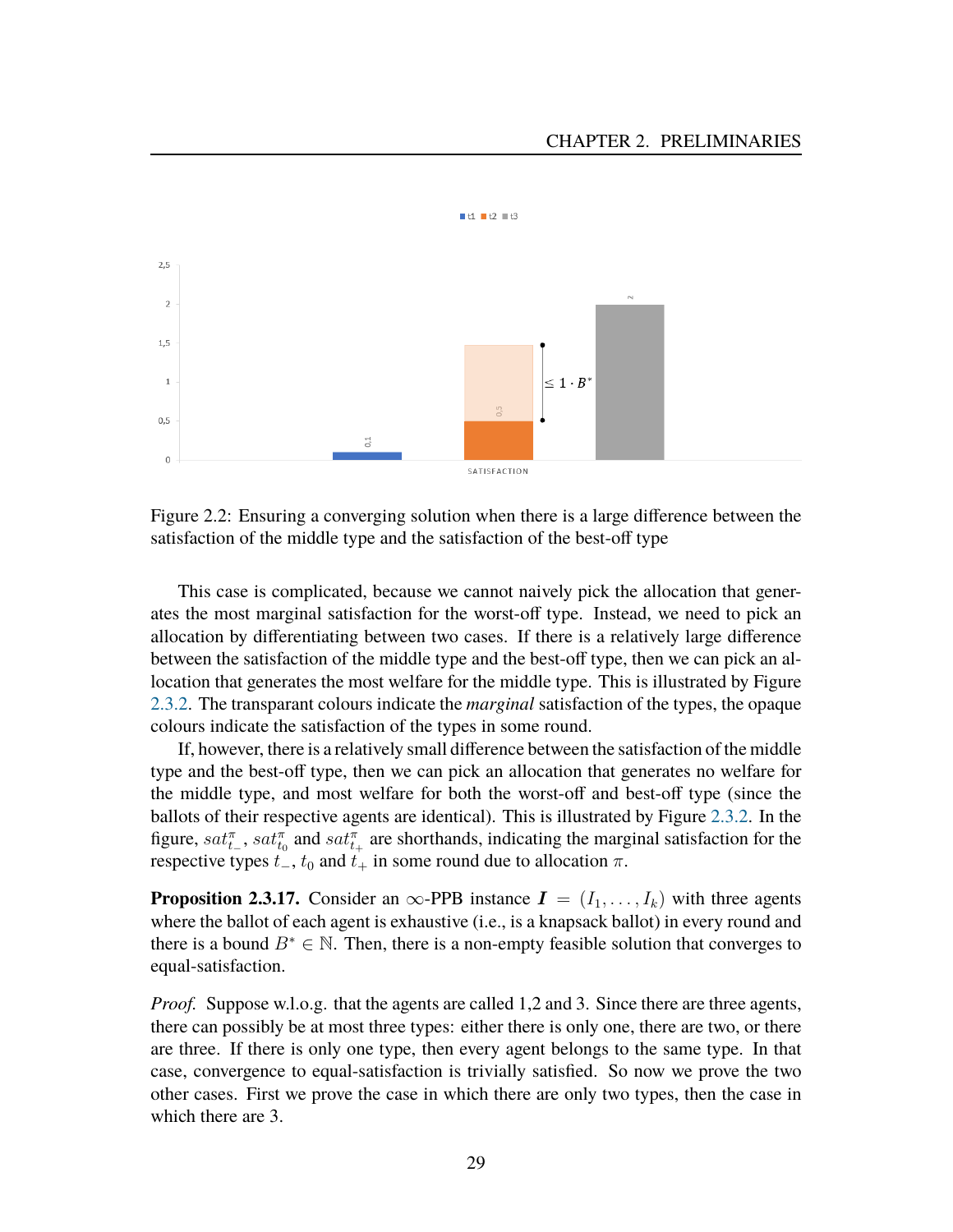Figure 2.2: Ensuring a converging solution when there is a large difference between the satisfaction of the middle type and the satisfaction of the best-off type

This case is complicated, because we cannot naively pick the allocation that generates the most marginal satisfaction for the worst-off type. Instead, we need to pick an allocation by differentiating between two cases. If there is a relatively large difference between the satisfaction of the middle type and the best-off type, then we can pick an allocation that generates the most welfare for the middle type. This is illustrated by Figure 2.3.2. The transparant colours indicate the *marginal* satisfaction of the types, the opaque colours indicate the satisfaction of the types in some round.

If, however, there is a relatively small difference between the satisfaction of the middle type and the best-off type, then we can pick an allocation that generates no welfare for the middle type, and most welfare for both the worst-off and best-off type (since the ballots of their respective agents are identical). This is illustrated by Figure 2.3.2. In the figure, $sat^{\pi}_{t_-}$, $sat^{\pi}_{t_0}$ and $sat^{\pi}_{t_+}$ are shorthands, indicating the marginal satisfaction for the respective types $t_-$, $t_0$ and $t_+$ in some round due to allocation $\pi$.

**Proposition 2.3.17.** Consider an $\infty$-PPB instance $\boldsymbol{I} = (I_1, \ldots, I_k)$ with three agents where the ballot of each agent is exhaustive (i.e., is a knapsack ballot) in every round and there is a bound $B^* \in \mathbb{N}$. Then, there is a non-empty feasible solution that converges to equal-satisfaction.

*Proof.* Suppose w.l.o.g. that the agents are called 1,2 and 3. Since there are three agents, there can possibly be at most three types: either there is only one, there are two, or there are three. If there is only one type, then every agent belongs to the same type. In that case, convergence to equal-satisfaction is trivially satisfied. So now we prove the two other cases. First we prove the case in which there are only two types, then the case in which there are 3.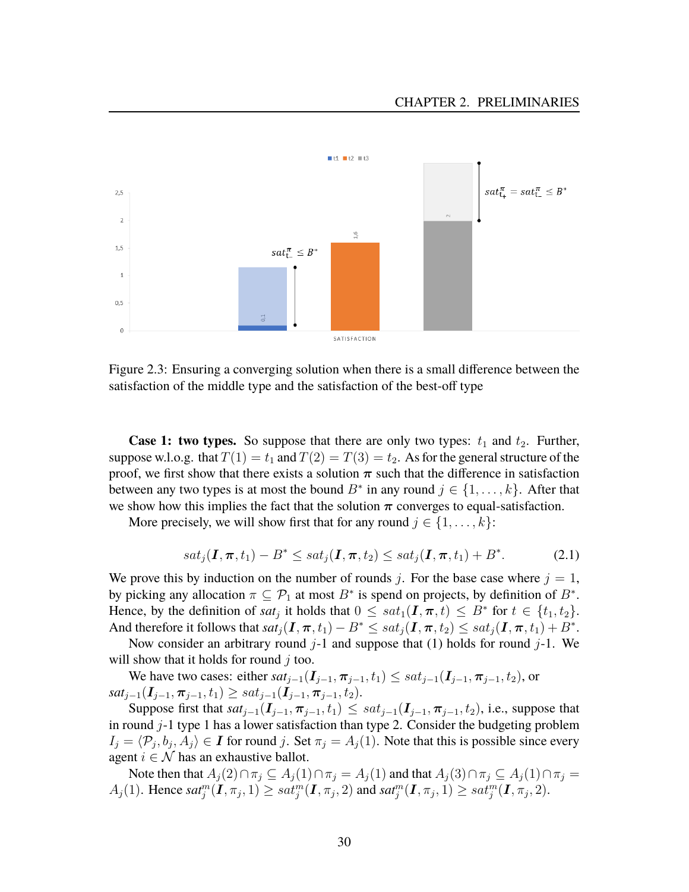Figure 2.3: Ensuring a converging solution when there is a small difference between the satisfaction of the middle type and the satisfaction of the best-off type

**Case 1: two types.** So suppose that there are only two types: $t_1$ and $t_2$. Further, suppose w.l.o.g. that $T(1) = t_1$ and $T(2) = T(3) = t_2$. As for the general structure of the proof, we first show that there exists a solution $\boldsymbol{\pi}$ such that the difference in satisfaction between any two types is at most the bound $B^*$ in any round $j \in \{1, \ldots, k\}$. After that we show how this implies the fact that the solution $\boldsymbol{\pi}$ converges to equal-satisfaction.

More precisely, we will show first that for any round $j \in \{1, \ldots, k\}$:

$$sat_j(\boldsymbol{I}, \boldsymbol{\pi}, t_1) - B^* \leq sat_j(\boldsymbol{I}, \boldsymbol{\pi}, t_2) \leq sat_j(\boldsymbol{I}, \boldsymbol{\pi}, t_1) + B^*. \tag{2.1}$$

We prove this by induction on the number of rounds $j$. For the base case where $j = 1$, by picking any allocation $\pi \subseteq \mathcal{P}_1$ at most $B^*$ is spend on projects, by definition of $B^*$. Hence, by the definition of $sat_j$ it holds that $0 \leq sat_1(\boldsymbol{I}, \boldsymbol{\pi}, t) \leq B^*$ for $t \in \{t_1, t_2\}$. And therefore it follows that $sat_j(\boldsymbol{I}, \boldsymbol{\pi}, t_1) - B^* \leq sat_j(\boldsymbol{I}, \boldsymbol{\pi}, t_2) \leq sat_j(\boldsymbol{I}, \boldsymbol{\pi}, t_1) + B^*$.

Now consider an arbitrary round $j$-1 and suppose that (1) holds for round $j$-1. We will show that it holds for round $j$ too.

We have two cases: either $sat_{j-1}(\boldsymbol{I}_{j-1}, \boldsymbol{\pi}_{j-1}, t_1) \leq sat_{j-1}(\boldsymbol{I}_{j-1}, \boldsymbol{\pi}_{j-1}, t_2)$, or $sat_{j-1}(\boldsymbol{I}_{j-1}, \boldsymbol{\pi}_{j-1}, t_1) \geq sat_{j-1}(\boldsymbol{I}_{j-1}, \boldsymbol{\pi}_{j-1}, t_2)$.

Suppose first that $sat_{j-1}(\boldsymbol{I}_{j-1}, \boldsymbol{\pi}_{j-1}, t_1) \leq sat_{j-1}(\boldsymbol{I}_{j-1}, \boldsymbol{\pi}_{j-1}, t_2)$, i.e., suppose that in round $j$-1 type 1 has a lower satisfaction than type 2. Consider the budgeting problem $I_j = \langle \mathcal{P}_j, b_j, A_j \rangle \in \boldsymbol{I}$ for round $j$. Set $\pi_j = A_j(1)$. Note that this is possible since every agent $i \in \mathcal{N}$ has an exhaustive ballot.

Note then that $A_j(2) \cap \pi_j \subseteq A_j(1) \cap \pi_j = A_j(1)$ and that $A_j(3) \cap \pi_j \subseteq A_j(1) \cap \pi_j = A_j(1)$. Hence $sat^m_j(\boldsymbol{I}, \pi_j, 1) \geq sat^m_j(\boldsymbol{I}, \pi_j, 2)$ and $sat^m_j(\boldsymbol{I}, \pi_j, 1) \geq sat^m_j(\boldsymbol{I}, \pi_j, 2)$.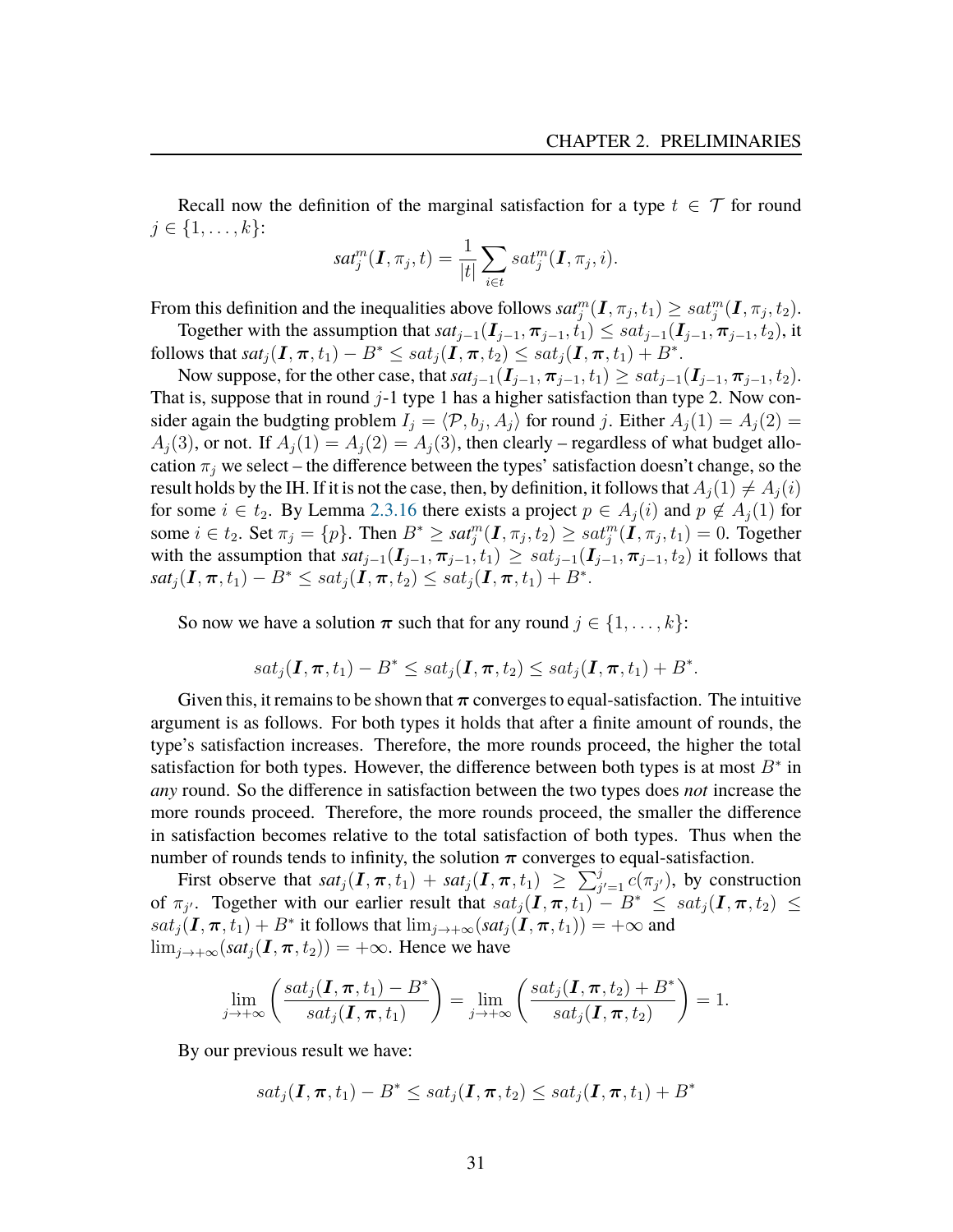Recall now the definition of the marginal satisfaction for a type $t \in \mathcal{T}$ for round $j \in \{1, \ldots, k\}$:

$$sat_j^m(\boldsymbol{I}, \pi_j, t) = \frac{1}{|t|} \sum_{i \in t} sat_j^m(\boldsymbol{I}, \pi_j, i).$$

From this definition and the inequalities above follows $sat_j^m(\boldsymbol{I}, \pi_j, t_1) \geq sat_j^m(\boldsymbol{I}, \pi_j, t_2)$.

Together with the assumption that $sat_{j-1}(\boldsymbol{I}_{j-1}, \boldsymbol{\pi}_{j-1}, t_1) \leq sat_{j-1}(\boldsymbol{I}_{j-1}, \boldsymbol{\pi}_{j-1}, t_2)$, it follows that $sat_j(\boldsymbol{I}, \boldsymbol{\pi}, t_1) - B^* \leq sat_j(\boldsymbol{I}, \boldsymbol{\pi}, t_2) \leq sat_j(\boldsymbol{I}, \boldsymbol{\pi}, t_1) + B^*$.

Now suppose, for the other case, that $sat_{j-1}(\boldsymbol{I}_{j-1}, \boldsymbol{\pi}_{j-1}, t_1) \geq sat_{j-1}(\boldsymbol{I}_{j-1}, \boldsymbol{\pi}_{j-1}, t_2)$. That is, suppose that in round $j$-1 type 1 has a higher satisfaction than type 2. Now consider again the budgting problem $I_j = \langle \mathcal{P}, b_j, A_j \rangle$ for round $j$. Either $A_j(1) = A_j(2) = A_j(3)$, or not. If $A_j(1) = A_j(2) = A_j(3)$, then clearly – regardless of what budget allocation $\pi_j$ we select – the difference between the types' satisfaction doesn't change, so the result holds by the IH. If it is not the case, then, by definition, it follows that $A_j(1) \neq A_j(i)$ for some $i \in t_2$. By Lemma 2.3.16 there exists a project $p \in A_j(i)$ and $p \notin A_j(1)$ for some $i \in t_2$. Set $\pi_j = \{p\}$. Then $B^* \geq sat_j^m(\boldsymbol{I}, \pi_j, t_2) \geq sat_j^m(\boldsymbol{I}, \pi_j, t_1) = 0$. Together with the assumption that $sat_{j-1}(\boldsymbol{I}_{j-1}, \boldsymbol{\pi}_{j-1}, t_1) \geq sat_{j-1}(\boldsymbol{I}_{j-1}, \boldsymbol{\pi}_{j-1}, t_2)$ it follows that $sat_j(\boldsymbol{I}, \boldsymbol{\pi}, t_1) - B^* \leq sat_j(\boldsymbol{I}, \boldsymbol{\pi}, t_2) \leq sat_j(\boldsymbol{I}, \boldsymbol{\pi}, t_1) + B^*$.

So now we have a solution $\boldsymbol{\pi}$ such that for any round $j \in \{1, \ldots, k\}$:

$$sat_j(\boldsymbol{I}, \boldsymbol{\pi}, t_1) - B^* \leq sat_j(\boldsymbol{I}, \boldsymbol{\pi}, t_2) \leq sat_j(\boldsymbol{I}, \boldsymbol{\pi}, t_1) + B^*.$$

Given this, it remains to be shown that $\boldsymbol{\pi}$ converges to equal-satisfaction. The intuitive argument is as follows. For both types it holds that after a finite amount of rounds, the type's satisfaction increases. Therefore, the more rounds proceed, the higher the total satisfaction for both types. However, the difference between both types is at most $B^*$ in *any* round. So the difference in satisfaction between the two types does *not* increase the more rounds proceed. Therefore, the more rounds proceed, the smaller the difference in satisfaction becomes relative to the total satisfaction of both types. Thus when the number of rounds tends to infinity, the solution $\boldsymbol{\pi}$ converges to equal-satisfaction.

First observe that $sat_j(\boldsymbol{I}, \boldsymbol{\pi}, t_1) + sat_j(\boldsymbol{I}, \boldsymbol{\pi}, t_1) \geq \sum_{j'=1}^{j} c(\pi_{j'})$, by construction of $\pi_{j'}$. Together with our earlier result that $sat_j(\boldsymbol{I}, \boldsymbol{\pi}, t_1) - B^* \leq sat_j(\boldsymbol{I}, \boldsymbol{\pi}, t_2) \leq sat_j(\boldsymbol{I}, \boldsymbol{\pi}, t_1) + B^*$ it follows that $\lim_{j \to +\infty}(sat_j(\boldsymbol{I}, \boldsymbol{\pi}, t_1)) = +\infty$ and $\lim_{j \to +\infty}(sat_j(\boldsymbol{I}, \boldsymbol{\pi}, t_2)) = +\infty$. Hence we have

$$\lim_{j \to +\infty} \left( \frac{sat_j(\boldsymbol{I}, \boldsymbol{\pi}, t_1) - B^*}{sat_j(\boldsymbol{I}, \boldsymbol{\pi}, t_1)} \right) = \lim_{j \to +\infty} \left( \frac{sat_j(\boldsymbol{I}, \boldsymbol{\pi}, t_2) + B^*}{sat_j(\boldsymbol{I}, \boldsymbol{\pi}, t_2)} \right) = 1.$$

By our previous result we have:

$$sat_j(\boldsymbol{I}, \boldsymbol{\pi}, t_1) - B^* \leq sat_j(\boldsymbol{I}, \boldsymbol{\pi}, t_2) \leq sat_j(\boldsymbol{I}, \boldsymbol{\pi}, t_1) + B^*$$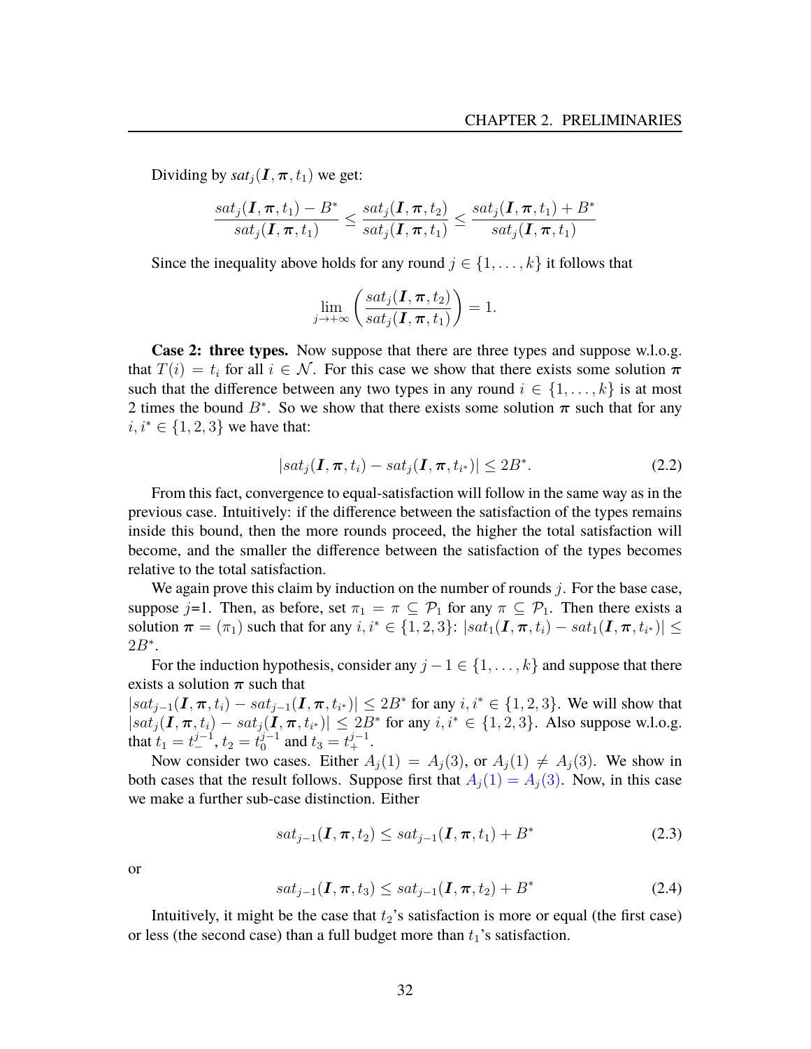Dividing by $sat_j(\boldsymbol{I}, \boldsymbol{\pi}, t_1)$ we get:

$$\frac{sat_j(\boldsymbol{I}, \boldsymbol{\pi}, t_1) - B^*}{sat_j(\boldsymbol{I}, \boldsymbol{\pi}, t_1)} \leq \frac{sat_j(\boldsymbol{I}, \boldsymbol{\pi}, t_2)}{sat_j(\boldsymbol{I}, \boldsymbol{\pi}, t_1)} \leq \frac{sat_j(\boldsymbol{I}, \boldsymbol{\pi}, t_1) + B^*}{sat_j(\boldsymbol{I}, \boldsymbol{\pi}, t_1)}$$

Since the inequality above holds for any round $j \in \{1, \ldots, k\}$ it follows that

$$\lim_{j \to +\infty} \left( \frac{sat_j(\boldsymbol{I}, \boldsymbol{\pi}, t_2)}{sat_j(\boldsymbol{I}, \boldsymbol{\pi}, t_1)} \right) = 1.$$

**Case 2: three types.** Now suppose that there are three types and suppose w.l.o.g. that $T(i) = t_i$ for all $i \in \mathcal{N}$. For this case we show that there exists some solution $\boldsymbol{\pi}$ such that the difference between any two types in any round $i \in \{1, \ldots, k\}$ is at most 2 times the bound $B^*$. So we show that there exists some solution $\boldsymbol{\pi}$ such that for any $i, i^* \in \{1, 2, 3\}$ we have that:

$$|sat_j(\boldsymbol{I}, \boldsymbol{\pi}, t_i) - sat_j(\boldsymbol{I}, \boldsymbol{\pi}, t_{i^*})| \leq 2B^*. \tag{2.2}$$

From this fact, convergence to equal-satisfaction will follow in the same way as in the previous case. Intuitively: if the difference between the satisfaction of the types remains inside this bound, then the more rounds proceed, the higher the total satisfaction will become, and the smaller the difference between the satisfaction of the types becomes relative to the total satisfaction.

We again prove this claim by induction on the number of rounds $j$. For the base case, suppose $j$=1. Then, as before, set $\pi_1 = \pi \subseteq \mathcal{P}_1$ for any $\pi \subseteq \mathcal{P}_1$. Then there exists a solution $\boldsymbol{\pi} = (\pi_1)$ such that for any $i, i^* \in \{1, 2, 3\}$: $|sat_1(\boldsymbol{I}, \boldsymbol{\pi}, t_i) - sat_1(\boldsymbol{I}, \boldsymbol{\pi}, t_{i^*})| \leq 2B^*$.

For the induction hypothesis, consider any $j - 1 \in \{1, \ldots, k\}$ and suppose that there exists a solution $\boldsymbol{\pi}$ such that
$|sat_{j-1}(\boldsymbol{I}, \boldsymbol{\pi}, t_i) - sat_{j-1}(\boldsymbol{I}, \boldsymbol{\pi}, t_{i^*})| \leq 2B^*$ for any $i, i^* \in \{1, 2, 3\}$. We will show that $|sat_j(\boldsymbol{I}, \boldsymbol{\pi}, t_i) - sat_j(\boldsymbol{I}, \boldsymbol{\pi}, t_{i^*})| \leq 2B^*$ for any $i, i^* \in \{1, 2, 3\}$. Also suppose w.l.o.g. that $t_1 = t_-^{j-1}$, $t_2 = t_0^{j-1}$ and $t_3 = t_+^{j-1}$.

Now consider two cases. Either $A_j(1) = A_j(3)$, or $A_j(1) \neq A_j(3)$. We show in both cases that the result follows. Suppose first that $A_j(1) = A_j(3)$. Now, in this case we make a further sub-case distinction. Either

$$sat_{j-1}(\boldsymbol{I}, \boldsymbol{\pi}, t_2) \leq sat_{j-1}(\boldsymbol{I}, \boldsymbol{\pi}, t_1) + B^* \tag{2.3}$$

or

$$sat_{j-1}(\boldsymbol{I}, \boldsymbol{\pi}, t_3) \leq sat_{j-1}(\boldsymbol{I}, \boldsymbol{\pi}, t_2) + B^* \tag{2.4}$$

Intuitively, it might be the case that $t_2$'s satisfaction is more or equal (the first case) or less (the second case) than a full budget more than $t_1$'s satisfaction.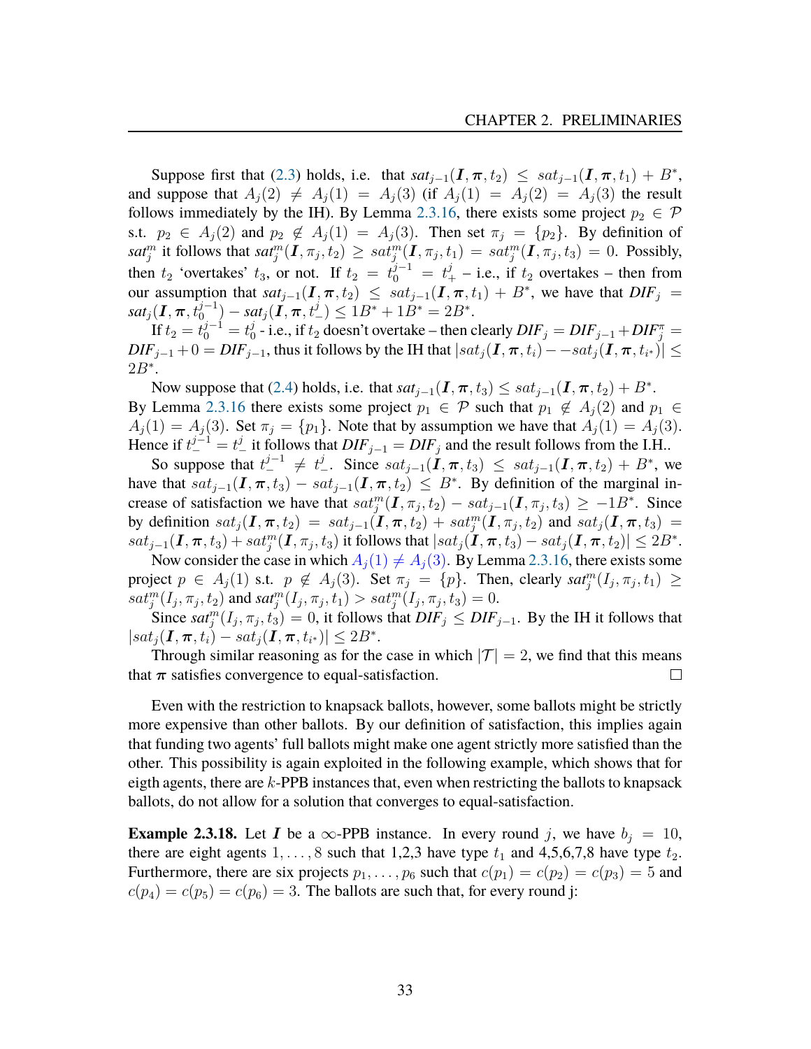Suppose first that (2.3) holds, i.e. that $sat_{j-1}(\boldsymbol{I}, \boldsymbol{\pi}, t_2) \leq sat_{j-1}(\boldsymbol{I}, \boldsymbol{\pi}, t_1) + B^*$, and suppose that $A_j(2) \neq A_j(1) = A_j(3)$ (if $A_j(1) = A_j(2) = A_j(3)$ the result follows immediately by the IH). By Lemma 2.3.16, there exists some project $p_2 \in \mathcal{P}$ s.t. $p_2 \in A_j(2)$ and $p_2 \notin A_j(1) = A_j(3)$. Then set $\pi_j = \{p_2\}$. By definition of $sat_j^m$ it follows that $sat_j^m(\boldsymbol{I}, \pi_j, t_2) \geq sat_j^m(\boldsymbol{I}, \pi_j, t_1) = sat_j^m(\boldsymbol{I}, \pi_j, t_3) = 0$. Possibly, then $t_2$ 'overtakes' $t_3$, or not. If $t_2 = t_0^{j-1} = t_+^j$ – i.e., if $t_2$ overtakes – then from our assumption that $sat_{j-1}(\boldsymbol{I}, \boldsymbol{\pi}, t_2) \leq sat_{j-1}(\boldsymbol{I}, \boldsymbol{\pi}, t_1) + B^*$, we have that $DIF_j = sat_j(\boldsymbol{I}, \boldsymbol{\pi}, t_0^{j-1}) - sat_j(\boldsymbol{I}, \boldsymbol{\pi}, t_-^j) \leq 1B^* + 1B^* = 2B^*$.

If $t_2 = t_0^{j-1} = t_0^j$ - i.e., if $t_2$ doesn't overtake – then clearly $DIF_j = DIF_{j-1} + DIF_j^{\pi} = DIF_{j-1} + 0 = DIF_{j-1}$, thus it follows by the IH that $|sat_j(\boldsymbol{I}, \boldsymbol{\pi}, t_i) - -sat_j(\boldsymbol{I}, \boldsymbol{\pi}, t_{i^*})| \leq 2B^*$.

Now suppose that (2.4) holds, i.e. that $sat_{j-1}(\boldsymbol{I}, \boldsymbol{\pi}, t_3) \leq sat_{j-1}(\boldsymbol{I}, \boldsymbol{\pi}, t_2) + B^*$. By Lemma 2.3.16 there exists some project $p_1 \in \mathcal{P}$ such that $p_1 \notin A_j(2)$ and $p_1 \in A_j(1) = A_j(3)$. Set $\pi_j = \{p_1\}$. Note that by assumption we have that $A_j(1) = A_j(3)$. Hence if $t_-^{j-1} = t_-^j$ it follows that $DIF_{j-1} = DIF_j$ and the result follows from the I.H..

So suppose that $t_-^{j-1} \neq t_-^j$. Since $sat_{j-1}(\boldsymbol{I}, \boldsymbol{\pi}, t_3) \leq sat_{j-1}(\boldsymbol{I}, \boldsymbol{\pi}, t_2) + B^*$, we have that $sat_{j-1}(\boldsymbol{I}, \boldsymbol{\pi}, t_3) - sat_{j-1}(\boldsymbol{I}, \boldsymbol{\pi}, t_2) \leq B^*$. By definition of the marginal increase of satisfaction we have that $sat_j^m(\boldsymbol{I}, \pi_j, t_2) - sat_{j-1}(\boldsymbol{I}, \pi_j, t_3) \geq -1B^*$. Since by definition $sat_j(\boldsymbol{I}, \boldsymbol{\pi}, t_2) = sat_{j-1}(\boldsymbol{I}, \boldsymbol{\pi}, t_2) + sat_j^m(\boldsymbol{I}, \pi_j, t_2)$ and $sat_j(\boldsymbol{I}, \boldsymbol{\pi}, t_3) = sat_{j-1}(\boldsymbol{I}, \boldsymbol{\pi}, t_3) + sat_j^m(\boldsymbol{I}, \pi_j, t_3)$ it follows that $|sat_j(\boldsymbol{I}, \boldsymbol{\pi}, t_3) - sat_j(\boldsymbol{I}, \boldsymbol{\pi}, t_2)| \leq 2B^*$.

Now consider the case in which $A_j(1) \neq A_j(3)$. By Lemma 2.3.16, there exists some project $p \in A_j(1)$ s.t. $p \notin A_j(3)$. Set $\pi_j = \{p\}$. Then, clearly $sat_j^m(I_j, \pi_j, t_1) \geq sat_j^m(I_j, \pi_j, t_2)$ and $sat_j^m(I_j, \pi_j, t_1) > sat_j^m(I_j, \pi_j, t_3) = 0$.

Since $sat_j^m(I_j, \pi_j, t_3) = 0$, it follows that $DIF_j \leq DIF_{j-1}$. By the IH it follows that $|sat_j(\boldsymbol{I}, \boldsymbol{\pi}, t_i) - sat_j(\boldsymbol{I}, \boldsymbol{\pi}, t_{i^*})| \leq 2B^*$.

Through similar reasoning as for the case in which $|\mathcal{T}| = 2$, we find that this means that $\boldsymbol{\pi}$ satisfies convergence to equal-satisfaction. □

Even with the restriction to knapsack ballots, however, some ballots might be strictly more expensive than other ballots. By our definition of satisfaction, this implies again that funding two agents' full ballots might make one agent strictly more satisfied than the other. This possibility is again exploited in the following example, which shows that for eigth agents, there are $k$-PPB instances that, even when restricting the ballots to knapsack ballots, do not allow for a solution that converges to equal-satisfaction.

**Example 2.3.18.** Let $\boldsymbol{I}$ be a $\infty$-PPB instance. In every round $j$, we have $b_j = 10$, there are eight agents $1, \ldots, 8$ such that 1,2,3 have type $t_1$ and 4,5,6,7,8 have type $t_2$. Furthermore, there are six projects $p_1, \ldots, p_6$ such that $c(p_1) = c(p_2) = c(p_3) = 5$ and $c(p_4) = c(p_5) = c(p_6) = 3$. The ballots are such that, for every round j: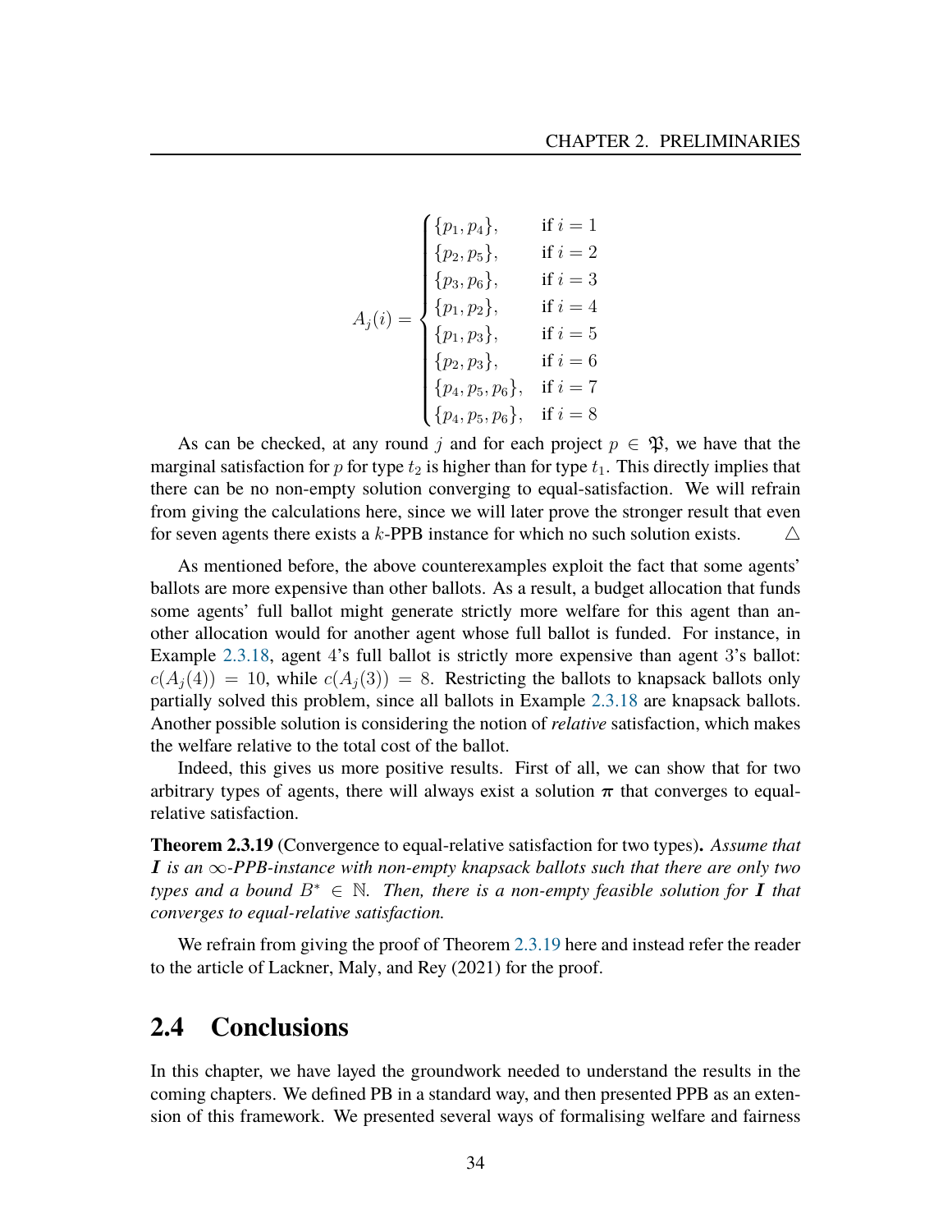$$A_j(i) = \begin{cases} \{p_1, p_4\}, & \text{if } i = 1 \\ \{p_2, p_5\}, & \text{if } i = 2 \\ \{p_3, p_6\}, & \text{if } i = 3 \\ \{p_1, p_2\}, & \text{if } i = 4 \\ \{p_1, p_3\}, & \text{if } i = 5 \\ \{p_2, p_3\}, & \text{if } i = 6 \\ \{p_4, p_5, p_6\}, & \text{if } i = 7 \\ \{p_4, p_5, p_6\}, & \text{if } i = 8 \end{cases}$$

As can be checked, at any round $j$ and for each project $p \in \mathfrak{P}$, we have that the marginal satisfaction for $p$ for type $t_2$ is higher than for type $t_1$. This directly implies that there can be no non-empty solution converging to equal-satisfaction. We will refrain from giving the calculations here, since we will later prove the stronger result that even for seven agents there exists a $k$-PPB instance for which no such solution exists. $\triangle$

As mentioned before, the above counterexamples exploit the fact that some agents' ballots are more expensive than other ballots. As a result, a budget allocation that funds some agents' full ballot might generate strictly more welfare for this agent than another allocation would for another agent whose full ballot is funded. For instance, in Example 2.3.18, agent 4's full ballot is strictly more expensive than agent 3's ballot: $c(A_j(4)) = 10$, while $c(A_j(3)) = 8$. Restricting the ballots to knapsack ballots only partially solved this problem, since all ballots in Example 2.3.18 are knapsack ballots. Another possible solution is considering the notion of *relative* satisfaction, which makes the welfare relative to the total cost of the ballot.

Indeed, this gives us more positive results. First of all, we can show that for two arbitrary types of agents, there will always exist a solution $\boldsymbol{\pi}$ that converges to equal-relative satisfaction.

**Theorem 2.3.19** (Convergence to equal-relative satisfaction for two types)**.** *Assume that $\boldsymbol{I}$ is an $\infty$-PPB-instance with non-empty knapsack ballots such that there are only two types and a bound $B^* \in \mathbb{N}$. Then, there is a non-empty feasible solution for $\boldsymbol{I}$ that converges to equal-relative satisfaction.*

We refrain from giving the proof of Theorem 2.3.19 here and instead refer the reader to the article of Lackner, Maly, and Rey (2021) for the proof.

## 2.4 Conclusions

In this chapter, we have layed the groundwork needed to understand the results in the coming chapters. We defined PB in a standard way, and then presented PPB as an extension of this framework. We presented several ways of formalising welfare and fairness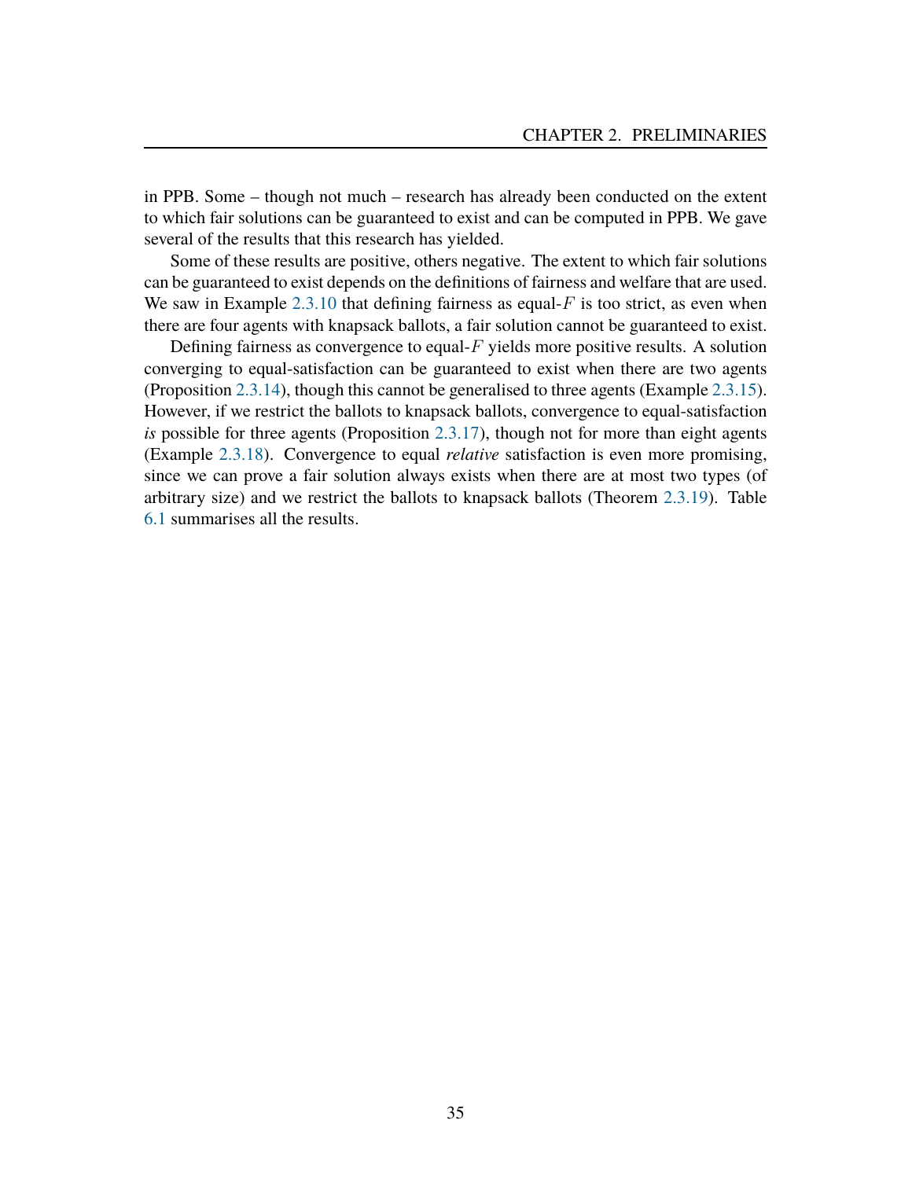in PPB. Some – though not much – research has already been conducted on the extent to which fair solutions can be guaranteed to exist and can be computed in PPB. We gave several of the results that this research has yielded.

Some of these results are positive, others negative. The extent to which fair solutions can be guaranteed to exist depends on the definitions of fairness and welfare that are used. We saw in Example 2.3.10 that defining fairness as equal-$F$ is too strict, as even when there are four agents with knapsack ballots, a fair solution cannot be guaranteed to exist.

Defining fairness as convergence to equal-$F$ yields more positive results. A solution converging to equal-satisfaction can be guaranteed to exist when there are two agents (Proposition 2.3.14), though this cannot be generalised to three agents (Example 2.3.15). However, if we restrict the ballots to knapsack ballots, convergence to equal-satisfaction *is* possible for three agents (Proposition 2.3.17), though not for more than eight agents (Example 2.3.18). Convergence to equal *relative* satisfaction is even more promising, since we can prove a fair solution always exists when there are at most two types (of arbitrary size) and we restrict the ballots to knapsack ballots (Theorem 2.3.19). Table 6.1 summarises all the results.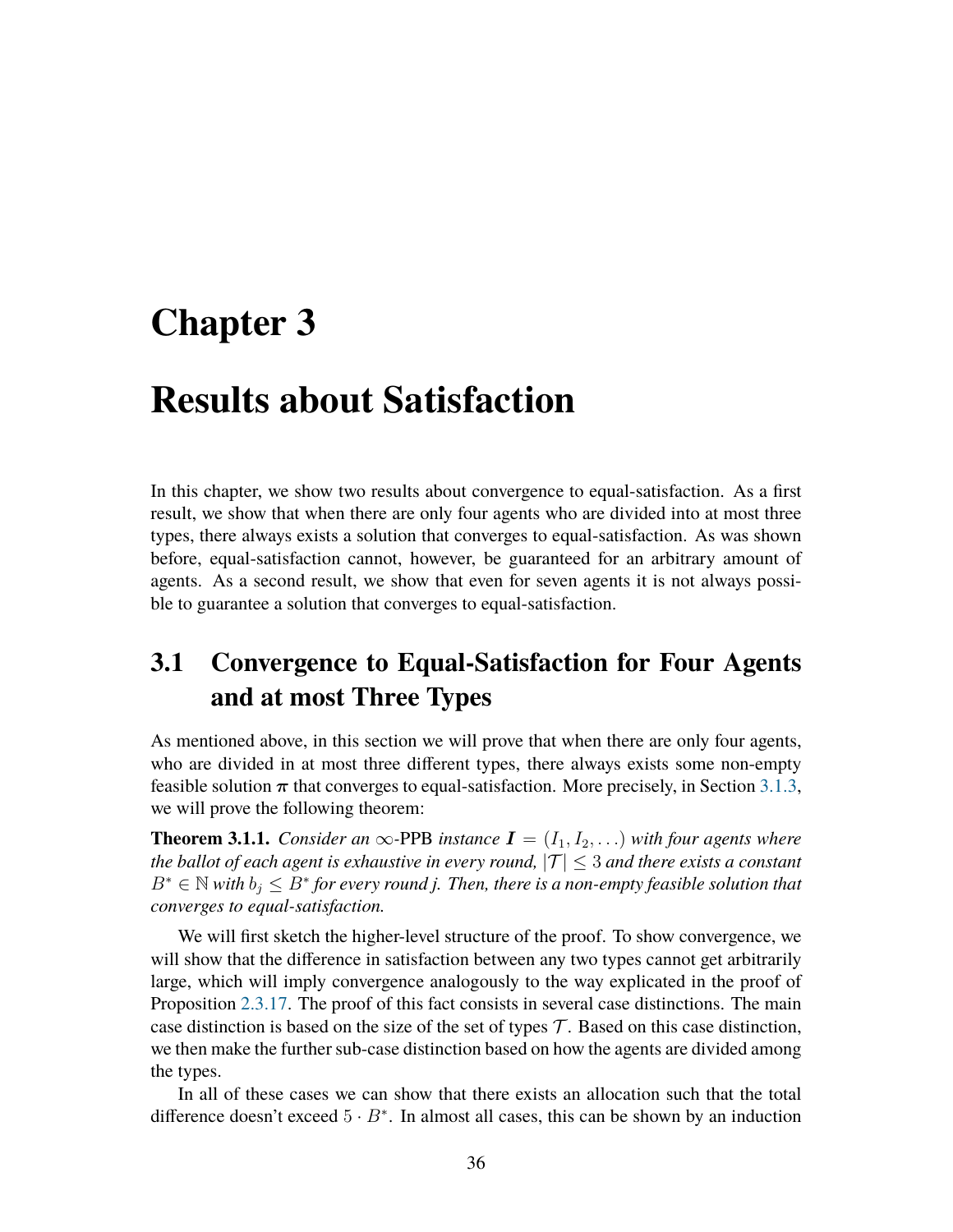# Chapter 3

# Results about Satisfaction

In this chapter, we show two results about convergence to equal-satisfaction. As a first result, we show that when there are only four agents who are divided into at most three types, there always exists a solution that converges to equal-satisfaction. As was shown before, equal-satisfaction cannot, however, be guaranteed for an arbitrary amount of agents. As a second result, we show that even for seven agents it is not always possible to guarantee a solution that converges to equal-satisfaction.

## 3.1 Convergence to Equal-Satisfaction for Four Agents and at most Three Types

As mentioned above, in this section we will prove that when there are only four agents, who are divided in at most three different types, there always exists some non-empty feasible solution $\boldsymbol{\pi}$ that converges to equal-satisfaction. More precisely, in Section 3.1.3, we will prove the following theorem:

**Theorem 3.1.1.** *Consider an* $\infty$-PPB *instance* $\boldsymbol{I} = (I_1, I_2, \ldots)$ *with four agents where the ballot of each agent is exhaustive in every round,* $|\mathcal{T}| \leq 3$ *and there exists a constant* $B^* \in \mathbb{N}$ *with* $b_j \leq B^*$ *for every round j. Then, there is a non-empty feasible solution that converges to equal-satisfaction.*

We will first sketch the higher-level structure of the proof. To show convergence, we will show that the difference in satisfaction between any two types cannot get arbitrarily large, which will imply convergence analogously to the way explicated in the proof of Proposition 2.3.17. The proof of this fact consists in several case distinctions. The main case distinction is based on the size of the set of types $\mathcal{T}$. Based on this case distinction, we then make the further sub-case distinction based on how the agents are divided among the types.

In all of these cases we can show that there exists an allocation such that the total difference doesn't exceed $5 \cdot B^*$. In almost all cases, this can be shown by an induction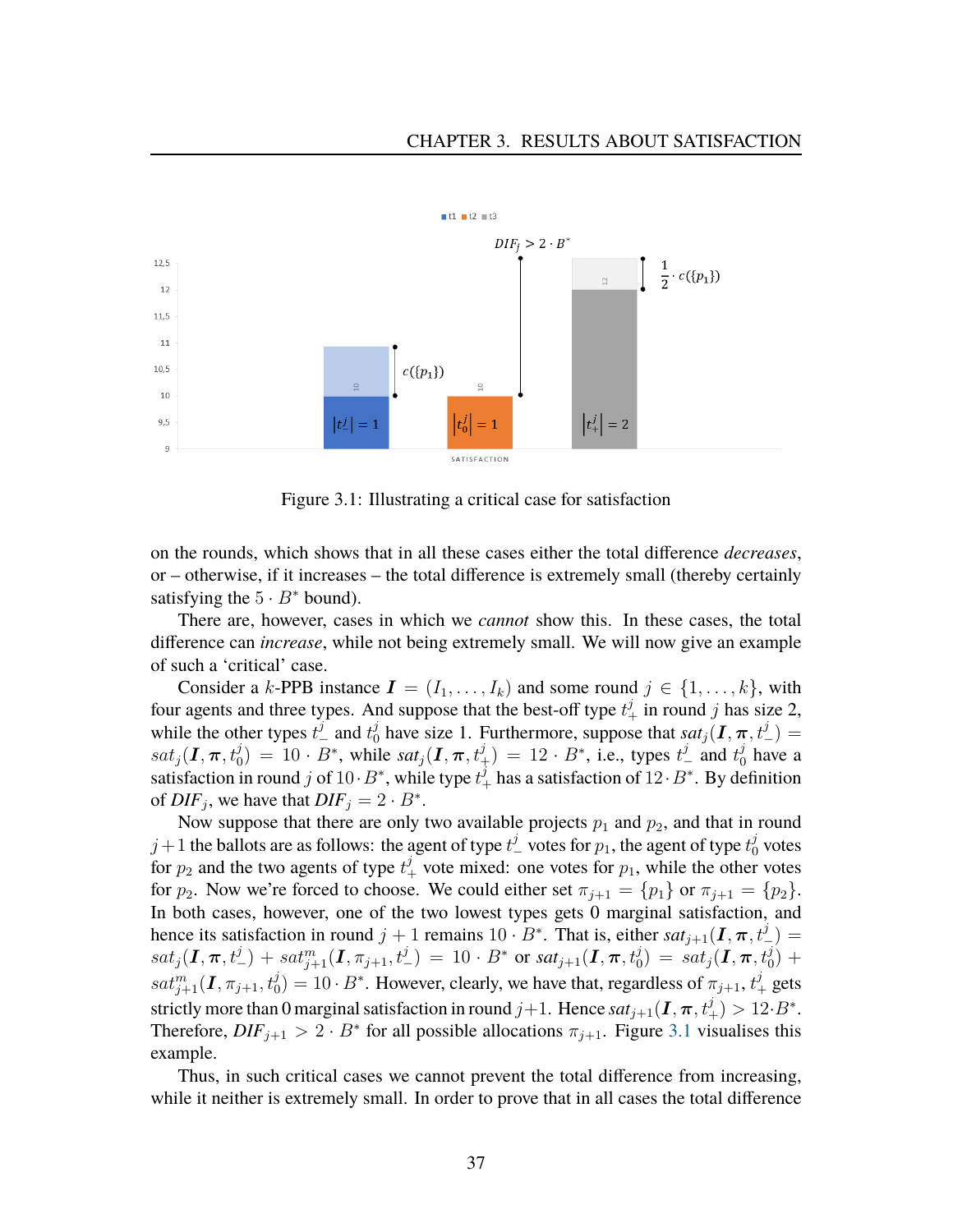Figure 3.1: Illustrating a critical case for satisfaction

on the rounds, which shows that in all these cases either the total difference *decreases*, or – otherwise, if it increases – the total difference is extremely small (thereby certainly satisfying the $5 \cdot B^*$ bound).

There are, however, cases in which we *cannot* show this. In these cases, the total difference can *increase*, while not being extremely small. We will now give an example of such a 'critical' case.

Consider a $k$-PPB instance $\boldsymbol{I} = (I_1, \ldots, I_k)$ and some round $j \in \{1, \ldots, k\}$, with four agents and three types. And suppose that the best-off type $t_+^j$ in round $j$ has size 2, while the other types $t_-^j$ and $t_0^j$ have size 1. Furthermore, suppose that $sat_j(\boldsymbol{I}, \boldsymbol{\pi}, t_-^j) = sat_j(\boldsymbol{I}, \boldsymbol{\pi}, t_0^j) = 10 \cdot B^*$, while $sat_j(\boldsymbol{I}, \boldsymbol{\pi}, t_+^j) = 12 \cdot B^*$, i.e., types $t_-^j$ and $t_0^j$ have a satisfaction in round $j$ of $10 \cdot B^*$, while type $t_+^j$ has a satisfaction of $12 \cdot B^*$. By definition of $DIF_j$, we have that $DIF_j = 2 \cdot B^*$.

Now suppose that there are only two available projects $p_1$ and $p_2$, and that in round $j+1$ the ballots are as follows: the agent of type $t_-^j$ votes for $p_1$, the agent of type $t_0^j$ votes for $p_2$ and the two agents of type $t_+^j$ vote mixed: one votes for $p_1$, while the other votes for $p_2$. Now we're forced to choose. We could either set $\pi_{j+1} = \{p_1\}$ or $\pi_{j+1} = \{p_2\}$. In both cases, however, one of the two lowest types gets 0 marginal satisfaction, and hence its satisfaction in round $j+1$ remains $10 \cdot B^*$. That is, either $sat_{j+1}(\boldsymbol{I}, \boldsymbol{\pi}, t_-^j) = sat_j(\boldsymbol{I}, \boldsymbol{\pi}, t_-^j) + sat_{j+1}^m(\boldsymbol{I}, \pi_{j+1}, t_-^j) = 10 \cdot B^*$ or $sat_{j+1}(\boldsymbol{I}, \boldsymbol{\pi}, t_0^j) = sat_j(\boldsymbol{I}, \boldsymbol{\pi}, t_0^j) + sat_{j+1}^m(\boldsymbol{I}, \pi_{j+1}, t_0^j) = 10 \cdot B^*$. However, clearly, we have that, regardless of $\pi_{j+1}$, $t_+^j$ gets strictly more than 0 marginal satisfaction in round $j+1$. Hence $sat_{j+1}(\boldsymbol{I}, \boldsymbol{\pi}, t_+^j) > 12 \cdot B^*$. Therefore, $DIF_{j+1} > 2 \cdot B^*$ for all possible allocations $\pi_{j+1}$. Figure 3.1 visualises this example.

Thus, in such critical cases we cannot prevent the total difference from increasing, while it neither is extremely small. In order to prove that in all cases the total difference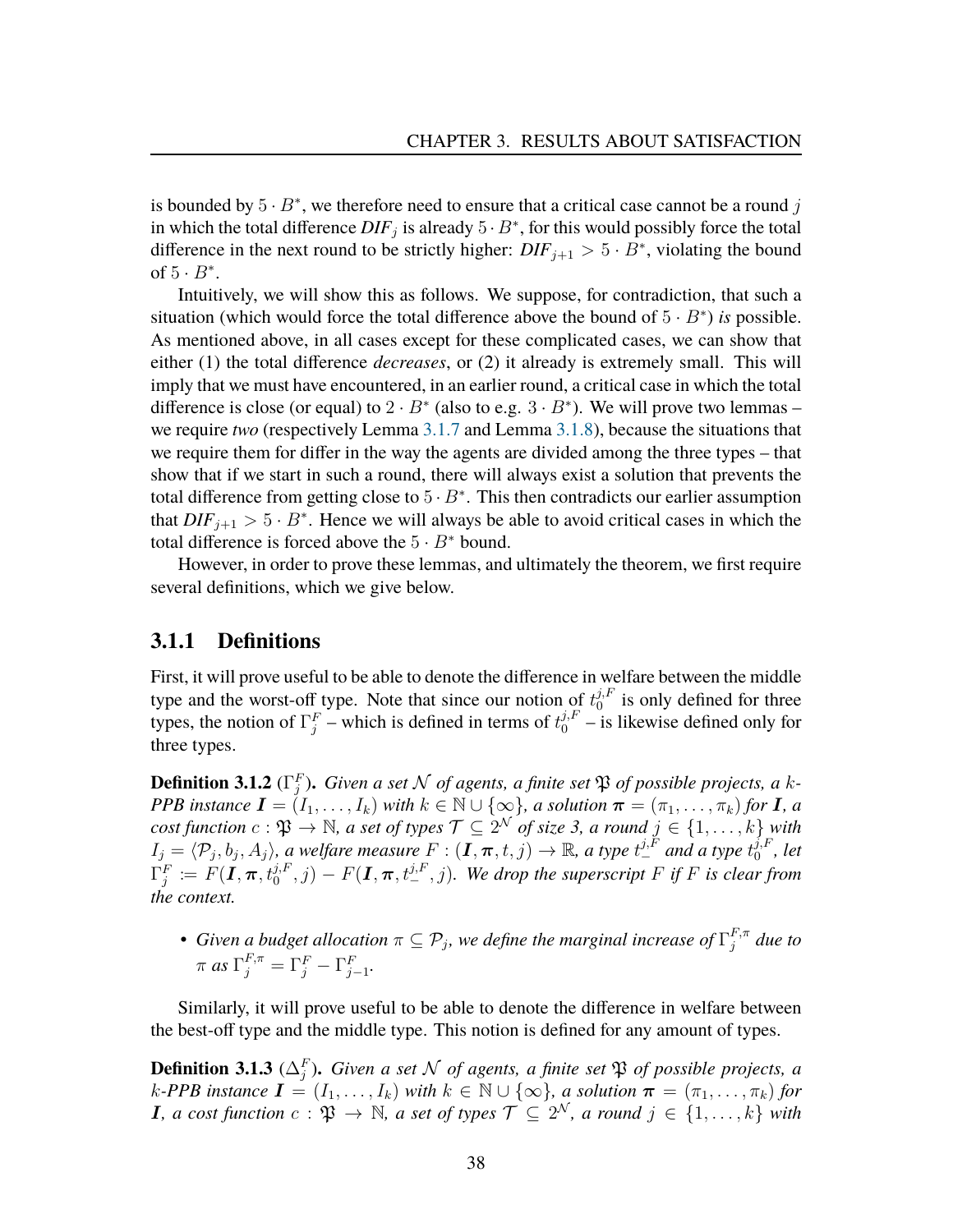is bounded by $5 \cdot B^*$, we therefore need to ensure that a critical case cannot be a round $j$ in which the total difference $\mathit{DIF}_j$ is already $5 \cdot B^*$, for this would possibly force the total difference in the next round to be strictly higher: $\mathit{DIF}_{j+1} > 5 \cdot B^*$, violating the bound of $5 \cdot B^*$.

Intuitively, we will show this as follows. We suppose, for contradiction, that such a situation (which would force the total difference above the bound of $5 \cdot B^*$) *is* possible. As mentioned above, in all cases except for these complicated cases, we can show that either (1) the total difference *decreases*, or (2) it already is extremely small. This will imply that we must have encountered, in an earlier round, a critical case in which the total difference is close (or equal) to $2 \cdot B^*$ (also to e.g. $3 \cdot B^*$). We will prove two lemmas – we require *two* (respectively Lemma 3.1.7 and Lemma 3.1.8), because the situations that we require them for differ in the way the agents are divided among the three types – that show that if we start in such a round, there will always exist a solution that prevents the total difference from getting close to $5 \cdot B^*$. This then contradicts our earlier assumption that $\mathit{DIF}_{j+1} > 5 \cdot B^*$. Hence we will always be able to avoid critical cases in which the total difference is forced above the $5 \cdot B^*$ bound.

However, in order to prove these lemmas, and ultimately the theorem, we first require several definitions, which we give below.

### 3.1.1 Definitions

First, it will prove useful to be able to denote the difference in welfare between the middle type and the worst-off type. Note that since our notion of $t_0^{j,F}$ is only defined for three types, the notion of $\Gamma_j^F$ – which is defined in terms of $t_0^{j,F}$ – is likewise defined only for three types.

**Definition 3.1.2** ($\Gamma_j^F$)**.** *Given a set $\mathcal{N}$ of agents, a finite set $\mathfrak{P}$ of possible projects, a $k$-PPB instance $\boldsymbol{I} = (I_1, \dots, I_k)$ with $k \in \mathbb{N} \cup \{\infty\}$, a solution $\boldsymbol{\pi} = (\pi_1, \dots, \pi_k)$ for $\boldsymbol{I}$, a cost function $c : \mathfrak{P} \to \mathbb{N}$, a set of types $\mathcal{T} \subseteq 2^{\mathcal{N}}$ of size 3, a round $j \in \{1, \dots, k\}$ with $I_j = \langle \mathcal{P}_j, b_j, A_j \rangle$, a welfare measure $F : (\boldsymbol{I}, \boldsymbol{\pi}, t, j) \to \mathbb{R}$, a type $t_-^{j,F}$ and a type $t_0^{j,F}$, let $\Gamma_j^F := F(\boldsymbol{I}, \boldsymbol{\pi}, t_0^{j,F}, j) - F(\boldsymbol{I}, \boldsymbol{\pi}, t_-^{j,F}, j)$. We drop the superscript $F$ if $F$ is clear from the context.*

- *Given a budget allocation $\pi \subseteq \mathcal{P}_j$, we define the marginal increase of $\Gamma_j^{F,\pi}$ due to $\pi$ as $\Gamma_j^{F,\pi} = \Gamma_j^F - \Gamma_{j-1}^F$.*

Similarly, it will prove useful to be able to denote the difference in welfare between the best-off type and the middle type. This notion is defined for any amount of types.

**Definition 3.1.3** ($\Delta_j^F$)**.** *Given a set $\mathcal{N}$ of agents, a finite set $\mathfrak{P}$ of possible projects, a $k$-PPB instance $\boldsymbol{I} = (I_1, \dots, I_k)$ with $k \in \mathbb{N} \cup \{\infty\}$, a solution $\boldsymbol{\pi} = (\pi_1, \dots, \pi_k)$ for $\boldsymbol{I}$, a cost function $c : \mathfrak{P} \to \mathbb{N}$, a set of types $\mathcal{T} \subseteq 2^{\mathcal{N}}$, a round $j \in \{1, \dots, k\}$ with*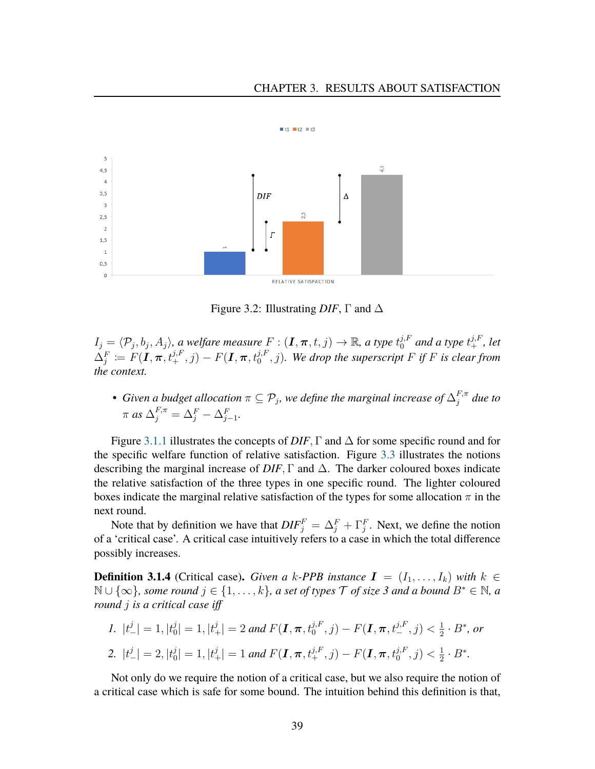Figure 3.2: Illustrating *DIF*, $\Gamma$ and $\Delta$

*$I_j = \langle \mathcal{P}_j, b_j, A_j \rangle$, a welfare measure $F : (\boldsymbol{I}, \boldsymbol{\pi}, t, j) \to \mathbb{R}$, a type $t_0^{j,F}$ and a type $t_+^{j,F}$, let $\Delta_j^F := F(\boldsymbol{I}, \boldsymbol{\pi}, t_+^{j,F}, j) - F(\boldsymbol{I}, \boldsymbol{\pi}, t_0^{j,F}, j)$. We drop the superscript $F$ if $F$ is clear from the context.*

- *Given a budget allocation $\pi \subseteq \mathcal{P}_j$, we define the marginal increase of $\Delta_j^{F,\pi}$ due to $\pi$ as $\Delta_j^{F,\pi} = \Delta_j^F - \Delta_{j-1}^F$.*

Figure 3.1.1 illustrates the concepts of *DIF*, $\Gamma$ and $\Delta$ for some specific round and for the specific welfare function of relative satisfaction. Figure 3.3 illustrates the notions describing the marginal increase of *DIF*, $\Gamma$ and $\Delta$. The darker coloured boxes indicate the relative satisfaction of the three types in one specific round. The lighter coloured boxes indicate the marginal relative satisfaction of the types for some allocation $\pi$ in the next round.

Note that by definition we have that $DIF_j^F = \Delta_j^F + \Gamma_j^F$. Next, we define the notion of a 'critical case'. A critical case intuitively refers to a case in which the total difference possibly increases.

**Definition 3.1.4** (Critical case)**.** *Given a $k$-PPB instance $\boldsymbol{I} = (I_1, \ldots, I_k)$ with $k \in \mathbb{N} \cup \{\infty\}$, some round $j \in \{1, \ldots, k\}$, a set of types $\mathcal{T}$ of size 3 and a bound $B^* \in \mathbb{N}$, a round $j$ is a critical case iff*

1. *$|t_-^j| = 1, |t_0^j| = 1, |t_+^j| = 2$ and $F(\boldsymbol{I}, \boldsymbol{\pi}, t_0^{j,F}, j) - F(\boldsymbol{I}, \boldsymbol{\pi}, t_-^{j,F}, j) < \frac{1}{2} \cdot B^*$, or*
2. *$|t_-^j| = 2, |t_0^j| = 1, |t_+^j| = 1$ and $F(\boldsymbol{I}, \boldsymbol{\pi}, t_+^{j,F}, j) - F(\boldsymbol{I}, \boldsymbol{\pi}, t_0^{j,F}, j) < \frac{1}{2} \cdot B^*$.*

Not only do we require the notion of a critical case, but we also require the notion of a critical case which is safe for some bound. The intuition behind this definition is that,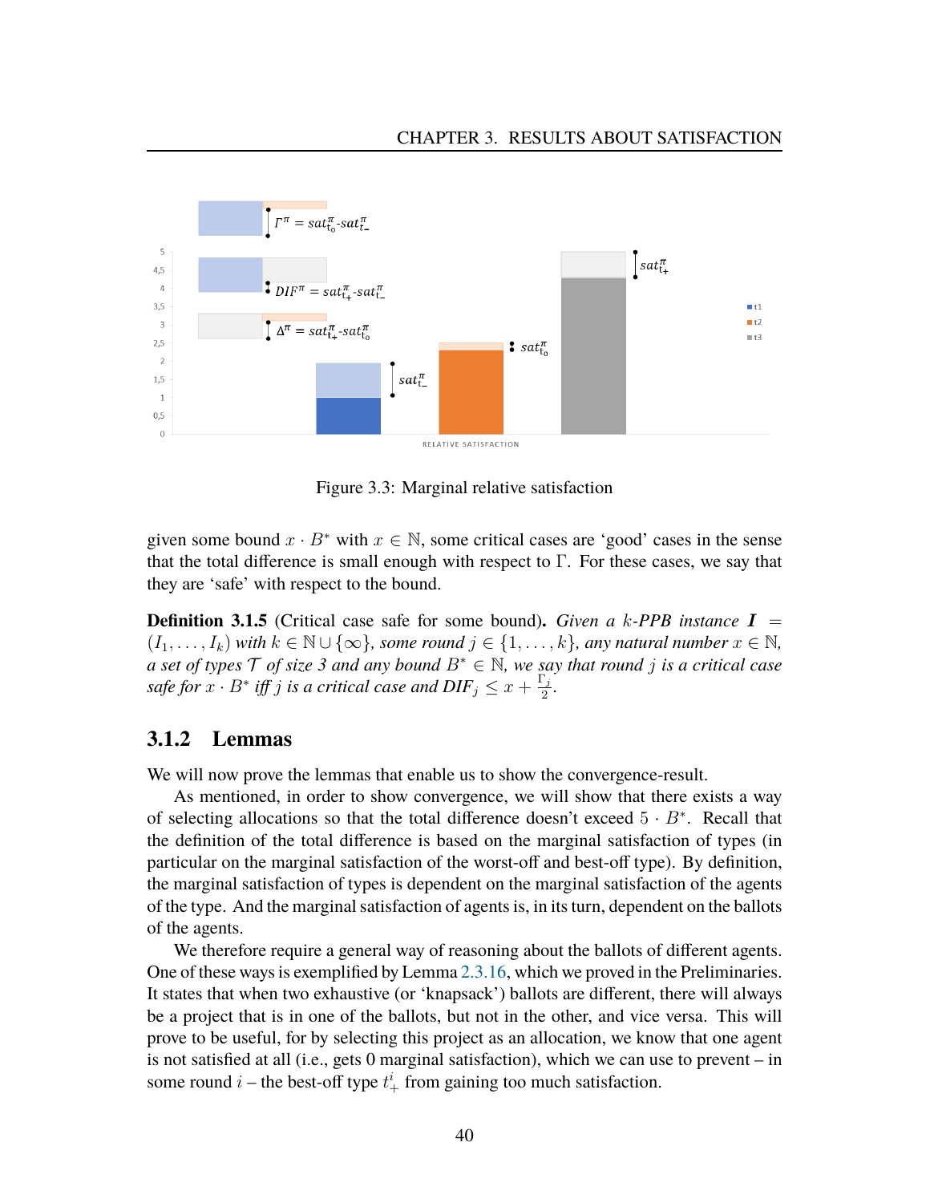Figure 3.3: Marginal relative satisfaction

given some bound $x \cdot B^*$ with $x \in \mathbb{N}$, some critical cases are 'good' cases in the sense that the total difference is small enough with respect to $\Gamma$. For these cases, we say that they are 'safe' with respect to the bound.

**Definition 3.1.5** (Critical case safe for some bound)**.** *Given a $k$-PPB instance $\boldsymbol{I} = (I_1, \ldots, I_k)$ with $k \in \mathbb{N} \cup \{\infty\}$, some round $j \in \{1, \ldots, k\}$, any natural number $x \in \mathbb{N}$, a set of types $\mathcal{T}$ of size 3 and any bound $B^* \in \mathbb{N}$, we say that round $j$ is a critical case safe for $x \cdot B^*$ iff $j$ is a critical case and $DIF_j \leq x + \frac{\Gamma_j}{2}$.*

### 3.1.2 Lemmas

We will now prove the lemmas that enable us to show the convergence-result.

As mentioned, in order to show convergence, we will show that there exists a way of selecting allocations so that the total difference doesn't exceed $5 \cdot B^*$. Recall that the definition of the total difference is based on the marginal satisfaction of types (in particular on the marginal satisfaction of the worst-off and best-off type). By definition, the marginal satisfaction of types is dependent on the marginal satisfaction of the agents of the type. And the marginal satisfaction of agents is, in its turn, dependent on the ballots of the agents.

We therefore require a general way of reasoning about the ballots of different agents. One of these ways is exemplified by Lemma 2.3.16, which we proved in the Preliminaries. It states that when two exhaustive (or 'knapsack') ballots are different, there will always be a project that is in one of the ballots, but not in the other, and vice versa. This will prove to be useful, for by selecting this project as an allocation, we know that one agent is not satisfied at all (i.e., gets 0 marginal satisfaction), which we can use to prevent – in some round $i$ – the best-off type $t^i_+$ from gaining too much satisfaction.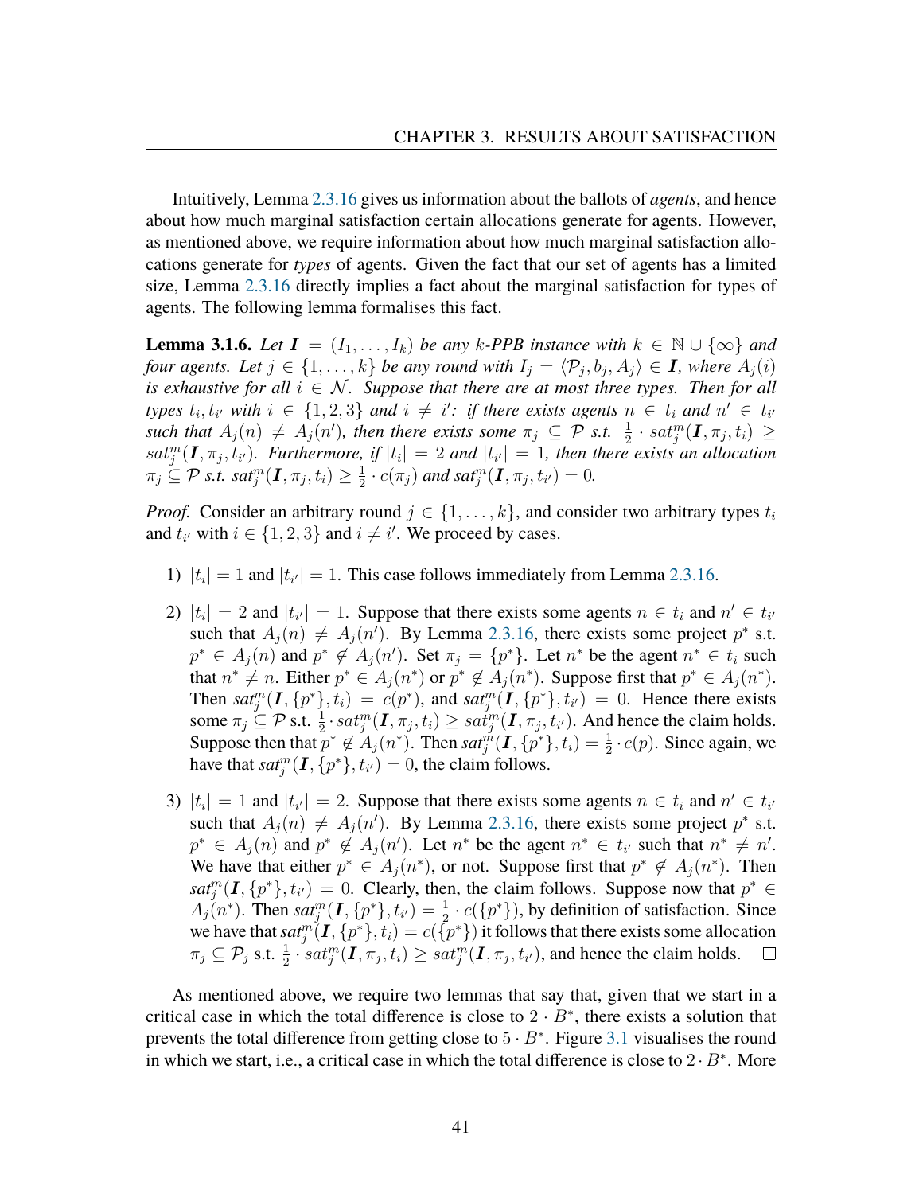Intuitively, Lemma 2.3.16 gives us information about the ballots of *agents*, and hence about how much marginal satisfaction certain allocations generate for agents. However, as mentioned above, we require information about how much marginal satisfaction allocations generate for *types* of agents. Given the fact that our set of agents has a limited size, Lemma 2.3.16 directly implies a fact about the marginal satisfaction for types of agents. The following lemma formalises this fact.

**Lemma 3.1.6.** *Let $\boldsymbol{I} = (I_1, \dots, I_k)$ be any $k$-PPB instance with $k \in \mathbb{N} \cup \{\infty\}$ and four agents. Let $j \in \{1, \dots, k\}$ be any round with $I_j = \langle \mathcal{P}_j, b_j, A_j \rangle \in \boldsymbol{I}$, where $A_j(i)$ is exhaustive for all $i \in \mathcal{N}$. Suppose that there are at most three types. Then for all types $t_i, t_{i'}$ with $i \in \{1, 2, 3\}$ and $i \neq i'$: if there exists agents $n \in t_i$ and $n' \in t_{i'}$ such that $A_j(n) \neq A_j(n')$, then there exists some $\pi_j \subseteq \mathcal{P}$ s.t. $\frac{1}{2} \cdot sat^m_j(\boldsymbol{I}, \pi_j, t_i) \geq sat^m_j(\boldsymbol{I}, \pi_j, t_{i'})$. Furthermore, if $|t_i| = 2$ and $|t_{i'}| = 1$, then there exists an allocation $\pi_j \subseteq \mathcal{P}$ s.t. $sat^m_j(\boldsymbol{I}, \pi_j, t_i) \geq \frac{1}{2} \cdot c(\pi_j)$ and $sat^m_j(\boldsymbol{I}, \pi_j, t_{i'}) = 0$.*

*Proof.* Consider an arbitrary round $j \in \{1, \dots, k\}$, and consider two arbitrary types $t_i$ and $t_{i'}$ with $i \in \{1, 2, 3\}$ and $i \neq i'$. We proceed by cases.

1) $|t_i| = 1$ and $|t_{i'}| = 1$. This case follows immediately from Lemma 2.3.16.

2) $|t_i| = 2$ and $|t_{i'}| = 1$. Suppose that there exists some agents $n \in t_i$ and $n' \in t_{i'}$ such that $A_j(n) \neq A_j(n')$. By Lemma 2.3.16, there exists some project $p^*$ s.t. $p^* \in A_j(n)$ and $p^* \notin A_j(n')$. Set $\pi_j = \{p^*\}$. Let $n^*$ be the agent $n^* \in t_i$ such that $n^* \neq n$. Either $p^* \in A_j(n^*)$ or $p^* \notin A_j(n^*)$. Suppose first that $p^* \in A_j(n^*)$. Then $sat^m_j(\boldsymbol{I}, \{p^*\}, t_i) = c(p^*)$, and $sat^m_j(\boldsymbol{I}, \{p^*\}, t_{i'}) = 0$. Hence there exists some $\pi_j \subseteq \mathcal{P}$ s.t. $\frac{1}{2} \cdot sat^m_j(\boldsymbol{I}, \pi_j, t_i) \geq sat^m_j(\boldsymbol{I}, \pi_j, t_{i'})$. And hence the claim holds. Suppose then that $p^* \notin A_j(n^*)$. Then $sat^m_j(\boldsymbol{I}, \{p^*\}, t_i) = \frac{1}{2} \cdot c(p)$. Since again, we have that $sat^m_j(\boldsymbol{I}, \{p^*\}, t_{i'}) = 0$, the claim follows.

3) $|t_i| = 1$ and $|t_{i'}| = 2$. Suppose that there exists some agents $n \in t_i$ and $n' \in t_{i'}$ such that $A_j(n) \neq A_j(n')$. By Lemma 2.3.16, there exists some project $p^*$ s.t. $p^* \in A_j(n)$ and $p^* \notin A_j(n')$. Let $n^*$ be the agent $n^* \in t_{i'}$ such that $n^* \neq n'$. We have that either $p^* \in A_j(n^*)$, or not. Suppose first that $p^* \notin A_j(n^*)$. Then $sat^m_j(\boldsymbol{I}, \{p^*\}, t_{i'}) = 0$. Clearly, then, the claim follows. Suppose now that $p^* \in A_j(n^*)$. Then $sat^m_j(\boldsymbol{I}, \{p^*\}, t_{i'}) = \frac{1}{2} \cdot c(\{p^*\})$, by definition of satisfaction. Since we have that $sat^m_j(\boldsymbol{I}, \{p^*\}, t_i) = c(\{p^*\})$ it follows that there exists some allocation $\pi_j \subseteq \mathcal{P}_j$ s.t. $\frac{1}{2} \cdot sat^m_j(\boldsymbol{I}, \pi_j, t_i) \geq sat^m_j(\boldsymbol{I}, \pi_j, t_{i'})$, and hence the claim holds. ☐

As mentioned above, we require two lemmas that say that, given that we start in a critical case in which the total difference is close to $2 \cdot B^*$, there exists a solution that prevents the total difference from getting close to $5 \cdot B^*$. Figure 3.1 visualises the round in which we start, i.e., a critical case in which the total difference is close to $2 \cdot B^*$. More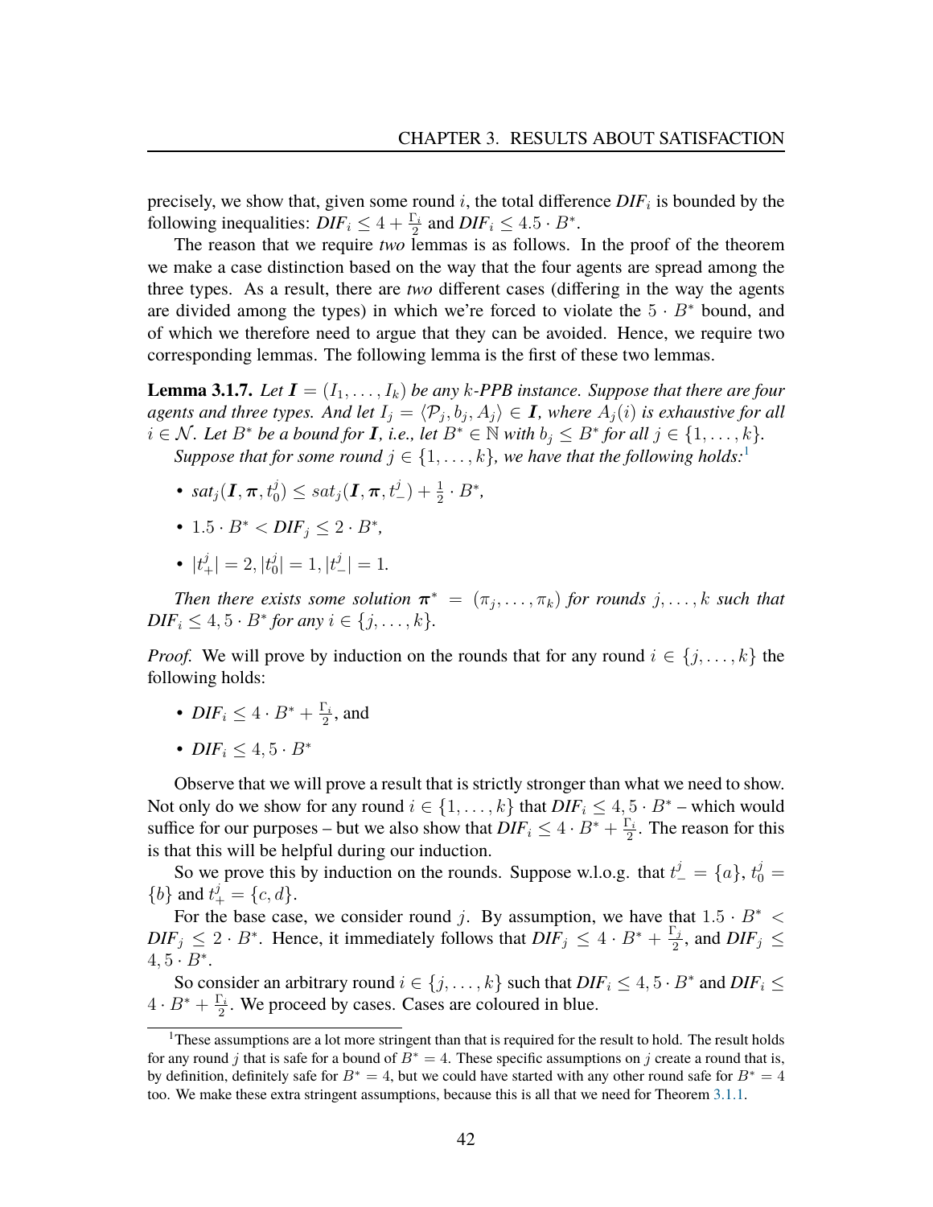precisely, we show that, given some round $i$, the total difference $\mathit{DIF}_i$ is bounded by the following inequalities: $\mathit{DIF}_i \leq 4 + \frac{\Gamma_i}{2}$ and $\mathit{DIF}_i \leq 4.5 \cdot B^*$.

The reason that we require *two* lemmas is as follows. In the proof of the theorem we make a case distinction based on the way that the four agents are spread among the three types. As a result, there are *two* different cases (differing in the way the agents are divided among the types) in which we're forced to violate the $5 \cdot B^*$ bound, and of which we therefore need to argue that they can be avoided. Hence, we require two corresponding lemmas. The following lemma is the first of these two lemmas.

**Lemma 3.1.7.** *Let $\boldsymbol{I} = (I_1, \ldots, I_k)$ be any $k$-PPB instance. Suppose that there are four agents and three types. And let $I_j = \langle \mathcal{P}_j, b_j, A_j \rangle \in \boldsymbol{I}$, where $A_j(i)$ is exhaustive for all $i \in \mathcal{N}$. Let $B^*$ be a bound for $\boldsymbol{I}$, i.e., let $B^* \in \mathbb{N}$ with $b_j \leq B^*$ for all $j \in \{1, \ldots, k\}$.*

*Suppose that for some round $j \in \{1, \ldots, k\}$, we have that the following holds:*[1]

- $\mathit{sat}_j(\boldsymbol{I}, \boldsymbol{\pi}, t_0^j) \leq \mathit{sat}_j(\boldsymbol{I}, \boldsymbol{\pi}, t_-^j) + \frac{1}{2} \cdot B^*$,
- $1.5 \cdot B^* < \mathit{DIF}_j \leq 2 \cdot B^*$,
- $|t_+^j| = 2, |t_0^j| = 1, |t_-^j| = 1$.

*Then there exists some solution $\boldsymbol{\pi}^* = (\pi_j, \ldots, \pi_k)$ for rounds $j, \ldots, k$ such that $\mathit{DIF}_i \leq 4,5 \cdot B^*$ for any $i \in \{j, \ldots, k\}$.*

*Proof.* We will prove by induction on the rounds that for any round $i \in \{j, \ldots, k\}$ the following holds:

- $\mathit{DIF}_i \leq 4 \cdot B^* + \frac{\Gamma_i}{2}$, and
- $\mathit{DIF}_i \leq 4,5 \cdot B^*$

Observe that we will prove a result that is strictly stronger than what we need to show. Not only do we show for any round $i \in \{1, \ldots, k\}$ that $\mathit{DIF}_i \leq 4,5 \cdot B^*$ – which would suffice for our purposes – but we also show that $\mathit{DIF}_i \leq 4 \cdot B^* + \frac{\Gamma_i}{2}$. The reason for this is that this will be helpful during our induction.

So we prove this by induction on the rounds. Suppose w.l.o.g. that $t_-^j = \{a\}$, $t_0^j = \{b\}$ and $t_+^j = \{c, d\}$.

For the base case, we consider round $j$. By assumption, we have that $1.5 \cdot B^* < \mathit{DIF}_j \leq 2 \cdot B^*$. Hence, it immediately follows that $\mathit{DIF}_j \leq 4 \cdot B^* + \frac{\Gamma_j}{2}$, and $\mathit{DIF}_j \leq 4,5 \cdot B^*$.

So consider an arbitrary round $i \in \{j, \ldots, k\}$ such that $\mathit{DIF}_i \leq 4,5 \cdot B^*$ and $\mathit{DIF}_i \leq 4 \cdot B^* + \frac{\Gamma_i}{2}$. We proceed by cases. Cases are coloured in blue.

[1] These assumptions are a lot more stringent than that is required for the result to hold. The result holds for any round $j$ that is safe for a bound of $B^* = 4$. These specific assumptions on $j$ create a round that is, by definition, definitely safe for $B^* = 4$, but we could have started with any other round safe for $B^* = 4$ too. We make these extra stringent assumptions, because this is all that we need for Theorem 3.1.1.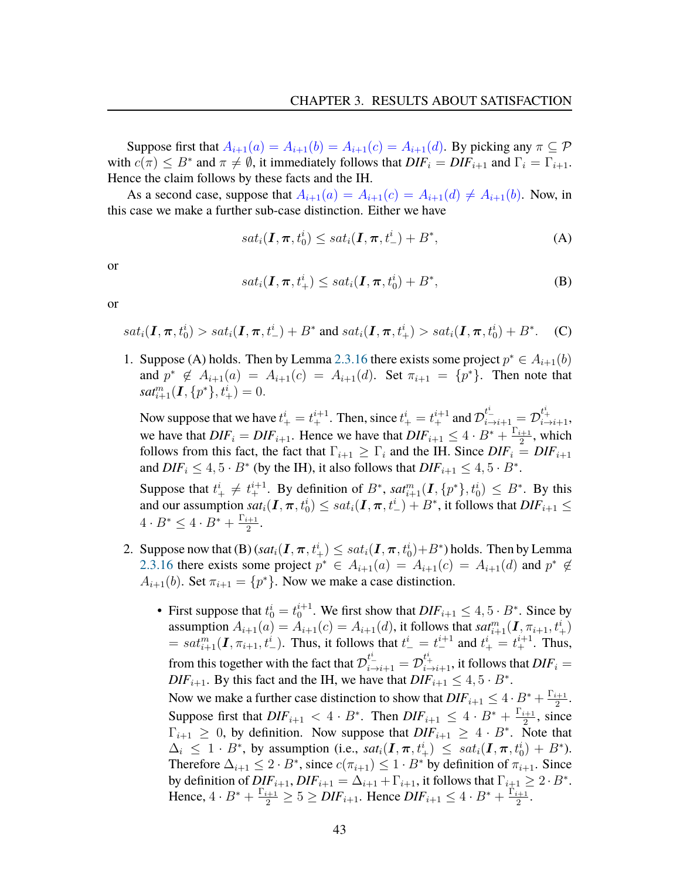Suppose first that $A_{i+1}(a) = A_{i+1}(b) = A_{i+1}(c) = A_{i+1}(d)$. By picking any $\pi \subseteq \mathcal{P}$ with $c(\pi) \leq B^*$ and $\pi \neq \emptyset$, it immediately follows that $\mathit{DIF}_i = \mathit{DIF}_{i+1}$ and $\Gamma_i = \Gamma_{i+1}$. Hence the claim follows by these facts and the IH.

As a second case, suppose that $A_{i+1}(a) = A_{i+1}(c) = A_{i+1}(d) \neq A_{i+1}(b)$. Now, in this case we make a further sub-case distinction. Either we have

$$sat_i(\boldsymbol{I}, \boldsymbol{\pi}, t_0^i) \leq sat_i(\boldsymbol{I}, \boldsymbol{\pi}, t_-^i) + B^*, \tag{A}$$

or

$$sat_i(\boldsymbol{I}, \boldsymbol{\pi}, t_+^i) \leq sat_i(\boldsymbol{I}, \boldsymbol{\pi}, t_0^i) + B^*, \tag{B}$$

or

$$sat_i(\boldsymbol{I}, \boldsymbol{\pi}, t_0^i) > sat_i(\boldsymbol{I}, \boldsymbol{\pi}, t_-^i) + B^* \text{ and } sat_i(\boldsymbol{I}, \boldsymbol{\pi}, t_+^i) > sat_i(\boldsymbol{I}, \boldsymbol{\pi}, t_0^i) + B^*. \tag{C}$$

1. Suppose (A) holds. Then by Lemma 2.3.16 there exists some project $p^* \in A_{i+1}(b)$ and $p^* \notin A_{i+1}(a) = A_{i+1}(c) = A_{i+1}(d)$. Set $\pi_{i+1} = \{p^*\}$. Then note that $sat^m_{i+1}(\boldsymbol{I}, \{p^*\}, t_+^i) = 0$.

   Now suppose that we have $t_+^i = t_+^{i+1}$. Then, since $t_+^i = t_+^{i+1}$ and $\mathcal{D}^{t_-^i}_{i \to i+1} = \mathcal{D}^{t_+^i}_{i \to i+1}$, we have that $\mathit{DIF}_i = \mathit{DIF}_{i+1}$. Hence we have that $\mathit{DIF}_{i+1} \leq 4 \cdot B^* + \frac{\Gamma_{i+1}}{2}$, which follows from this fact, the fact that $\Gamma_{i+1} \geq \Gamma_i$ and the IH. Since $\mathit{DIF}_i = \mathit{DIF}_{i+1}$ and $\mathit{DIF}_i \leq 4,5 \cdot B^*$ (by the IH), it also follows that $\mathit{DIF}_{i+1} \leq 4,5 \cdot B^*$.

   Suppose that $t_+^i \neq t_+^{i+1}$. By definition of $B^*$, $sat^m_{i+1}(\boldsymbol{I}, \{p^*\}, t_0^i) \leq B^*$. By this and our assumption $sat_i(\boldsymbol{I}, \boldsymbol{\pi}, t_0^i) \leq sat_i(\boldsymbol{I}, \boldsymbol{\pi}, t_-^i) + B^*$, it follows that $\mathit{DIF}_{i+1} \leq 4 \cdot B^* \leq 4 \cdot B^* + \frac{\Gamma_{i+1}}{2}$.

2. Suppose now that (B) ($sat_i(\boldsymbol{I}, \boldsymbol{\pi}, t_+^i) \leq sat_i(\boldsymbol{I}, \boldsymbol{\pi}, t_0^i) + B^*$) holds. Then by Lemma 2.3.16 there exists some project $p^* \in A_{i+1}(a) = A_{i+1}(c) = A_{i+1}(d)$ and $p^* \notin A_{i+1}(b)$. Set $\pi_{i+1} = \{p^*\}$. Now we make a case distinction.

   - First suppose that $t_0^i = t_0^{i+1}$. We first show that $\mathit{DIF}_{i+1} \leq 4,5 \cdot B^*$. Since by assumption $A_{i+1}(a) = A_{i+1}(c) = A_{i+1}(d)$, it follows that $sat^m_{i+1}(\boldsymbol{I}, \pi_{i+1}, t_+^i) = sat^m_{i+1}(\boldsymbol{I}, \pi_{i+1}, t_-^i)$. Thus, it follows that $t_-^i = t_-^{i+1}$ and $t_+^i = t_+^{i+1}$. Thus, from this together with the fact that $\mathcal{D}^{t_-^i}_{i \to i+1} = \mathcal{D}^{t_+^i}_{i \to i+1}$, it follows that $\mathit{DIF}_i = \mathit{DIF}_{i+1}$. By this fact and the IH, we have that $\mathit{DIF}_{i+1} \leq 4,5 \cdot B^*$.

     Now we make a further case distinction to show that $\mathit{DIF}_{i+1} \leq 4 \cdot B^* + \frac{\Gamma_{i+1}}{2}$. Suppose first that $\mathit{DIF}_{i+1} < 4 \cdot B^*$. Then $\mathit{DIF}_{i+1} \leq 4 \cdot B^* + \frac{\Gamma_{i+1}}{2}$, since $\Gamma_{i+1} \geq 0$, by definition. Now suppose that $\mathit{DIF}_{i+1} \geq 4 \cdot B^*$. Note that $\Delta_i \leq 1 \cdot B^*$, by assumption (i.e., $sat_i(\boldsymbol{I}, \boldsymbol{\pi}, t_+^i) \leq sat_i(\boldsymbol{I}, \boldsymbol{\pi}, t_0^i) + B^*$). Therefore $\Delta_{i+1} \leq 2 \cdot B^*$, since $c(\pi_{i+1}) \leq 1 \cdot B^*$ by definition of $\pi_{i+1}$. Since by definition of $\mathit{DIF}_{i+1}$, $\mathit{DIF}_{i+1} = \Delta_{i+1} + \Gamma_{i+1}$, it follows that $\Gamma_{i+1} \geq 2 \cdot B^*$. Hence, $4 \cdot B^* + \frac{\Gamma_{i+1}}{2} \geq 5 \geq \mathit{DIF}_{i+1}$. Hence $\mathit{DIF}_{i+1} \leq 4 \cdot B^* + \frac{\Gamma_{i+1}}{2}$.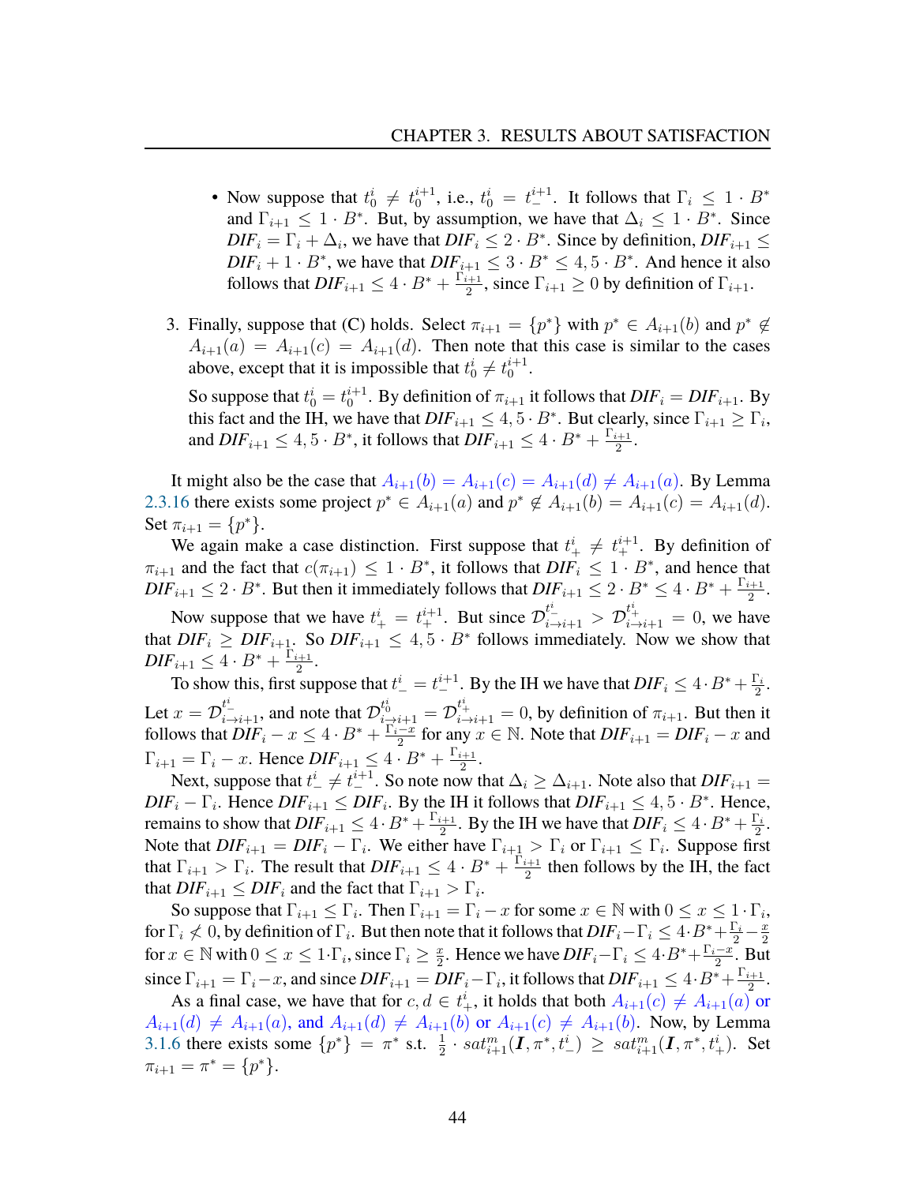- Now suppose that $t_0^i \neq t_0^{i+1}$, i.e., $t_0^i = t_-^{i+1}$. It follows that $\Gamma_i \leq 1 \cdot B^*$ and $\Gamma_{i+1} \leq 1 \cdot B^*$. But, by assumption, we have that $\Delta_i \leq 1 \cdot B^*$. Since $\mathit{DIF}_i = \Gamma_i + \Delta_i$, we have that $\mathit{DIF}_i \leq 2 \cdot B^*$. Since by definition, $\mathit{DIF}_{i+1} \leq \mathit{DIF}_i + 1 \cdot B^*$, we have that $\mathit{DIF}_{i+1} \leq 3 \cdot B^* \leq 4,5 \cdot B^*$. And hence it also follows that $\mathit{DIF}_{i+1} \leq 4 \cdot B^* + \frac{\Gamma_{i+1}}{2}$, since $\Gamma_{i+1} \geq 0$ by definition of $\Gamma_{i+1}$.

3. Finally, suppose that (C) holds. Select $\pi_{i+1} = \{p^*\}$ with $p^* \in A_{i+1}(b)$ and $p^* \notin A_{i+1}(a) = A_{i+1}(c) = A_{i+1}(d)$. Then note that this case is similar to the cases above, except that it is impossible that $t_0^i \neq t_0^{i+1}$.

   So suppose that $t_0^i = t_0^{i+1}$. By definition of $\pi_{i+1}$ it follows that $\mathit{DIF}_i = \mathit{DIF}_{i+1}$. By this fact and the IH, we have that $\mathit{DIF}_{i+1} \leq 4,5 \cdot B^*$. But clearly, since $\Gamma_{i+1} \geq \Gamma_i$, and $\mathit{DIF}_{i+1} \leq 4,5 \cdot B^*$, it follows that $\mathit{DIF}_{i+1} \leq 4 \cdot B^* + \frac{\Gamma_{i+1}}{2}$.

It might also be the case that $A_{i+1}(b) = A_{i+1}(c) = A_{i+1}(d) \neq A_{i+1}(a)$. By Lemma 2.3.16 there exists some project $p^* \in A_{i+1}(a)$ and $p^* \notin A_{i+1}(b) = A_{i+1}(c) = A_{i+1}(d)$. Set $\pi_{i+1} = \{p^*\}$.

We again make a case distinction. First suppose that $t_+^i \neq t_+^{i+1}$. By definition of $\pi_{i+1}$ and the fact that $c(\pi_{i+1}) \leq 1 \cdot B^*$, it follows that $\mathit{DIF}_i \leq 1 \cdot B^*$, and hence that $\mathit{DIF}_{i+1} \leq 2 \cdot B^*$. But then it immediately follows that $\mathit{DIF}_{i+1} \leq 2 \cdot B^* \leq 4 \cdot B^* + \frac{\Gamma_{i+1}}{2}$.

Now suppose that we have $t_+^i = t_+^{i+1}$. But since $\mathcal{D}_{i \to i+1}^{t_-^i} > \mathcal{D}_{i \to i+1}^{t_+^i} = 0$, we have that $\mathit{DIF}_i \geq \mathit{DIF}_{i+1}$. So $\mathit{DIF}_{i+1} \leq 4,5 \cdot B^*$ follows immediately. Now we show that $\mathit{DIF}_{i+1} \leq 4 \cdot B^* + \frac{\Gamma_{i+1}}{2}$.

To show this, first suppose that $t_-^i = t_-^{i+1}$. By the IH we have that $\mathit{DIF}_i \leq 4 \cdot B^* + \frac{\Gamma_i}{2}$. Let $x = \mathcal{D}_{i \to i+1}^{t_-^i}$, and note that $\mathcal{D}_{i \to i+1}^{t_0^i} = \mathcal{D}_{i \to i+1}^{t_+^i} = 0$, by definition of $\pi_{i+1}$. But then it follows that $\mathit{DIF}_i - x \leq 4 \cdot B^* + \frac{\Gamma_i - x}{2}$ for any $x \in \mathbb{N}$. Note that $\mathit{DIF}_{i+1} = \mathit{DIF}_i - x$ and $\Gamma_{i+1} = \Gamma_i - x$. Hence $\mathit{DIF}_{i+1} \leq 4 \cdot B^* + \frac{\Gamma_{i+1}}{2}$.

Next, suppose that $t_-^i \neq t_-^{i+1}$. So note now that $\Delta_i \geq \Delta_{i+1}$. Note also that $\mathit{DIF}_{i+1} = \mathit{DIF}_i - \Gamma_i$. Hence $\mathit{DIF}_{i+1} \leq \mathit{DIF}_i$. By the IH it follows that $\mathit{DIF}_{i+1} \leq 4,5 \cdot B^*$. Hence, remains to show that $\mathit{DIF}_{i+1} \leq 4 \cdot B^* + \frac{\Gamma_{i+1}}{2}$. By the IH we have that $\mathit{DIF}_i \leq 4 \cdot B^* + \frac{\Gamma_i}{2}$. Note that $\mathit{DIF}_{i+1} = \mathit{DIF}_i - \Gamma_i$. We either have $\Gamma_{i+1} > \Gamma_i$ or $\Gamma_{i+1} \leq \Gamma_i$. Suppose first that $\Gamma_{i+1} > \Gamma_i$. The result that $\mathit{DIF}_{i+1} \leq 4 \cdot B^* + \frac{\Gamma_{i+1}}{2}$ then follows by the IH, the fact that $\mathit{DIF}_{i+1} \leq \mathit{DIF}_i$ and the fact that $\Gamma_{i+1} > \Gamma_i$.

So suppose that $\Gamma_{i+1} \leq \Gamma_i$. Then $\Gamma_{i+1} = \Gamma_i - x$ for some $x \in \mathbb{N}$ with $0 \leq x \leq 1 \cdot \Gamma_i$, for $\Gamma_i \nless 0$, by definition of $\Gamma_i$. But then note that it follows that $\mathit{DIF}_i - \Gamma_i \leq 4 \cdot B^* + \frac{\Gamma_i}{2} - \frac{x}{2}$ for $x \in \mathbb{N}$ with $0 \leq x \leq 1 \cdot \Gamma_i$, since $\Gamma_i \geq \frac{x}{2}$. Hence we have $\mathit{DIF}_i - \Gamma_i \leq 4 \cdot B^* + \frac{\Gamma_i - x}{2}$. But since $\Gamma_{i+1} = \Gamma_i - x$, and since $\mathit{DIF}_{i+1} = \mathit{DIF}_i - \Gamma_i$, it follows that $\mathit{DIF}_{i+1} \leq 4 \cdot B^* + \frac{\Gamma_{i+1}}{2}$.

As a final case, we have that for $c, d \in t_+^i$, it holds that both $A_{i+1}(c) \neq A_{i+1}(a)$ or $A_{i+1}(d) \neq A_{i+1}(a)$, and $A_{i+1}(d) \neq A_{i+1}(b)$ or $A_{i+1}(c) \neq A_{i+1}(b)$. Now, by Lemma 3.1.6 there exists some $\{p^*\} = \pi^*$ s.t. $\frac{1}{2} \cdot sat_{i+1}^m(\boldsymbol{I}, \pi^*, t_-^i) \geq sat_{i+1}^m(\boldsymbol{I}, \pi^*, t_+^i)$. Set $\pi_{i+1} = \pi^* = \{p^*\}$.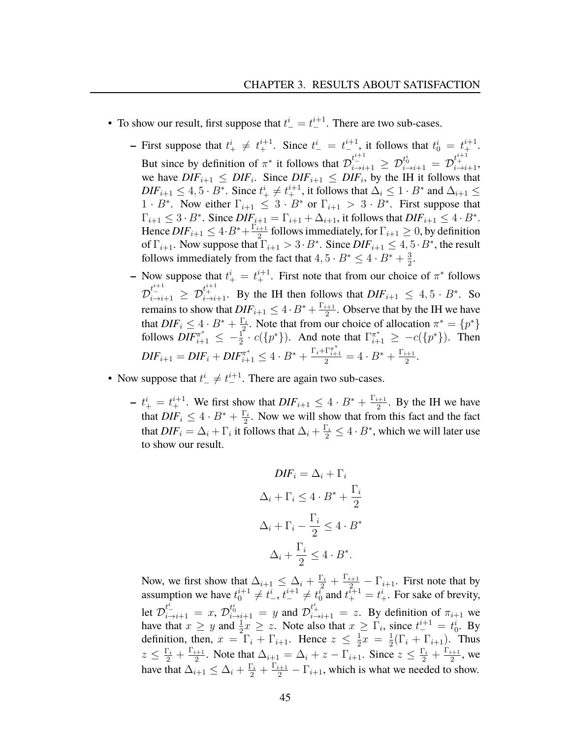- To show our result, first suppose that $t^i_- = t^{i+1}_-$. There are two sub-cases.
  - First suppose that $t^i_+ \neq t^{i+1}_+$. Since $t^i_- = t^{i+1}_-$, it follows that $t^i_0 = t^{i+1}_+$. But since by definition of $\pi^*$ it follows that $\mathcal{D}^{t^{i+1}_-}_{i \to i+1} \geq \mathcal{D}^{t^i_0}_{i \to i+1} = \mathcal{D}^{t^{i+1}_+}_{i \to i+1}$, we have $\mathit{DIF}_{i+1} \leq \mathit{DIF}_i$. Since $\mathit{DIF}_{i+1} \leq \mathit{DIF}_i$, by the IH it follows that $\mathit{DIF}_{i+1} \leq 4,5 \cdot B^*$. Since $t^i_+ \neq t^{i+1}_+$, it follows that $\Delta_i \leq 1 \cdot B^*$ and $\Delta_{i+1} \leq 1 \cdot B^*$. Now either $\Gamma_{i+1} \leq 3 \cdot B^*$ or $\Gamma_{i+1} > 3 \cdot B^*$. First suppose that $\Gamma_{i+1} \leq 3 \cdot B^*$. Since $\mathit{DIF}_{i+1} = \Gamma_{i+1} + \Delta_{i+1}$, it follows that $\mathit{DIF}_{i+1} \leq 4 \cdot B^*$. Hence $\mathit{DIF}_{i+1} \leq 4 \cdot B^* + \frac{\Gamma_{i+1}}{2}$ follows immediately, for $\Gamma_{i+1} \geq 0$, by definition of $\Gamma_{i+1}$. Now suppose that $\Gamma_{i+1} > 3 \cdot B^*$. Since $\mathit{DIF}_{i+1} \leq 4,5 \cdot B^*$, the result follows immediately from the fact that $4,5 \cdot B^* \leq 4 \cdot B^* + \frac{3}{2}$.
  - Now suppose that $t^i_+ = t^{i+1}_+$. First note that from our choice of $\pi^*$ follows $\mathcal{D}^{t^{i+1}_-}_{i \to i+1} \geq \mathcal{D}^{t^{i+1}_+}_{i \to i+1}$. By the IH then follows that $\mathit{DIF}_{i+1} \leq 4,5 \cdot B^*$. So remains to show that $\mathit{DIF}_{i+1} \leq 4 \cdot B^* + \frac{\Gamma_{i+1}}{2}$. Observe that by the IH we have that $\mathit{DIF}_i \leq 4 \cdot B^* + \frac{\Gamma_i}{2}$. Note that from our choice of allocation $\pi^* = \{p^*\}$ follows $\mathit{DIF}^{\pi^*}_{i+1} \leq -\frac{1}{2} \cdot c(\{p^*\})$. And note that $\Gamma^{\pi^*}_{i+1} \geq -c(\{p^*\})$. Then $\mathit{DIF}_{i+1} = \mathit{DIF}_i + \mathit{DIF}^{\pi^*}_{i+1} \leq 4 \cdot B^* + \frac{\Gamma_i + \Gamma^{\pi^*}_{i+1}}{2} = 4 \cdot B^* + \frac{\Gamma_{i+1}}{2}$.
- Now suppose that $t^i_- \neq t^{i+1}_-$. There are again two sub-cases.
  - $t^i_+ = t^{i+1}_+$. We first show that $\mathit{DIF}_{i+1} \leq 4 \cdot B^* + \frac{\Gamma_{i+1}}{2}$. By the IH we have that $\mathit{DIF}_i \leq 4 \cdot B^* + \frac{\Gamma_i}{2}$. Now we will show that from this fact and the fact that $\mathit{DIF}_i = \Delta_i + \Gamma_i$ it follows that $\Delta_i + \frac{\Gamma_i}{2} \leq 4 \cdot B^*$, which we will later use to show our result.

$$\mathit{DIF}_i = \Delta_i + \Gamma_i$$

$$\Delta_i + \Gamma_i \leq 4 \cdot B^* + \frac{\Gamma_i}{2}$$

$$\Delta_i + \Gamma_i - \frac{\Gamma_i}{2} \leq 4 \cdot B^*$$

$$\Delta_i + \frac{\Gamma_i}{2} \leq 4 \cdot B^*.$$

Now, we first show that $\Delta_{i+1} \leq \Delta_i + \frac{\Gamma_i}{2} + \frac{\Gamma_{i+1}}{2} - \Gamma_{i+1}$. First note that by assumption we have $t^{i+1}_0 \neq t^i_-$, $t^{i+1}_- \neq t^i_0$ and $t^{i+1}_+ = t^i_+$. For sake of brevity, let $\mathcal{D}^{t^i_-}_{i \to i+1} = x$, $\mathcal{D}^{t^i_0}_{i \to i+1} = y$ and $\mathcal{D}^{t^i_+}_{i \to i+1} = z$. By definition of $\pi_{i+1}$ we have that $x \geq y$ and $\frac{1}{2}x \geq z$. Note also that $x \geq \Gamma_i$, since $t^{i+1}_- = t^i_0$. By definition, then, $x = \Gamma_i + \Gamma_{i+1}$. Hence $z \leq \frac{1}{2}x = \frac{1}{2}(\Gamma_i + \Gamma_{i+1})$. Thus $z \leq \frac{\Gamma_i}{2} + \frac{\Gamma_{i+1}}{2}$. Note that $\Delta_{i+1} = \Delta_i + z - \Gamma_{i+1}$. Since $z \leq \frac{\Gamma_i}{2} + \frac{\Gamma_{i+1}}{2}$, we have that $\Delta_{i+1} \leq \Delta_i + \frac{\Gamma_i}{2} + \frac{\Gamma_{i+1}}{2} - \Gamma_{i+1}$, which is what we needed to show.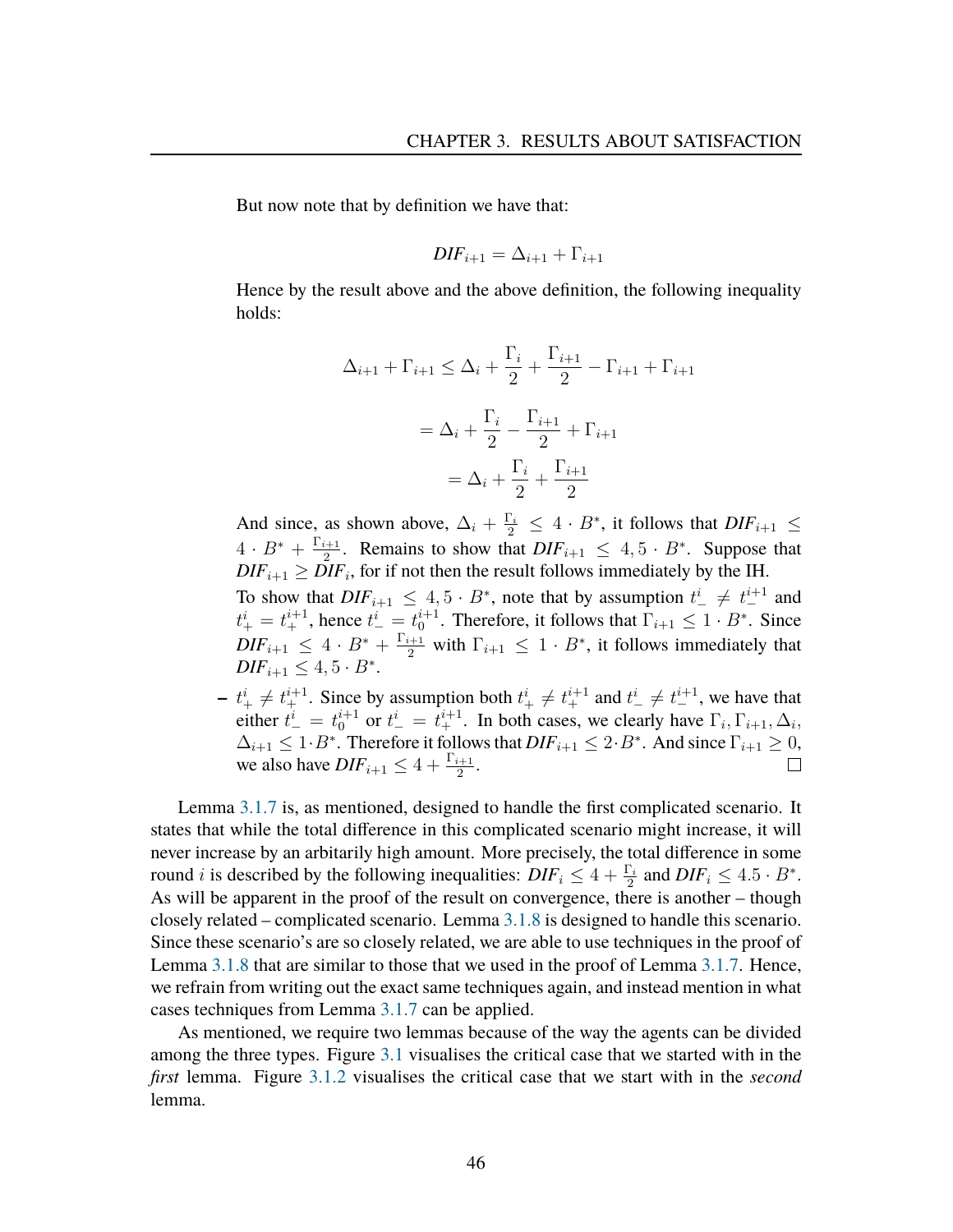But now note that by definition we have that:

$$DIF_{i+1} = \Delta_{i+1} + \Gamma_{i+1}$$

Hence by the result above and the above definition, the following inequality holds:

$$\Delta_{i+1} + \Gamma_{i+1} \leq \Delta_i + \frac{\Gamma_i}{2} + \frac{\Gamma_{i+1}}{2} - \Gamma_{i+1} + \Gamma_{i+1}$$

$$= \Delta_i + \frac{\Gamma_i}{2} - \frac{\Gamma_{i+1}}{2} + \Gamma_{i+1}$$

$$= \Delta_i + \frac{\Gamma_i}{2} + \frac{\Gamma_{i+1}}{2}$$

And since, as shown above, $\Delta_i + \frac{\Gamma_i}{2} \leq 4 \cdot B^*$, it follows that $DIF_{i+1} \leq 4 \cdot B^* + \frac{\Gamma_{i+1}}{2}$. Remains to show that $DIF_{i+1} \leq 4,5 \cdot B^*$. Suppose that $DIF_{i+1} \geq DIF_i$, for if not then the result follows immediately by the IH.

To show that $DIF_{i+1} \leq 4,5 \cdot B^*$, note that by assumption $t^i_- \neq t^{i+1}_-$ and $t^i_+ = t^{i+1}_+$, hence $t^i_- = t^{i+1}_0$. Therefore, it follows that $\Gamma_{i+1} \leq 1 \cdot B^*$. Since $DIF_{i+1} \leq 4 \cdot B^* + \frac{\Gamma_{i+1}}{2}$ with $\Gamma_{i+1} \leq 1 \cdot B^*$, it follows immediately that $DIF_{i+1} \leq 4,5 \cdot B^*$.

– $t^i_+ \neq t^{i+1}_+$. Since by assumption both $t^i_+ \neq t^{i+1}_+$ and $t^i_- \neq t^{i+1}_-$, we have that either $t^i_- = t^{i+1}_0$ or $t^i_- = t^{i+1}_+$. In both cases, we clearly have $\Gamma_i, \Gamma_{i+1}, \Delta_i, \Delta_{i+1} \leq 1 \cdot B^*$. Therefore it follows that $DIF_{i+1} \leq 2 \cdot B^*$. And since $\Gamma_{i+1} \geq 0$, we also have $DIF_{i+1} \leq 4 + \frac{\Gamma_{i+1}}{2}$. □

Lemma 3.1.7 is, as mentioned, designed to handle the first complicated scenario. It states that while the total difference in this complicated scenario might increase, it will never increase by an arbitarily high amount. More precisely, the total difference in some round $i$ is described by the following inequalities: $DIF_i \leq 4 + \frac{\Gamma_i}{2}$ and $DIF_i \leq 4.5 \cdot B^*$. As will be apparent in the proof of the result on convergence, there is another – though closely related – complicated scenario. Lemma 3.1.8 is designed to handle this scenario. Since these scenario's are so closely related, we are able to use techniques in the proof of Lemma 3.1.8 that are similar to those that we used in the proof of Lemma 3.1.7. Hence, we refrain from writing out the exact same techniques again, and instead mention in what cases techniques from Lemma 3.1.7 can be applied.

As mentioned, we require two lemmas because of the way the agents can be divided among the three types. Figure 3.1 visualises the critical case that we started with in the *first* lemma. Figure 3.1.2 visualises the critical case that we start with in the *second* lemma.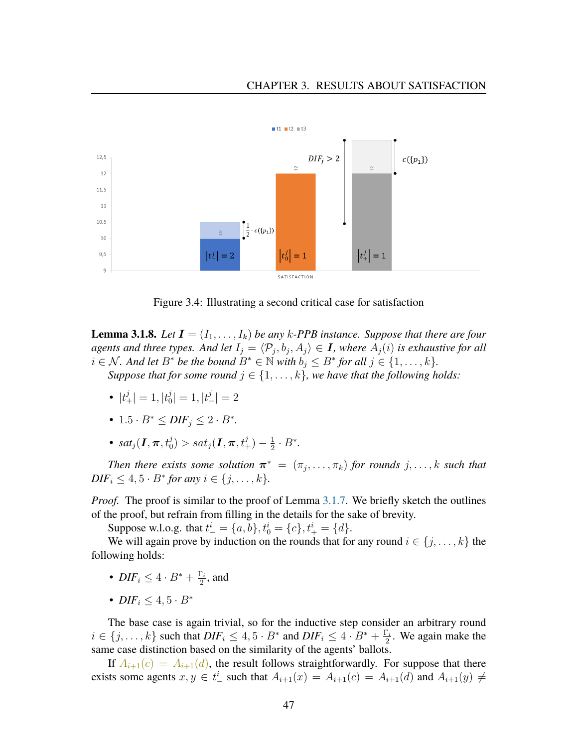Figure 3.4: Illustrating a second critical case for satisfaction

**Lemma 3.1.8.** *Let $\boldsymbol{I} = (I_1, \ldots, I_k)$ be any $k$-PPB instance. Suppose that there are four agents and three types. And let $I_j = \langle \mathcal{P}_j, b_j, A_j \rangle \in \boldsymbol{I}$, where $A_j(i)$ is exhaustive for all $i \in \mathcal{N}$. And let $B^*$ be the bound $B^* \in \mathbb{N}$ with $b_j \leq B^*$ for all $j \in \{1, \ldots, k\}$.*

*Suppose that for some round $j \in \{1, \ldots, k\}$, we have that the following holds:*

- $|t^j_+| = 1, |t^j_0| = 1, |t^j_-| = 2$
- $1.5 \cdot B^* \leq \mathit{DIF}_j \leq 2 \cdot B^*$.
- $\mathit{sat}_j(\boldsymbol{I}, \boldsymbol{\pi}, t^j_0) > \mathit{sat}_j(\boldsymbol{I}, \boldsymbol{\pi}, t^j_+) - \frac{1}{2} \cdot B^*$.

*Then there exists some solution $\boldsymbol{\pi}^* = (\pi_j, \ldots, \pi_k)$ for rounds $j, \ldots, k$ such that $\mathit{DIF}_i \leq 4{,}5 \cdot B^*$ for any $i \in \{j, \ldots, k\}$.*

*Proof.* The proof is similar to the proof of Lemma 3.1.7. We briefly sketch the outlines of the proof, but refrain from filling in the details for the sake of brevity.

Suppose w.l.o.g. that $t^i_- = \{a, b\}, t^i_0 = \{c\}, t^i_+ = \{d\}$.

We will again prove by induction on the rounds that for any round $i \in \{j, \ldots, k\}$ the following holds:

- $\mathit{DIF}_i \leq 4 \cdot B^* + \frac{\Gamma_i}{2}$, and
- $\mathit{DIF}_i \leq 4{,}5 \cdot B^*$

The base case is again trivial, so for the inductive step consider an arbitrary round $i \in \{j, \ldots, k\}$ such that $\mathit{DIF}_i \leq 4{,}5 \cdot B^*$ and $\mathit{DIF}_i \leq 4 \cdot B^* + \frac{\Gamma_i}{2}$. We again make the same case distinction based on the similarity of the agents' ballots.

If $A_{i+1}(c) = A_{i+1}(d)$, the result follows straightforwardly. For suppose that there exists some agents $x, y \in t^i_-$ such that $A_{i+1}(x) = A_{i+1}(c) = A_{i+1}(d)$ and $A_{i+1}(y) \neq$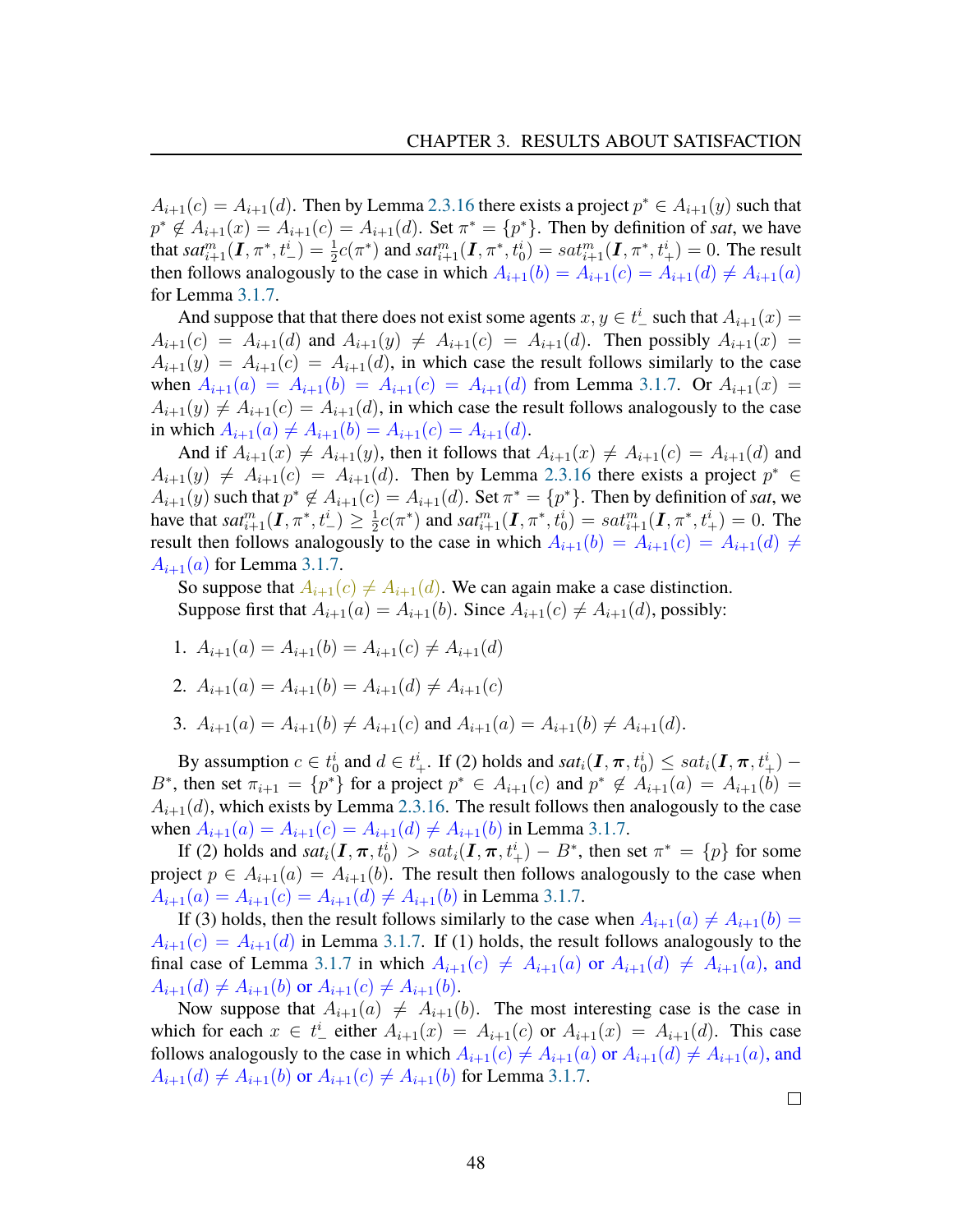$A_{i+1}(c) = A_{i+1}(d)$. Then by Lemma 2.3.16 there exists a project $p^* \in A_{i+1}(y)$ such that $p^* \notin A_{i+1}(x) = A_{i+1}(c) = A_{i+1}(d)$. Set $\pi^* = \{p^*\}$. Then by definition of *sat*, we have that $sat^m_{i+1}(\boldsymbol{I}, \pi^*, t^i_-) = \frac{1}{2}c(\pi^*)$ and $sat^m_{i+1}(\boldsymbol{I}, \pi^*, t^i_0) = sat^m_{i+1}(\boldsymbol{I}, \pi^*, t^i_+) = 0$. The result then follows analogously to the case in which $A_{i+1}(b) = A_{i+1}(c) = A_{i+1}(d) \neq A_{i+1}(a)$ for Lemma 3.1.7.

And suppose that that there does not exist some agents $x, y \in t^i_-$ such that $A_{i+1}(x) = A_{i+1}(c) = A_{i+1}(d)$ and $A_{i+1}(y) \neq A_{i+1}(c) = A_{i+1}(d)$. Then possibly $A_{i+1}(x) = A_{i+1}(y) = A_{i+1}(c) = A_{i+1}(d)$, in which case the result follows similarly to the case when $A_{i+1}(a) = A_{i+1}(b) = A_{i+1}(c) = A_{i+1}(d)$ from Lemma 3.1.7. Or $A_{i+1}(x) = A_{i+1}(y) \neq A_{i+1}(c) = A_{i+1}(d)$, in which case the result follows analogously to the case in which $A_{i+1}(a) \neq A_{i+1}(b) = A_{i+1}(c) = A_{i+1}(d)$.

And if $A_{i+1}(x) \neq A_{i+1}(y)$, then it follows that $A_{i+1}(x) \neq A_{i+1}(c) = A_{i+1}(d)$ and $A_{i+1}(y) \neq A_{i+1}(c) = A_{i+1}(d)$. Then by Lemma 2.3.16 there exists a project $p^* \in A_{i+1}(y)$ such that $p^* \notin A_{i+1}(c) = A_{i+1}(d)$. Set $\pi^* = \{p^*\}$. Then by definition of *sat*, we have that $sat^m_{i+1}(\boldsymbol{I}, \pi^*, t^i_-) \geq \frac{1}{2}c(\pi^*)$ and $sat^m_{i+1}(\boldsymbol{I}, \pi^*, t^i_0) = sat^m_{i+1}(\boldsymbol{I}, \pi^*, t^i_+) = 0$. The result then follows analogously to the case in which $A_{i+1}(b) = A_{i+1}(c) = A_{i+1}(d) \neq A_{i+1}(a)$ for Lemma 3.1.7.

So suppose that $A_{i+1}(c) \neq A_{i+1}(d)$. We can again make a case distinction.

Suppose first that $A_{i+1}(a) = A_{i+1}(b)$. Since $A_{i+1}(c) \neq A_{i+1}(d)$, possibly:

1. $A_{i+1}(a) = A_{i+1}(b) = A_{i+1}(c) \neq A_{i+1}(d)$
2. $A_{i+1}(a) = A_{i+1}(b) = A_{i+1}(d) \neq A_{i+1}(c)$
3. $A_{i+1}(a) = A_{i+1}(b) \neq A_{i+1}(c)$ and $A_{i+1}(a) = A_{i+1}(b) \neq A_{i+1}(d)$.

By assumption $c \in t^i_0$ and $d \in t^i_+$. If (2) holds and $sat_i(\boldsymbol{I}, \boldsymbol{\pi}, t^i_0) \leq sat_i(\boldsymbol{I}, \boldsymbol{\pi}, t^i_+) - B^*$, then set $\pi_{i+1} = \{p^*\}$ for a project $p^* \in A_{i+1}(c)$ and $p^* \notin A_{i+1}(a) = A_{i+1}(b) = A_{i+1}(d)$, which exists by Lemma 2.3.16. The result follows then analogously to the case when $A_{i+1}(a) = A_{i+1}(c) = A_{i+1}(d) \neq A_{i+1}(b)$ in Lemma 3.1.7.

If (2) holds and $sat_i(\boldsymbol{I}, \boldsymbol{\pi}, t^i_0) > sat_i(\boldsymbol{I}, \boldsymbol{\pi}, t^i_+) - B^*$, then set $\pi^* = \{p\}$ for some project $p \in A_{i+1}(a) = A_{i+1}(b)$. The result then follows analogously to the case when $A_{i+1}(a) = A_{i+1}(c) = A_{i+1}(d) \neq A_{i+1}(b)$ in Lemma 3.1.7.

If (3) holds, then the result follows similarly to the case when $A_{i+1}(a) \neq A_{i+1}(b) = A_{i+1}(c) = A_{i+1}(d)$ in Lemma 3.1.7. If (1) holds, the result follows analogously to the final case of Lemma 3.1.7 in which $A_{i+1}(c) \neq A_{i+1}(a)$ or $A_{i+1}(d) \neq A_{i+1}(a)$, and $A_{i+1}(d) \neq A_{i+1}(b)$ or $A_{i+1}(c) \neq A_{i+1}(b)$.

Now suppose that $A_{i+1}(a) \neq A_{i+1}(b)$. The most interesting case is the case in which for each $x \in t^i_-$ either $A_{i+1}(x) = A_{i+1}(c)$ or $A_{i+1}(x) = A_{i+1}(d)$. This case follows analogously to the case in which $A_{i+1}(c) \neq A_{i+1}(a)$ or $A_{i+1}(d) \neq A_{i+1}(a)$, and $A_{i+1}(d) \neq A_{i+1}(b)$ or $A_{i+1}(c) \neq A_{i+1}(b)$ for Lemma 3.1.7.

□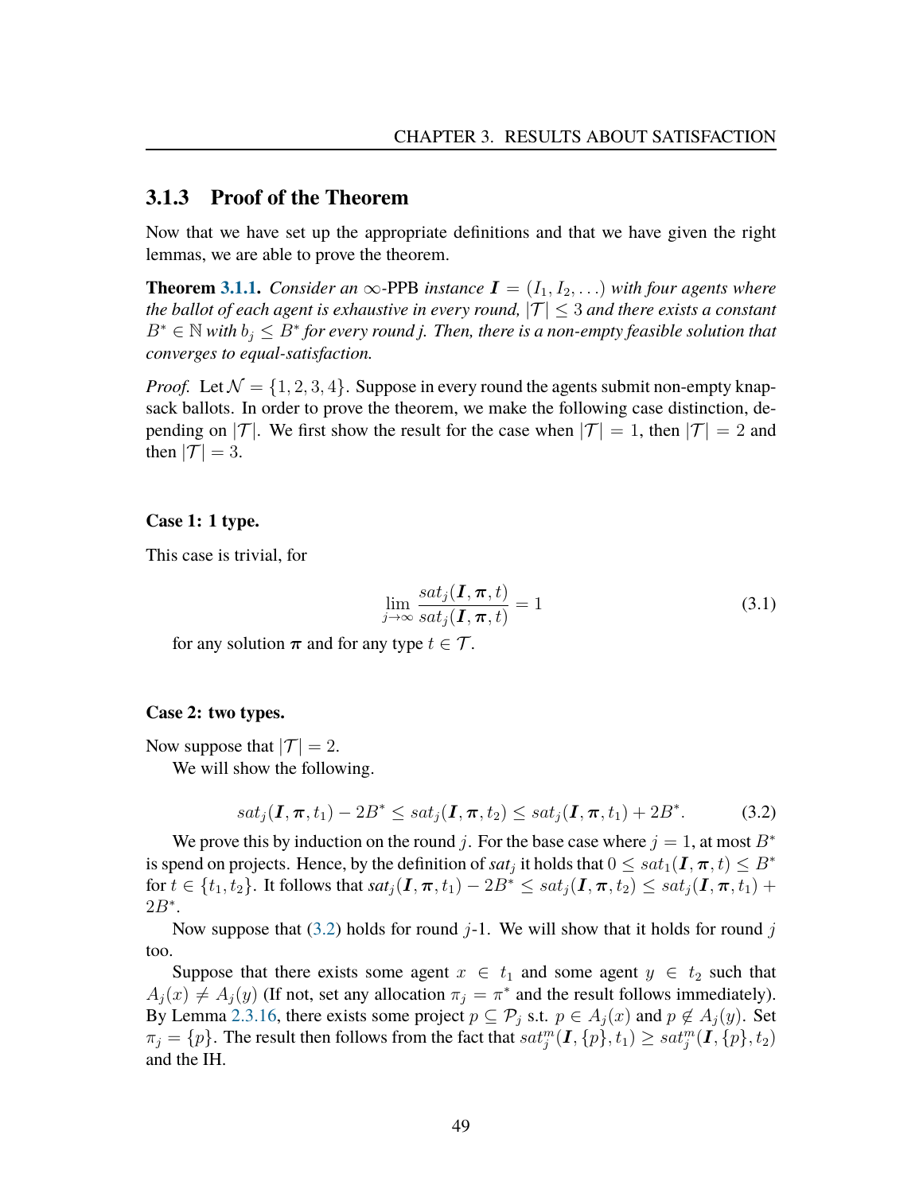### 3.1.3 Proof of the Theorem

Now that we have set up the appropriate definitions and that we have given the right lemmas, we are able to prove the theorem.

**Theorem 3.1.1.** *Consider an $\infty$-PPB instance $\boldsymbol{I} = (I_1, I_2, \ldots)$ with four agents where the ballot of each agent is exhaustive in every round, $|\mathcal{T}| \leq 3$ and there exists a constant $B^* \in \mathbb{N}$ with $b_j \leq B^*$ for every round j. Then, there is a non-empty feasible solution that converges to equal-satisfaction.*

*Proof.* Let $\mathcal{N} = \{1, 2, 3, 4\}$. Suppose in every round the agents submit non-empty knapsack ballots. In order to prove the theorem, we make the following case distinction, depending on $|\mathcal{T}|$. We first show the result for the case when $|\mathcal{T}| = 1$, then $|\mathcal{T}| = 2$ and then $|\mathcal{T}| = 3$.

**Case 1: 1 type.**

This case is trivial, for

$$\lim_{j \to \infty} \frac{sat_j(\boldsymbol{I}, \boldsymbol{\pi}, t)}{sat_j(\boldsymbol{I}, \boldsymbol{\pi}, t)} = 1 \tag{3.1}$$

for any solution $\boldsymbol{\pi}$ and for any type $t \in \mathcal{T}$.

**Case 2: two types.**

Now suppose that $|\mathcal{T}| = 2$.

We will show the following.

$$sat_j(\boldsymbol{I}, \boldsymbol{\pi}, t_1) - 2B^* \leq sat_j(\boldsymbol{I}, \boldsymbol{\pi}, t_2) \leq sat_j(\boldsymbol{I}, \boldsymbol{\pi}, t_1) + 2B^*. \tag{3.2}$$

We prove this by induction on the round $j$. For the base case where $j = 1$, at most $B^*$ is spend on projects. Hence, by the definition of $sat_j$ it holds that $0 \leq sat_1(\boldsymbol{I}, \boldsymbol{\pi}, t) \leq B^*$ for $t \in \{t_1, t_2\}$. It follows that $sat_j(\boldsymbol{I}, \boldsymbol{\pi}, t_1) - 2B^* \leq sat_j(\boldsymbol{I}, \boldsymbol{\pi}, t_2) \leq sat_j(\boldsymbol{I}, \boldsymbol{\pi}, t_1) + 2B^*$.

Now suppose that (3.2) holds for round $j$-1. We will show that it holds for round $j$ too.

Suppose that there exists some agent $x \in t_1$ and some agent $y \in t_2$ such that $A_j(x) \neq A_j(y)$ (If not, set any allocation $\pi_j = \pi^*$ and the result follows immediately). By Lemma 2.3.16, there exists some project $p \subseteq \mathcal{P}_j$ s.t. $p \in A_j(x)$ and $p \notin A_j(y)$. Set $\pi_j = \{p\}$. The result then follows from the fact that $sat_j^m(\boldsymbol{I}, \{p\}, t_1) \geq sat_j^m(\boldsymbol{I}, \{p\}, t_2)$ and the IH.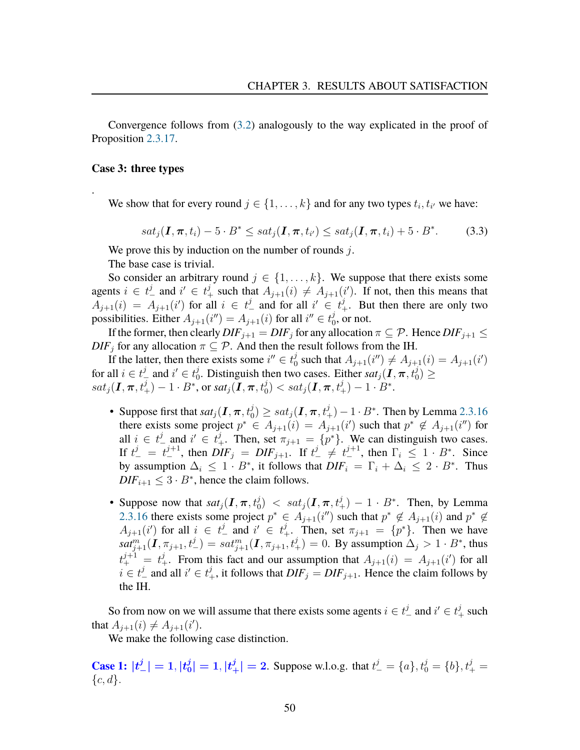Convergence follows from (3.2) analogously to the way explicated in the proof of Proposition 2.3.17.

**Case 3: three types**

.

We show that for every round $j \in \{1, \ldots, k\}$ and for any two types $t_i, t_{i'}$ we have:

$$sat_j(\boldsymbol{I}, \boldsymbol{\pi}, t_i) - 5 \cdot B^* \leq sat_j(\boldsymbol{I}, \boldsymbol{\pi}, t_{i'}) \leq sat_j(\boldsymbol{I}, \boldsymbol{\pi}, t_i) + 5 \cdot B^*. \tag{3.3}$$

We prove this by induction on the number of rounds $j$.

The base case is trivial.

So consider an arbitrary round $j \in \{1, \ldots, k\}$. We suppose that there exists some agents $i \in t_-^j$ and $i' \in t_+^j$ such that $A_{j+1}(i) \neq A_{j+1}(i')$. If not, then this means that $A_{j+1}(i) = A_{j+1}(i')$ for all $i \in t_-^j$ and for all $i' \in t_+^j$. But then there are only two possibilities. Either $A_{j+1}(i'') = A_{j+1}(i)$ for all $i'' \in t_0^j$, or not.

If the former, then clearly $DIF_{j+1} = DIF_j$ for any allocation $\pi \subseteq \mathcal{P}$. Hence $DIF_{j+1} \leq DIF_j$ for any allocation $\pi \subseteq \mathcal{P}$. And then the result follows from the IH.

If the latter, then there exists some $i'' \in t_0^j$ such that $A_{j+1}(i'') \neq A_{j+1}(i) = A_{j+1}(i')$ for all $i \in t_-^j$ and $i' \in t_0^j$. Distinguish then two cases. Either $sat_j(\boldsymbol{I}, \boldsymbol{\pi}, t_0^j) \geq sat_j(\boldsymbol{I}, \boldsymbol{\pi}, t_+^j) - 1 \cdot B^*$, or $sat_j(\boldsymbol{I}, \boldsymbol{\pi}, t_0^j) < sat_j(\boldsymbol{I}, \boldsymbol{\pi}, t_+^j) - 1 \cdot B^*$.

- Suppose first that $sat_j(\boldsymbol{I}, \boldsymbol{\pi}, t_0^j) \geq sat_j(\boldsymbol{I}, \boldsymbol{\pi}, t_+^j) - 1 \cdot B^*$. Then by Lemma 2.3.16 there exists some project $p^* \in A_{j+1}(i) = A_{j+1}(i')$ such that $p^* \notin A_{j+1}(i'')$ for all $i \in t_-^j$ and $i' \in t_+^j$. Then, set $\pi_{j+1} = \{p^*\}$. We can distinguish two cases. If $t_-^j = t_-^{j+1}$, then $DIF_j = DIF_{j+1}$. If $t_-^j \neq t_-^{j+1}$, then $\Gamma_i \leq 1 \cdot B^*$. Since by assumption $\Delta_i \leq 1 \cdot B^*$, it follows that $DIF_i = \Gamma_i + \Delta_i \leq 2 \cdot B^*$. Thus $DIF_{i+1} \leq 3 \cdot B^*$, hence the claim follows.

- Suppose now that $sat_j(\boldsymbol{I}, \boldsymbol{\pi}, t_0^j) < sat_j(\boldsymbol{I}, \boldsymbol{\pi}, t_+^j) - 1 \cdot B^*$. Then, by Lemma 2.3.16 there exists some project $p^* \in A_{j+1}(i'')$ such that $p^* \notin A_{j+1}(i)$ and $p^* \notin A_{j+1}(i')$ for all $i \in t_-^j$ and $i' \in t_+^j$. Then, set $\pi_{j+1} = \{p^*\}$. Then we have $sat^m_{j+1}(\boldsymbol{I}, \pi_{j+1}, t_-^j) = sat^m_{j+1}(\boldsymbol{I}, \pi_{j+1}, t_+^j) = 0$. By assumption $\Delta_j > 1 \cdot B^*$, thus $t_+^{j+1} = t_+^j$. From this fact and our assumption that $A_{j+1}(i) = A_{j+1}(i')$ for all $i \in t_-^j$ and all $i' \in t_+^j$, it follows that $DIF_j = DIF_{j+1}$. Hence the claim follows by the IH.

So from now on we will assume that there exists some agents $i \in t_-^j$ and $i' \in t_+^j$ such that $A_{j+1}(i) \neq A_{j+1}(i')$.

We make the following case distinction.

**Case 1: $|t_-^j| = 1, |t_0^j| = 1, |t_+^j| = 2$.** Suppose w.l.o.g. that $t_-^j = \{a\}, t_0^j = \{b\}, t_+^j = \{c, d\}$.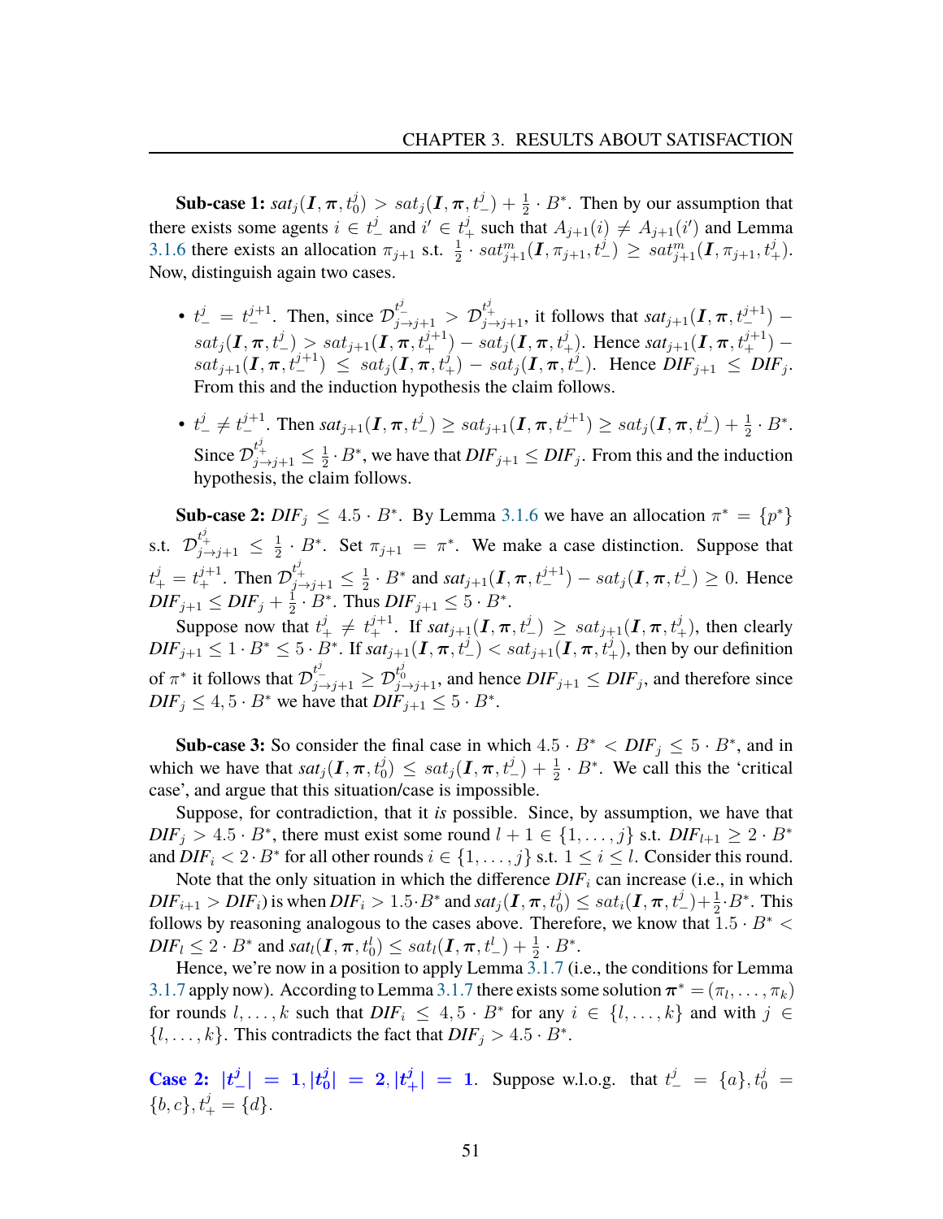**Sub-case 1:** $sat_j(\boldsymbol{I}, \boldsymbol{\pi}, t_0^j) > sat_j(\boldsymbol{I}, \boldsymbol{\pi}, t_-^j) + \frac{1}{2} \cdot B^*$. Then by our assumption that there exists some agents $i \in t_-^j$ and $i' \in t_+^j$ such that $A_{j+1}(i) \neq A_{j+1}(i')$ and Lemma 3.1.6 there exists an allocation $\pi_{j+1}$ s.t. $\frac{1}{2} \cdot sat_{j+1}^m(\boldsymbol{I}, \pi_{j+1}, t_-^j) \geq sat_{j+1}^m(\boldsymbol{I}, \pi_{j+1}, t_+^j)$. Now, distinguish again two cases.

- $t_-^j = t_-^{j+1}$. Then, since $\mathcal{D}_{j \to j+1}^{t_-^j} > \mathcal{D}_{j \to j+1}^{t_+^j}$, it follows that $sat_{j+1}(\boldsymbol{I}, \boldsymbol{\pi}, t_-^{j+1}) - sat_j(\boldsymbol{I}, \boldsymbol{\pi}, t_-^j) > sat_{j+1}(\boldsymbol{I}, \boldsymbol{\pi}, t_+^{j+1}) - sat_j(\boldsymbol{I}, \boldsymbol{\pi}, t_+^j)$. Hence $sat_{j+1}(\boldsymbol{I}, \boldsymbol{\pi}, t_+^{j+1}) - sat_{j+1}(\boldsymbol{I}, \boldsymbol{\pi}, t_-^{j+1}) \leq sat_j(\boldsymbol{I}, \boldsymbol{\pi}, t_+^j) - sat_j(\boldsymbol{I}, \boldsymbol{\pi}, t_-^j)$. Hence $\boldsymbol{DIF}_{j+1} \leq \boldsymbol{DIF}_j$. From this and the induction hypothesis the claim follows.
- $t_-^j \neq t_-^{j+1}$. Then $sat_{j+1}(\boldsymbol{I}, \boldsymbol{\pi}, t_-^j) \geq sat_{j+1}(\boldsymbol{I}, \boldsymbol{\pi}, t_-^{j+1}) \geq sat_j(\boldsymbol{I}, \boldsymbol{\pi}, t_-^j) + \frac{1}{2} \cdot B^*$. Since $\mathcal{D}_{j \to j+1}^{t_+^j} \leq \frac{1}{2} \cdot B^*$, we have that $\boldsymbol{DIF}_{j+1} \leq \boldsymbol{DIF}_j$. From this and the induction hypothesis, the claim follows.

**Sub-case 2:** $\boldsymbol{DIF}_j \leq 4.5 \cdot B^*$. By Lemma 3.1.6 we have an allocation $\pi^* = \{p^*\}$ s.t. $\mathcal{D}_{j \to j+1}^{t_+^j} \leq \frac{1}{2} \cdot B^*$. Set $\pi_{j+1} = \pi^*$. We make a case distinction. Suppose that $t_+^j = t_+^{j+1}$. Then $\mathcal{D}_{j \to j+1}^{t_+^j} \leq \frac{1}{2} \cdot B^*$ and $sat_{j+1}(\boldsymbol{I}, \boldsymbol{\pi}, t_-^{j+1}) - sat_j(\boldsymbol{I}, \boldsymbol{\pi}, t_-^j) \geq 0$. Hence $\boldsymbol{DIF}_{j+1} \leq \boldsymbol{DIF}_j + \frac{1}{2} \cdot B^*$. Thus $\boldsymbol{DIF}_{j+1} \leq 5 \cdot B^*$.

Suppose now that $t_+^j \neq t_+^{j+1}$. If $sat_{j+1}(\boldsymbol{I}, \boldsymbol{\pi}, t_-^j) \geq sat_{j+1}(\boldsymbol{I}, \boldsymbol{\pi}, t_+^j)$, then clearly $\boldsymbol{DIF}_{j+1} \leq 1 \cdot B^* \leq 5 \cdot B^*$. If $sat_{j+1}(\boldsymbol{I}, \boldsymbol{\pi}, t_-^j) < sat_{j+1}(\boldsymbol{I}, \boldsymbol{\pi}, t_+^j)$, then by our definition of $\pi^*$ it follows that $\mathcal{D}_{j \to j+1}^{t_-^j} \geq \mathcal{D}_{j \to j+1}^{t_0^j}$, and hence $\boldsymbol{DIF}_{j+1} \leq \boldsymbol{DIF}_j$, and therefore since $\boldsymbol{DIF}_j \leq 4{,}5 \cdot B^*$ we have that $\boldsymbol{DIF}_{j+1} \leq 5 \cdot B^*$.

**Sub-case 3:** So consider the final case in which $4.5 \cdot B^* < \boldsymbol{DIF}_j \leq 5 \cdot B^*$, and in which we have that $sat_j(\boldsymbol{I}, \boldsymbol{\pi}, t_0^j) \leq sat_j(\boldsymbol{I}, \boldsymbol{\pi}, t_-^j) + \frac{1}{2} \cdot B^*$. We call this the 'critical case', and argue that this situation/case is impossible.

Suppose, for contradiction, that it *is* possible. Since, by assumption, we have that $\boldsymbol{DIF}_j > 4.5 \cdot B^*$, there must exist some round $l + 1 \in \{1, \ldots, j\}$ s.t. $\boldsymbol{DIF}_{l+1} \geq 2 \cdot B^*$ and $\boldsymbol{DIF}_i < 2 \cdot B^*$ for all other rounds $i \in \{1, \ldots, j\}$ s.t. $1 \leq i \leq l$. Consider this round.

Note that the only situation in which the difference $\boldsymbol{DIF}_i$ can increase (i.e., in which $\boldsymbol{DIF}_{i+1} > \boldsymbol{DIF}_i$) is when $\boldsymbol{DIF}_i > 1.5 \cdot B^*$ and $sat_j(\boldsymbol{I}, \boldsymbol{\pi}, t_0^j) \leq sat_i(\boldsymbol{I}, \boldsymbol{\pi}, t_-^j) + \frac{1}{2} \cdot B^*$. This follows by reasoning analogous to the cases above. Therefore, we know that $1.5 \cdot B^* < \boldsymbol{DIF}_l \leq 2 \cdot B^*$ and $sat_l(\boldsymbol{I}, \boldsymbol{\pi}, t_0^l) \leq sat_l(\boldsymbol{I}, \boldsymbol{\pi}, t_-^l) + \frac{1}{2} \cdot B^*$.

Hence, we're now in a position to apply Lemma 3.1.7 (i.e., the conditions for Lemma 3.1.7 apply now). According to Lemma 3.1.7 there exists some solution $\boldsymbol{\pi}^* = (\pi_l, \ldots, \pi_k)$ for rounds $l, \ldots, k$ such that $\boldsymbol{DIF}_i \leq 4{,}5 \cdot B^*$ for any $i \in \{l, \ldots, k\}$ and with $j \in \{l, \ldots, k\}$. This contradicts the fact that $\boldsymbol{DIF}_j > 4.5 \cdot B^*$.

**Case 2: $|t_-^j| = 1, |t_0^j| = 2, |t_+^j| = 1$.** Suppose w.l.o.g. that $t_-^j = \{a\}, t_0^j = \{b, c\}, t_+^j = \{d\}$.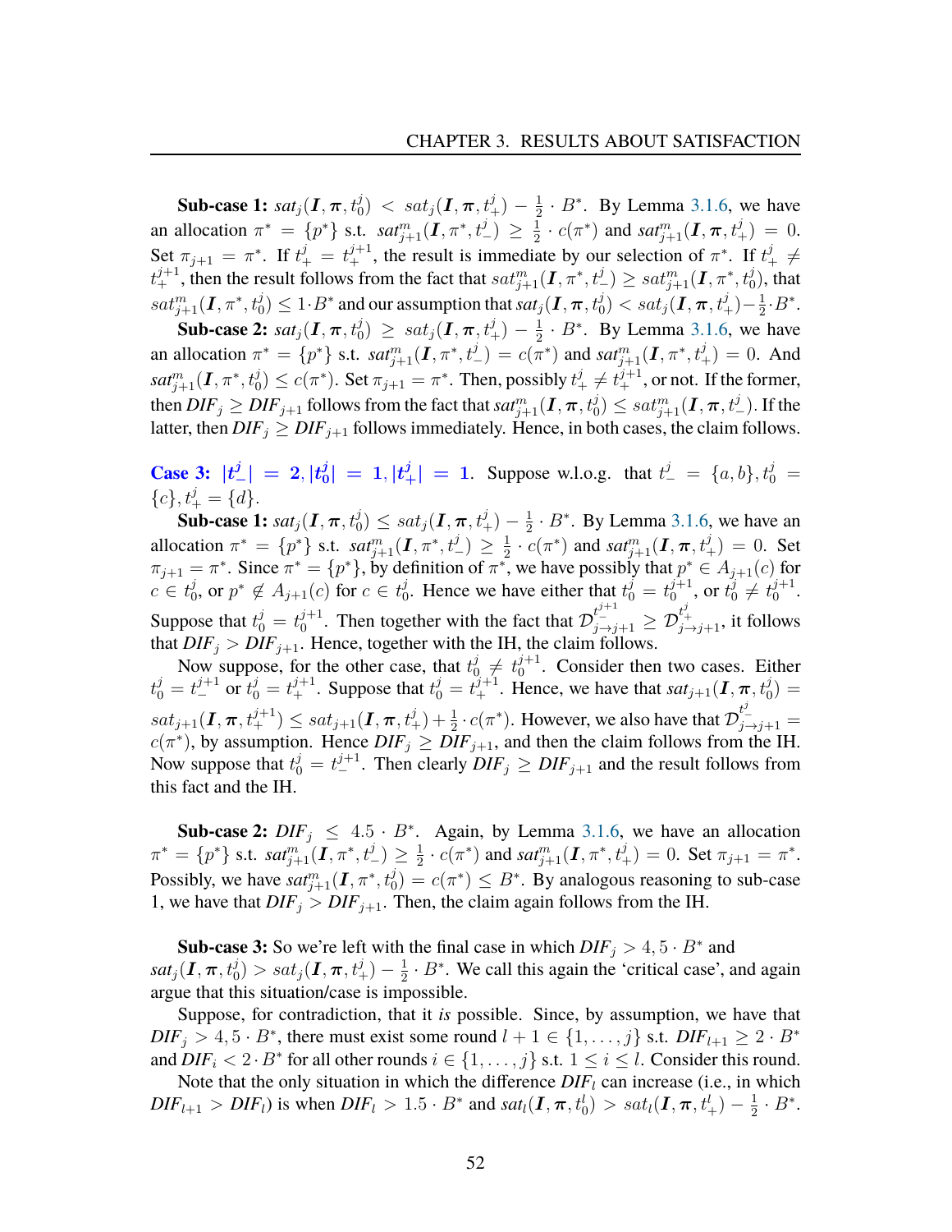**Sub-case 1:** $sat_j(\boldsymbol{I}, \boldsymbol{\pi}, t_0^j) < sat_j(\boldsymbol{I}, \boldsymbol{\pi}, t_+^j) - \frac{1}{2} \cdot B^*$. By Lemma 3.1.6, we have an allocation $\pi^* = \{p^*\}$ s.t. $sat_{j+1}^m(\boldsymbol{I}, \pi^*, t_-^j) \geq \frac{1}{2} \cdot c(\pi^*)$ and $sat_{j+1}^m(\boldsymbol{I}, \boldsymbol{\pi}, t_+^j) = 0$. Set $\pi_{j+1} = \pi^*$. If $t_+^j = t_+^{j+1}$, the result is immediate by our selection of $\pi^*$. If $t_+^j \neq t_+^{j+1}$, then the result follows from the fact that $sat_{j+1}^m(\boldsymbol{I}, \pi^*, t_-^j) \geq sat_{j+1}^m(\boldsymbol{I}, \pi^*, t_0^j)$, that $sat_{j+1}^m(\boldsymbol{I}, \pi^*, t_0^j) \leq 1 \cdot B^*$ and our assumption that $sat_j(\boldsymbol{I}, \boldsymbol{\pi}, t_0^j) < sat_j(\boldsymbol{I}, \boldsymbol{\pi}, t_+^j) - \frac{1}{2} \cdot B^*$.

**Sub-case 2:** $sat_j(\boldsymbol{I}, \boldsymbol{\pi}, t_0^j) \geq sat_j(\boldsymbol{I}, \boldsymbol{\pi}, t_+^j) - \frac{1}{2} \cdot B^*$. By Lemma 3.1.6, we have an allocation $\pi^* = \{p^*\}$ s.t. $sat_{j+1}^m(\boldsymbol{I}, \pi^*, t_-^j) = c(\pi^*)$ and $sat_{j+1}^m(\boldsymbol{I}, \pi^*, t_+^j) = 0$. And $sat_{j+1}^m(\boldsymbol{I}, \pi^*, t_0^j) \leq c(\pi^*)$. Set $\pi_{j+1} = \pi^*$. Then, possibly $t_+^j \neq t_+^{j+1}$, or not. If the former, then $DIF_j \geq DIF_{j+1}$ follows from the fact that $sat_{j+1}^m(\boldsymbol{I}, \boldsymbol{\pi}, t_0^j) \leq sat_{j+1}^m(\boldsymbol{I}, \boldsymbol{\pi}, t_-^j)$. If the latter, then $DIF_j \geq DIF_{j+1}$ follows immediately. Hence, in both cases, the claim follows.

**Case 3: $|t_-^j| = 2, |t_0^j| = 1, |t_+^j| = 1$.** Suppose w.l.o.g. that $t_-^j = \{a, b\}, t_0^j = \{c\}, t_+^j = \{d\}$.

**Sub-case 1:** $sat_j(\boldsymbol{I}, \boldsymbol{\pi}, t_0^j) \leq sat_j(\boldsymbol{I}, \boldsymbol{\pi}, t_+^j) - \frac{1}{2} \cdot B^*$. By Lemma 3.1.6, we have an allocation $\pi^* = \{p^*\}$ s.t. $sat_{j+1}^m(\boldsymbol{I}, \pi^*, t_-^j) \geq \frac{1}{2} \cdot c(\pi^*)$ and $sat_{j+1}^m(\boldsymbol{I}, \pi^*, t_+^j) = 0$. Set $\pi_{j+1} = \pi^*$. Since $\pi^* = \{p^*\}$, by definition of $\pi^*$, we have possibly that $p^* \in A_{j+1}(c)$ for $c \in t_0^j$, or $p^* \notin A_{j+1}(c)$ for $c \in t_0^j$. Hence we have either that $t_0^j = t_0^{j+1}$, or $t_0^j \neq t_0^{j+1}$. Suppose that $t_0^j = t_0^{j+1}$. Then together with the fact that $\mathcal{D}_{j \to j+1}^{t_-^{j+1}} \geq \mathcal{D}_{j \to j+1}^{t_+^j}$, it follows that $DIF_j > DIF_{j+1}$. Hence, together with the IH, the claim follows.

Now suppose, for the other case, that $t_0^j \neq t_0^{j+1}$. Consider then two cases. Either $t_0^j = t_-^{j+1}$ or $t_0^j = t_+^{j+1}$. Suppose that $t_0^j = t_+^{j+1}$. Hence, we have that $sat_{j+1}(\boldsymbol{I}, \boldsymbol{\pi}, t_0^j) = sat_{j+1}(\boldsymbol{I}, \boldsymbol{\pi}, t_+^{j+1}) \leq sat_{j+1}(\boldsymbol{I}, \boldsymbol{\pi}, t_+^j) + \frac{1}{2} \cdot c(\pi^*)$. However, we also have that $\mathcal{D}_{j \to j+1}^{t_-^j} = c(\pi^*)$, by assumption. Hence $DIF_j \geq DIF_{j+1}$, and then the claim follows from the IH. Now suppose that $t_0^j = t_-^{j+1}$. Then clearly $DIF_j \geq DIF_{j+1}$ and the result follows from this fact and the IH.

**Sub-case 2:** $DIF_j \leq 4.5 \cdot B^*$. Again, by Lemma 3.1.6, we have an allocation $\pi^* = \{p^*\}$ s.t. $sat_{j+1}^m(\boldsymbol{I}, \pi^*, t_-^j) \geq \frac{1}{2} \cdot c(\pi^*)$ and $sat_{j+1}^m(\boldsymbol{I}, \pi^*, t_+^j) = 0$. Set $\pi_{j+1} = \pi^*$. Possibly, we have $sat_{j+1}^m(\boldsymbol{I}, \pi^*, t_0^j) = c(\pi^*) \leq B^*$. By analogous reasoning to sub-case 1, we have that $DIF_j > DIF_{j+1}$. Then, the claim again follows from the IH.

**Sub-case 3:** So we're left with the final case in which $DIF_j > 4{,}5 \cdot B^*$ and $sat_j(\boldsymbol{I}, \boldsymbol{\pi}, t_0^j) > sat_j(\boldsymbol{I}, \boldsymbol{\pi}, t_+^j) - \frac{1}{2} \cdot B^*$. We call this again the 'critical case', and again argue that this situation/case is impossible.

Suppose, for contradiction, that it *is* possible. Since, by assumption, we have that $DIF_j > 4{,}5 \cdot B^*$, there must exist some round $l + 1 \in \{1, \ldots, j\}$ s.t. $DIF_{l+1} \geq 2 \cdot B^*$ and $DIF_i < 2 \cdot B^*$ for all other rounds $i \in \{1, \ldots, j\}$ s.t. $1 \leq i \leq l$. Consider this round.

Note that the only situation in which the difference $DIF_l$ can increase (i.e., in which $DIF_{l+1} > DIF_l$) is when $DIF_l > 1.5 \cdot B^*$ and $sat_l(\boldsymbol{I}, \boldsymbol{\pi}, t_0^l) > sat_l(\boldsymbol{I}, \boldsymbol{\pi}, t_+^l) - \frac{1}{2} \cdot B^*$.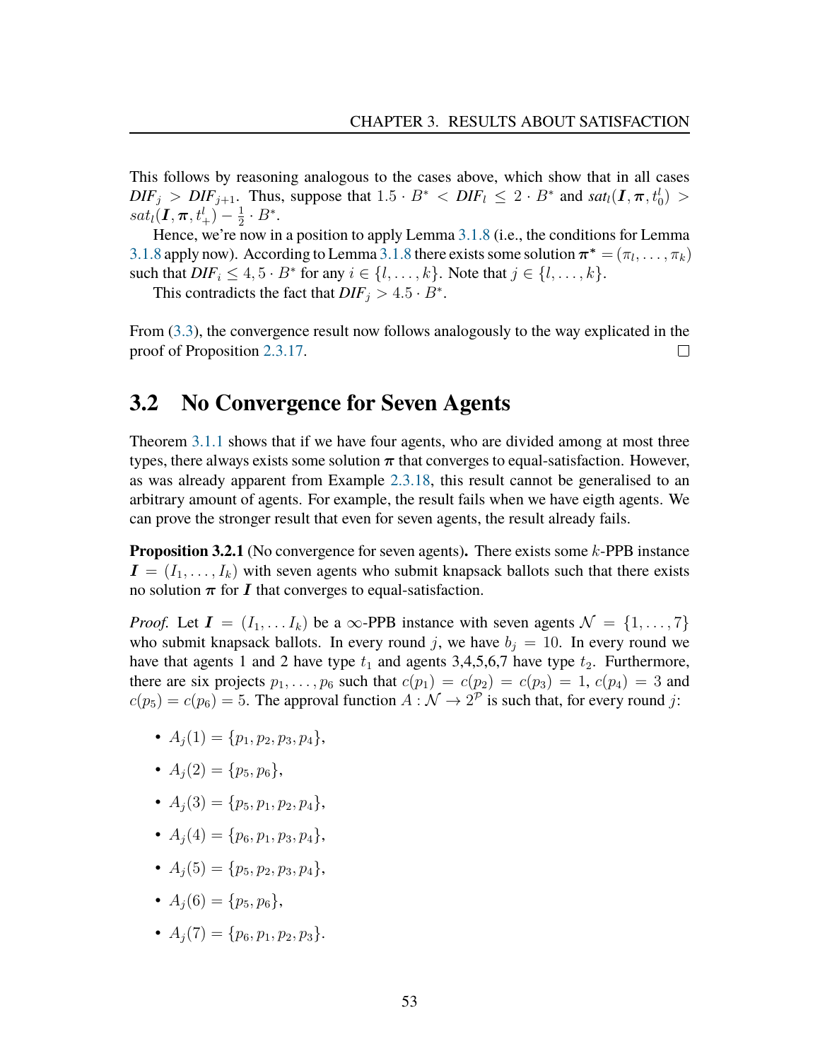This follows by reasoning analogous to the cases above, which show that in all cases $\mathit{DIF}_j > \mathit{DIF}_{j+1}$. Thus, suppose that $1.5 \cdot B^* < \mathit{DIF}_l \leq 2 \cdot B^*$ and $sat_l(\boldsymbol{I}, \boldsymbol{\pi}, t_0^l) > sat_l(\boldsymbol{I}, \boldsymbol{\pi}, t_+^l) - \frac{1}{2} \cdot B^*$.

Hence, we're now in a position to apply Lemma 3.1.8 (i.e., the conditions for Lemma 3.1.8 apply now). According to Lemma 3.1.8 there exists some solution $\boldsymbol{\pi}^* = (\pi_l, \dots, \pi_k)$ such that $\mathit{DIF}_i \leq 4,5 \cdot B^*$ for any $i \in \{l, \dots, k\}$. Note that $j \in \{l, \dots, k\}$.

This contradicts the fact that $\mathit{DIF}_j > 4.5 \cdot B^*$.

From (3.3), the convergence result now follows analogously to the way explicated in the proof of Proposition 2.3.17. □

## 3.2 No Convergence for Seven Agents

Theorem 3.1.1 shows that if we have four agents, who are divided among at most three types, there always exists some solution $\boldsymbol{\pi}$ that converges to equal-satisfaction. However, as was already apparent from Example 2.3.18, this result cannot be generalised to an arbitrary amount of agents. For example, the result fails when we have eigth agents. We can prove the stronger result that even for seven agents, the result already fails.

**Proposition 3.2.1** (No convergence for seven agents)**.** There exists some $k$-PPB instance $\boldsymbol{I} = (I_1, \dots, I_k)$ with seven agents who submit knapsack ballots such that there exists no solution $\boldsymbol{\pi}$ for $\boldsymbol{I}$ that converges to equal-satisfaction.

*Proof.* Let $\boldsymbol{I} = (I_1, \dots I_k)$ be a $\infty$-PPB instance with seven agents $\mathcal{N} = \{1, \dots, 7\}$ who submit knapsack ballots. In every round $j$, we have $b_j = 10$. In every round we have that agents 1 and 2 have type $t_1$ and agents 3,4,5,6,7 have type $t_2$. Furthermore, there are six projects $p_1, \dots, p_6$ such that $c(p_1) = c(p_2) = c(p_3) = 1$, $c(p_4) = 3$ and $c(p_5) = c(p_6) = 5$. The approval function $A : \mathcal{N} \to 2^{\mathcal{P}}$ is such that, for every round $j$:

- $A_j(1) = \{p_1, p_2, p_3, p_4\}$,
- $A_j(2) = \{p_5, p_6\}$,
- $A_j(3) = \{p_5, p_1, p_2, p_4\}$,
- $A_j(4) = \{p_6, p_1, p_3, p_4\}$,
- $A_j(5) = \{p_5, p_2, p_3, p_4\}$,
- $A_j(6) = \{p_5, p_6\}$,
- $A_j(7) = \{p_6, p_1, p_2, p_3\}$.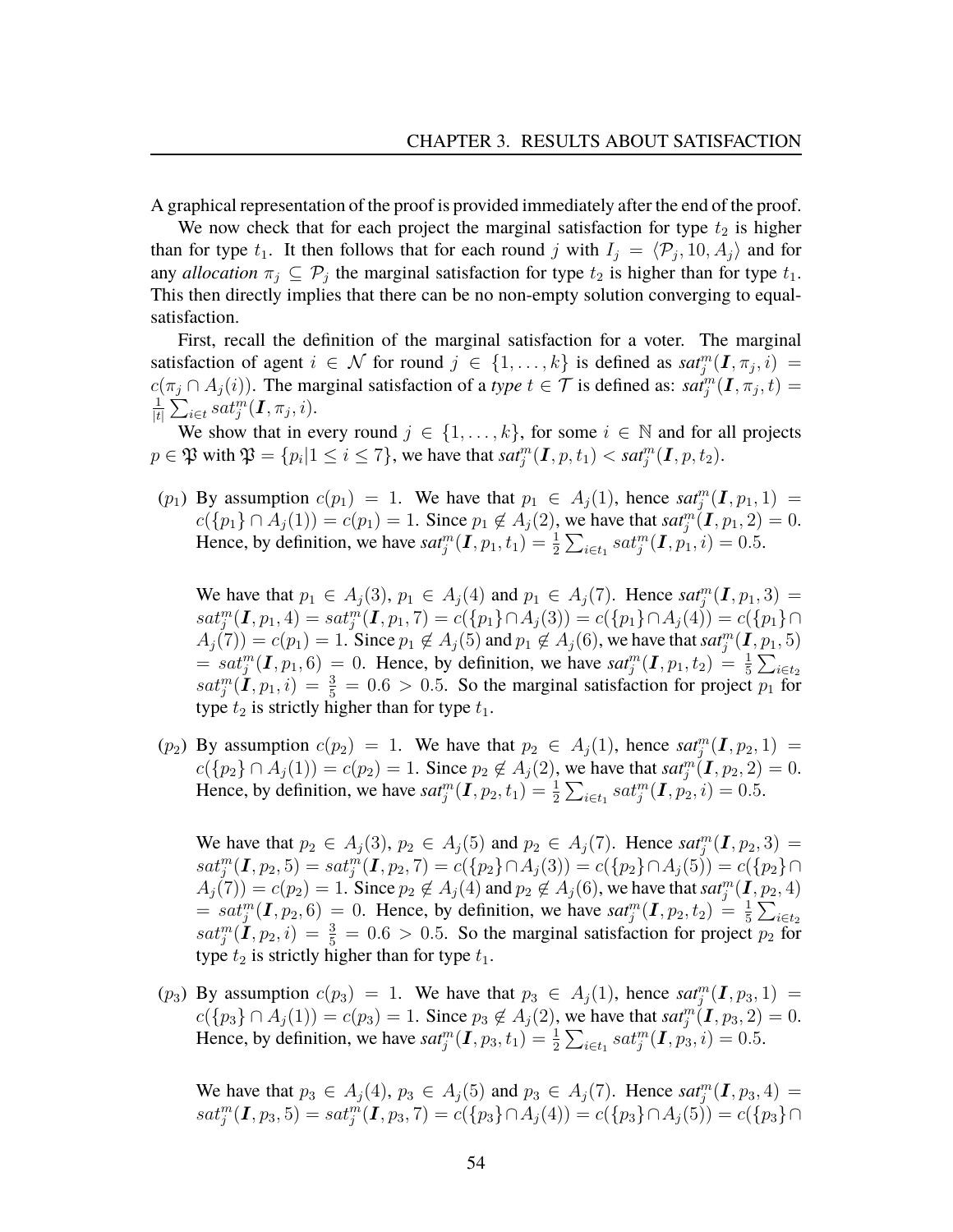A graphical representation of the proof is provided immediately after the end of the proof.

We now check that for each project the marginal satisfaction for type $t_2$ is higher than for type $t_1$. It then follows that for each round $j$ with $I_j = \langle \mathcal{P}_j, 10, A_j \rangle$ and for any *allocation* $\pi_j \subseteq \mathcal{P}_j$ the marginal satisfaction for type $t_2$ is higher than for type $t_1$. This then directly implies that there can be no non-empty solution converging to equal-satisfaction.

First, recall the definition of the marginal satisfaction for a voter. The marginal satisfaction of agent $i \in \mathcal{N}$ for round $j \in \{1, \ldots, k\}$ is defined as $sat_j^m(\boldsymbol{I}, \pi_j, i) = c(\pi_j \cap A_j(i))$. The marginal satisfaction of a *type* $t \in \mathcal{T}$ is defined as: $sat_j^m(\boldsymbol{I}, \pi_j, t) = \frac{1}{|t|} \sum_{i \in t} sat_j^m(\boldsymbol{I}, \pi_j, i)$.

We show that in every round $j \in \{1, \ldots, k\}$, for some $i \in \mathbb{N}$ and for all projects $p \in \mathfrak{P}$ with $\mathfrak{P} = \{p_i | 1 \leq i \leq 7\}$, we have that $sat_j^m(\boldsymbol{I}, p, t_1) < sat_j^m(\boldsymbol{I}, p, t_2)$.

($p_1$) By assumption $c(p_1) = 1$. We have that $p_1 \in A_j(1)$, hence $sat_j^m(\boldsymbol{I}, p_1, 1) = c(\{p_1\} \cap A_j(1)) = c(p_1) = 1$. Since $p_1 \notin A_j(2)$, we have that $sat_j^m(\boldsymbol{I}, p_1, 2) = 0$. Hence, by definition, we have $sat_j^m(\boldsymbol{I}, p_1, t_1) = \frac{1}{2} \sum_{i \in t_1} sat_j^m(\boldsymbol{I}, p_1, i) = 0.5$.

We have that $p_1 \in A_j(3)$, $p_1 \in A_j(4)$ and $p_1 \in A_j(7)$. Hence $sat_j^m(\boldsymbol{I}, p_1, 3) = sat_j^m(\boldsymbol{I}, p_1, 4) = sat_j^m(\boldsymbol{I}, p_1, 7) = c(\{p_1\} \cap A_j(3)) = c(\{p_1\} \cap A_j(4)) = c(\{p_1\} \cap A_j(7)) = c(p_1) = 1$. Since $p_1 \notin A_j(5)$ and $p_1 \notin A_j(6)$, we have that $sat_j^m(\boldsymbol{I}, p_1, 5) = sat_j^m(\boldsymbol{I}, p_1, 6) = 0$. Hence, by definition, we have $sat_j^m(\boldsymbol{I}, p_1, t_2) = \frac{1}{5} \sum_{i \in t_2} sat_j^m(\boldsymbol{I}, p_1, i) = \frac{3}{5} = 0.6 > 0.5$. So the marginal satisfaction for project $p_1$ for type $t_2$ is strictly higher than for type $t_1$.

($p_2$) By assumption $c(p_2) = 1$. We have that $p_2 \in A_j(1)$, hence $sat_j^m(\boldsymbol{I}, p_2, 1) = c(\{p_2\} \cap A_j(1)) = c(p_2) = 1$. Since $p_2 \notin A_j(2)$, we have that $sat_j^m(\boldsymbol{I}, p_2, 2) = 0$. Hence, by definition, we have $sat_j^m(\boldsymbol{I}, p_2, t_1) = \frac{1}{2} \sum_{i \in t_1} sat_j^m(\boldsymbol{I}, p_2, i) = 0.5$.

We have that $p_2 \in A_j(3)$, $p_2 \in A_j(5)$ and $p_2 \in A_j(7)$. Hence $sat_j^m(\boldsymbol{I}, p_2, 3) = sat_j^m(\boldsymbol{I}, p_2, 5) = sat_j^m(\boldsymbol{I}, p_2, 7) = c(\{p_2\} \cap A_j(3)) = c(\{p_2\} \cap A_j(5)) = c(\{p_2\} \cap A_j(7)) = c(p_2) = 1$. Since $p_2 \notin A_j(4)$ and $p_2 \notin A_j(6)$, we have that $sat_j^m(\boldsymbol{I}, p_2, 4) = sat_j^m(\boldsymbol{I}, p_2, 6) = 0$. Hence, by definition, we have $sat_j^m(\boldsymbol{I}, p_2, t_2) = \frac{1}{5} \sum_{i \in t_2} sat_j^m(\boldsymbol{I}, p_2, i) = \frac{3}{5} = 0.6 > 0.5$. So the marginal satisfaction for project $p_2$ for type $t_2$ is strictly higher than for type $t_1$.

($p_3$) By assumption $c(p_3) = 1$. We have that $p_3 \in A_j(1)$, hence $sat_j^m(\boldsymbol{I}, p_3, 1) = c(\{p_3\} \cap A_j(1)) = c(p_3) = 1$. Since $p_3 \notin A_j(2)$, we have that $sat_j^m(\boldsymbol{I}, p_3, 2) = 0$. Hence, by definition, we have $sat_j^m(\boldsymbol{I}, p_3, t_1) = \frac{1}{2} \sum_{i \in t_1} sat_j^m(\boldsymbol{I}, p_3, i) = 0.5$.

We have that $p_3 \in A_j(4)$, $p_3 \in A_j(5)$ and $p_3 \in A_j(7)$. Hence $sat_j^m(\boldsymbol{I}, p_3, 4) = sat_j^m(\boldsymbol{I}, p_3, 5) = sat_j^m(\boldsymbol{I}, p_3, 7) = c(\{p_3\} \cap A_j(4)) = c(\{p_3\} \cap A_j(5)) = c(\{p_3\} \cap$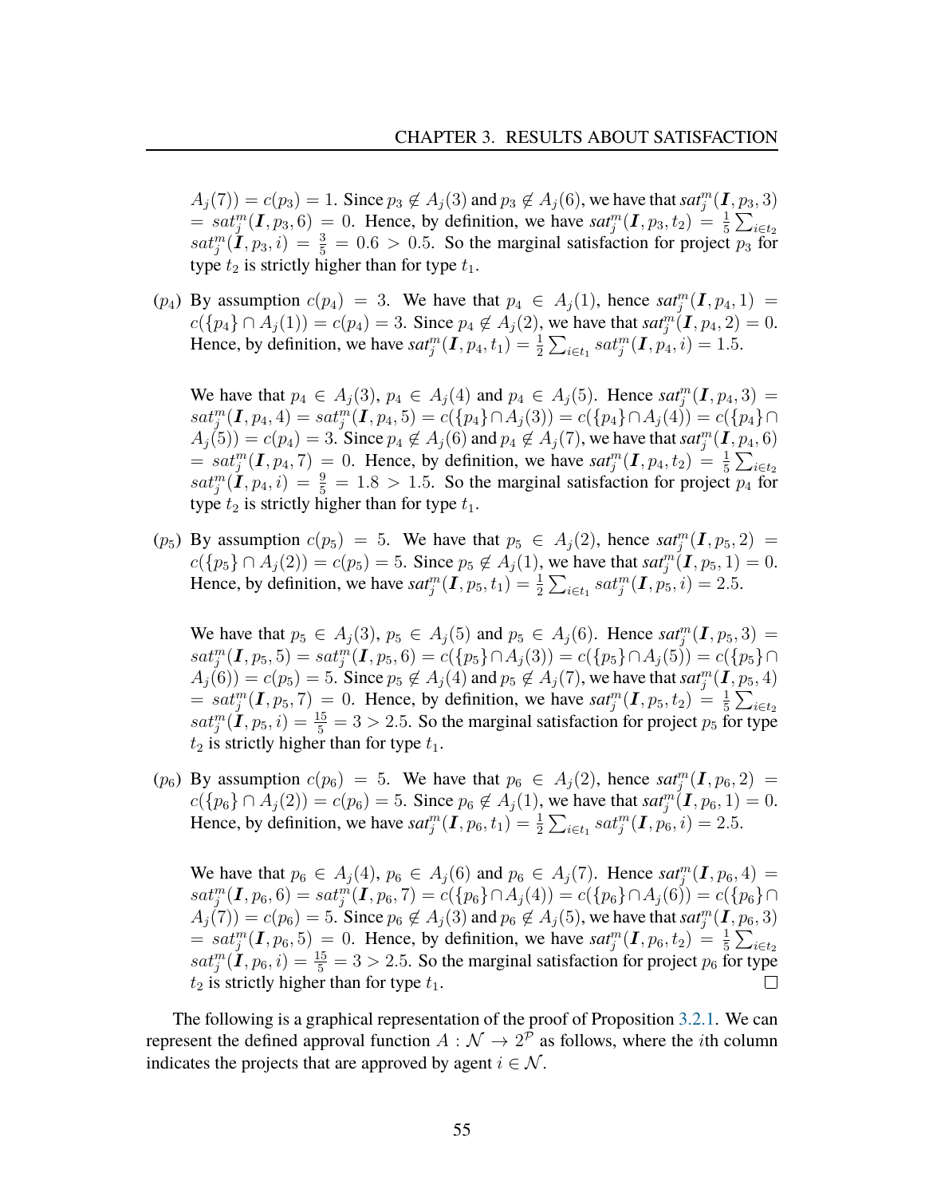$A_j(7)) = c(p_3) = 1$. Since $p_3 \notin A_j(3)$ and $p_3 \notin A_j(6)$, we have that $sat_j^m(\boldsymbol{I}, p_3, 3) = sat_j^m(\boldsymbol{I}, p_3, 6) = 0$. Hence, by definition, we have $sat_j^m(\boldsymbol{I}, p_3, t_2) = \frac{1}{5}\sum_{i \in t_2} sat_j^m(\boldsymbol{I}, p_3, i) = \frac{3}{5} = 0.6 > 0.5$. So the marginal satisfaction for project $p_3$ for type $t_2$ is strictly higher than for type $t_1$.

($p_4$) By assumption $c(p_4) = 3$. We have that $p_4 \in A_j(1)$, hence $sat_j^m(\boldsymbol{I}, p_4, 1) = c(\{p_4\} \cap A_j(1)) = c(p_4) = 3$. Since $p_4 \notin A_j(2)$, we have that $sat_j^m(\boldsymbol{I}, p_4, 2) = 0$. Hence, by definition, we have $sat_j^m(\boldsymbol{I}, p_4, t_1) = \frac{1}{2}\sum_{i \in t_1} sat_j^m(\boldsymbol{I}, p_4, i) = 1.5$.

We have that $p_4 \in A_j(3)$, $p_4 \in A_j(4)$ and $p_4 \in A_j(5)$. Hence $sat_j^m(\boldsymbol{I}, p_4, 3) = sat_j^m(\boldsymbol{I}, p_4, 4) = sat_j^m(\boldsymbol{I}, p_4, 5) = c(\{p_4\} \cap A_j(3)) = c(\{p_4\} \cap A_j(4)) = c(\{p_4\} \cap A_j(5)) = c(p_4) = 3$. Since $p_4 \notin A_j(6)$ and $p_4 \notin A_j(7)$, we have that $sat_j^m(\boldsymbol{I}, p_4, 6) = sat_j^m(\boldsymbol{I}, p_4, 7) = 0$. Hence, by definition, we have $sat_j^m(\boldsymbol{I}, p_4, t_2) = \frac{1}{5}\sum_{i \in t_2} sat_j^m(\boldsymbol{I}, p_4, i) = \frac{9}{5} = 1.8 > 1.5$. So the marginal satisfaction for project $p_4$ for type $t_2$ is strictly higher than for type $t_1$.

($p_5$) By assumption $c(p_5) = 5$. We have that $p_5 \in A_j(2)$, hence $sat_j^m(\boldsymbol{I}, p_5, 2) = c(\{p_5\} \cap A_j(2)) = c(p_5) = 5$. Since $p_5 \notin A_j(1)$, we have that $sat_j^m(\boldsymbol{I}, p_5, 1) = 0$. Hence, by definition, we have $sat_j^m(\boldsymbol{I}, p_5, t_1) = \frac{1}{2}\sum_{i \in t_1} sat_j^m(\boldsymbol{I}, p_5, i) = 2.5$.

We have that $p_5 \in A_j(3)$, $p_5 \in A_j(5)$ and $p_5 \in A_j(6)$. Hence $sat_j^m(\boldsymbol{I}, p_5, 3) = sat_j^m(\boldsymbol{I}, p_5, 5) = sat_j^m(\boldsymbol{I}, p_5, 6) = c(\{p_5\} \cap A_j(3)) = c(\{p_5\} \cap A_j(5)) = c(\{p_5\} \cap A_j(6)) = c(p_5) = 5$. Since $p_5 \notin A_j(4)$ and $p_5 \notin A_j(7)$, we have that $sat_j^m(\boldsymbol{I}, p_5, 4) = sat_j^m(\boldsymbol{I}, p_5, 7) = 0$. Hence, by definition, we have $sat_j^m(\boldsymbol{I}, p_5, t_2) = \frac{1}{5}\sum_{i \in t_2} sat_j^m(\boldsymbol{I}, p_5, i) = \frac{15}{5} = 3 > 2.5$. So the marginal satisfaction for project $p_5$ for type $t_2$ is strictly higher than for type $t_1$.

($p_6$) By assumption $c(p_6) = 5$. We have that $p_6 \in A_j(2)$, hence $sat_j^m(\boldsymbol{I}, p_6, 2) = c(\{p_6\} \cap A_j(2)) = c(p_6) = 5$. Since $p_6 \notin A_j(1)$, we have that $sat_j^m(\boldsymbol{I}, p_6, 1) = 0$. Hence, by definition, we have $sat_j^m(\boldsymbol{I}, p_6, t_1) = \frac{1}{2}\sum_{i \in t_1} sat_j^m(\boldsymbol{I}, p_6, i) = 2.5$.

We have that $p_6 \in A_j(4)$, $p_6 \in A_j(6)$ and $p_6 \in A_j(7)$. Hence $sat_j^m(\boldsymbol{I}, p_6, 4) = sat_j^m(\boldsymbol{I}, p_6, 6) = sat_j^m(\boldsymbol{I}, p_6, 7) = c(\{p_6\} \cap A_j(4)) = c(\{p_6\} \cap A_j(6)) = c(\{p_6\} \cap A_j(7)) = c(p_6) = 5$. Since $p_6 \notin A_j(3)$ and $p_6 \notin A_j(5)$, we have that $sat_j^m(\boldsymbol{I}, p_6, 3) = sat_j^m(\boldsymbol{I}, p_6, 5) = 0$. Hence, by definition, we have $sat_j^m(\boldsymbol{I}, p_6, t_2) = \frac{1}{5}\sum_{i \in t_2} sat_j^m(\boldsymbol{I}, p_6, i) = \frac{15}{5} = 3 > 2.5$. So the marginal satisfaction for project $p_6$ for type $t_2$ is strictly higher than for type $t_1$. □

The following is a graphical representation of the proof of Proposition 3.2.1. We can represent the defined approval function $A : \mathcal{N} \to 2^{\mathcal{P}}$ as follows, where the $i$th column indicates the projects that are approved by agent $i \in \mathcal{N}$.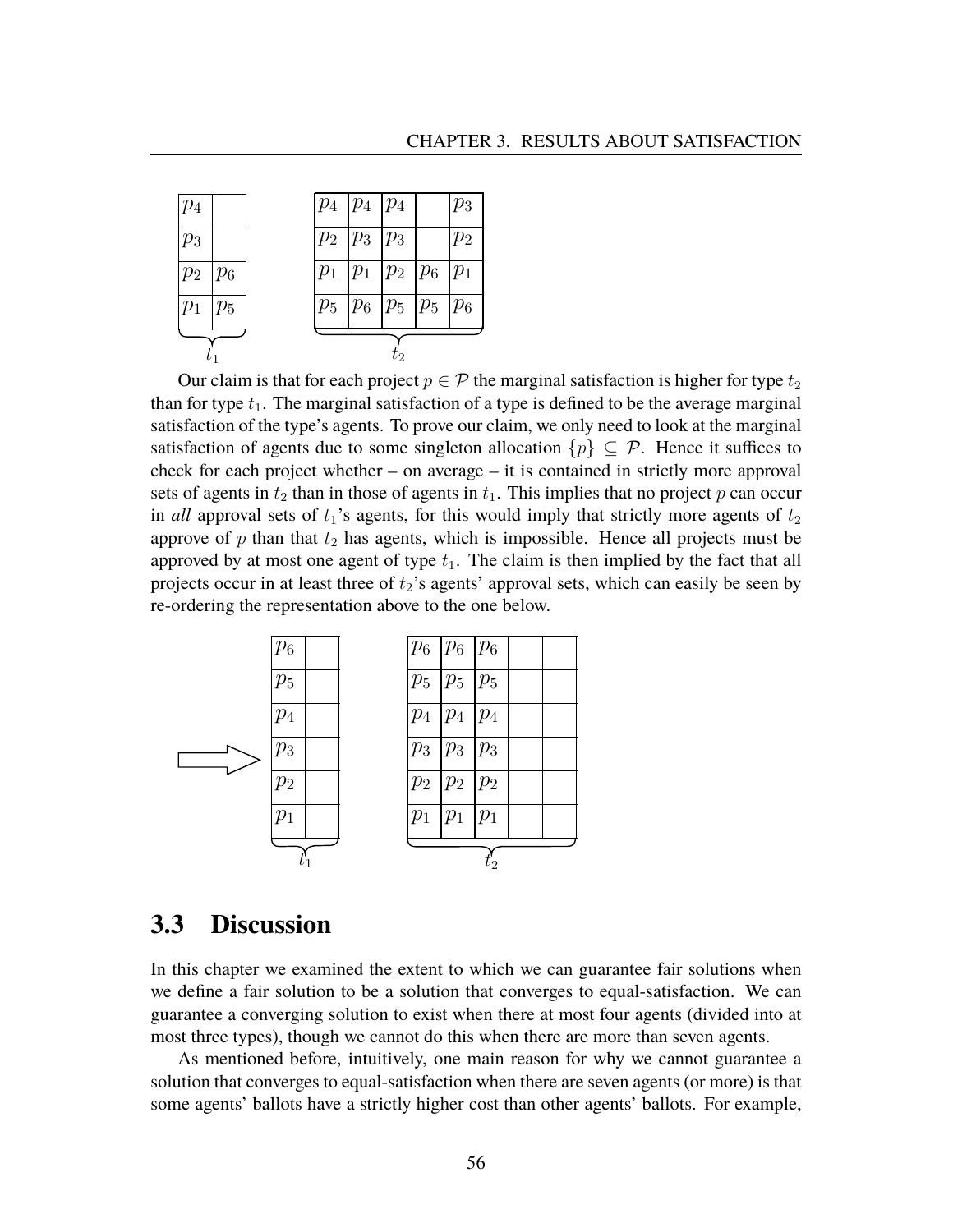|  |  |
|---|---|
| $p_4$ |  |
| $p_3$ |  |
| $p_2$ | $p_6$ |
| $p_1$ | $p_5$ |

$t_1$

|  |  |  |  |  |
|---|---|---|---|---|
| $p_4$ | $p_4$ | $p_4$ |  | $p_3$ |
| $p_2$ | $p_3$ | $p_3$ |  | $p_2$ |
| $p_1$ | $p_1$ | $p_2$ | $p_6$ | $p_1$ |
| $p_5$ | $p_6$ | $p_5$ | $p_5$ | $p_6$ |

$t_2$

Our claim is that for each project $p \in \mathcal{P}$ the marginal satisfaction is higher for type $t_2$ than for type $t_1$. The marginal satisfaction of a type is defined to be the average marginal satisfaction of the type's agents. To prove our claim, we only need to look at the marginal satisfaction of agents due to some singleton allocation $\{p\} \subseteq \mathcal{P}$. Hence it suffices to check for each project whether – on average – it is contained in strictly more approval sets of agents in $t_2$ than in those of agents in $t_1$. This implies that no project $p$ can occur in *all* approval sets of $t_1$'s agents, for this would imply that strictly more agents of $t_2$ approve of $p$ than that $t_2$ has agents, which is impossible. Hence all projects must be approved by at most one agent of type $t_1$. The claim is then implied by the fact that all projects occur in at least three of $t_2$'s agents' approval sets, which can easily be seen by re-ordering the representation above to the one below.

|  |  |
|---|---|
| $p_6$ |  |
| $p_5$ |  |
| $p_4$ |  |
| $p_3$ |  |
| $p_2$ |  |
| $p_1$ |  |

$t_1$

|  |  |  |  |  |
|---|---|---|---|---|
| $p_6$ | $p_6$ | $p_6$ |  |  |
| $p_5$ | $p_5$ | $p_5$ |  |  |
| $p_4$ | $p_4$ | $p_4$ |  |  |
| $p_3$ | $p_3$ | $p_3$ |  |  |
| $p_2$ | $p_2$ | $p_2$ |  |  |
| $p_1$ | $p_1$ | $p_1$ |  |  |

$t_2$

## 3.3 Discussion

In this chapter we examined the extent to which we can guarantee fair solutions when we define a fair solution to be a solution that converges to equal-satisfaction. We can guarantee a converging solution to exist when there at most four agents (divided into at most three types), though we cannot do this when there are more than seven agents.

As mentioned before, intuitively, one main reason for why we cannot guarantee a solution that converges to equal-satisfaction when there are seven agents (or more) is that some agents' ballots have a strictly higher cost than other agents' ballots. For example,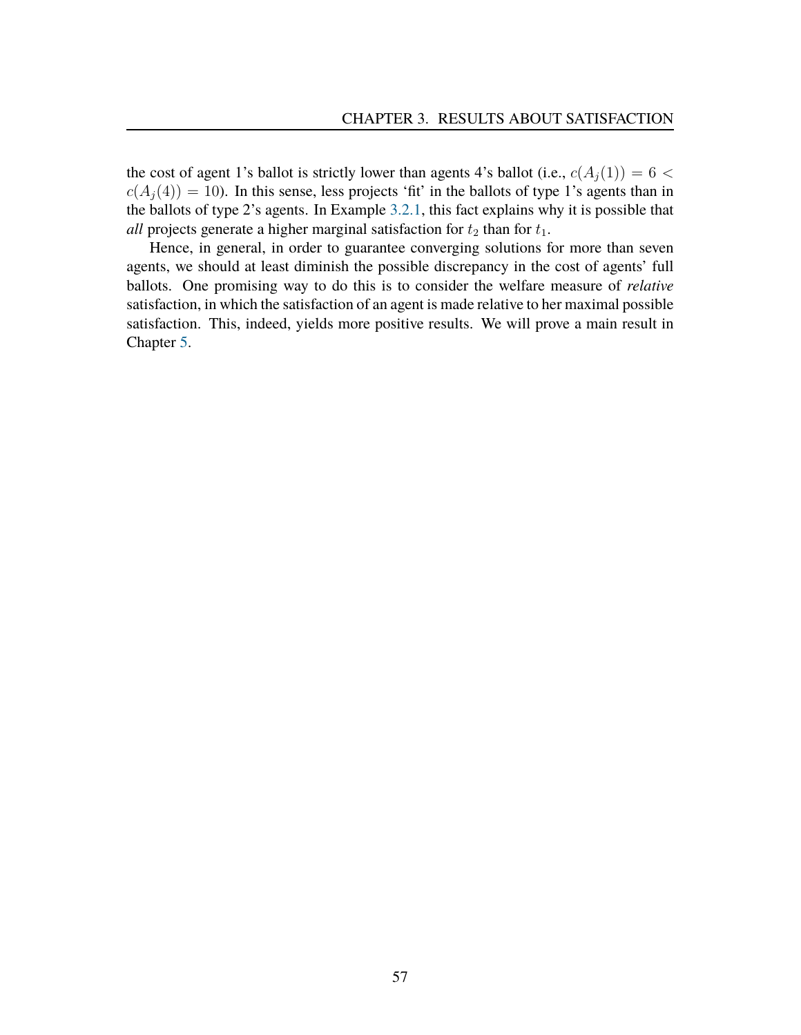the cost of agent 1's ballot is strictly lower than agents 4's ballot (i.e., $c(A_j(1)) = 6 < c(A_j(4)) = 10$). In this sense, less projects 'fit' in the ballots of type 1's agents than in the ballots of type 2's agents. In Example 3.2.1, this fact explains why it is possible that *all* projects generate a higher marginal satisfaction for $t_2$ than for $t_1$.

Hence, in general, in order to guarantee converging solutions for more than seven agents, we should at least diminish the possible discrepancy in the cost of agents' full ballots. One promising way to do this is to consider the welfare measure of *relative* satisfaction, in which the satisfaction of an agent is made relative to her maximal possible satisfaction. This, indeed, yields more positive results. We will prove a main result in Chapter 5.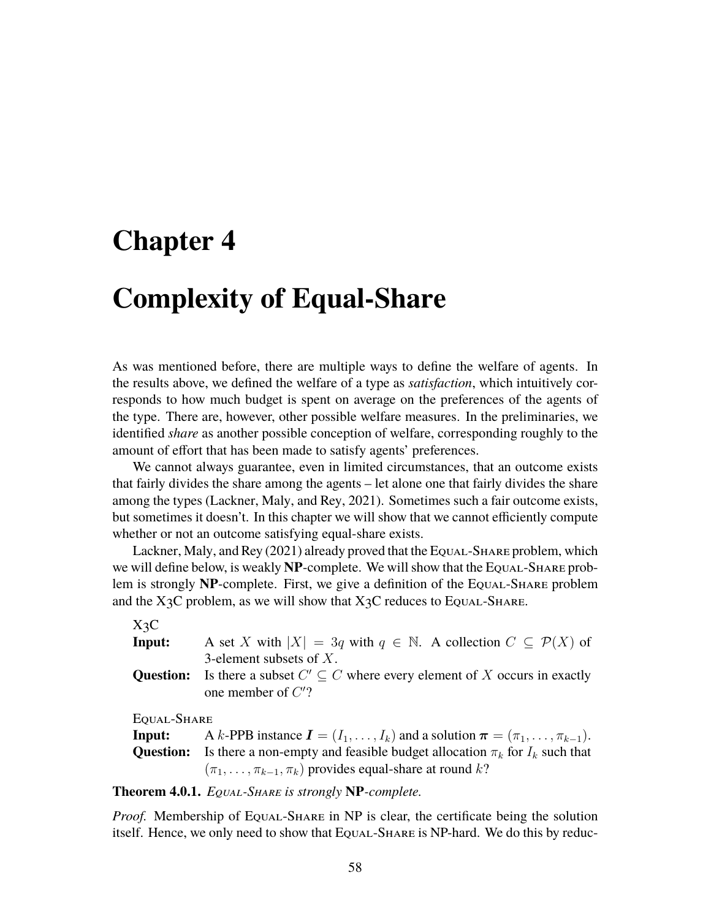# Chapter 4

# Complexity of Equal-Share

As was mentioned before, there are multiple ways to define the welfare of agents. In the results above, we defined the welfare of a type as *satisfaction*, which intuitively corresponds to how much budget is spent on average on the preferences of the agents of the type. There are, however, other possible welfare measures. In the preliminaries, we identified *share* as another possible conception of welfare, corresponding roughly to the amount of effort that has been made to satisfy agents' preferences.

We cannot always guarantee, even in limited circumstances, that an outcome exists that fairly divides the share among the agents – let alone one that fairly divides the share among the types (Lackner, Maly, and Rey, 2021). Sometimes such a fair outcome exists, but sometimes it doesn't. In this chapter we will show that we cannot efficiently compute whether or not an outcome satisfying equal-share exists.

Lackner, Maly, and Rey (2021) already proved that the EQUAL-SHARE problem, which we will define below, is weakly **NP**-complete. We will show that the EQUAL-SHARE problem is strongly **NP**-complete. First, we give a definition of the EQUAL-SHARE problem and the X3C problem, as we will show that X3C reduces to EQUAL-SHARE.

X3C

**Input:** A set $X$ with $|X| = 3q$ with $q \in \mathbb{N}$. A collection $C \subseteq \mathcal{P}(X)$ of 3-element subsets of $X$.

**Question:** Is there a subset $C' \subseteq C$ where every element of $X$ occurs in exactly one member of $C'$?

EQUAL-SHARE

**Input:** A $k$-PPB instance $\boldsymbol{I} = (I_1, \ldots, I_k)$ and a solution $\boldsymbol{\pi} = (\pi_1, \ldots, \pi_{k-1})$.

**Question:** Is there a non-empty and feasible budget allocation $\pi_k$ for $I_k$ such that $(\pi_1, \ldots, \pi_{k-1}, \pi_k)$ provides equal-share at round $k$?

**Theorem 4.0.1.** *EQUAL-SHARE is strongly* **NP***-complete.*

*Proof.* Membership of EQUAL-SHARE in NP is clear, the certificate being the solution itself. Hence, we only need to show that EQUAL-SHARE is NP-hard. We do this by reduc-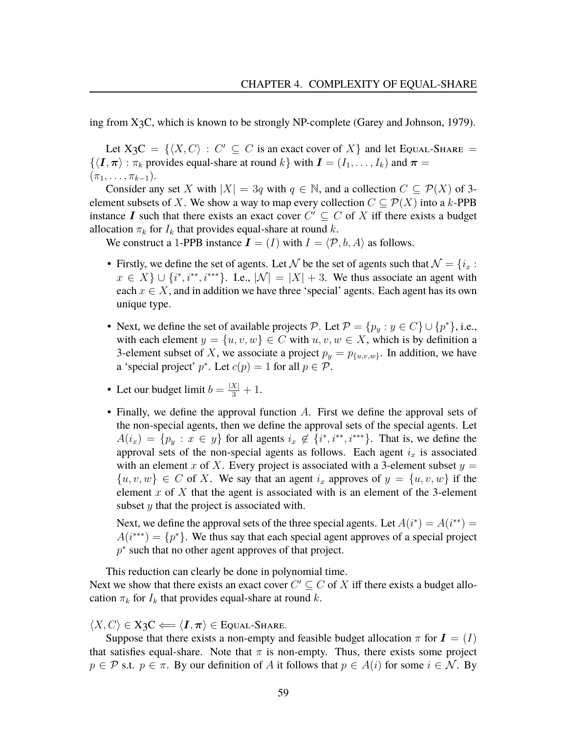ing from X3C, which is known to be strongly NP-complete (Garey and Johnson, 1979).

Let X3C $= \{\langle X, C\rangle : C' \subseteq C$ is an exact cover of $X\}$ and let Equal-Share $= \{\langle \boldsymbol{I}, \boldsymbol{\pi}\rangle : \pi_k$ provides equal-share at round $k\}$ with $\boldsymbol{I} = (I_1, \ldots, I_k)$ and $\boldsymbol{\pi} = (\pi_1, \ldots, \pi_{k-1})$.

Consider any set $X$ with $|X| = 3q$ with $q \in \mathbb{N}$, and a collection $C \subseteq \mathcal{P}(X)$ of 3-element subsets of $X$. We show a way to map every collection $C \subseteq \mathcal{P}(X)$ into a $k$-PPB instance $\boldsymbol{I}$ such that there exists an exact cover $C' \subseteq C$ of $X$ iff there exists a budget allocation $\pi_k$ for $I_k$ that provides equal-share at round $k$.

We construct a 1-PPB instance $\boldsymbol{I} = (I)$ with $I = \langle \mathcal{P}, b, A\rangle$ as follows.

- Firstly, we define the set of agents. Let $\mathcal{N}$ be the set of agents such that $\mathcal{N} = \{i_x : x \in X\} \cup \{i^*, i^{**}, i^{***}\}$. I.e., $|\mathcal{N}| = |X| + 3$. We thus associate an agent with each $x \in X$, and in addition we have three 'special' agents. Each agent has its own unique type.
- Next, we define the set of available projects $\mathcal{P}$. Let $\mathcal{P} = \{p_y : y \in C\} \cup \{p^*\}$, i.e., with each element $y = \{u, v, w\} \in C$ with $u, v, w \in X$, which is by definition a 3-element subset of $X$, we associate a project $p_y = p_{\{u,v,w\}}$. In addition, we have a 'special project' $p^*$. Let $c(p) = 1$ for all $p \in \mathcal{P}$.
- Let our budget limit $b = \frac{|X|}{3} + 1$.
- Finally, we define the approval function $A$. First we define the approval sets of the non-special agents, then we define the approval sets of the special agents. Let $A(i_x) = \{p_y : x \in y\}$ for all agents $i_x \notin \{i^*, i^{**}, i^{***}\}$. That is, we define the approval sets of the non-special agents as follows. Each agent $i_x$ is associated with an element $x$ of $X$. Every project is associated with a 3-element subset $y = \{u, v, w\} \in C$ of $X$. We say that an agent $i_x$ approves of $y = \{u, v, w\}$ if the element $x$ of $X$ that the agent is associated with is an element of the 3-element subset $y$ that the project is associated with.

  Next, we define the approval sets of the three special agents. Let $A(i^*) = A(i^{**}) = A(i^{***}) = \{p^*\}$. We thus say that each special agent approves of a special project $p^*$ such that no other agent approves of that project.

This reduction can clearly be done in polynomial time.
Next we show that there exists an exact cover $C' \subseteq C$ of $X$ iff there exists a budget allocation $\pi_k$ for $I_k$ that provides equal-share at round $k$.

$\langle X, C\rangle \in$ X3C $\Longleftarrow \langle \boldsymbol{I}, \boldsymbol{\pi}\rangle \in$ Equal-Share.

Suppose that there exists a non-empty and feasible budget allocation $\pi$ for $\boldsymbol{I} = (I)$ that satisfies equal-share. Note that $\pi$ is non-empty. Thus, there exists some project $p \in \mathcal{P}$ s.t. $p \in \pi$. By our definition of $A$ it follows that $p \in A(i)$ for some $i \in \mathcal{N}$. By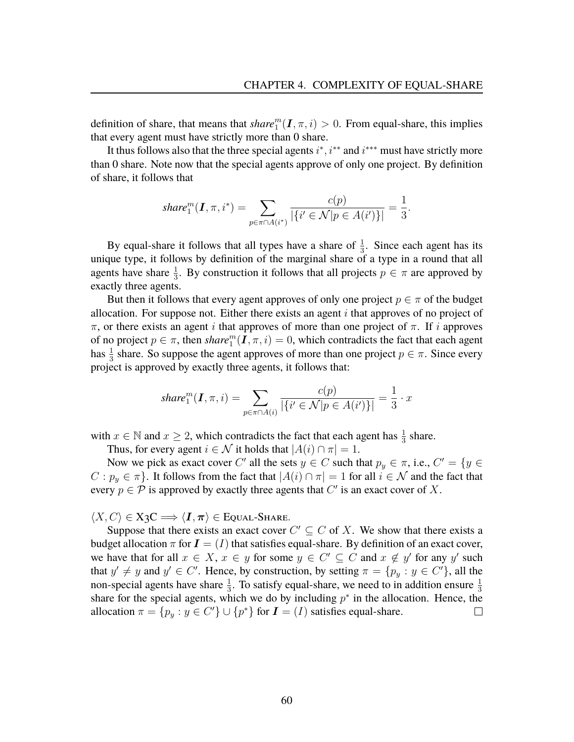definition of share, that means that $\mathit{share}_1^m(\boldsymbol{I}, \pi, i) > 0$. From equal-share, this implies that every agent must have strictly more than 0 share.

It thus follows also that the three special agents $i^*$, $i^{**}$ and $i^{***}$ must have strictly more than 0 share. Note now that the special agents approve of only one project. By definition of share, it follows that

$$\mathit{share}_1^m(\boldsymbol{I}, \pi, i^*) = \sum_{p \in \pi \cap A(i^*)} \frac{c(p)}{|\{i' \in \mathcal{N} | p \in A(i')\}|} = \frac{1}{3}.$$

By equal-share it follows that all types have a share of $\frac{1}{3}$. Since each agent has its unique type, it follows by definition of the marginal share of a type in a round that all agents have share $\frac{1}{3}$. By construction it follows that all projects $p \in \pi$ are approved by exactly three agents.

But then it follows that every agent approves of only one project $p \in \pi$ of the budget allocation. For suppose not. Either there exists an agent $i$ that approves of no project of $\pi$, or there exists an agent $i$ that approves of more than one project of $\pi$. If $i$ approves of no project $p \in \pi$, then $\mathit{share}_1^m(\boldsymbol{I}, \pi, i) = 0$, which contradicts the fact that each agent has $\frac{1}{3}$ share. So suppose the agent approves of more than one project $p \in \pi$. Since every project is approved by exactly three agents, it follows that:

$$\mathit{share}_1^m(\boldsymbol{I}, \pi, i) = \sum_{p \in \pi \cap A(i)} \frac{c(p)}{|\{i' \in \mathcal{N} | p \in A(i')\}|} = \frac{1}{3} \cdot x$$

with $x \in \mathbb{N}$ and $x \geq 2$, which contradicts the fact that each agent has $\frac{1}{3}$ share.

Thus, for every agent $i \in \mathcal{N}$ it holds that $|A(i) \cap \pi| = 1$.

Now we pick as exact cover $C'$ all the sets $y \in C$ such that $p_y \in \pi$, i.e., $C' = \{y \in C : p_y \in \pi\}$. It follows from the fact that $|A(i) \cap \pi| = 1$ for all $i \in \mathcal{N}$ and the fact that every $p \in \mathcal{P}$ is approved by exactly three agents that $C'$ is an exact cover of $X$.

$\langle X, C \rangle \in$ X3C $\Longrightarrow \langle \boldsymbol{I}, \boldsymbol{\pi} \rangle \in$ Equal-Share.

Suppose that there exists an exact cover $C' \subseteq C$ of $X$. We show that there exists a budget allocation $\pi$ for $\boldsymbol{I} = (I)$ that satisfies equal-share. By definition of an exact cover, we have that for all $x \in X$, $x \in y$ for some $y \in C' \subseteq C$ and $x \notin y'$ for any $y'$ such that $y' \neq y$ and $y' \in C'$. Hence, by construction, by setting $\pi = \{p_y : y \in C'\}$, all the non-special agents have share $\frac{1}{3}$. To satisfy equal-share, we need to in addition ensure $\frac{1}{3}$ share for the special agents, which we do by including $p^*$ in the allocation. Hence, the allocation $\pi = \{p_y : y \in C'\} \cup \{p^*\}$ for $\boldsymbol{I} = (I)$ satisfies equal-share. □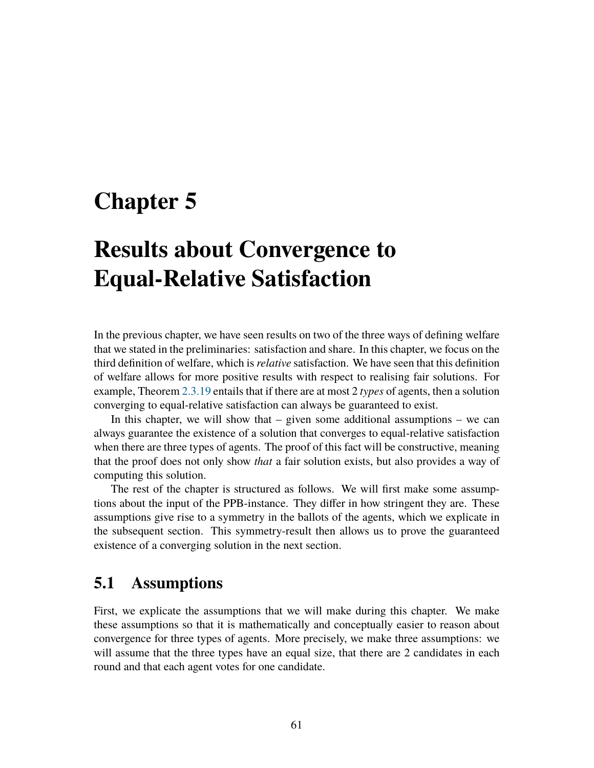# Chapter 5

# Results about Convergence to Equal-Relative Satisfaction

In the previous chapter, we have seen results on two of the three ways of defining welfare that we stated in the preliminaries: satisfaction and share. In this chapter, we focus on the third definition of welfare, which is *relative* satisfaction. We have seen that this definition of welfare allows for more positive results with respect to realising fair solutions. For example, Theorem 2.3.19 entails that if there are at most 2 *types* of agents, then a solution converging to equal-relative satisfaction can always be guaranteed to exist.

In this chapter, we will show that – given some additional assumptions – we can always guarantee the existence of a solution that converges to equal-relative satisfaction when there are three types of agents. The proof of this fact will be constructive, meaning that the proof does not only show *that* a fair solution exists, but also provides a way of computing this solution.

The rest of the chapter is structured as follows. We will first make some assumptions about the input of the PPB-instance. They differ in how stringent they are. These assumptions give rise to a symmetry in the ballots of the agents, which we explicate in the subsequent section. This symmetry-result then allows us to prove the guaranteed existence of a converging solution in the next section.

## 5.1 Assumptions

First, we explicate the assumptions that we will make during this chapter. We make these assumptions so that it is mathematically and conceptually easier to reason about convergence for three types of agents. More precisely, we make three assumptions: we will assume that the three types have an equal size, that there are 2 candidates in each round and that each agent votes for one candidate.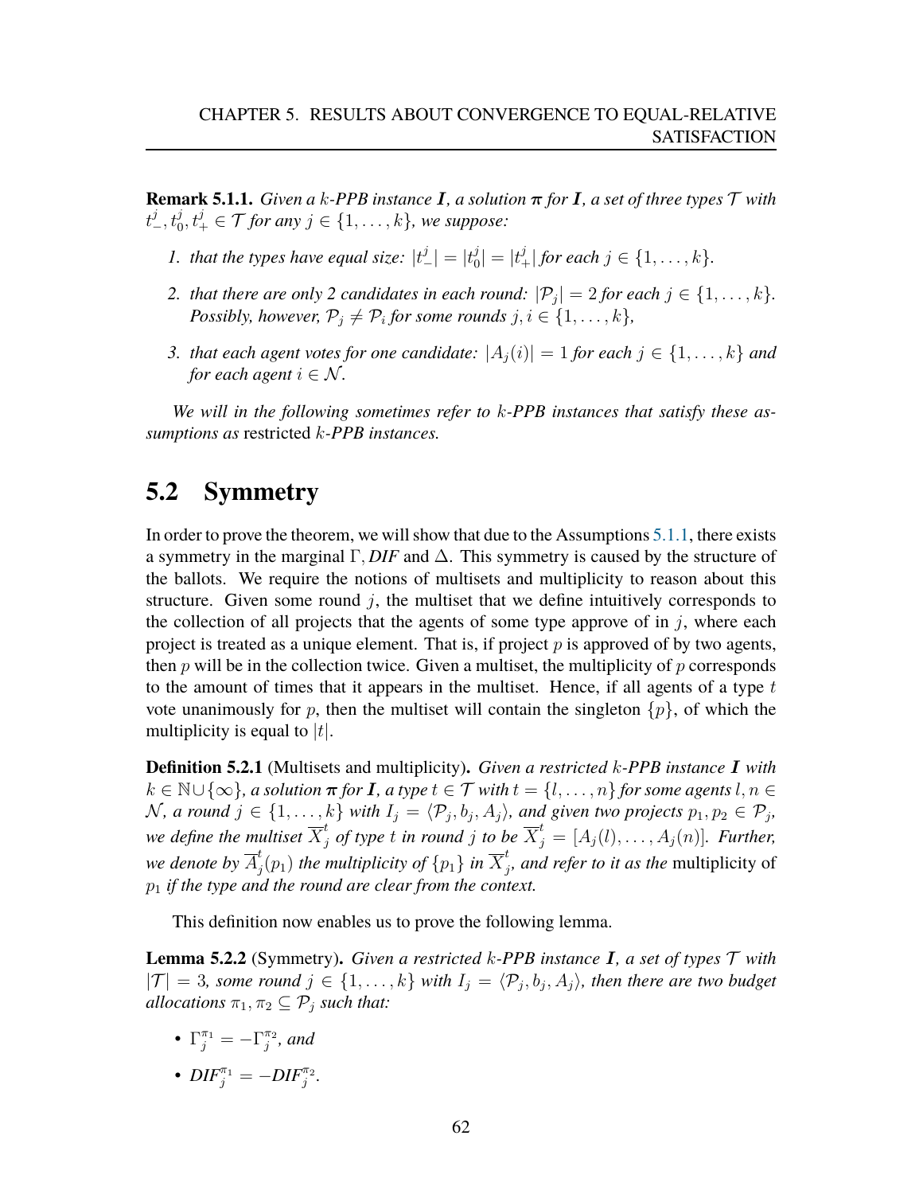**Remark 5.1.1.** *Given a $k$-PPB instance $\boldsymbol{I}$, a solution $\boldsymbol{\pi}$ for $\boldsymbol{I}$, a set of three types $\mathcal{T}$ with $t^j_-, t^j_0, t^j_+ \in \mathcal{T}$ for any $j \in \{1, \ldots, k\}$, we suppose:*

1. *that the types have equal size: $|t^j_-| = |t^j_0| = |t^j_+|$ for each $j \in \{1, \ldots, k\}$.*
2. *that there are only 2 candidates in each round: $|\mathcal{P}_j| = 2$ for each $j \in \{1, \ldots, k\}$. Possibly, however, $\mathcal{P}_j \neq \mathcal{P}_i$ for some rounds $j, i \in \{1, \ldots, k\}$,*
3. *that each agent votes for one candidate: $|A_j(i)| = 1$ for each $j \in \{1, \ldots, k\}$ and for each agent $i \in \mathcal{N}$.*

*We will in the following sometimes refer to $k$-PPB instances that satisfy these assumptions as* restricted *$k$-PPB instances.*

## 5.2 Symmetry

In order to prove the theorem, we will show that due to the Assumptions 5.1.1, there exists a symmetry in the marginal $\Gamma$, *DIF* and $\Delta$. This symmetry is caused by the structure of the ballots. We require the notions of multisets and multiplicity to reason about this structure. Given some round $j$, the multiset that we define intuitively corresponds to the collection of all projects that the agents of some type approve of in $j$, where each project is treated as a unique element. That is, if project $p$ is approved of by two agents, then $p$ will be in the collection twice. Given a multiset, the multiplicity of $p$ corresponds to the amount of times that it appears in the multiset. Hence, if all agents of a type $t$ vote unanimously for $p$, then the multiset will contain the singleton $\{p\}$, of which the multiplicity is equal to $|t|$.

**Definition 5.2.1** (Multisets and multiplicity)**.** *Given a restricted $k$-PPB instance $\boldsymbol{I}$ with $k \in \mathbb{N} \cup \{\infty\}$, a solution $\boldsymbol{\pi}$ for $\boldsymbol{I}$, a type $t \in \mathcal{T}$ with $t = \{l, \ldots, n\}$ for some agents $l, n \in \mathcal{N}$, a round $j \in \{1, \ldots, k\}$ with $I_j = \langle \mathcal{P}_j, b_j, A_j \rangle$, and given two projects $p_1, p_2 \in \mathcal{P}_j$, we define the multiset $\overline{X}^t_j$ of type $t$ in round $j$ to be $\overline{X}^t_j = [A_j(l), \ldots, A_j(n)]$. Further, we denote by $\overline{A}^t_j(p_1)$ the multiplicity of $\{p_1\}$ in $\overline{X}^t_j$, and refer to it as the* multiplicity of *$p_1$ if the type and the round are clear from the context.*

This definition now enables us to prove the following lemma.

**Lemma 5.2.2** (Symmetry)**.** *Given a restricted $k$-PPB instance $\boldsymbol{I}$, a set of types $\mathcal{T}$ with $|\mathcal{T}| = 3$, some round $j \in \{1, \ldots, k\}$ with $I_j = \langle \mathcal{P}_j, b_j, A_j \rangle$, then there are two budget allocations $\pi_1, \pi_2 \subseteq \mathcal{P}_j$ such that:*

- *$\Gamma^{\pi_1}_j = -\Gamma^{\pi_2}_j$, and*
- *$DIF^{\pi_1}_j = -DIF^{\pi_2}_j$.*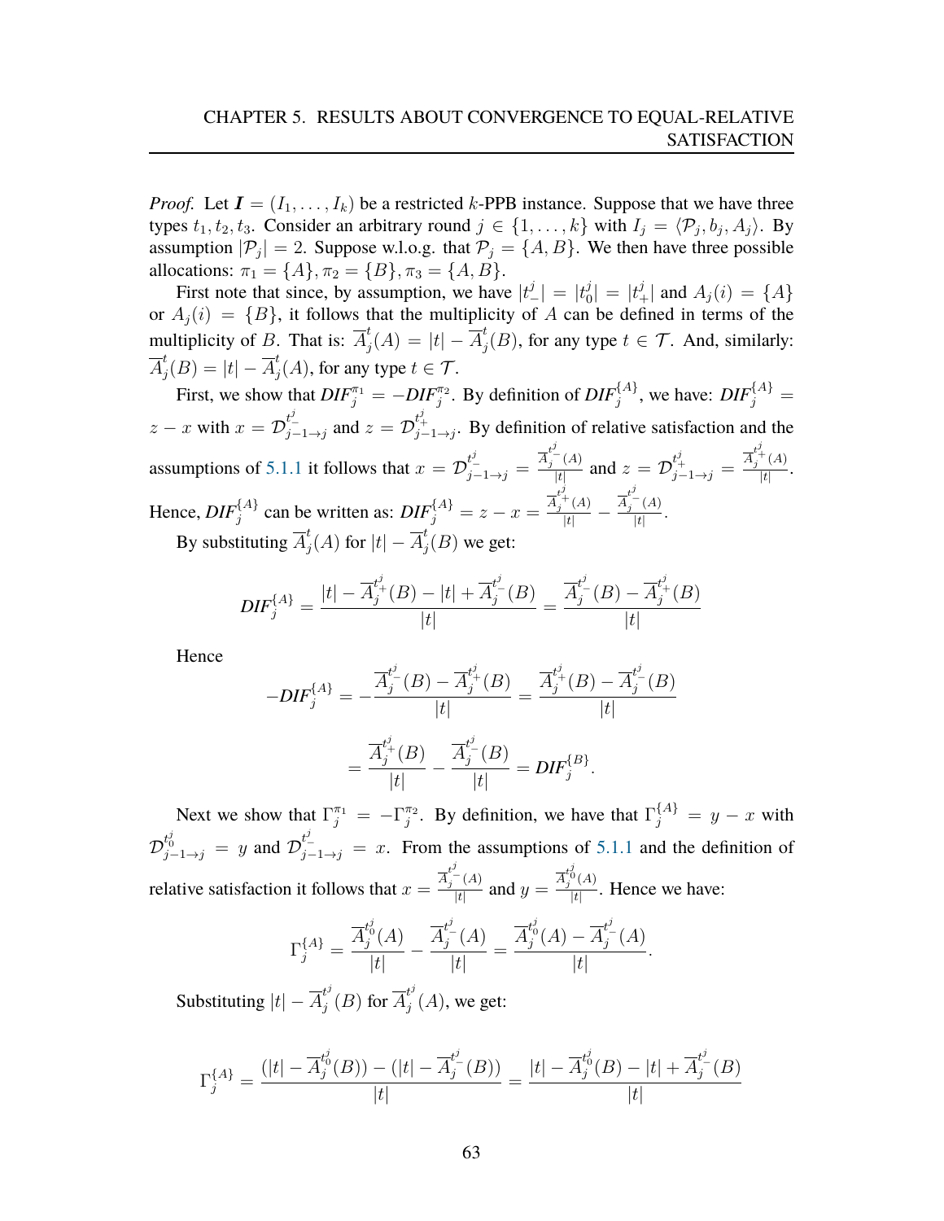*Proof.* Let $\boldsymbol{I} = (I_1, \ldots, I_k)$ be a restricted $k$-PPB instance. Suppose that we have three types $t_1, t_2, t_3$. Consider an arbitrary round $j \in \{1, \ldots, k\}$ with $I_j = \langle \mathcal{P}_j, b_j, A_j \rangle$. By assumption $|\mathcal{P}_j| = 2$. Suppose w.l.o.g. that $\mathcal{P}_j = \{A, B\}$. We then have three possible allocations: $\pi_1 = \{A\}, \pi_2 = \{B\}, \pi_3 = \{A, B\}$.

First note that since, by assumption, we have $|t^j_-| = |t^j_0| = |t^j_+|$ and $A_j(i) = \{A\}$ or $A_j(i) = \{B\}$, it follows that the multiplicity of $A$ can be defined in terms of the multiplicity of $B$. That is: $\overline{A}^t_j(A) = |t| - \overline{A}^t_j(B)$, for any type $t \in \mathcal{T}$. And, similarly: $\overline{A}^t_j(B) = |t| - \overline{A}^t_j(A)$, for any type $t \in \mathcal{T}$.

First, we show that $\mathit{DIF}^{\pi_1}_j = -\mathit{DIF}^{\pi_2}_j$. By definition of $\mathit{DIF}^{\{A\}}_j$, we have: $\mathit{DIF}^{\{A\}}_j = z - x$ with $x = \mathcal{D}^{t^j_-}_{j-1\to j}$ and $z = \mathcal{D}^{t^j_+}_{j-1\to j}$. By definition of relative satisfaction and the assumptions of 5.1.1 it follows that $x = \mathcal{D}^{t^j_-}_{j-1\to j} = \frac{\overline{A}^{t^j_-}_j(A)}{|t|}$ and $z = \mathcal{D}^{t^j_+}_{j-1\to j} = \frac{\overline{A}^{t^j_+}_j(A)}{|t|}$. Hence, $\mathit{DIF}^{\{A\}}_j$ can be written as: $\mathit{DIF}^{\{A\}}_j = z - x = \frac{\overline{A}^{t^j_+}_j(A)}{|t|} - \frac{\overline{A}^{t^j_-}_j(A)}{|t|}$.

By substituting $\overline{A}^t_j(A)$ for $|t| - \overline{A}^t_j(B)$ we get:

$$\mathit{DIF}^{\{A\}}_j = \frac{|t| - \overline{A}^{t^j_+}_j(B) - |t| + \overline{A}^{t^j_-}_j(B)}{|t|} = \frac{\overline{A}^{t^j_-}_j(B) - \overline{A}^{t^j_+}_j(B)}{|t|}$$

Hence

$$-\mathit{DIF}^{\{A\}}_j = -\frac{\overline{A}^{t^j_-}_j(B) - \overline{A}^{t^j_+}_j(B)}{|t|} = \frac{\overline{A}^{t^j_+}_j(B) - \overline{A}^{t^j_-}_j(B)}{|t|}$$

$$= \frac{\overline{A}^{t^j_+}_j(B)}{|t|} - \frac{\overline{A}^{t^j_-}_j(B)}{|t|} = \mathit{DIF}^{\{B\}}_j.$$

Next we show that $\Gamma^{\pi_1}_j = -\Gamma^{\pi_2}_j$. By definition, we have that $\Gamma^{\{A\}}_j = y - x$ with $\mathcal{D}^{t^j_0}_{j-1\to j} = y$ and $\mathcal{D}^{t^j_-}_{j-1\to j} = x$. From the assumptions of 5.1.1 and the definition of relative satisfaction it follows that $x = \frac{\overline{A}^{t^j_-}_j(A)}{|t|}$ and $y = \frac{\overline{A}^{t^j_0}_j(A)}{|t|}$. Hence we have:

$$\Gamma^{\{A\}}_j = \frac{\overline{A}^{t^j_0}_j(A)}{|t|} - \frac{\overline{A}^{t^j_-}_j(A)}{|t|} = \frac{\overline{A}^{t^j_0}_j(A) - \overline{A}^{t^j_-}_j(A)}{|t|}.$$

Substituting $|t| - \overline{A}^{t^j}_j(B)$ for $\overline{A}^{t^j}_j(A)$, we get:

$$\Gamma^{\{A\}}_j = \frac{(|t| - \overline{A}^{t^j_0}_j(B)) - (|t| - \overline{A}^{t^j_-}_j(B))}{|t|} = \frac{|t| - \overline{A}^{t^j_0}_j(B) - |t| + \overline{A}^{t^j_-}_j(B)}{|t|}$$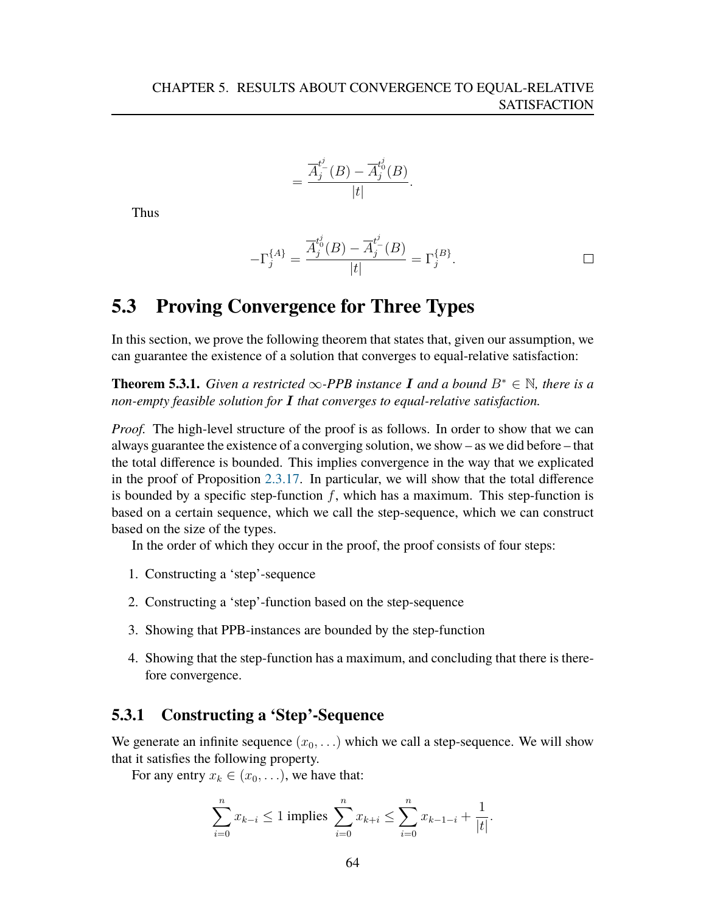$$= \frac{\overline{A}_j^{t_-^j}(B) - \overline{A}_j^{t_0^j}(B)}{|t|}.$$

Thus

$$-\Gamma_j^{\{A\}} = \frac{\overline{A}_j^{t_0^j}(B) - \overline{A}_j^{t_-^j}(B)}{|t|} = \Gamma_j^{\{B\}}.$$

□

## 5.3 Proving Convergence for Three Types

In this section, we prove the following theorem that states that, given our assumption, we can guarantee the existence of a solution that converges to equal-relative satisfaction:

**Theorem 5.3.1.** *Given a restricted $\infty$-PPB instance $\boldsymbol{I}$ and a bound $B^* \in \mathbb{N}$, there is a non-empty feasible solution for $\boldsymbol{I}$ that converges to equal-relative satisfaction.*

*Proof.* The high-level structure of the proof is as follows. In order to show that we can always guarantee the existence of a converging solution, we show – as we did before – that the total difference is bounded. This implies convergence in the way that we explicated in the proof of Proposition 2.3.17. In particular, we will show that the total difference is bounded by a specific step-function $f$, which has a maximum. This step-function is based on a certain sequence, which we call the step-sequence, which we can construct based on the size of the types.

In the order of which they occur in the proof, the proof consists of four steps:

1. Constructing a 'step'-sequence
2. Constructing a 'step'-function based on the step-sequence
3. Showing that PPB-instances are bounded by the step-function
4. Showing that the step-function has a maximum, and concluding that there is therefore convergence.

### 5.3.1 Constructing a 'Step'-Sequence

We generate an infinite sequence $(x_0, \ldots)$ which we call a step-sequence. We will show that it satisfies the following property.

For any entry $x_k \in (x_0, \ldots)$, we have that:

$$\sum_{i=0}^{n} x_{k-i} \leq 1 \text{ implies } \sum_{i=0}^{n} x_{k+i} \leq \sum_{i=0}^{n} x_{k-1-i} + \frac{1}{|t|}.$$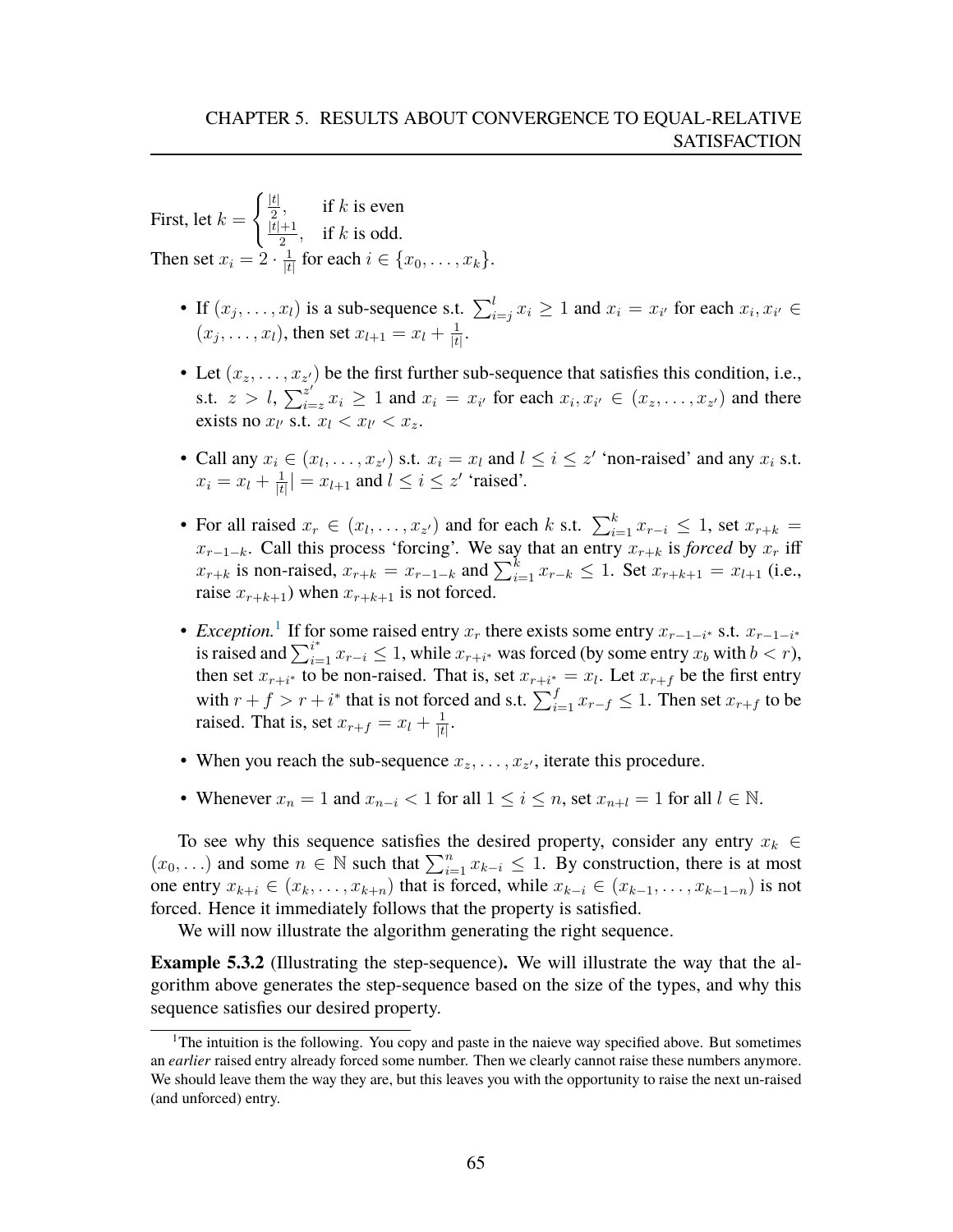First, let $k = \begin{cases} \frac{|t|}{2}, & \text{if } k \text{ is even} \\ \frac{|t|+1}{2}, & \text{if } k \text{ is odd.} \end{cases}$

Then set $x_i = 2 \cdot \frac{1}{|t|}$ for each $i \in \{x_0, \ldots, x_k\}$.

- If $(x_j, \ldots, x_l)$ is a sub-sequence s.t. $\sum_{i=j}^{l} x_i \geq 1$ and $x_i = x_{i'}$ for each $x_i, x_{i'} \in (x_j, \ldots, x_l)$, then set $x_{l+1} = x_l + \frac{1}{|t|}$.
- Let $(x_z, \ldots, x_{z'})$ be the first further sub-sequence that satisfies this condition, i.e., s.t. $z > l$, $\sum_{i=z}^{z'} x_i \geq 1$ and $x_i = x_{i'}$ for each $x_i, x_{i'} \in (x_z, \ldots, x_{z'})$ and there exists no $x_{l'}$ s.t. $x_l < x_{l'} < x_z$.
- Call any $x_i \in (x_l, \ldots, x_{z'})$ s.t. $x_i = x_l$ and $l \leq i \leq z'$ 'non-raised' and any $x_i$ s.t. $x_i = x_l + \frac{1}{|t|}| = x_{l+1}$ and $l \leq i \leq z'$ 'raised'.
- For all raised $x_r \in (x_l, \ldots, x_{z'})$ and for each $k$ s.t. $\sum_{i=1}^{k} x_{r-i} \leq 1$, set $x_{r+k} = x_{r-1-k}$. Call this process 'forcing'. We say that an entry $x_{r+k}$ is *forced* by $x_r$ iff $x_{r+k}$ is non-raised, $x_{r+k} = x_{r-1-k}$ and $\sum_{i=1}^{k} x_{r-k} \leq 1$. Set $x_{r+k+1} = x_{l+1}$ (i.e., raise $x_{r+k+1}$) when $x_{r+k+1}$ is not forced.
- *Exception.*[1] If for some raised entry $x_r$ there exists some entry $x_{r-1-i^*}$ s.t. $x_{r-1-i^*}$ is raised and $\sum_{i=1}^{i^*} x_{r-i} \leq 1$, while $x_{r+i^*}$ was forced (by some entry $x_b$ with $b < r$), then set $x_{r+i^*}$ to be non-raised. That is, set $x_{r+i^*} = x_l$. Let $x_{r+f}$ be the first entry with $r + f > r + i^*$ that is not forced and s.t. $\sum_{i=1}^{f} x_{r-f} \leq 1$. Then set $x_{r+f}$ to be raised. That is, set $x_{r+f} = x_l + \frac{1}{|t|}$.
- When you reach the sub-sequence $x_z, \ldots, x_{z'}$, iterate this procedure.
- Whenever $x_n = 1$ and $x_{n-i} < 1$ for all $1 \leq i \leq n$, set $x_{n+l} = 1$ for all $l \in \mathbb{N}$.

To see why this sequence satisfies the desired property, consider any entry $x_k \in (x_0, \ldots)$ and some $n \in \mathbb{N}$ such that $\sum_{i=1}^{n} x_{k-i} \leq 1$. By construction, there is at most one entry $x_{k+i} \in (x_k, \ldots, x_{k+n})$ that is forced, while $x_{k-i} \in (x_{k-1}, \ldots, x_{k-1-n})$ is not forced. Hence it immediately follows that the property is satisfied.

We will now illustrate the algorithm generating the right sequence.

**Example 5.3.2** (Illustrating the step-sequence)**.** We will illustrate the way that the algorithm above generates the step-sequence based on the size of the types, and why this sequence satisfies our desired property.

[1] The intuition is the following. You copy and paste in the naieve way specified above. But sometimes an *earlier* raised entry already forced some number. Then we clearly cannot raise these numbers anymore. We should leave them the way they are, but this leaves you with the opportunity to raise the next un-raised (and unforced) entry.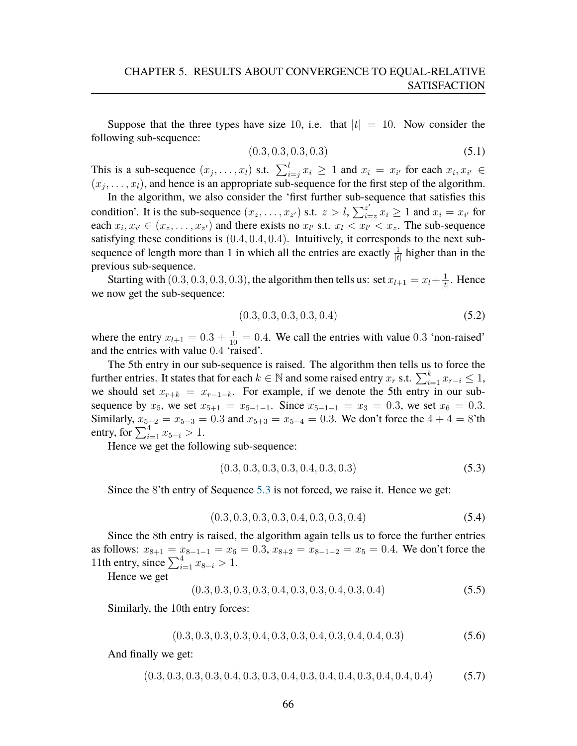Suppose that the three types have size 10, i.e. that $|t| = 10$. Now consider the following sub-sequence:

$$(0.3, 0.3, 0.3, 0.3) \tag{5.1}$$

This is a sub-sequence $(x_j, \dots, x_l)$ s.t. $\sum_{i=j}^{l} x_i \geq 1$ and $x_i = x_{i'}$ for each $x_i, x_{i'} \in (x_j, \dots, x_l)$, and hence is an appropriate sub-sequence for the first step of the algorithm.

In the algorithm, we also consider the 'first further sub-sequence that satisfies this condition'. It is the sub-sequence $(x_z, \dots, x_{z'})$ s.t. $z > l$, $\sum_{i=z}^{z'} x_i \geq 1$ and $x_i = x_{i'}$ for each $x_i, x_{i'} \in (x_z, \dots, x_{z'})$ and there exists no $x_{l'}$ s.t. $x_l < x_{l'} < x_z$. The sub-sequence satisfying these conditions is $(0.4, 0.4, 0.4)$. Intuitively, it corresponds to the next sub-sequence of length more than 1 in which all the entries are exactly $\frac{1}{|t|}$ higher than in the previous sub-sequence.

Starting with $(0.3, 0.3, 0.3, 0.3)$, the algorithm then tells us: set $x_{l+1} = x_l + \frac{1}{|t|}$. Hence we now get the sub-sequence:

$$(0.3, 0.3, 0.3, 0.3, 0.4) \tag{5.2}$$

where the entry $x_{l+1} = 0.3 + \frac{1}{10} = 0.4$. We call the entries with value $0.3$ 'non-raised' and the entries with value $0.4$ 'raised'.

The 5th entry in our sub-sequence is raised. The algorithm then tells us to force the further entries. It states that for each $k \in \mathbb{N}$ and some raised entry $x_r$ s.t. $\sum_{i=1}^{k} x_{r-i} \leq 1$, we should set $x_{r+k} = x_{r-1-k}$. For example, if we denote the 5th entry in our sub-sequence by $x_5$, we set $x_{5+1} = x_{5-1-1}$. Since $x_{5-1-1} = x_3 = 0.3$, we set $x_6 = 0.3$. Similarly, $x_{5+2} = x_{5-3} = 0.3$ and $x_{5+3} = x_{5-4} = 0.3$. We don't force the $4 + 4 = 8$'th entry, for $\sum_{i=1}^{4} x_{5-i} > 1$.

Hence we get the following sub-sequence:

$$(0.3, 0.3, 0.3, 0.3, 0.4, 0.3, 0.3) \tag{5.3}$$

Since the 8'th entry of Sequence 5.3 is not forced, we raise it. Hence we get:

$$(0.3, 0.3, 0.3, 0.3, 0.4, 0.3, 0.3, 0.4) \tag{5.4}$$

Since the 8th entry is raised, the algorithm again tells us to force the further entries as follows: $x_{8+1} = x_{8-1-1} = x_6 = 0.3$, $x_{8+2} = x_{8-1-2} = x_5 = 0.4$. We don't force the 11th entry, since $\sum_{i=1}^{4} x_{8-i} > 1$.

Hence we get

$$(0.3, 0.3, 0.3, 0.3, 0.4, 0.3, 0.3, 0.4, 0.3, 0.4) \tag{5.5}$$

Similarly, the 10th entry forces:

$$(0.3, 0.3, 0.3, 0.3, 0.4, 0.3, 0.3, 0.4, 0.3, 0.4, 0.4, 0.3) \tag{5.6}$$

And finally we get:

$$(0.3, 0.3, 0.3, 0.3, 0.4, 0.3, 0.3, 0.4, 0.3, 0.4, 0.4, 0.3, 0.4, 0.4, 0.4) \tag{5.7}$$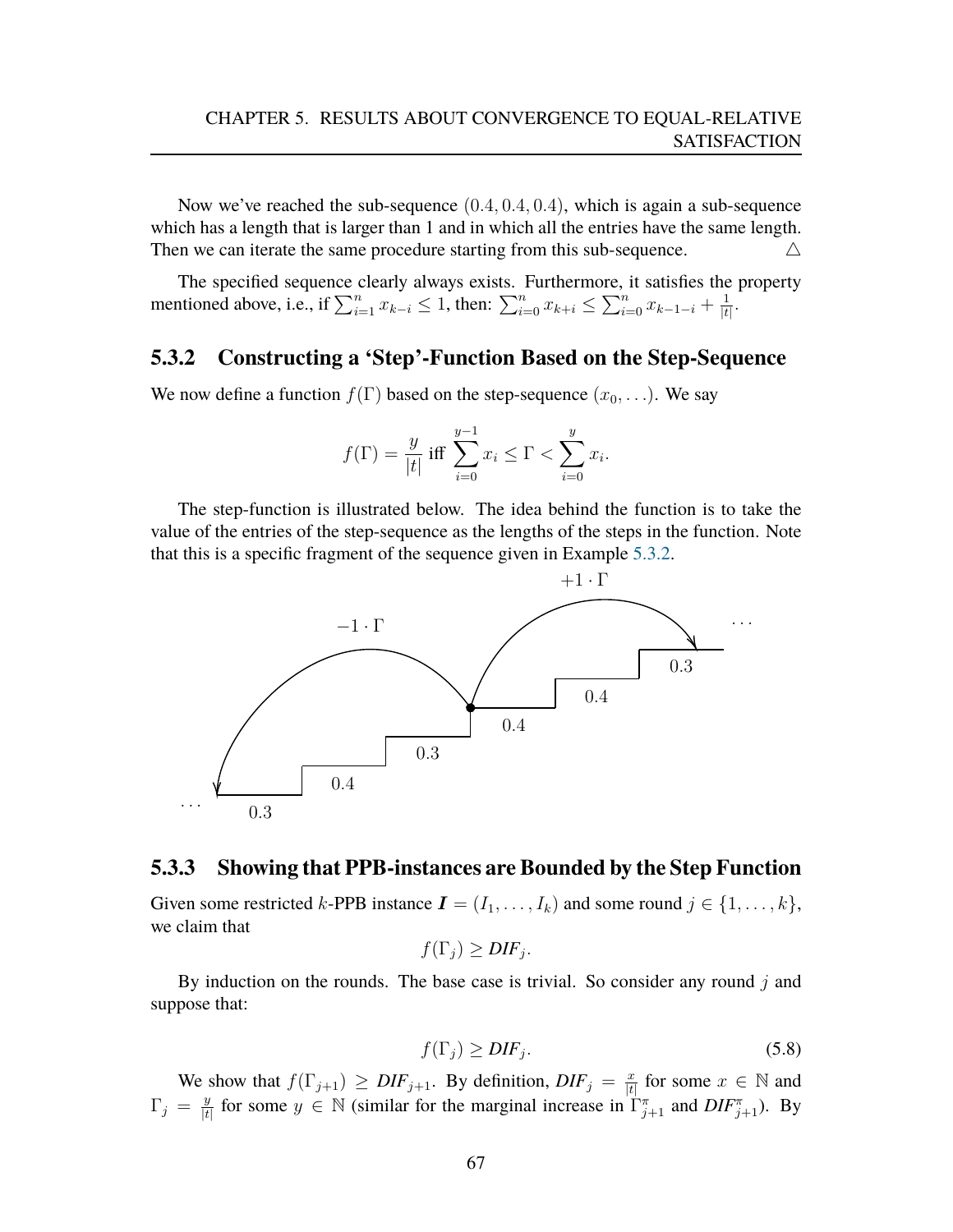Now we've reached the sub-sequence $(0.4, 0.4, 0.4)$, which is again a sub-sequence which has a length that is larger than 1 and in which all the entries have the same length. Then we can iterate the same procedure starting from this sub-sequence. △

The specified sequence clearly always exists. Furthermore, it satisfies the property mentioned above, i.e., if $\sum_{i=1}^{n} x_{k-i} \leq 1$, then: $\sum_{i=0}^{n} x_{k+i} \leq \sum_{i=0}^{n} x_{k-1-i} + \frac{1}{|t|}$.

### 5.3.2 Constructing a 'Step'-Function Based on the Step-Sequence

We now define a function $f(\Gamma)$ based on the step-sequence $(x_0, \ldots)$. We say

$$f(\Gamma) = \frac{y}{|t|} \text{ iff } \sum_{i=0}^{y-1} x_i \leq \Gamma < \sum_{i=0}^{y} x_i.$$

The step-function is illustrated below. The idea behind the function is to take the value of the entries of the step-sequence as the lengths of the steps in the function. Note that this is a specific fragment of the sequence given in Example 5.3.2.

### 5.3.3 Showing that PPB-instances are Bounded by the Step Function

Given some restricted $k$-PPB instance $\boldsymbol{I} = (I_1, \ldots, I_k)$ and some round $j \in \{1, \ldots, k\}$, we claim that

$$f(\Gamma_j) \geq \textit{DIF}_j.$$

By induction on the rounds. The base case is trivial. So consider any round $j$ and suppose that:

$$f(\Gamma_j) \geq \textit{DIF}_j. \tag{5.8}$$

We show that $f(\Gamma_{j+1}) \geq \textit{DIF}_{j+1}$. By definition, $\textit{DIF}_j = \frac{x}{|t|}$ for some $x \in \mathbb{N}$ and $\Gamma_j = \frac{y}{|t|}$ for some $y \in \mathbb{N}$ (similar for the marginal increase in $\Gamma^{\pi}_{j+1}$ and $\textit{DIF}^{\pi}_{j+1}$). By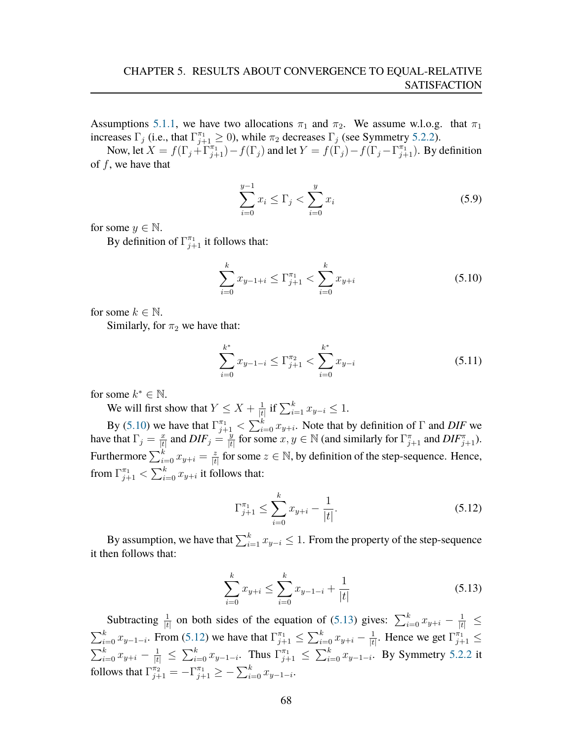Assumptions 5.1.1, we have two allocations $\pi_1$ and $\pi_2$. We assume w.l.o.g. that $\pi_1$ increases $\Gamma_j$ (i.e., that $\Gamma^{\pi_1}_{j+1} \geq 0$), while $\pi_2$ decreases $\Gamma_j$ (see Symmetry 5.2.2).

Now, let $X = f(\Gamma_j + \Gamma^{\pi_1}_{j+1}) - f(\Gamma_j)$ and let $Y = f(\Gamma_j) - f(\Gamma_j - \Gamma^{\pi_1}_{j+1})$. By definition of $f$, we have that

$$\sum_{i=0}^{y-1} x_i \leq \Gamma_j < \sum_{i=0}^{y} x_i \tag{5.9}$$

for some $y \in \mathbb{N}$.

By definition of $\Gamma^{\pi_1}_{j+1}$ it follows that:

$$\sum_{i=0}^{k} x_{y-1+i} \leq \Gamma^{\pi_1}_{j+1} < \sum_{i=0}^{k} x_{y+i} \tag{5.10}$$

for some $k \in \mathbb{N}$.

Similarly, for $\pi_2$ we have that:

$$\sum_{i=0}^{k^*} x_{y-1-i} \leq \Gamma^{\pi_2}_{j+1} < \sum_{i=0}^{k^*} x_{y-i} \tag{5.11}$$

for some $k^* \in \mathbb{N}$.

We will first show that $Y \leq X + \frac{1}{|t|}$ if $\sum_{i=1}^{k} x_{y-i} \leq 1$.

By (5.10) we have that $\Gamma^{\pi_1}_{j+1} < \sum_{i=0}^{k} x_{y+i}$. Note that by definition of $\Gamma$ and *DIF* we have that $\Gamma_j = \frac{x}{|t|}$ and $DIF_j = \frac{y}{|t|}$ for some $x, y \in \mathbb{N}$ (and similarly for $\Gamma^{\pi}_{j+1}$ and $DIF^{\pi}_{j+1}$). Furthermore $\sum_{i=0}^{k} x_{y+i} = \frac{z}{|t|}$ for some $z \in \mathbb{N}$, by definition of the step-sequence. Hence, from $\Gamma^{\pi_1}_{j+1} < \sum_{i=0}^{k} x_{y+i}$ it follows that:

$$\Gamma^{\pi_1}_{j+1} \leq \sum_{i=0}^{k} x_{y+i} - \frac{1}{|t|}. \tag{5.12}$$

By assumption, we have that $\sum_{i=1}^{k} x_{y-i} \leq 1$. From the property of the step-sequence it then follows that:

$$\sum_{i=0}^{k} x_{y+i} \leq \sum_{i=0}^{k} x_{y-1-i} + \frac{1}{|t|} \tag{5.13}$$

Subtracting $\frac{1}{|t|}$ on both sides of the equation of (5.13) gives: $\sum_{i=0}^{k} x_{y+i} - \frac{1}{|t|} \leq \sum_{i=0}^{k} x_{y-1-i}$. From (5.12) we have that $\Gamma^{\pi_1}_{j+1} \leq \sum_{i=0}^{k} x_{y+i} - \frac{1}{|t|}$. Hence we get $\Gamma^{\pi_1}_{j+1} \leq \sum_{i=0}^{k} x_{y+i} - \frac{1}{|t|} \leq \sum_{i=0}^{k} x_{y-1-i}$. Thus $\Gamma^{\pi_1}_{j+1} \leq \sum_{i=0}^{k} x_{y-1-i}$. By Symmetry 5.2.2 it follows that $\Gamma^{\pi_2}_{j+1} = -\Gamma^{\pi_1}_{j+1} \geq -\sum_{i=0}^{k} x_{y-1-i}$.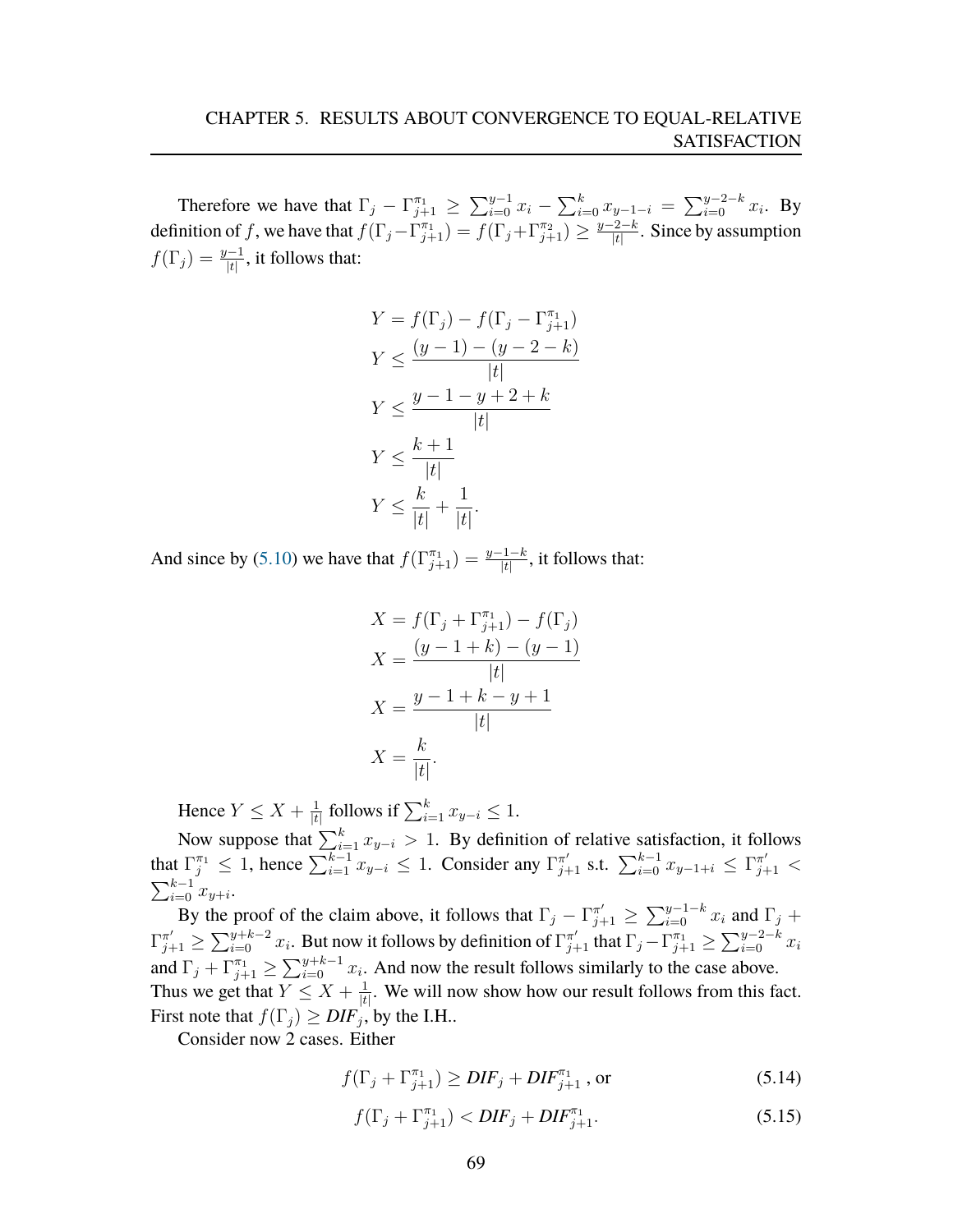Therefore we have that $\Gamma_j - \Gamma_{j+1}^{\pi_1} \geq \sum_{i=0}^{y-1} x_i - \sum_{i=0}^{k} x_{y-1-i} = \sum_{i=0}^{y-2-k} x_i$. By definition of $f$, we have that $f(\Gamma_j - \Gamma_{j+1}^{\pi_1}) = f(\Gamma_j + \Gamma_{j+1}^{\pi_2}) \geq \frac{y-2-k}{|t|}$. Since by assumption $f(\Gamma_j) = \frac{y-1}{|t|}$, it follows that:

$$
\begin{aligned}
Y &= f(\Gamma_j) - f(\Gamma_j - \Gamma_{j+1}^{\pi_1}) \\
Y &\leq \frac{(y-1) - (y-2-k)}{|t|} \\
Y &\leq \frac{y-1-y+2+k}{|t|} \\
Y &\leq \frac{k+1}{|t|} \\
Y &\leq \frac{k}{|t|} + \frac{1}{|t|}.
\end{aligned}
$$

And since by (5.10) we have that $f(\Gamma_{j+1}^{\pi_1}) = \frac{y-1-k}{|t|}$, it follows that:

$$
\begin{aligned}
X &= f(\Gamma_j + \Gamma_{j+1}^{\pi_1}) - f(\Gamma_j) \\
X &= \frac{(y-1+k) - (y-1)}{|t|} \\
X &= \frac{y-1+k-y+1}{|t|} \\
X &= \frac{k}{|t|}.
\end{aligned}
$$

Hence $Y \leq X + \frac{1}{|t|}$ follows if $\sum_{i=1}^{k} x_{y-i} \leq 1$.

Now suppose that $\sum_{i=1}^{k} x_{y-i} > 1$. By definition of relative satisfaction, it follows that $\Gamma_j^{\pi_1} \leq 1$, hence $\sum_{i=1}^{k-1} x_{y-i} \leq 1$. Consider any $\Gamma_{j+1}^{\pi'}$ s.t. $\sum_{i=0}^{k-1} x_{y-1+i} \leq \Gamma_{j+1}^{\pi'} < \sum_{i=0}^{k-1} x_{y+i}$.

By the proof of the claim above, it follows that $\Gamma_j - \Gamma_{j+1}^{\pi'} \geq \sum_{i=0}^{y-1-k} x_i$ and $\Gamma_j + \Gamma_{j+1}^{\pi'} \geq \sum_{i=0}^{y+k-2} x_i$. But now it follows by definition of $\Gamma_{j+1}^{\pi'}$ that $\Gamma_j - \Gamma_{j+1}^{\pi_1} \geq \sum_{i=0}^{y-2-k} x_i$ and $\Gamma_j + \Gamma_{j+1}^{\pi_1} \geq \sum_{i=0}^{y+k-1} x_i$. And now the result follows similarly to the case above. Thus we get that $Y \leq X + \frac{1}{|t|}$. We will now show how our result follows from this fact. First note that $f(\Gamma_j) \geq \mathit{DIF}_j$, by the I.H..

Consider now 2 cases. Either

$$
f(\Gamma_j + \Gamma_{j+1}^{\pi_1}) \geq \mathit{DIF}_j + \mathit{DIF}_{j+1}^{\pi_1} \text{ , or} \tag{5.14}
$$

$$
f(\Gamma_j + \Gamma_{j+1}^{\pi_1}) < \mathit{DIF}_j + \mathit{DIF}_{j+1}^{\pi_1}. \tag{5.15}
$$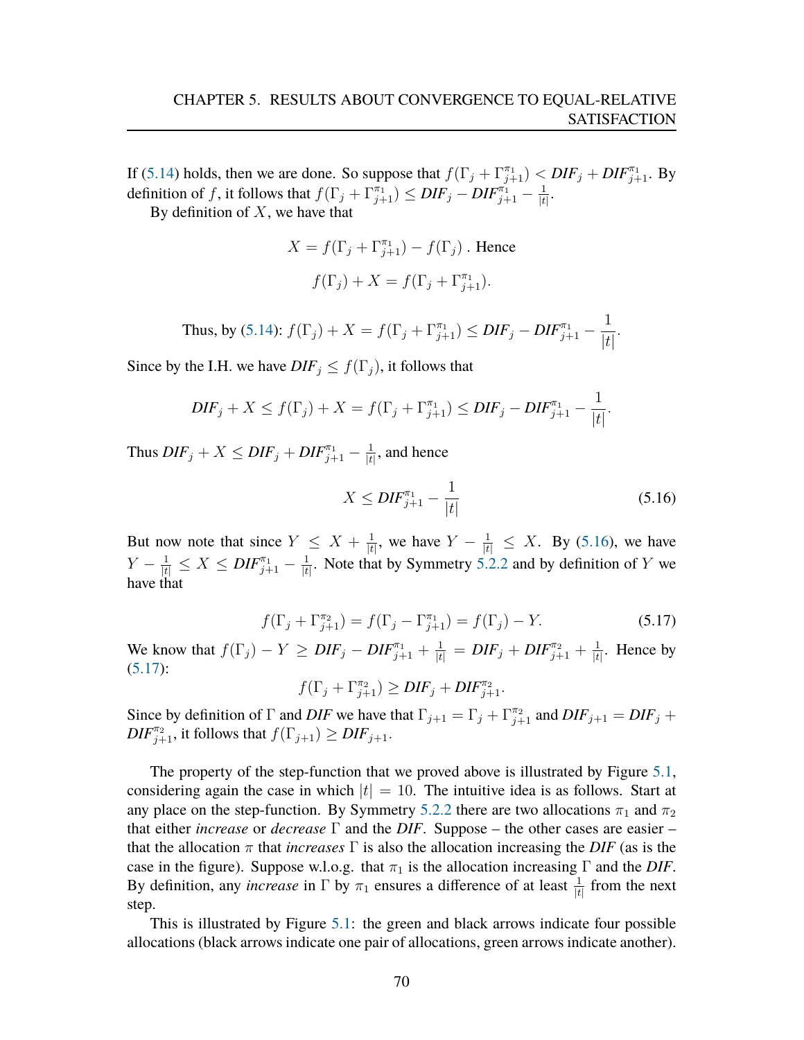If (5.14) holds, then we are done. So suppose that $f(\Gamma_j + \Gamma^{\pi_1}_{j+1}) < \mathit{DIF}_j + \mathit{DIF}^{\pi_1}_{j+1}$. By definition of $f$, it follows that $f(\Gamma_j + \Gamma^{\pi_1}_{j+1}) \leq \mathit{DIF}_j - \mathit{DIF}^{\pi_1}_{j+1} - \frac{1}{|t|}$.

By definition of $X$, we have that

$$X = f(\Gamma_j + \Gamma^{\pi_1}_{j+1}) - f(\Gamma_j) \text{ . Hence}$$

$$f(\Gamma_j) + X = f(\Gamma_j + \Gamma^{\pi_1}_{j+1}).$$

$$\text{Thus, by (5.14): } f(\Gamma_j) + X = f(\Gamma_j + \Gamma^{\pi_1}_{j+1}) \leq \mathit{DIF}_j - \mathit{DIF}^{\pi_1}_{j+1} - \frac{1}{|t|}.$$

Since by the I.H. we have $\mathit{DIF}_j \leq f(\Gamma_j)$, it follows that

$$\mathit{DIF}_j + X \leq f(\Gamma_j) + X = f(\Gamma_j + \Gamma^{\pi_1}_{j+1}) \leq \mathit{DIF}_j - \mathit{DIF}^{\pi_1}_{j+1} - \frac{1}{|t|}.$$

Thus $\mathit{DIF}_j + X \leq \mathit{DIF}_j + \mathit{DIF}^{\pi_1}_{j+1} - \frac{1}{|t|}$, and hence

$$X \leq \mathit{DIF}^{\pi_1}_{j+1} - \frac{1}{|t|} \tag{5.16}$$

But now note that since $Y \leq X + \frac{1}{|t|}$, we have $Y - \frac{1}{|t|} \leq X$. By (5.16), we have $Y - \frac{1}{|t|} \leq X \leq \mathit{DIF}^{\pi_1}_{j+1} - \frac{1}{|t|}$. Note that by Symmetry 5.2.2 and by definition of $Y$ we have that

$$f(\Gamma_j + \Gamma^{\pi_2}_{j+1}) = f(\Gamma_j - \Gamma^{\pi_1}_{j+1}) = f(\Gamma_j) - Y. \tag{5.17}$$

We know that $f(\Gamma_j) - Y \geq \mathit{DIF}_j - \mathit{DIF}^{\pi_1}_{j+1} + \frac{1}{|t|} = \mathit{DIF}_j + \mathit{DIF}^{\pi_2}_{j+1} + \frac{1}{|t|}$. Hence by (5.17):

$$f(\Gamma_j + \Gamma^{\pi_2}_{j+1}) \geq \mathit{DIF}_j + \mathit{DIF}^{\pi_2}_{j+1}.$$

Since by definition of $\Gamma$ and *DIF* we have that $\Gamma_{j+1} = \Gamma_j + \Gamma^{\pi_2}_{j+1}$ and $\mathit{DIF}_{j+1} = \mathit{DIF}_j + \mathit{DIF}^{\pi_2}_{j+1}$, it follows that $f(\Gamma_{j+1}) \geq \mathit{DIF}_{j+1}$.

The property of the step-function that we proved above is illustrated by Figure 5.1, considering again the case in which $|t| = 10$. The intuitive idea is as follows. Start at any place on the step-function. By Symmetry 5.2.2 there are two allocations $\pi_1$ and $\pi_2$ that either *increase* or *decrease* $\Gamma$ and the *DIF*. Suppose – the other cases are easier – that the allocation $\pi$ that *increases* $\Gamma$ is also the allocation increasing the *DIF* (as is the case in the figure). Suppose w.l.o.g. that $\pi_1$ is the allocation increasing $\Gamma$ and the *DIF*. By definition, any *increase* in $\Gamma$ by $\pi_1$ ensures a difference of at least $\frac{1}{|t|}$ from the next step.

This is illustrated by Figure 5.1: the green and black arrows indicate four possible allocations (black arrows indicate one pair of allocations, green arrows indicate another).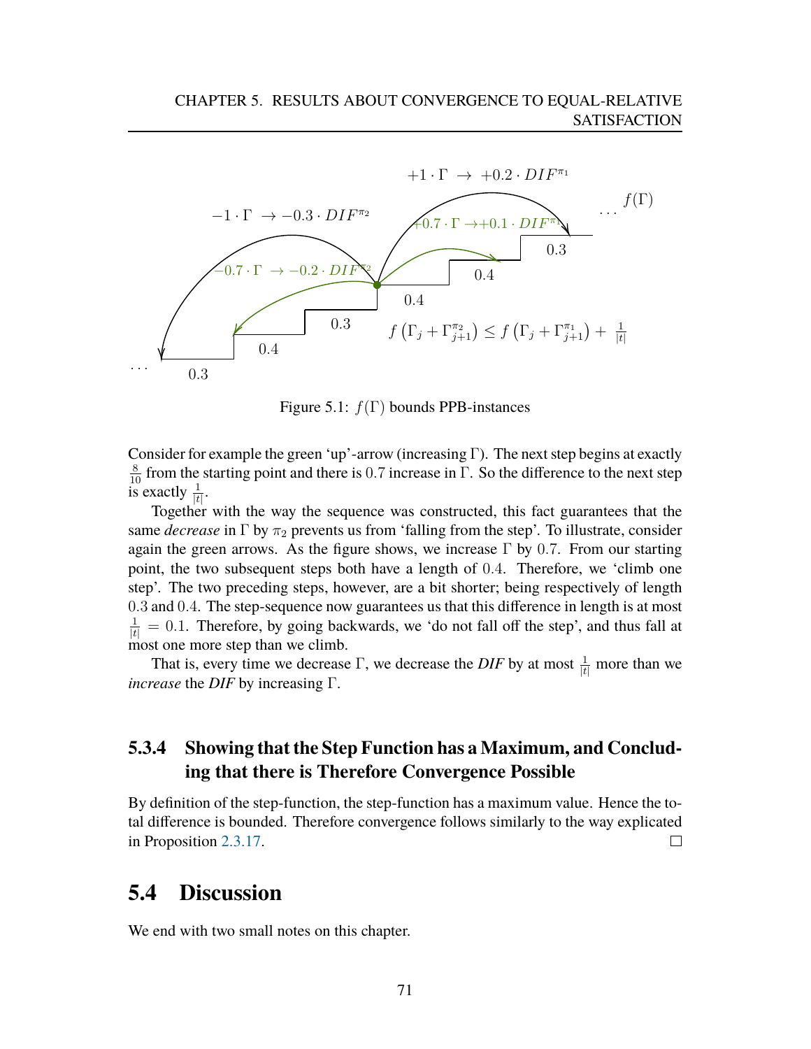Figure 5.1: $f(\Gamma)$ bounds PPB-instances

Consider for example the green 'up'-arrow (increasing $\Gamma$). The next step begins at exactly $\frac{8}{10}$ from the starting point and there is $0.7$ increase in $\Gamma$. So the difference to the next step is exactly $\frac{1}{|t|}$.

Together with the way the sequence was constructed, this fact guarantees that the same *decrease* in $\Gamma$ by $\pi_2$ prevents us from 'falling from the step'. To illustrate, consider again the green arrows. As the figure shows, we increase $\Gamma$ by $0.7$. From our starting point, the two subsequent steps both have a length of $0.4$. Therefore, we 'climb one step'. The two preceding steps, however, are a bit shorter; being respectively of length $0.3$ and $0.4$. The step-sequence now guarantees us that this difference in length is at most $\frac{1}{|t|} = 0.1$. Therefore, by going backwards, we 'do not fall off the step', and thus fall at most one more step than we climb.

That is, every time we decrease $\Gamma$, we decrease the *DIF* by at most $\frac{1}{|t|}$ more than we *increase* the *DIF* by increasing $\Gamma$.

### 5.3.4 Showing that the Step Function has a Maximum, and Concluding that there is Therefore Convergence Possible

By definition of the step-function, the step-function has a maximum value. Hence the total difference is bounded. Therefore convergence follows similarly to the way explicated in Proposition 2.3.17. □

## 5.4 Discussion

We end with two small notes on this chapter.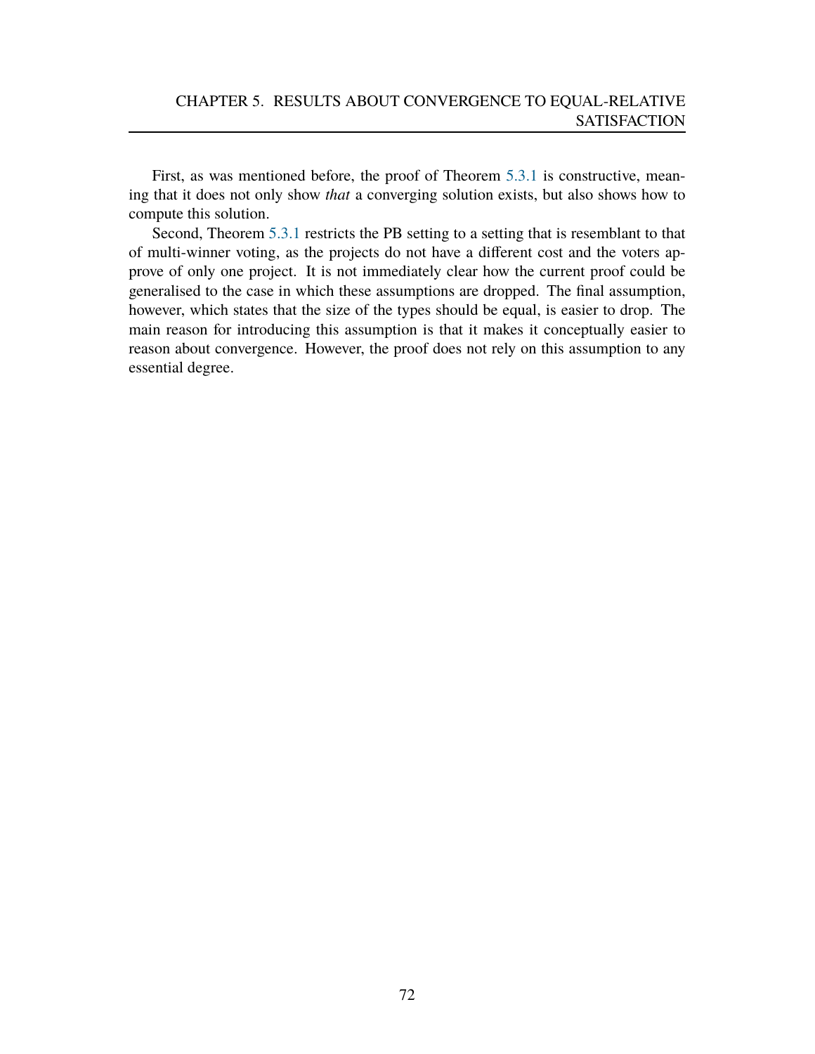First, as was mentioned before, the proof of Theorem 5.3.1 is constructive, meaning that it does not only show *that* a converging solution exists, but also shows how to compute this solution.

Second, Theorem 5.3.1 restricts the PB setting to a setting that is resemblant to that of multi-winner voting, as the projects do not have a different cost and the voters approve of only one project. It is not immediately clear how the current proof could be generalised to the case in which these assumptions are dropped. The final assumption, however, which states that the size of the types should be equal, is easier to drop. The main reason for introducing this assumption is that it makes it conceptually easier to reason about convergence. However, the proof does not rely on this assumption to any essential degree.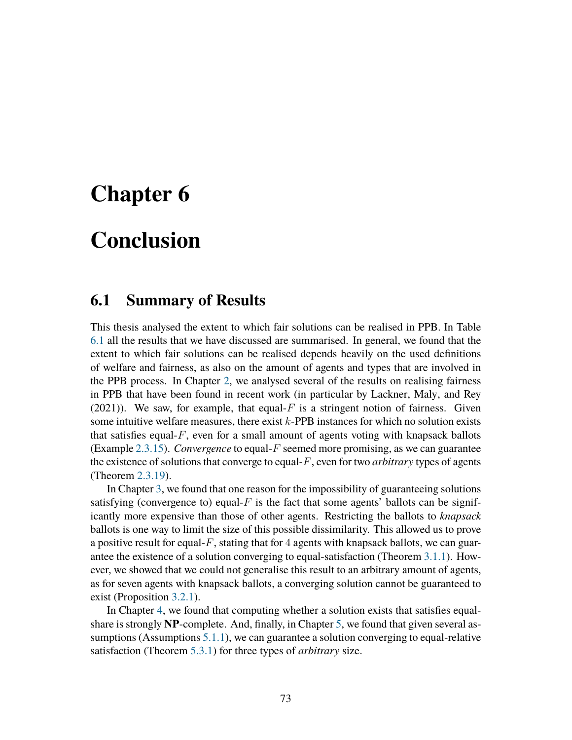# Chapter 6

# Conclusion

## 6.1 Summary of Results

This thesis analysed the extent to which fair solutions can be realised in PPB. In Table 6.1 all the results that we have discussed are summarised. In general, we found that the extent to which fair solutions can be realised depends heavily on the used definitions of welfare and fairness, as also on the amount of agents and types that are involved in the PPB process. In Chapter 2, we analysed several of the results on realising fairness in PPB that have been found in recent work (in particular by Lackner, Maly, and Rey (2021)). We saw, for example, that equal-$F$ is a stringent notion of fairness. Given some intuitive welfare measures, there exist $k$-PPB instances for which no solution exists that satisfies equal-$F$, even for a small amount of agents voting with knapsack ballots (Example 2.3.15). *Convergence* to equal-$F$ seemed more promising, as we can guarantee the existence of solutions that converge to equal-$F$, even for two *arbitrary* types of agents (Theorem 2.3.19).

In Chapter 3, we found that one reason for the impossibility of guaranteeing solutions satisfying (convergence to) equal-$F$ is the fact that some agents' ballots can be significantly more expensive than those of other agents. Restricting the ballots to *knapsack* ballots is one way to limit the size of this possible dissimilarity. This allowed us to prove a positive result for equal-$F$, stating that for $4$ agents with knapsack ballots, we can guarantee the existence of a solution converging to equal-satisfaction (Theorem 3.1.1). However, we showed that we could not generalise this result to an arbitrary amount of agents, as for seven agents with knapsack ballots, a converging solution cannot be guaranteed to exist (Proposition 3.2.1).

In Chapter 4, we found that computing whether a solution exists that satisfies equal-share is strongly **NP**-complete. And, finally, in Chapter 5, we found that given several assumptions (Assumptions 5.1.1), we can guarantee a solution converging to equal-relative satisfaction (Theorem 5.3.1) for three types of *arbitrary* size.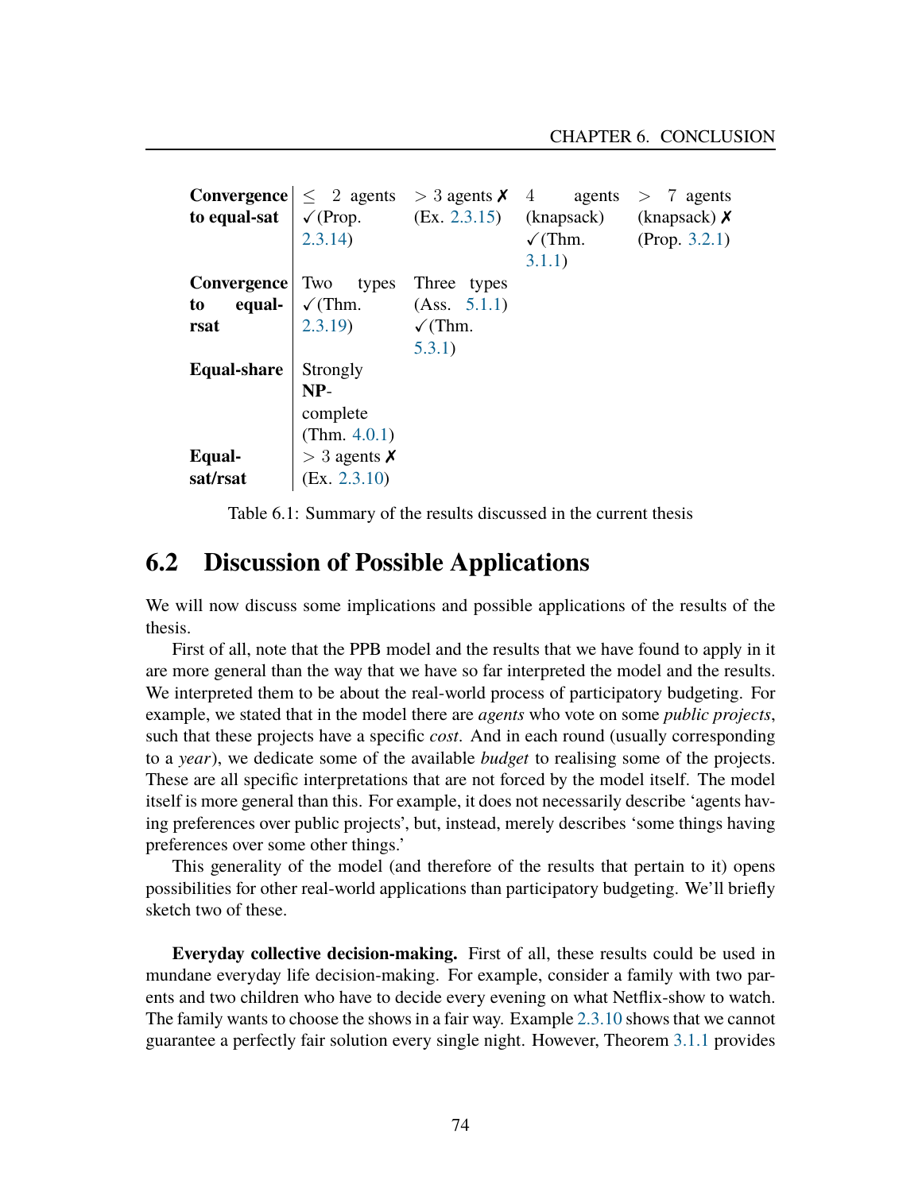| | | | | |
|---|---|---|---|---|
| **Convergence to equal-sat** | $\leq$ 2 agents ✓(Prop. 2.3.14) | $>3$ agents ✗ (Ex. 2.3.15) | 4 agents (knapsack) ✓(Thm. 3.1.1) | $>$ 7 agents (knapsack) ✗ (Prop. 3.2.1) |
| **Convergence to equal-rsat** | Two types ✓(Thm. 2.3.19) | Three types (Ass. 5.1.1) ✓(Thm. 5.3.1) | | |
| **Equal-share** | Strongly **NP**-complete (Thm. 4.0.1) | | | |
| **Equal-sat/rsat** | $>3$ agents ✗ (Ex. 2.3.10) | | | |

Table 6.1: Summary of the results discussed in the current thesis

## 6.2 Discussion of Possible Applications

We will now discuss some implications and possible applications of the results of the thesis.

First of all, note that the PPB model and the results that we have found to apply in it are more general than the way that we have so far interpreted the model and the results. We interpreted them to be about the real-world process of participatory budgeting. For example, we stated that in the model there are *agents* who vote on some *public projects*, such that these projects have a specific *cost*. And in each round (usually corresponding to a *year*), we dedicate some of the available *budget* to realising some of the projects. These are all specific interpretations that are not forced by the model itself. The model itself is more general than this. For example, it does not necessarily describe 'agents having preferences over public projects', but, instead, merely describes 'some things having preferences over some other things.'

This generality of the model (and therefore of the results that pertain to it) opens possibilities for other real-world applications than participatory budgeting. We'll briefly sketch two of these.

**Everyday collective decision-making.** First of all, these results could be used in mundane everyday life decision-making. For example, consider a family with two parents and two children who have to decide every evening on what Netflix-show to watch. The family wants to choose the shows in a fair way. Example 2.3.10 shows that we cannot guarantee a perfectly fair solution every single night. However, Theorem 3.1.1 provides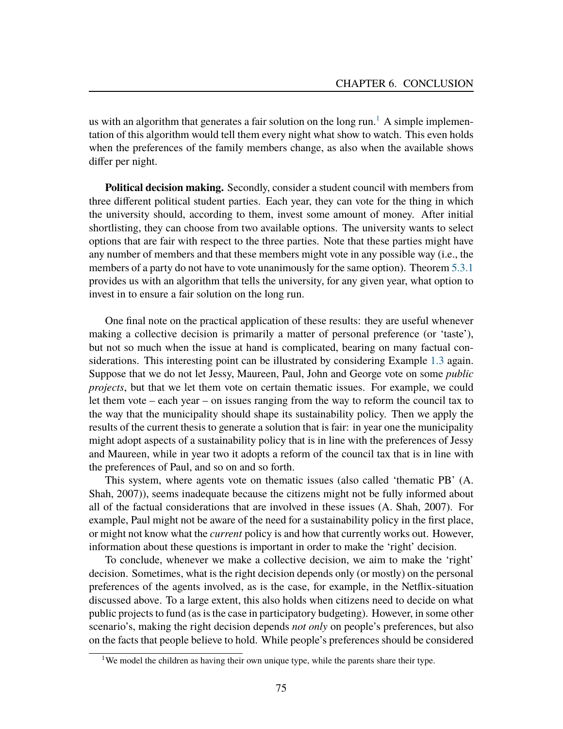us with an algorithm that generates a fair solution on the long run.[1] A simple implementation of this algorithm would tell them every night what show to watch. This even holds when the preferences of the family members change, as also when the available shows differ per night.

**Political decision making.** Secondly, consider a student council with members from three different political student parties. Each year, they can vote for the thing in which the university should, according to them, invest some amount of money. After initial shortlisting, they can choose from two available options. The university wants to select options that are fair with respect to the three parties. Note that these parties might have any number of members and that these members might vote in any possible way (i.e., the members of a party do not have to vote unanimously for the same option). Theorem 5.3.1 provides us with an algorithm that tells the university, for any given year, what option to invest in to ensure a fair solution on the long run.

One final note on the practical application of these results: they are useful whenever making a collective decision is primarily a matter of personal preference (or 'taste'), but not so much when the issue at hand is complicated, bearing on many factual considerations. This interesting point can be illustrated by considering Example 1.3 again. Suppose that we do not let Jessy, Maureen, Paul, John and George vote on some *public projects*, but that we let them vote on certain thematic issues. For example, we could let them vote – each year – on issues ranging from the way to reform the council tax to the way that the municipality should shape its sustainability policy. Then we apply the results of the current thesis to generate a solution that is fair: in year one the municipality might adopt aspects of a sustainability policy that is in line with the preferences of Jessy and Maureen, while in year two it adopts a reform of the council tax that is in line with the preferences of Paul, and so on and so forth.

This system, where agents vote on thematic issues (also called 'thematic PB' (A. Shah, 2007)), seems inadequate because the citizens might not be fully informed about all of the factual considerations that are involved in these issues (A. Shah, 2007). For example, Paul might not be aware of the need for a sustainability policy in the first place, or might not know what the *current* policy is and how that currently works out. However, information about these questions is important in order to make the 'right' decision.

To conclude, whenever we make a collective decision, we aim to make the 'right' decision. Sometimes, what is the right decision depends only (or mostly) on the personal preferences of the agents involved, as is the case, for example, in the Netflix-situation discussed above. To a large extent, this also holds when citizens need to decide on what public projects to fund (as is the case in participatory budgeting). However, in some other scenario's, making the right decision depends *not only* on people's preferences, but also on the facts that people believe to hold. While people's preferences should be considered

[1] We model the children as having their own unique type, while the parents share their type.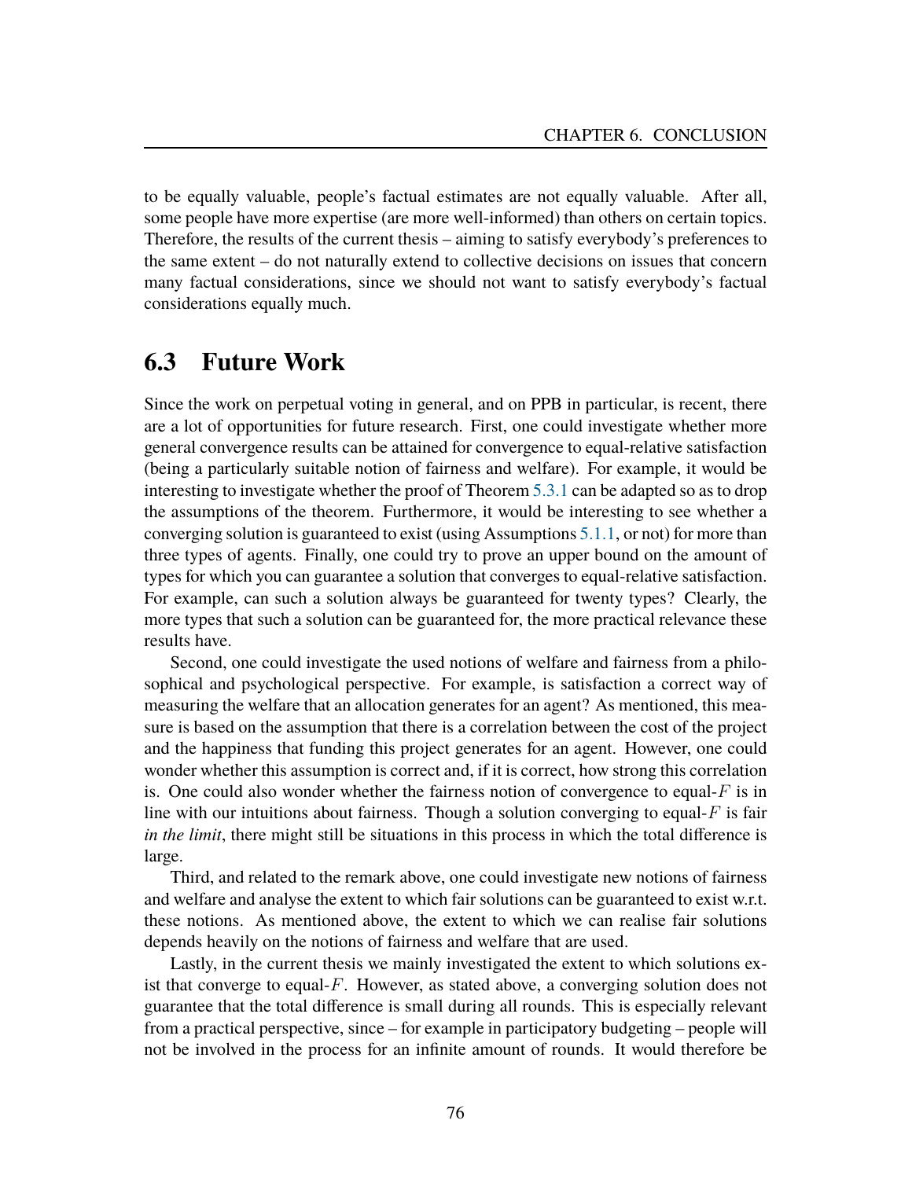to be equally valuable, people's factual estimates are not equally valuable. After all, some people have more expertise (are more well-informed) than others on certain topics. Therefore, the results of the current thesis – aiming to satisfy everybody's preferences to the same extent – do not naturally extend to collective decisions on issues that concern many factual considerations, since we should not want to satisfy everybody's factual considerations equally much.

## 6.3 Future Work

Since the work on perpetual voting in general, and on PPB in particular, is recent, there are a lot of opportunities for future research. First, one could investigate whether more general convergence results can be attained for convergence to equal-relative satisfaction (being a particularly suitable notion of fairness and welfare). For example, it would be interesting to investigate whether the proof of Theorem 5.3.1 can be adapted so as to drop the assumptions of the theorem. Furthermore, it would be interesting to see whether a converging solution is guaranteed to exist (using Assumptions 5.1.1, or not) for more than three types of agents. Finally, one could try to prove an upper bound on the amount of types for which you can guarantee a solution that converges to equal-relative satisfaction. For example, can such a solution always be guaranteed for twenty types? Clearly, the more types that such a solution can be guaranteed for, the more practical relevance these results have.

Second, one could investigate the used notions of welfare and fairness from a philosophical and psychological perspective. For example, is satisfaction a correct way of measuring the welfare that an allocation generates for an agent? As mentioned, this measure is based on the assumption that there is a correlation between the cost of the project and the happiness that funding this project generates for an agent. However, one could wonder whether this assumption is correct and, if it is correct, how strong this correlation is. One could also wonder whether the fairness notion of convergence to equal-$F$ is in line with our intuitions about fairness. Though a solution converging to equal-$F$ is fair *in the limit*, there might still be situations in this process in which the total difference is large.

Third, and related to the remark above, one could investigate new notions of fairness and welfare and analyse the extent to which fair solutions can be guaranteed to exist w.r.t. these notions. As mentioned above, the extent to which we can realise fair solutions depends heavily on the notions of fairness and welfare that are used.

Lastly, in the current thesis we mainly investigated the extent to which solutions exist that converge to equal-$F$. However, as stated above, a converging solution does not guarantee that the total difference is small during all rounds. This is especially relevant from a practical perspective, since – for example in participatory budgeting – people will not be involved in the process for an infinite amount of rounds. It would therefore be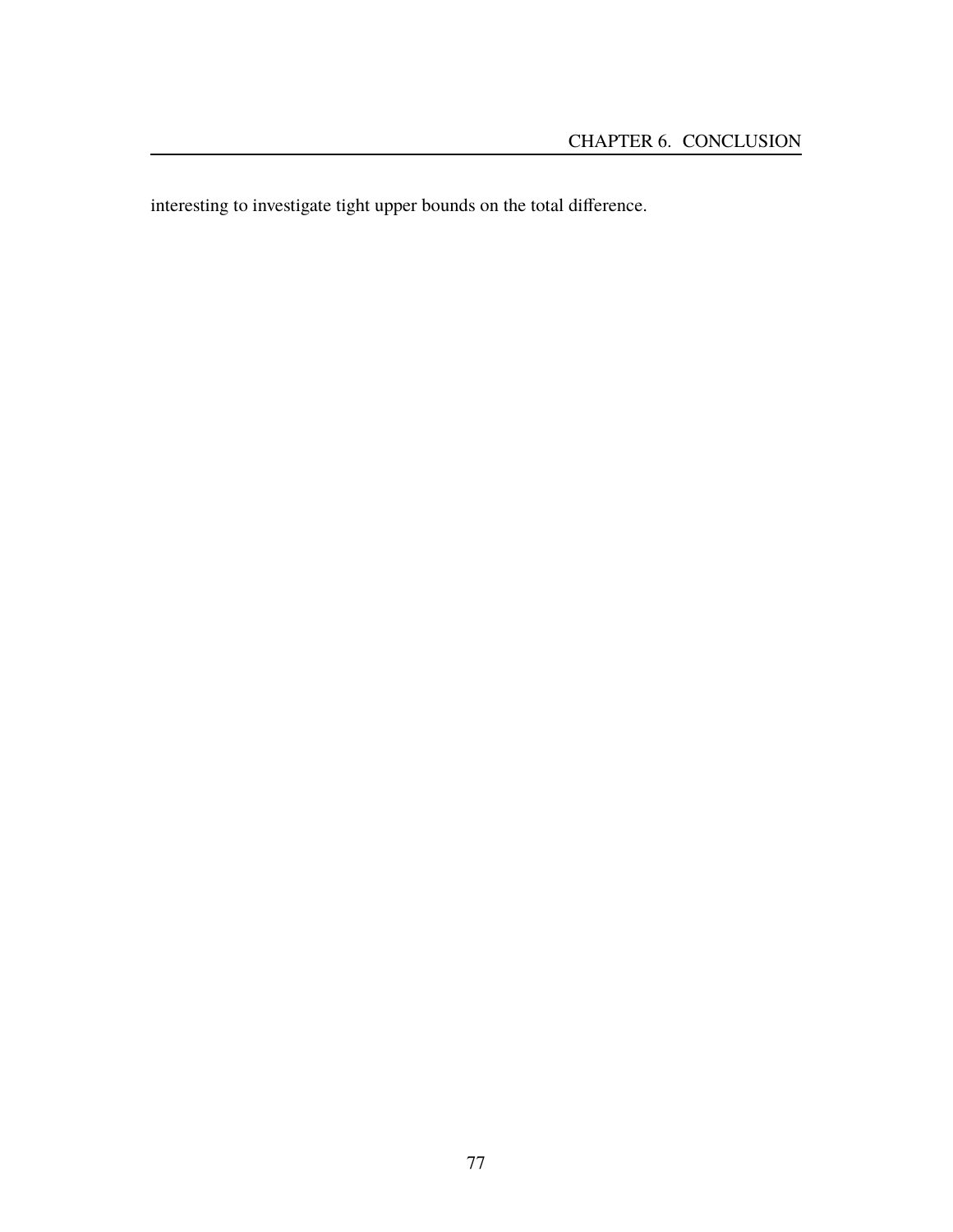interesting to investigate tight upper bounds on the total difference.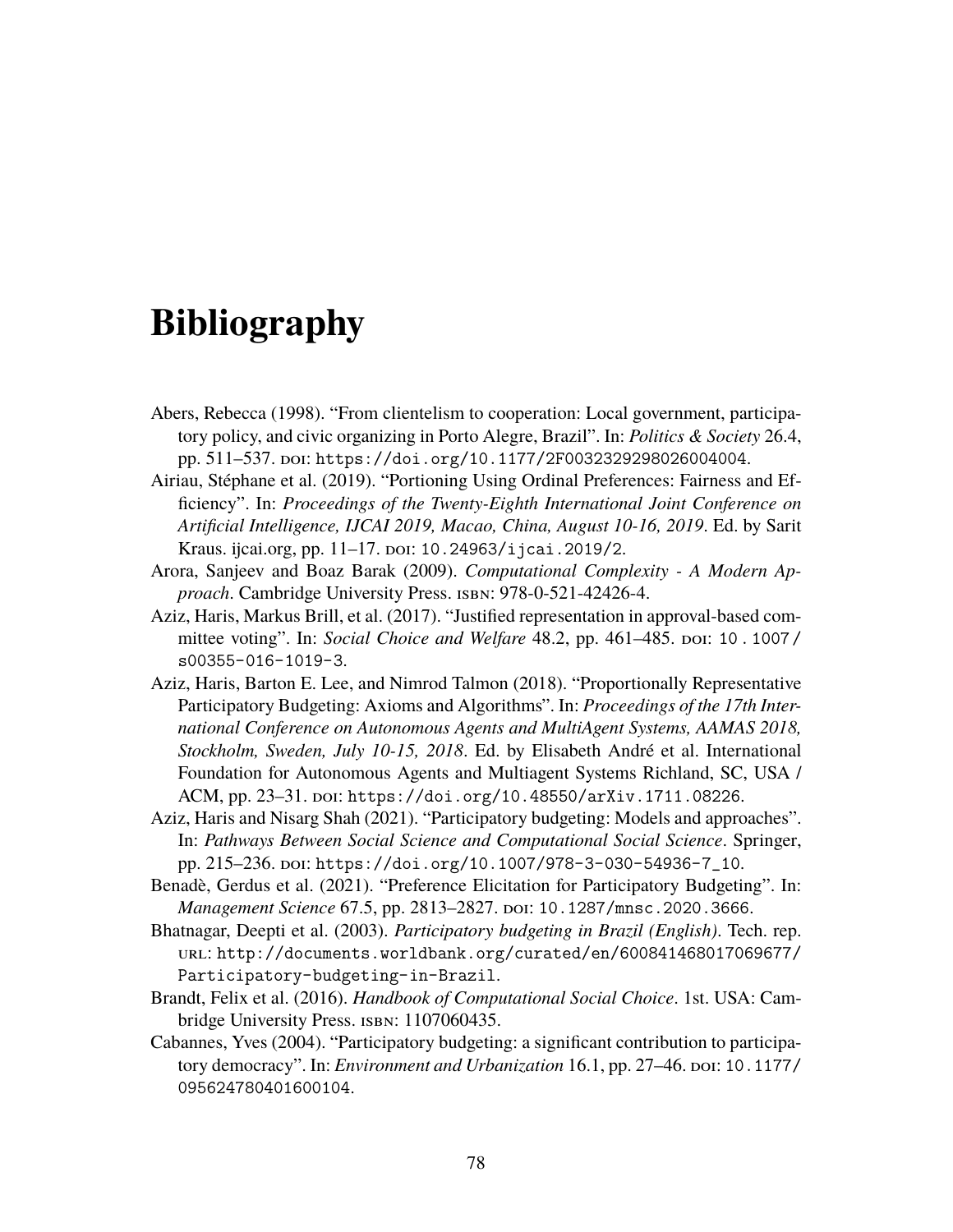# Bibliography

Abers, Rebecca (1998). "From clientelism to cooperation: Local government, participatory policy, and civic organizing in Porto Alegre, Brazil". In: *Politics & Society* 26.4, pp. 511–537. DOI: https://doi.org/10.1177/2F0032329298026004004.

Airiau, Stéphane et al. (2019). "Portioning Using Ordinal Preferences: Fairness and Efficiency". In: *Proceedings of the Twenty-Eighth International Joint Conference on Artificial Intelligence, IJCAI 2019, Macao, China, August 10-16, 2019*. Ed. by Sarit Kraus. ijcai.org, pp. 11–17. DOI: 10.24963/ijcai.2019/2.

Arora, Sanjeev and Boaz Barak (2009). *Computational Complexity - A Modern Approach*. Cambridge University Press. ISBN: 978-0-521-42426-4.

Aziz, Haris, Markus Brill, et al. (2017). "Justified representation in approval-based committee voting". In: *Social Choice and Welfare* 48.2, pp. 461–485. DOI: 10.1007/s00355-016-1019-3.

Aziz, Haris, Barton E. Lee, and Nimrod Talmon (2018). "Proportionally Representative Participatory Budgeting: Axioms and Algorithms". In: *Proceedings of the 17th International Conference on Autonomous Agents and MultiAgent Systems, AAMAS 2018, Stockholm, Sweden, July 10-15, 2018*. Ed. by Elisabeth André et al. International Foundation for Autonomous Agents and Multiagent Systems Richland, SC, USA / ACM, pp. 23–31. DOI: https://doi.org/10.48550/arXiv.1711.08226.

Aziz, Haris and Nisarg Shah (2021). "Participatory budgeting: Models and approaches". In: *Pathways Between Social Science and Computational Social Science*. Springer, pp. 215–236. DOI: https://doi.org/10.1007/978-3-030-54936-7_10.

Benadè, Gerdus et al. (2021). "Preference Elicitation for Participatory Budgeting". In: *Management Science* 67.5, pp. 2813–2827. DOI: 10.1287/mnsc.2020.3666.

Bhatnagar, Deepti et al. (2003). *Participatory budgeting in Brazil (English)*. Tech. rep. URL: http://documents.worldbank.org/curated/en/600841468017069677/Participatory-budgeting-in-Brazil.

Brandt, Felix et al. (2016). *Handbook of Computational Social Choice*. 1st. USA: Cambridge University Press. ISBN: 1107060435.

Cabannes, Yves (2004). "Participatory budgeting: a significant contribution to participatory democracy". In: *Environment and Urbanization* 16.1, pp. 27–46. DOI: 10.1177/095624780401600104.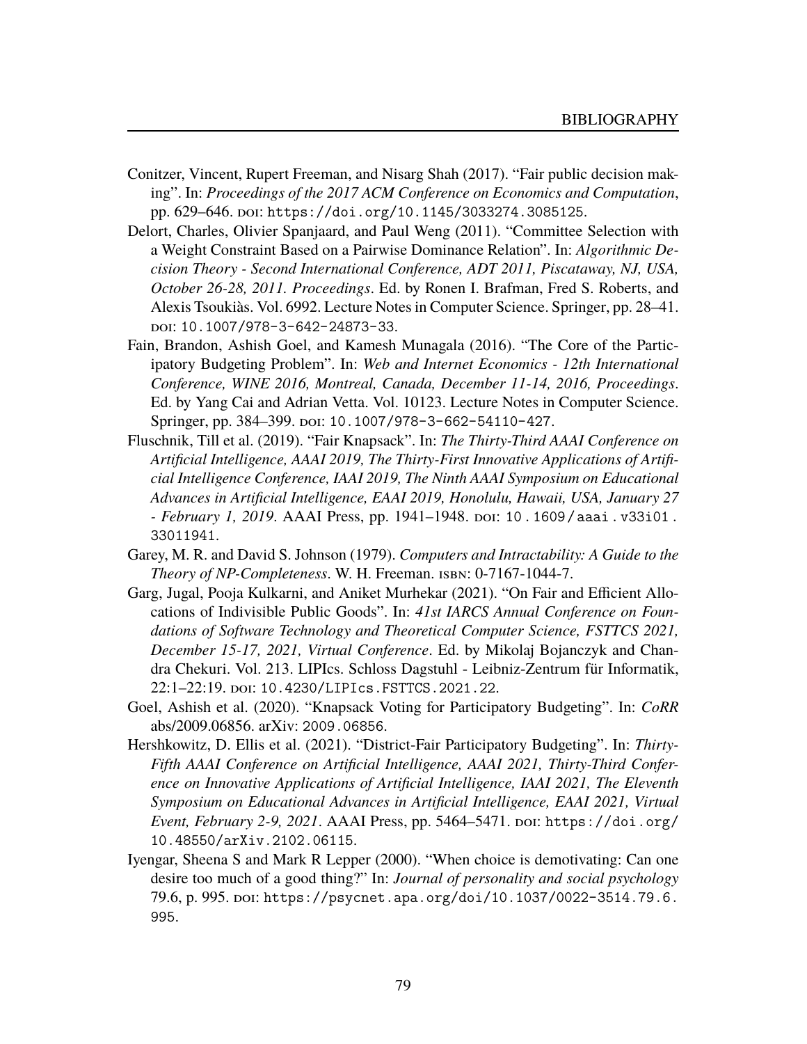Conitzer, Vincent, Rupert Freeman, and Nisarg Shah (2017). "Fair public decision making". In: *Proceedings of the 2017 ACM Conference on Economics and Computation*, pp. 629–646. doi: https://doi.org/10.1145/3033274.3085125.

Delort, Charles, Olivier Spanjaard, and Paul Weng (2011). "Committee Selection with a Weight Constraint Based on a Pairwise Dominance Relation". In: *Algorithmic Decision Theory - Second International Conference, ADT 2011, Piscataway, NJ, USA, October 26-28, 2011. Proceedings*. Ed. by Ronen I. Brafman, Fred S. Roberts, and Alexis Tsoukiàs. Vol. 6992. Lecture Notes in Computer Science. Springer, pp. 28–41. doi: 10.1007/978-3-642-24873-33.

Fain, Brandon, Ashish Goel, and Kamesh Munagala (2016). "The Core of the Participatory Budgeting Problem". In: *Web and Internet Economics - 12th International Conference, WINE 2016, Montreal, Canada, December 11-14, 2016, Proceedings*. Ed. by Yang Cai and Adrian Vetta. Vol. 10123. Lecture Notes in Computer Science. Springer, pp. 384–399. doi: 10.1007/978-3-662-54110-427.

Fluschnik, Till et al. (2019). "Fair Knapsack". In: *The Thirty-Third AAAI Conference on Artificial Intelligence, AAAI 2019, The Thirty-First Innovative Applications of Artificial Intelligence Conference, IAAI 2019, The Ninth AAAI Symposium on Educational Advances in Artificial Intelligence, EAAI 2019, Honolulu, Hawaii, USA, January 27 - February 1, 2019*. AAAI Press, pp. 1941–1948. doi: 10.1609/aaai.v33i01.33011941.

Garey, M. R. and David S. Johnson (1979). *Computers and Intractability: A Guide to the Theory of NP-Completeness*. W. H. Freeman. isbn: 0-7167-1044-7.

Garg, Jugal, Pooja Kulkarni, and Aniket Murhekar (2021). "On Fair and Efficient Allocations of Indivisible Public Goods". In: *41st IARCS Annual Conference on Foundations of Software Technology and Theoretical Computer Science, FSTTCS 2021, December 15-17, 2021, Virtual Conference*. Ed. by Mikolaj Bojanczyk and Chandra Chekuri. Vol. 213. LIPIcs. Schloss Dagstuhl - Leibniz-Zentrum für Informatik, 22:1–22:19. doi: 10.4230/LIPIcs.FSTTCS.2021.22.

Goel, Ashish et al. (2020). "Knapsack Voting for Participatory Budgeting". In: *CoRR* abs/2009.06856. arXiv: 2009.06856.

Hershkowitz, D. Ellis et al. (2021). "District-Fair Participatory Budgeting". In: *Thirty-Fifth AAAI Conference on Artificial Intelligence, AAAI 2021, Thirty-Third Conference on Innovative Applications of Artificial Intelligence, IAAI 2021, The Eleventh Symposium on Educational Advances in Artificial Intelligence, EAAI 2021, Virtual Event, February 2-9, 2021*. AAAI Press, pp. 5464–5471. doi: https://doi.org/10.48550/arXiv.2102.06115.

Iyengar, Sheena S and Mark R Lepper (2000). "When choice is demotivating: Can one desire too much of a good thing?" In: *Journal of personality and social psychology* 79.6, p. 995. doi: https://psycnet.apa.org/doi/10.1037/0022-3514.79.6.995.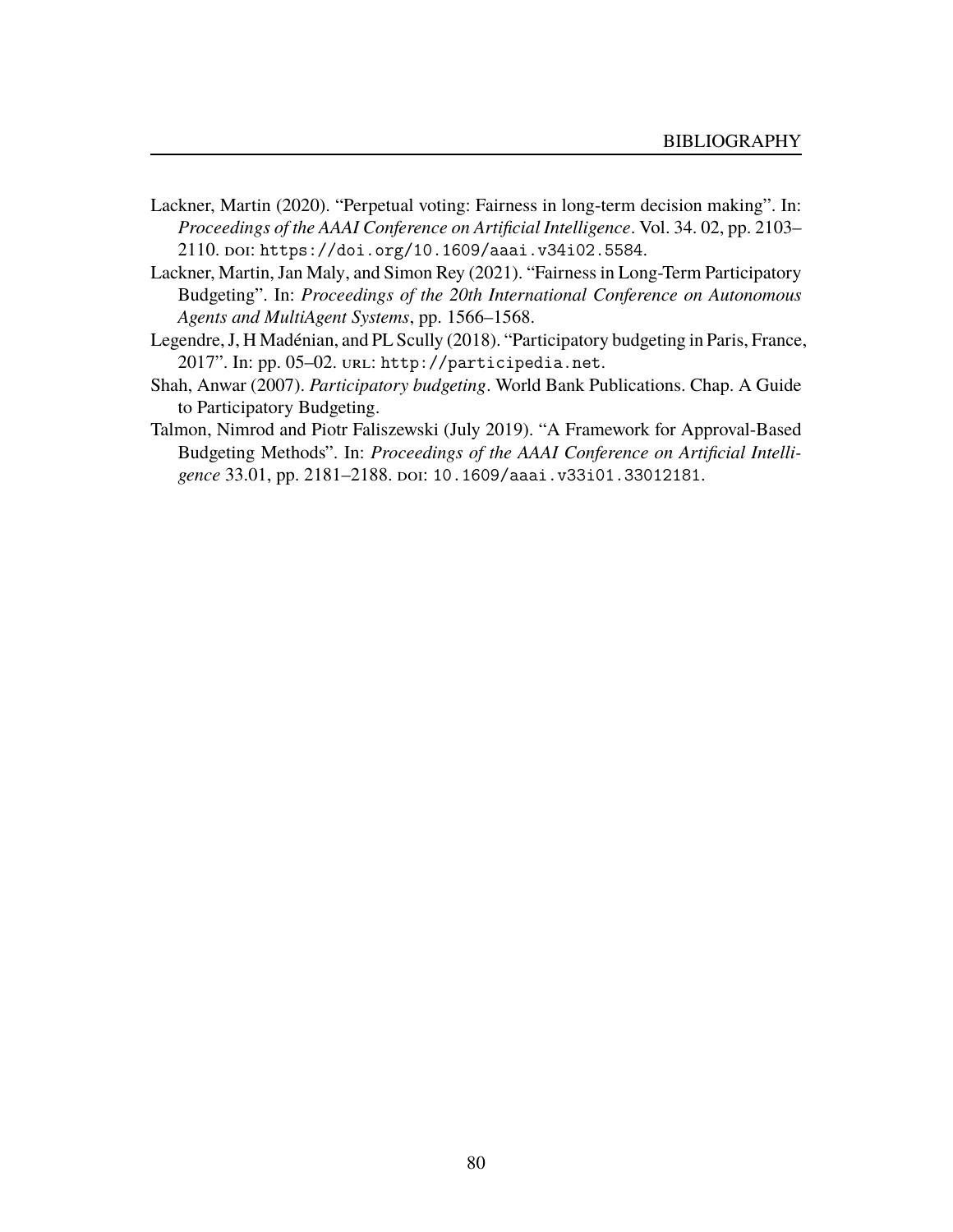Lackner, Martin (2020). "Perpetual voting: Fairness in long-term decision making". In: *Proceedings of the AAAI Conference on Artificial Intelligence*. Vol. 34. 02, pp. 2103–2110. DOI: https://doi.org/10.1609/aaai.v34i02.5584.

Lackner, Martin, Jan Maly, and Simon Rey (2021). "Fairness in Long-Term Participatory Budgeting". In: *Proceedings of the 20th International Conference on Autonomous Agents and MultiAgent Systems*, pp. 1566–1568.

Legendre, J, H Madénian, and PL Scully (2018). "Participatory budgeting in Paris, France, 2017". In: pp. 05–02. URL: http://participedia.net.

Shah, Anwar (2007). *Participatory budgeting*. World Bank Publications. Chap. A Guide to Participatory Budgeting.

Talmon, Nimrod and Piotr Faliszewski (July 2019). "A Framework for Approval-Based Budgeting Methods". In: *Proceedings of the AAAI Conference on Artificial Intelligence* 33.01, pp. 2181–2188. DOI: 10.1609/aaai.v33i01.33012181.